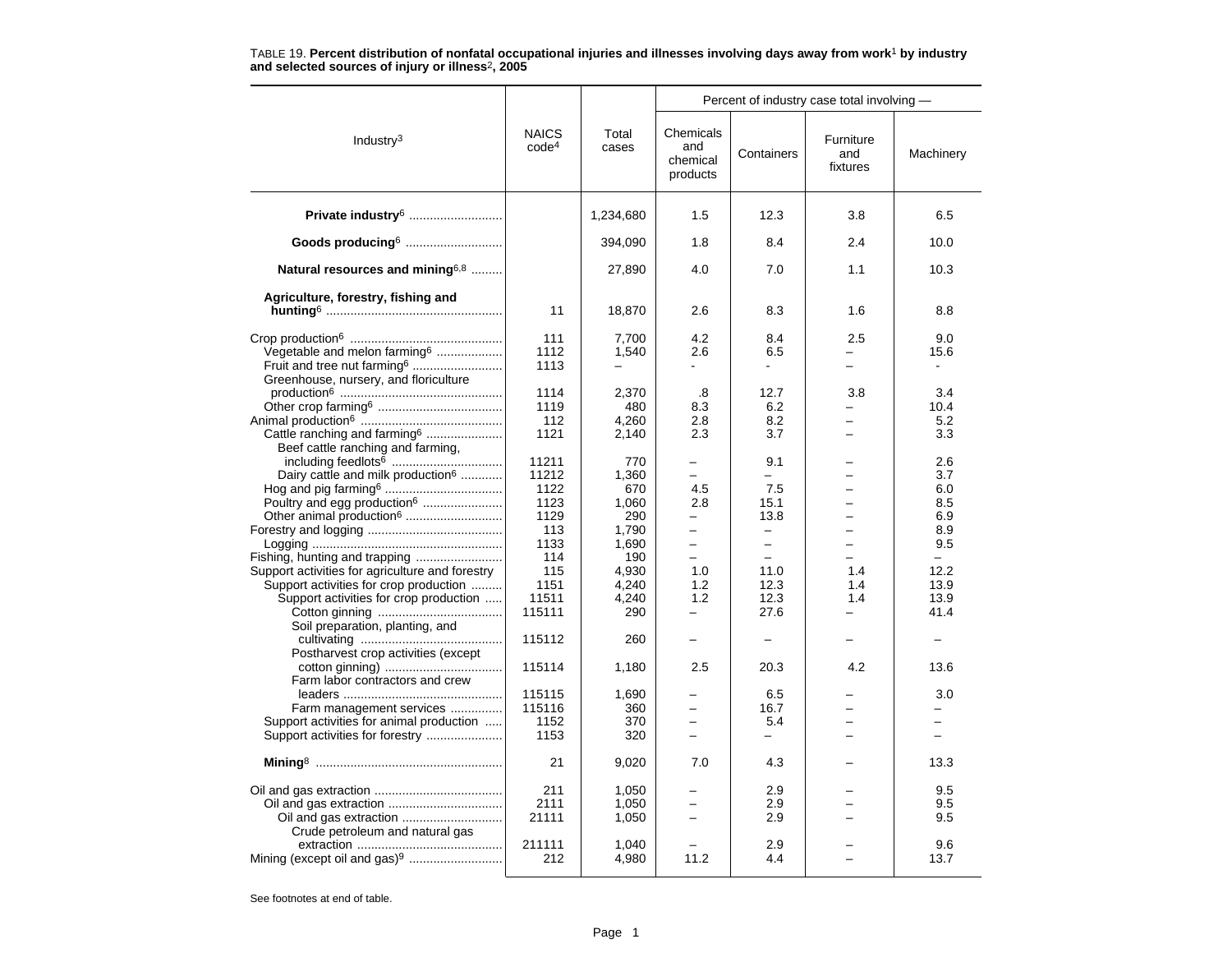TABLE 19. **Percent distribution of nonfatal occupational injuries and illnesses involving days away from work[1] by industry and selected sources of injury or illness[2], 2005**

| Industry[3] | NAICS code[4] | Total cases | Percent of industry case total involving — | | | |
|---|---|---|---|---|---|---|
| | | | Chemicals and chemical products | Containers | Furniture and fixtures | Machinery |
| **Private industry**[6] | | 1,234,680 | 1.5 | 12.3 | 3.8 | 6.5 |
| **Goods producing**[6] | | 394,090 | 1.8 | 8.4 | 2.4 | 10.0 |
| **Natural resources and mining**[6,8] | | 27,890 | 4.0 | 7.0 | 1.1 | 10.3 |
| **Agriculture, forestry, fishing and hunting**[6] | 11 | 18,870 | 2.6 | 8.3 | 1.6 | 8.8 |
| Crop production[6] | 111 | 7,700 | 4.2 | 8.4 | 2.5 | 9.0 |
| Vegetable and melon farming[6] | 1112 | 1,540 | 2.6 | 6.5 | – | 15.6 |
| Fruit and tree nut farming[6] | 1113 | – | - | - | – | - |
| Greenhouse, nursery, and floriculture production[6] | 1114 | 2,370 | .8 | 12.7 | 3.8 | 3.4 |
| Other crop farming[6] | 1119 | 480 | 8.3 | 6.2 | – | 10.4 |
| Animal production[6] | 112 | 4,260 | 2.8 | 8.2 | – | 5.2 |
| Cattle ranching and farming[6] | 1121 | 2,140 | 2.3 | 3.7 | – | 3.3 |
| Beef cattle ranching and farming, including feedlots[6] | 11211 | 770 | – | 9.1 | – | 2.6 |
| Dairy cattle and milk production[6] | 11212 | 1,360 | – | – | – | 3.7 |
| Hog and pig farming[6] | 1122 | 670 | 4.5 | 7.5 | – | 6.0 |
| Poultry and egg production[6] | 1123 | 1,060 | 2.8 | 15.1 | – | 8.5 |
| Other animal production[6] | 1129 | 290 | – | 13.8 | – | 6.9 |
| Forestry and logging | 113 | 1,790 | – | – | – | 8.9 |
| Logging | 1133 | 1,690 | – | – | – | 9.5 |
| Fishing, hunting and trapping | 114 | 190 | – | – | – | – |
| Support activities for agriculture and forestry | 115 | 4,930 | 1.0 | 11.0 | 1.4 | 12.2 |
| Support activities for crop production | 1151 | 4,240 | 1.2 | 12.3 | 1.4 | 13.9 |
| Support activities for crop production | 11511 | 4,240 | 1.2 | 12.3 | 1.4 | 13.9 |
| Cotton ginning | 115111 | 290 | – | 27.6 | – | 41.4 |
| Soil preparation, planting, and cultivating | 115112 | 260 | – | – | – | – |
| Postharvest crop activities (except cotton ginning) | 115114 | 1,180 | 2.5 | 20.3 | 4.2 | 13.6 |
| Farm labor contractors and crew leaders | 115115 | 1,690 | – | 6.5 | – | 3.0 |
| Farm management services | 115116 | 360 | – | 16.7 | – | – |
| Support activities for animal production | 1152 | 370 | – | 5.4 | – | – |
| Support activities for forestry | 1153 | 320 | – | – | – | – |
| **Mining**[8] | 21 | 9,020 | 7.0 | 4.3 | – | 13.3 |
| Oil and gas extraction | 211 | 1,050 | – | 2.9 | – | 9.5 |
| Oil and gas extraction | 2111 | 1,050 | – | 2.9 | – | 9.5 |
| Oil and gas extraction | 21111 | 1,050 | – | 2.9 | – | 9.5 |
| Crude petroleum and natural gas extraction | 211111 | 1,040 | – | 2.9 | – | 9.6 |
| Mining (except oil and gas)[9] | 212 | 4,980 | 11.2 | 4.4 | – | 13.7 |

See footnotes at end of table.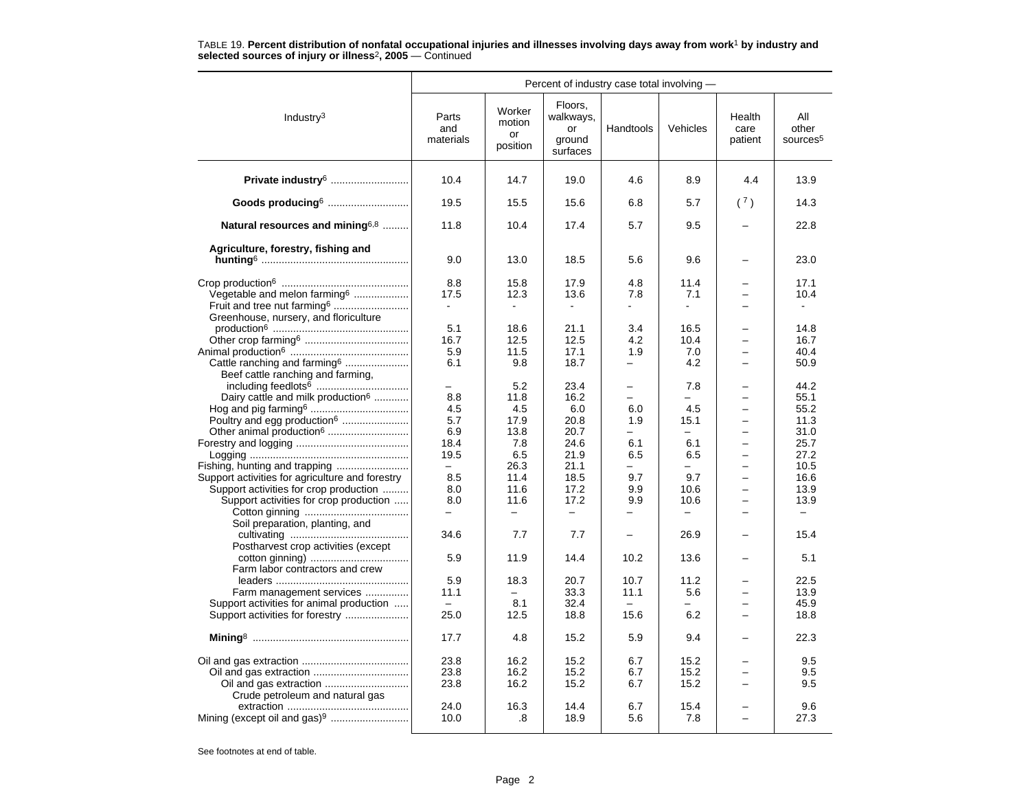TABLE 19. **Percent distribution of nonfatal occupational injuries and illnesses involving days away from work**[1] **by industry and selected sources of injury or illness**[2]**, 2005** — Continued

| Industry[3] | Percent of industry case total involving — | | | | | | |
|---|---|---|---|---|---|---|---|
| | Parts and materials | Worker motion or position | Floors, walkways, or ground surfaces | Handtools | Vehicles | Health care patient | All other sources[5] |
| **Private industry**[6] | 10.4 | 14.7 | 19.0 | 4.6 | 8.9 | 4.4 | 13.9 |
| **Goods producing**[6] | 19.5 | 15.5 | 15.6 | 6.8 | 5.7 | ([7]) | 14.3 |
| **Natural resources and mining**[6,8] | 11.8 | 10.4 | 17.4 | 5.7 | 9.5 | – | 22.8 |
| **Agriculture, forestry, fishing and hunting**[6] | 9.0 | 13.0 | 18.5 | 5.6 | 9.6 | – | 23.0 |
| Crop production[6] | 8.8 | 15.8 | 17.9 | 4.8 | 11.4 | – | 17.1 |
| Vegetable and melon farming[6] | 17.5 | 12.3 | 13.6 | 7.8 | 7.1 | – | 10.4 |
| Fruit and tree nut farming[6] | - | - | - | - | - | – | - |
| Greenhouse, nursery, and floriculture production[6] | 5.1 | 18.6 | 21.1 | 3.4 | 16.5 | – | 14.8 |
| Other crop farming[6] | 16.7 | 12.5 | 12.5 | 4.2 | 10.4 | – | 16.7 |
| Animal production[6] | 5.9 | 11.5 | 17.1 | 1.9 | 7.0 | – | 40.4 |
| Cattle ranching and farming[6] | 6.1 | 9.8 | 18.7 | – | 4.2 | – | 50.9 |
| Beef cattle ranching and farming, including feedlots[6] | – | 5.2 | 23.4 | – | 7.8 | – | 44.2 |
| Dairy cattle and milk production[6] | 8.8 | 11.8 | 16.2 | – | – | – | 55.1 |
| Hog and pig farming[6] | 4.5 | 4.5 | 6.0 | 6.0 | 4.5 | – | 55.2 |
| Poultry and egg production[6] | 5.7 | 17.9 | 20.8 | 1.9 | 15.1 | – | 11.3 |
| Other animal production[6] | 6.9 | 13.8 | 20.7 | – | – | – | 31.0 |
| Forestry and logging | 18.4 | 7.8 | 24.6 | 6.1 | 6.1 | – | 25.7 |
| Logging | 19.5 | 6.5 | 21.9 | 6.5 | 6.5 | – | 27.2 |
| Fishing, hunting and trapping | – | 26.3 | 21.1 | – | – | – | 10.5 |
| Support activities for agriculture and forestry | 8.5 | 11.4 | 18.5 | 9.7 | 9.7 | – | 16.6 |
| Support activities for crop production | 8.0 | 11.6 | 17.2 | 9.9 | 10.6 | – | 13.9 |
| Support activities for crop production | 8.0 | 11.6 | 17.2 | 9.9 | 10.6 | – | 13.9 |
| Cotton ginning | – | – | – | – | – | – | – |
| Soil preparation, planting, and cultivating | 34.6 | 7.7 | 7.7 | – | 26.9 | – | 15.4 |
| Postharvest crop activities (except cotton ginning) | 5.9 | 11.9 | 14.4 | 10.2 | 13.6 | – | 5.1 |
| Farm labor contractors and crew leaders | 5.9 | 18.3 | 20.7 | 10.7 | 11.2 | – | 22.5 |
| Farm management services | 11.1 | – | 33.3 | 11.1 | 5.6 | – | 13.9 |
| Support activities for animal production | – | 8.1 | 32.4 | – | – | – | 45.9 |
| Support activities for forestry | 25.0 | 12.5 | 18.8 | 15.6 | 6.2 | – | 18.8 |
| **Mining**[8] | 17.7 | 4.8 | 15.2 | 5.9 | 9.4 | – | 22.3 |
| Oil and gas extraction | 23.8 | 16.2 | 15.2 | 6.7 | 15.2 | – | 9.5 |
| Oil and gas extraction | 23.8 | 16.2 | 15.2 | 6.7 | 15.2 | – | 9.5 |
| Oil and gas extraction | 23.8 | 16.2 | 15.2 | 6.7 | 15.2 | – | 9.5 |
| Crude petroleum and natural gas extraction | 24.0 | 16.3 | 14.4 | 6.7 | 15.4 | – | 9.6 |
| Mining (except oil and gas)[9] | 10.0 | .8 | 18.9 | 5.6 | 7.8 | – | 27.3 |

See footnotes at end of table.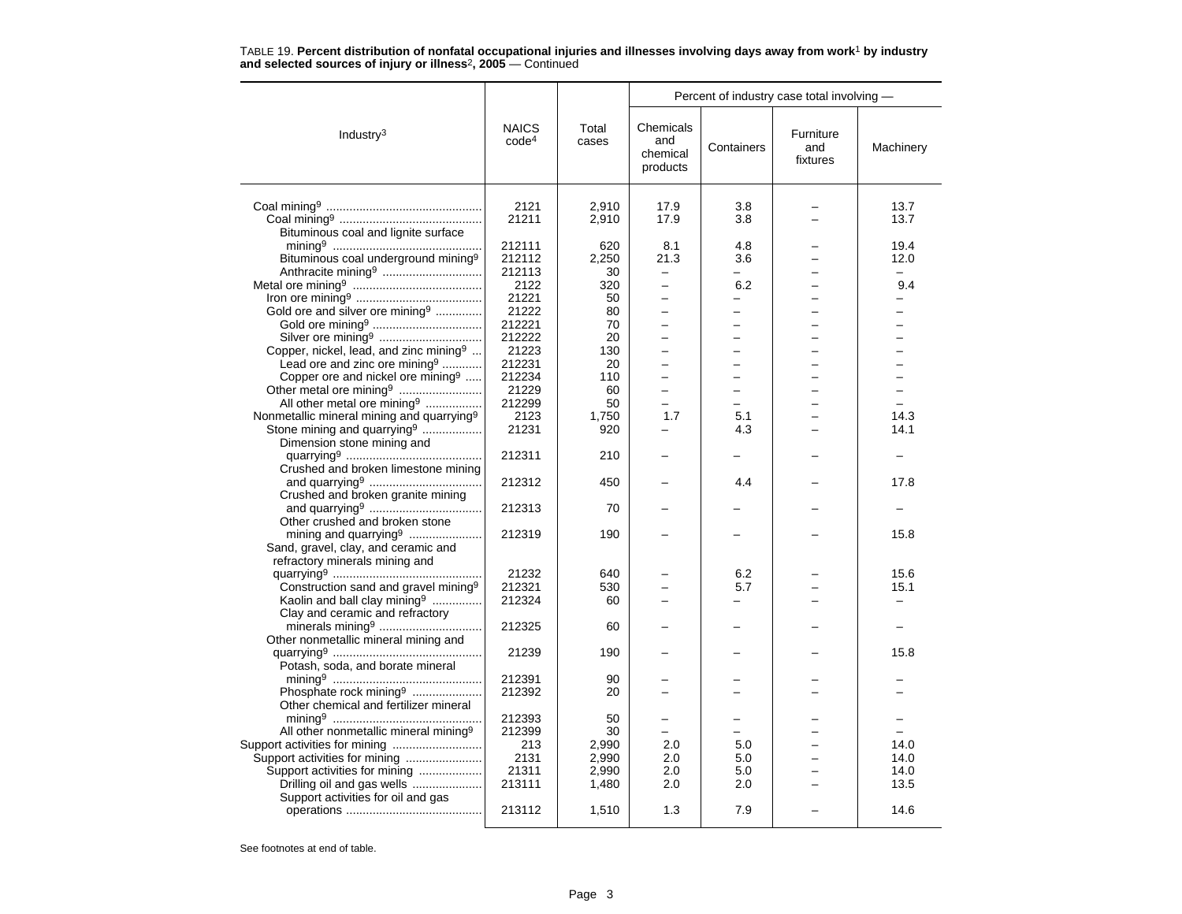TABLE 19. **Percent distribution of nonfatal occupational injuries and illnesses involving days away from work[1] by industry and selected sources of injury or illness[2], 2005** — Continued

| Industry[3] | NAICS code[4] | Total cases | Percent of industry case total involving — Chemicals and chemical products | Containers | Furniture and fixtures | Machinery |
|---|---|---|---|---|---|---|
| Coal mining[9] | 2121 | 2,910 | 17.9 | 3.8 | – | 13.7 |
| Coal mining[9] | 21211 | 2,910 | 17.9 | 3.8 | – | 13.7 |
| Bituminous coal and lignite surface mining[9] | 212111 | 620 | 8.1 | 4.8 | – | 19.4 |
| Bituminous coal underground mining[9] | 212112 | 2,250 | 21.3 | 3.6 | – | 12.0 |
| Anthracite mining[9] | 212113 | 30 | – | – | – | – |
| Metal ore mining[9] | 2122 | 320 | – | 6.2 | – | 9.4 |
| Iron ore mining[9] | 21221 | 50 | – | – | – | – |
| Gold ore and silver ore mining[9] | 21222 | 80 | – | – | – | – |
| Gold ore mining[9] | 212221 | 70 | – | – | – | – |
| Silver ore mining[9] | 212222 | 20 | – | – | – | – |
| Copper, nickel, lead, and zinc mining[9] | 21223 | 130 | – | – | – | – |
| Lead ore and zinc ore mining[9] | 212231 | 20 | – | – | – | – |
| Copper ore and nickel ore mining[9] | 212234 | 110 | – | – | – | – |
| Other metal ore mining[9] | 21229 | 60 | – | – | – | – |
| All other metal ore mining[9] | 212299 | 50 | – | – | – | – |
| Nonmetallic mineral mining and quarrying[9] | 2123 | 1,750 | 1.7 | 5.1 | – | 14.3 |
| Stone mining and quarrying[9] | 21231 | 920 | – | 4.3 | – | 14.1 |
| Dimension stone mining and quarrying[9] | 212311 | 210 | – | – | – | – |
| Crushed and broken limestone mining and quarrying[9] | 212312 | 450 | – | 4.4 | – | 17.8 |
| Crushed and broken granite mining and quarrying[9] | 212313 | 70 | – | – | – | – |
| Other crushed and broken stone mining and quarrying[9] | 212319 | 190 | – | – | – | 15.8 |
| Sand, gravel, clay, and ceramic and refractory minerals mining and quarrying[9] | 21232 | 640 | – | 6.2 | – | 15.6 |
| Construction sand and gravel mining[9] | 212321 | 530 | – | 5.7 | – | 15.1 |
| Kaolin and ball clay mining[9] | 212324 | 60 | – | – | – | – |
| Clay and ceramic and refractory minerals mining[9] | 212325 | 60 | – | – | – | – |
| Other nonmetallic mineral mining and quarrying[9] | 21239 | 190 | – | – | – | 15.8 |
| Potash, soda, and borate mineral mining[9] | 212391 | 90 | – | – | – | – |
| Phosphate rock mining[9] | 212392 | 20 | – | – | – | – |
| Other chemical and fertilizer mineral mining[9] | 212393 | 50 | – | – | – | – |
| All other nonmetallic mineral mining[9] | 212399 | 30 | – | – | – | – |
| Support activities for mining | 213 | 2,990 | 2.0 | 5.0 | – | 14.0 |
| Support activities for mining | 2131 | 2,990 | 2.0 | 5.0 | – | 14.0 |
| Support activities for mining | 21311 | 2,990 | 2.0 | 5.0 | – | 14.0 |
| Drilling oil and gas wells | 213111 | 1,480 | 2.0 | 2.0 | – | 13.5 |
| Support activities for oil and gas operations | 213112 | 1,510 | 1.3 | 7.9 | – | 14.6 |

See footnotes at end of table.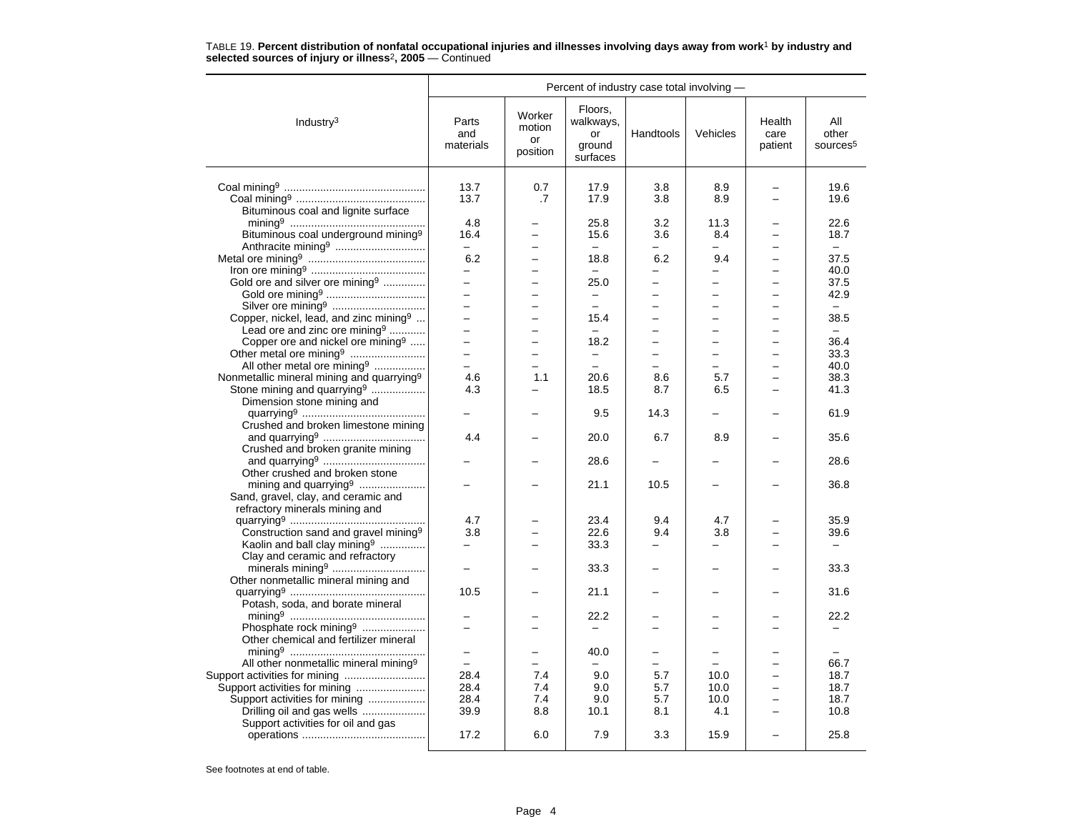TABLE 19. **Percent distribution of nonfatal occupational injuries and illnesses involving days away from work[1] by industry and selected sources of injury or illness[2], 2005** — Continued

| Industry[3] | Percent of industry case total involving — | | | | | | |
|---|---|---|---|---|---|---|---|
| | Parts and materials | Worker motion or position | Floors, walkways, or ground surfaces | Handtools | Vehicles | Health care patient | All other sources[5] |
| Coal mining[9] | 13.7 | 0.7 | 17.9 | 3.8 | 8.9 | – | 19.6 |
| Coal mining[9] | 13.7 | .7 | 17.9 | 3.8 | 8.9 | – | 19.6 |
| Bituminous coal and lignite surface mining[9] | 4.8 | – | 25.8 | 3.2 | 11.3 | – | 22.6 |
| Bituminous coal underground mining[9] | 16.4 | – | 15.6 | 3.6 | 8.4 | – | 18.7 |
| Anthracite mining[9] | – | – | – | – | – | – | – |
| Metal ore mining[9] | 6.2 | – | 18.8 | 6.2 | 9.4 | – | 37.5 |
| Iron ore mining[9] | – | – | – | – | – | – | 40.0 |
| Gold ore and silver ore mining[9] | – | – | 25.0 | – | – | – | 37.5 |
| Gold ore mining[9] | – | – | – | – | – | – | 42.9 |
| Silver ore mining[9] | – | – | – | – | – | – | – |
| Copper, nickel, lead, and zinc mining[9] | – | – | 15.4 | – | – | – | 38.5 |
| Lead ore and zinc ore mining[9] | – | – | – | – | – | – | – |
| Copper ore and nickel ore mining[9] | – | – | 18.2 | – | – | – | 36.4 |
| Other metal ore mining[9] | – | – | – | – | – | – | 33.3 |
| All other metal ore mining[9] | – | – | – | – | – | – | 40.0 |
| Nonmetallic mineral mining and quarrying[9] | 4.6 | 1.1 | 20.6 | 8.6 | 5.7 | – | 38.3 |
| Stone mining and quarrying[9] | 4.3 | – | 18.5 | 8.7 | 6.5 | – | 41.3 |
| Dimension stone mining and quarrying[9] | – | – | 9.5 | 14.3 | – | – | 61.9 |
| Crushed and broken limestone mining and quarrying[9] | 4.4 | – | 20.0 | 6.7 | 8.9 | – | 35.6 |
| Crushed and broken granite mining and quarrying[9] | – | – | 28.6 | – | – | – | 28.6 |
| Other crushed and broken stone mining and quarrying[9] | – | – | 21.1 | 10.5 | – | – | 36.8 |
| Sand, gravel, clay, and ceramic and refractory minerals mining and quarrying[9] | 4.7 | – | 23.4 | 9.4 | 4.7 | – | 35.9 |
| Construction sand and gravel mining[9] | 3.8 | – | 22.6 | 9.4 | 3.8 | – | 39.6 |
| Kaolin and ball clay mining[9] | – | – | 33.3 | – | – | – | – |
| Clay and ceramic and refractory minerals mining[9] | – | – | 33.3 | – | – | – | 33.3 |
| Other nonmetallic mineral mining and quarrying[9] | 10.5 | – | 21.1 | – | – | – | 31.6 |
| Potash, soda, and borate mineral mining[9] | – | – | 22.2 | – | – | – | 22.2 |
| Phosphate rock mining[9] | – | – | – | – | – | – | – |
| Other chemical and fertilizer mineral mining[9] | – | – | 40.0 | – | – | – | – |
| All other nonmetallic mineral mining[9] | – | – | – | – | – | – | 66.7 |
| Support activities for mining | 28.4 | 7.4 | 9.0 | 5.7 | 10.0 | – | 18.7 |
| Support activities for mining | 28.4 | 7.4 | 9.0 | 5.7 | 10.0 | – | 18.7 |
| Support activities for mining | 28.4 | 7.4 | 9.0 | 5.7 | 10.0 | – | 18.7 |
| Drilling oil and gas wells | 39.9 | 8.8 | 10.1 | 8.1 | 4.1 | – | 10.8 |
| Support activities for oil and gas operations | 17.2 | 6.0 | 7.9 | 3.3 | 15.9 | – | 25.8 |

See footnotes at end of table.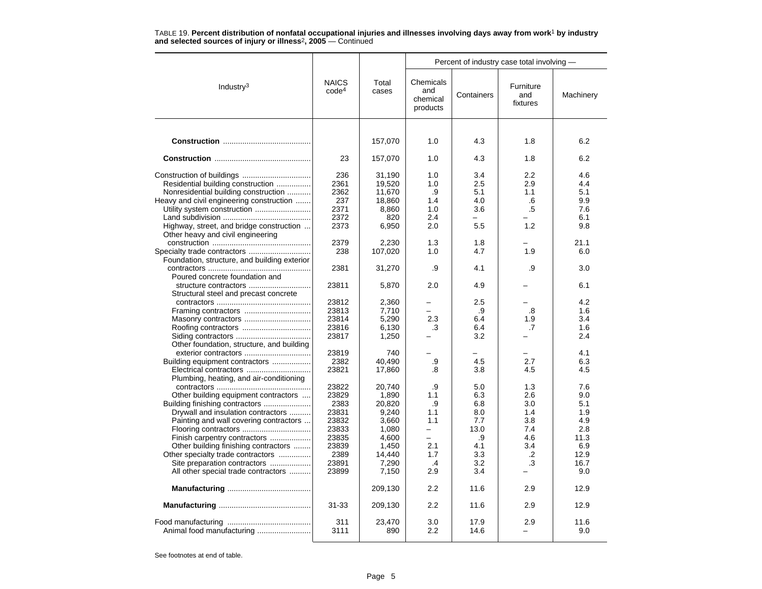TABLE 19. **Percent distribution of nonfatal occupational injuries and illnesses involving days away from work[1] by industry and selected sources of injury or illness[2], 2005** — Continued

| Industry[3] | NAICS code[4] | Total cases | Percent of industry case total involving — Chemicals and chemical products | Containers | Furniture and fixtures | Machinery |
|---|---|---|---|---|---|---|
| **Construction** | | 157,070 | 1.0 | 4.3 | 1.8 | 6.2 |
| **Construction** | 23 | 157,070 | 1.0 | 4.3 | 1.8 | 6.2 |
| Construction of buildings | 236 | 31,190 | 1.0 | 3.4 | 2.2 | 4.6 |
| Residential building construction | 2361 | 19,520 | 1.0 | 2.5 | 2.9 | 4.4 |
| Nonresidential building construction | 2362 | 11,670 | .9 | 5.1 | 1.1 | 5.1 |
| Heavy and civil engineering construction | 237 | 18,860 | 1.4 | 4.0 | .6 | 9.9 |
| Utility system construction | 2371 | 8,860 | 1.0 | 3.6 | .5 | 7.6 |
| Land subdivision | 2372 | 820 | 2.4 | – | – | 6.1 |
| Highway, street, and bridge construction | 2373 | 6,950 | 2.0 | 5.5 | 1.2 | 9.8 |
| Other heavy and civil engineering construction | 2379 | 2,230 | 1.3 | 1.8 | – | 21.1 |
| Specialty trade contractors | 238 | 107,020 | 1.0 | 4.7 | 1.9 | 6.0 |
| Foundation, structure, and building exterior contractors | 2381 | 31,270 | .9 | 4.1 | .9 | 3.0 |
| Poured concrete foundation and structure contractors | 23811 | 5,870 | 2.0 | 4.9 | – | 6.1 |
| Structural steel and precast concrete contractors | 23812 | 2,360 | – | 2.5 | – | 4.2 |
| Framing contractors | 23813 | 7,710 | – | .9 | .8 | 1.6 |
| Masonry contractors | 23814 | 5,290 | 2.3 | 6.4 | 1.9 | 3.4 |
| Roofing contractors | 23816 | 6,130 | .3 | 6.4 | .7 | 1.6 |
| Siding contractors | 23817 | 1,250 | – | 3.2 | – | 2.4 |
| Other foundation, structure, and building exterior contractors | 23819 | 740 | – | – | – | 4.1 |
| Building equipment contractors | 2382 | 40,490 | .9 | 4.5 | 2.7 | 6.3 |
| Electrical contractors | 23821 | 17,860 | .8 | 3.8 | 4.5 | 4.5 |
| Plumbing, heating, and air-conditioning contractors | 23822 | 20,740 | .9 | 5.0 | 1.3 | 7.6 |
| Other building equipment contractors | 23829 | 1,890 | 1.1 | 6.3 | 2.6 | 9.0 |
| Building finishing contractors | 2383 | 20,820 | .9 | 6.8 | 3.0 | 5.1 |
| Drywall and insulation contractors | 23831 | 9,240 | 1.1 | 8.0 | 1.4 | 1.9 |
| Painting and wall covering contractors | 23832 | 3,660 | 1.1 | 7.7 | 3.8 | 4.9 |
| Flooring contractors | 23833 | 1,080 | – | 13.0 | 7.4 | 2.8 |
| Finish carpentry contractors | 23835 | 4,600 | – | .9 | 4.6 | 11.3 |
| Other building finishing contractors | 23839 | 1,450 | 2.1 | 4.1 | 3.4 | 6.9 |
| Other specialty trade contractors | 2389 | 14,440 | 1.7 | 3.3 | .2 | 12.9 |
| Site preparation contractors | 23891 | 7,290 | .4 | 3.2 | .3 | 16.7 |
| All other special trade contractors | 23899 | 7,150 | 2.9 | 3.4 | – | 9.0 |
| **Manufacturing** | | 209,130 | 2.2 | 11.6 | 2.9 | 12.9 |
| **Manufacturing** | 31-33 | 209,130 | 2.2 | 11.6 | 2.9 | 12.9 |
| Food manufacturing | 311 | 23,470 | 3.0 | 17.9 | 2.9 | 11.6 |
| Animal food manufacturing | 3111 | 890 | 2.2 | 14.6 | – | 9.0 |

See footnotes at end of table.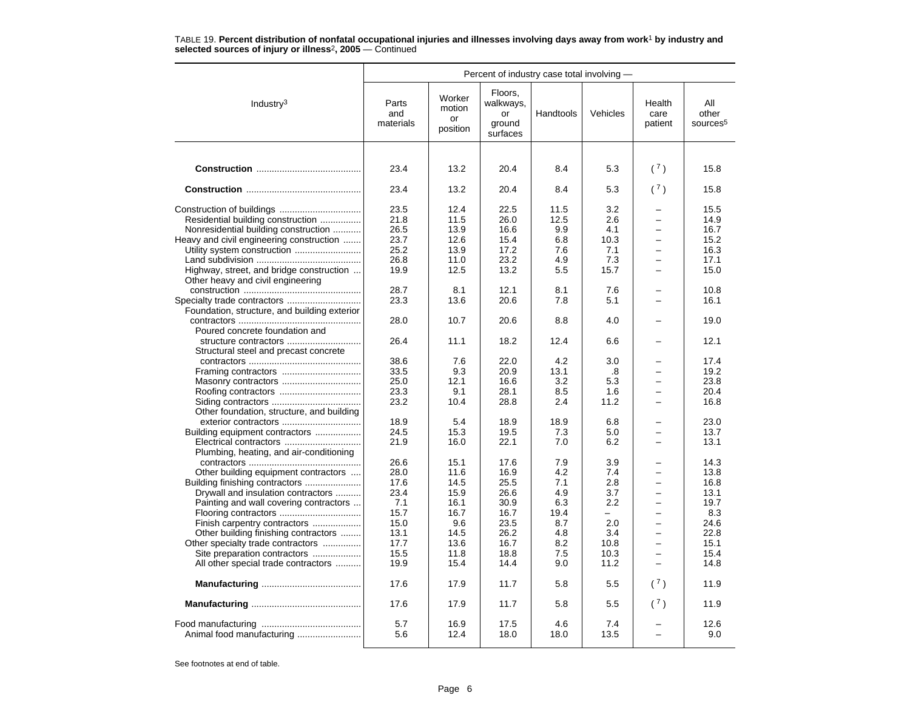TABLE 19. **Percent distribution of nonfatal occupational injuries and illnesses involving days away from work[1] by industry and selected sources of injury or illness[2], 2005** — Continued

| Industry[3] | Parts and materials | Worker motion or position | Floors, walkways, or ground surfaces | Handtools | Vehicles | Health care patient | All other sources[5] |
|---|---|---|---|---|---|---|---|
| | Percent of industry case total involving — | | | | | | |
| **Construction** | 23.4 | 13.2 | 20.4 | 8.4 | 5.3 | ( [7] ) | 15.8 |
| **Construction** | 23.4 | 13.2 | 20.4 | 8.4 | 5.3 | ( [7] ) | 15.8 |
| Construction of buildings | 23.5 | 12.4 | 22.5 | 11.5 | 3.2 | – | 15.5 |
| Residential building construction | 21.8 | 11.5 | 26.0 | 12.5 | 2.6 | – | 14.9 |
| Nonresidential building construction | 26.5 | 13.9 | 16.6 | 9.9 | 4.1 | – | 16.7 |
| Heavy and civil engineering construction | 23.7 | 12.6 | 15.4 | 6.8 | 10.3 | – | 15.2 |
| Utility system construction | 25.2 | 13.9 | 17.2 | 7.6 | 7.1 | – | 16.3 |
| Land subdivision | 26.8 | 11.0 | 23.2 | 4.9 | 7.3 | – | 17.1 |
| Highway, street, and bridge construction | 19.9 | 12.5 | 13.2 | 5.5 | 15.7 | – | 15.0 |
| Other heavy and civil engineering construction | 28.7 | 8.1 | 12.1 | 8.1 | 7.6 | – | 10.8 |
| Specialty trade contractors | 23.3 | 13.6 | 20.6 | 7.8 | 5.1 | – | 16.1 |
| Foundation, structure, and building exterior contractors | 28.0 | 10.7 | 20.6 | 8.8 | 4.0 | – | 19.0 |
| Poured concrete foundation and structure contractors | 26.4 | 11.1 | 18.2 | 12.4 | 6.6 | – | 12.1 |
| Structural steel and precast concrete contractors | 38.6 | 7.6 | 22.0 | 4.2 | 3.0 | – | 17.4 |
| Framing contractors | 33.5 | 9.3 | 20.9 | 13.1 | .8 | – | 19.2 |
| Masonry contractors | 25.0 | 12.1 | 16.6 | 3.2 | 5.3 | – | 23.8 |
| Roofing contractors | 23.3 | 9.1 | 28.1 | 8.5 | 1.6 | – | 20.4 |
| Siding contractors | 23.2 | 10.4 | 28.8 | 2.4 | 11.2 | – | 16.8 |
| Other foundation, structure, and building exterior contractors | 18.9 | 5.4 | 18.9 | 18.9 | 6.8 | – | 23.0 |
| Building equipment contractors | 24.5 | 15.3 | 19.5 | 7.3 | 5.0 | – | 13.7 |
| Electrical contractors | 21.9 | 16.0 | 22.1 | 7.0 | 6.2 | – | 13.1 |
| Plumbing, heating, and air-conditioning contractors | 26.6 | 15.1 | 17.6 | 7.9 | 3.9 | – | 14.3 |
| Other building equipment contractors | 28.0 | 11.6 | 16.9 | 4.2 | 7.4 | – | 13.8 |
| Building finishing contractors | 17.6 | 14.5 | 25.5 | 7.1 | 2.8 | – | 16.8 |
| Drywall and insulation contractors | 23.4 | 15.9 | 26.6 | 4.9 | 3.7 | – | 13.1 |
| Painting and wall covering contractors | 7.1 | 16.1 | 30.9 | 6.3 | 2.2 | – | 19.7 |
| Flooring contractors | 15.7 | 16.7 | 16.7 | 19.4 | – | – | 8.3 |
| Finish carpentry contractors | 15.0 | 9.6 | 23.5 | 8.7 | 2.0 | – | 24.6 |
| Other building finishing contractors | 13.1 | 14.5 | 26.2 | 4.8 | 3.4 | – | 22.8 |
| Other specialty trade contractors | 17.7 | 13.6 | 16.7 | 8.2 | 10.8 | – | 15.1 |
| Site preparation contractors | 15.5 | 11.8 | 18.8 | 7.5 | 10.3 | – | 15.4 |
| All other special trade contractors | 19.9 | 15.4 | 14.4 | 9.0 | 11.2 | – | 14.8 |
| **Manufacturing** | 17.6 | 17.9 | 11.7 | 5.8 | 5.5 | ( [7] ) | 11.9 |
| **Manufacturing** | 17.6 | 17.9 | 11.7 | 5.8 | 5.5 | ( [7] ) | 11.9 |
| Food manufacturing | 5.7 | 16.9 | 17.5 | 4.6 | 7.4 | – | 12.6 |
| Animal food manufacturing | 5.6 | 12.4 | 18.0 | 18.0 | 13.5 | – | 9.0 |

See footnotes at end of table.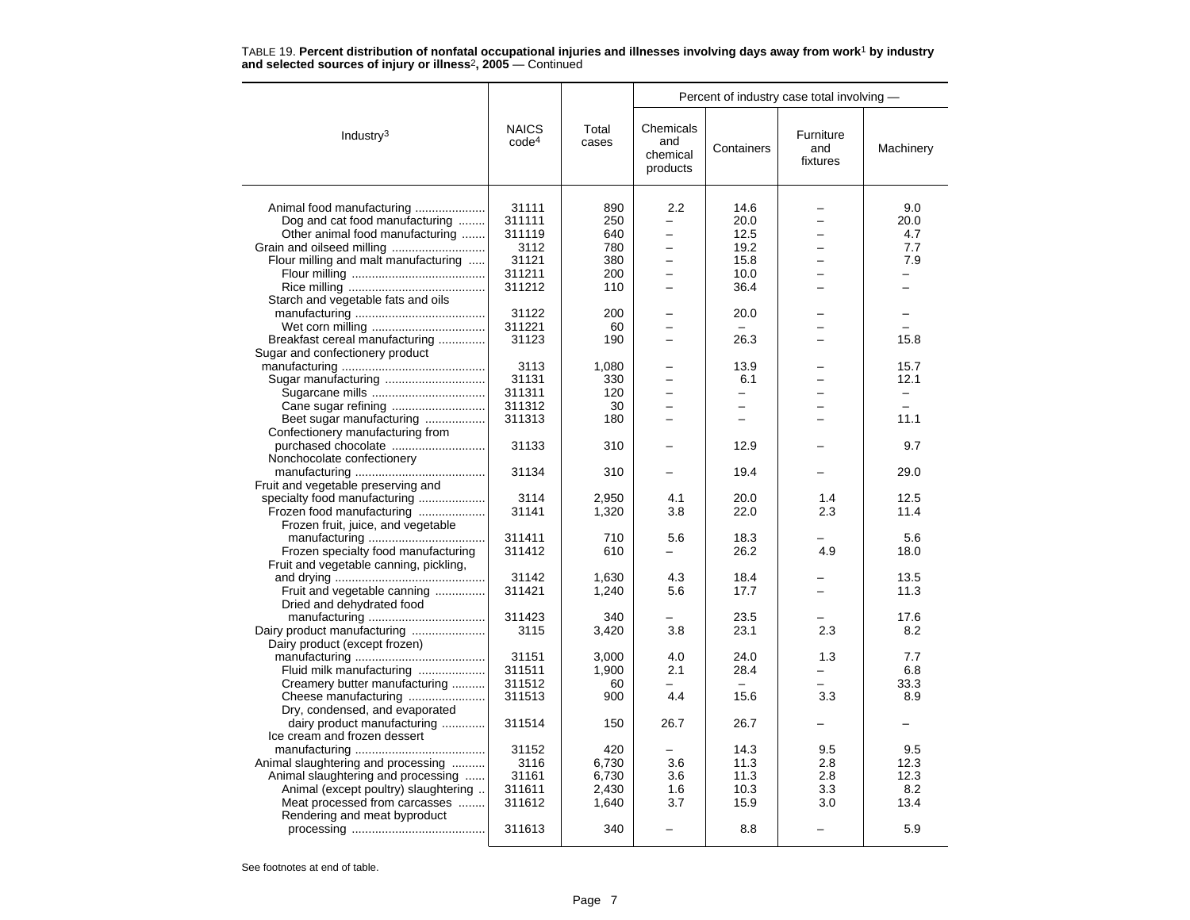TABLE 19. **Percent distribution of nonfatal occupational injuries and illnesses involving days away from work[1] by industry and selected sources of injury or illness[2], 2005** — Continued

| Industry[3] | NAICS code[4] | Total cases | Percent of industry case total involving — | | | |
|---|---|---|---|---|---|---|
| | | | Chemicals and chemical products | Containers | Furniture and fixtures | Machinery |
| Animal food manufacturing | 31111 | 890 | 2.2 | 14.6 | – | 9.0 |
| Dog and cat food manufacturing | 311111 | 250 | – | 20.0 | – | 20.0 |
| Other animal food manufacturing | 311119 | 640 | – | 12.5 | – | 4.7 |
| Grain and oilseed milling | 3112 | 780 | – | 19.2 | – | 7.7 |
| Flour milling and malt manufacturing | 31121 | 380 | – | 15.8 | – | 7.9 |
| Flour milling | 311211 | 200 | – | 10.0 | – | – |
| Rice milling | 311212 | 110 | – | 36.4 | – | – |
| Starch and vegetable fats and oils manufacturing | 31122 | 200 | – | 20.0 | – | – |
| Wet corn milling | 311221 | 60 | – | – | – | – |
| Breakfast cereal manufacturing | 31123 | 190 | – | 26.3 | – | 15.8 |
| Sugar and confectionery product manufacturing | 3113 | 1,080 | – | 13.9 | – | 15.7 |
| Sugar manufacturing | 31131 | 330 | – | 6.1 | – | 12.1 |
| Sugarcane mills | 311311 | 120 | – | – | – | – |
| Cane sugar refining | 311312 | 30 | – | – | – | – |
| Beet sugar manufacturing | 311313 | 180 | – | – | – | 11.1 |
| Confectionery manufacturing from purchased chocolate | 31133 | 310 | – | 12.9 | – | 9.7 |
| Nonchocolate confectionery manufacturing | 31134 | 310 | – | 19.4 | – | 29.0 |
| Fruit and vegetable preserving and specialty food manufacturing | 3114 | 2,950 | 4.1 | 20.0 | 1.4 | 12.5 |
| Frozen food manufacturing | 31141 | 1,320 | 3.8 | 22.0 | 2.3 | 11.4 |
| Frozen fruit, juice, and vegetable manufacturing | 311411 | 710 | 5.6 | 18.3 | – | 5.6 |
| Frozen specialty food manufacturing | 311412 | 610 | – | 26.2 | 4.9 | 18.0 |
| Fruit and vegetable canning, pickling, and drying | 31142 | 1,630 | 4.3 | 18.4 | – | 13.5 |
| Fruit and vegetable canning | 311421 | 1,240 | 5.6 | 17.7 | – | 11.3 |
| Dried and dehydrated food manufacturing | 311423 | 340 | – | 23.5 | – | 17.6 |
| Dairy product manufacturing | 3115 | 3,420 | 3.8 | 23.1 | 2.3 | 8.2 |
| Dairy product (except frozen) manufacturing | 31151 | 3,000 | 4.0 | 24.0 | 1.3 | 7.7 |
| Fluid milk manufacturing | 311511 | 1,900 | 2.1 | 28.4 | – | 6.8 |
| Creamery butter manufacturing | 311512 | 60 | – | – | – | 33.3 |
| Cheese manufacturing | 311513 | 900 | 4.4 | 15.6 | 3.3 | 8.9 |
| Dry, condensed, and evaporated dairy product manufacturing | 311514 | 150 | 26.7 | 26.7 | – | – |
| Ice cream and frozen dessert manufacturing | 31152 | 420 | – | 14.3 | 9.5 | 9.5 |
| Animal slaughtering and processing | 3116 | 6,730 | 3.6 | 11.3 | 2.8 | 12.3 |
| Animal slaughtering and processing | 31161 | 6,730 | 3.6 | 11.3 | 2.8 | 12.3 |
| Animal (except poultry) slaughtering | 311611 | 2,430 | 1.6 | 10.3 | 3.3 | 8.2 |
| Meat processed from carcasses | 311612 | 1,640 | 3.7 | 15.9 | 3.0 | 13.4 |
| Rendering and meat byproduct processing | 311613 | 340 | – | 8.8 | – | 5.9 |

See footnotes at end of table.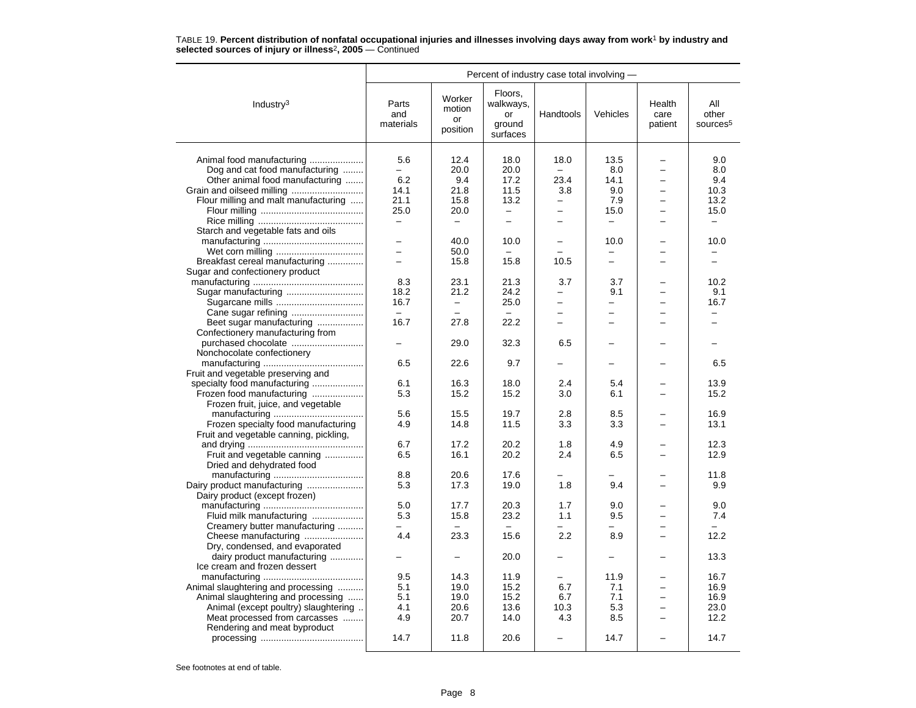TABLE 19. **Percent distribution of nonfatal occupational injuries and illnesses involving days away from work[1] by industry and selected sources of injury or illness[2], 2005** — Continued

| Industry[3] | Percent of industry case total involving — | | | | | | |
|---|---|---|---|---|---|---|---|
| | Parts and materials | Worker motion or position | Floors, walkways, or ground surfaces | Handtools | Vehicles | Health care patient | All other sources[5] |
| Animal food manufacturing | 5.6 | 12.4 | 18.0 | 18.0 | 13.5 | – | 9.0 |
| Dog and cat food manufacturing | – | 20.0 | 20.0 | – | 8.0 | – | 8.0 |
| Other animal food manufacturing | 6.2 | 9.4 | 17.2 | 23.4 | 14.1 | – | 9.4 |
| Grain and oilseed milling | 14.1 | 21.8 | 11.5 | 3.8 | 9.0 | – | 10.3 |
| Flour milling and malt manufacturing | 21.1 | 15.8 | 13.2 | – | 7.9 | – | 13.2 |
| Flour milling | 25.0 | 20.0 | – | – | 15.0 | – | 15.0 |
| Rice milling | – | – | – | – | – | – | – |
| Starch and vegetable fats and oils manufacturing | – | 40.0 | 10.0 | – | 10.0 | – | 10.0 |
| Wet corn milling | – | 50.0 | – | – | – | – | – |
| Breakfast cereal manufacturing | – | 15.8 | 15.8 | 10.5 | – | – | – |
| Sugar and confectionery product manufacturing | 8.3 | 23.1 | 21.3 | 3.7 | 3.7 | – | 10.2 |
| Sugar manufacturing | 18.2 | 21.2 | 24.2 | – | 9.1 | – | 9.1 |
| Sugarcane mills | 16.7 | – | 25.0 | – | – | – | 16.7 |
| Cane sugar refining | – | – | – | – | – | – | – |
| Beet sugar manufacturing | 16.7 | 27.8 | 22.2 | – | – | – | – |
| Confectionery manufacturing from purchased chocolate | – | 29.0 | 32.3 | 6.5 | – | – | – |
| Nonchocolate confectionery manufacturing | 6.5 | 22.6 | 9.7 | – | – | – | 6.5 |
| Fruit and vegetable preserving and specialty food manufacturing | 6.1 | 16.3 | 18.0 | 2.4 | 5.4 | – | 13.9 |
| Frozen food manufacturing | 5.3 | 15.2 | 15.2 | 3.0 | 6.1 | – | 15.2 |
| Frozen fruit, juice, and vegetable manufacturing | 5.6 | 15.5 | 19.7 | 2.8 | 8.5 | – | 16.9 |
| Frozen specialty food manufacturing | 4.9 | 14.8 | 11.5 | 3.3 | 3.3 | – | 13.1 |
| Fruit and vegetable canning, pickling, and drying | 6.7 | 17.2 | 20.2 | 1.8 | 4.9 | – | 12.3 |
| Fruit and vegetable canning | 6.5 | 16.1 | 20.2 | 2.4 | 6.5 | – | 12.9 |
| Dried and dehydrated food manufacturing | 8.8 | 20.6 | 17.6 | – | – | – | 11.8 |
| Dairy product manufacturing | 5.3 | 17.3 | 19.0 | 1.8 | 9.4 | – | 9.9 |
| Dairy product (except frozen) manufacturing | 5.0 | 17.7 | 20.3 | 1.7 | 9.0 | – | 9.0 |
| Fluid milk manufacturing | 5.3 | 15.8 | 23.2 | 1.1 | 9.5 | – | 7.4 |
| Creamery butter manufacturing | – | – | – | – | – | – | – |
| Cheese manufacturing | 4.4 | 23.3 | 15.6 | 2.2 | 8.9 | – | 12.2 |
| Dry, condensed, and evaporated dairy product manufacturing | – | – | 20.0 | – | – | – | 13.3 |
| Ice cream and frozen dessert manufacturing | 9.5 | 14.3 | 11.9 | – | 11.9 | – | 16.7 |
| Animal slaughtering and processing | 5.1 | 19.0 | 15.2 | 6.7 | 7.1 | – | 16.9 |
| Animal slaughtering and processing | 5.1 | 19.0 | 15.2 | 6.7 | 7.1 | – | 16.9 |
| Animal (except poultry) slaughtering | 4.1 | 20.6 | 13.6 | 10.3 | 5.3 | – | 23.0 |
| Meat processed from carcasses | 4.9 | 20.7 | 14.0 | 4.3 | 8.5 | – | 12.2 |
| Rendering and meat byproduct processing | 14.7 | 11.8 | 20.6 | – | 14.7 | – | 14.7 |

See footnotes at end of table.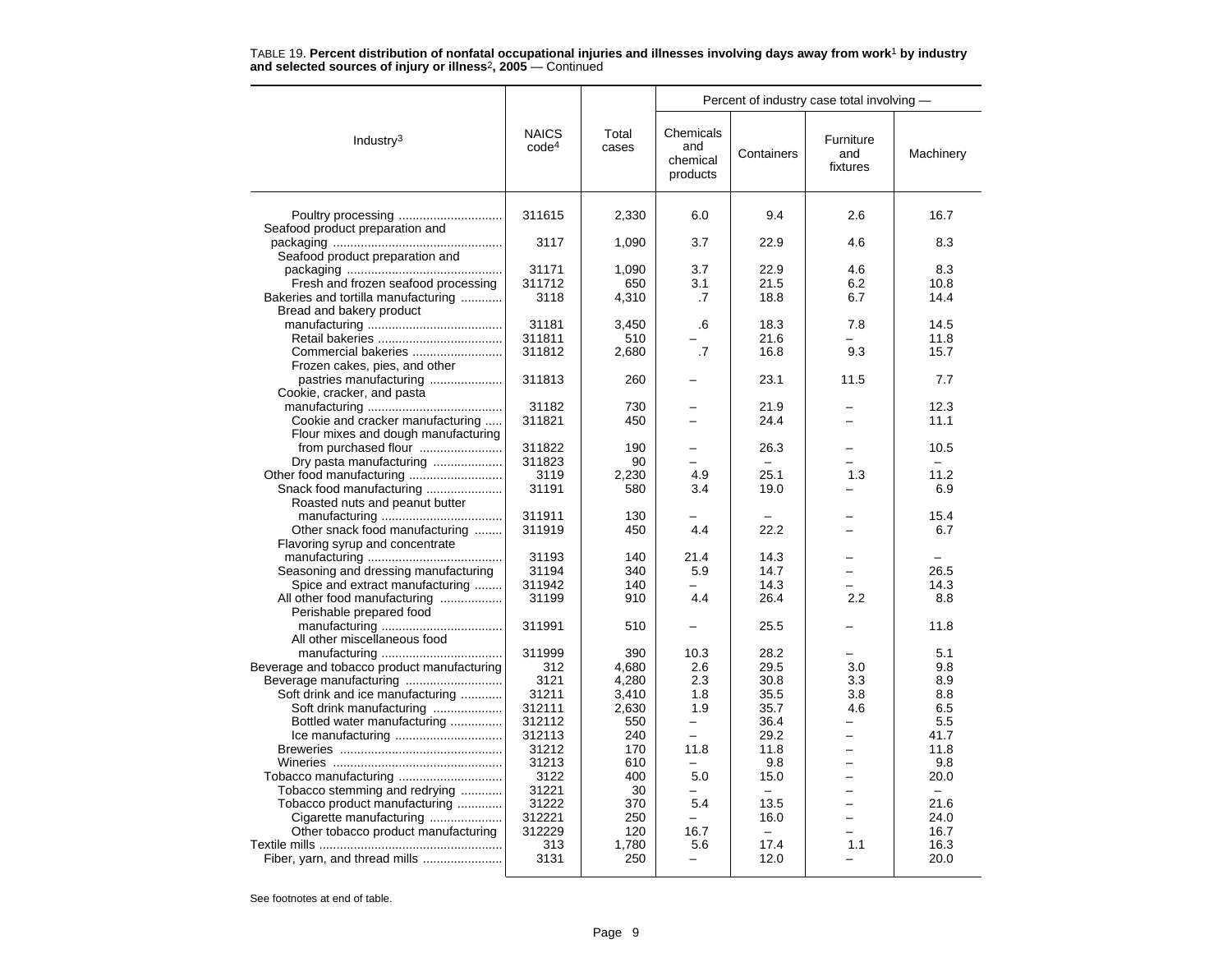TABLE 19. **Percent distribution of nonfatal occupational injuries and illnesses involving days away from work[1] by industry and selected sources of injury or illness[2], 2005** — Continued

| Industry[3] | NAICS code[4] | Total cases | Percent of industry case total involving — | | | |
|---|---|---|---|---|---|---|
| | | | Chemicals and chemical products | Containers | Furniture and fixtures | Machinery |
| Poultry processing | 311615 | 2,330 | 6.0 | 9.4 | 2.6 | 16.7 |
| Seafood product preparation and packaging | 3117 | 1,090 | 3.7 | 22.9 | 4.6 | 8.3 |
| Seafood product preparation and packaging | 31171 | 1,090 | 3.7 | 22.9 | 4.6 | 8.3 |
| Fresh and frozen seafood processing | 311712 | 650 | 3.1 | 21.5 | 6.2 | 10.8 |
| Bakeries and tortilla manufacturing | 3118 | 4,310 | .7 | 18.8 | 6.7 | 14.4 |
| Bread and bakery product manufacturing | 31181 | 3,450 | .6 | 18.3 | 7.8 | 14.5 |
| Retail bakeries | 311811 | 510 | – | 21.6 | – | 11.8 |
| Commercial bakeries | 311812 | 2,680 | .7 | 16.8 | 9.3 | 15.7 |
| Frozen cakes, pies, and other pastries manufacturing | 311813 | 260 | – | 23.1 | 11.5 | 7.7 |
| Cookie, cracker, and pasta manufacturing | 31182 | 730 | – | 21.9 | – | 12.3 |
| Cookie and cracker manufacturing | 311821 | 450 | – | 24.4 | – | 11.1 |
| Flour mixes and dough manufacturing from purchased flour | 311822 | 190 | – | 26.3 | – | 10.5 |
| Dry pasta manufacturing | 311823 | 90 | – | – | – | – |
| Other food manufacturing | 3119 | 2,230 | 4.9 | 25.1 | 1.3 | 11.2 |
| Snack food manufacturing | 31191 | 580 | 3.4 | 19.0 | – | 6.9 |
| Roasted nuts and peanut butter manufacturing | 311911 | 130 | – | – | – | 15.4 |
| Other snack food manufacturing | 311919 | 450 | 4.4 | 22.2 | – | 6.7 |
| Flavoring syrup and concentrate manufacturing | 31193 | 140 | 21.4 | 14.3 | – | – |
| Seasoning and dressing manufacturing | 31194 | 340 | 5.9 | 14.7 | – | 26.5 |
| Spice and extract manufacturing | 311942 | 140 | – | 14.3 | – | 14.3 |
| All other food manufacturing | 31199 | 910 | 4.4 | 26.4 | 2.2 | 8.8 |
| Perishable prepared food manufacturing | 311991 | 510 | – | 25.5 | – | 11.8 |
| All other miscellaneous food manufacturing | 311999 | 390 | 10.3 | 28.2 | – | 5.1 |
| Beverage and tobacco product manufacturing | 312 | 4,680 | 2.6 | 29.5 | 3.0 | 9.8 |
| Beverage manufacturing | 3121 | 4,280 | 2.3 | 30.8 | 3.3 | 8.9 |
| Soft drink and ice manufacturing | 31211 | 3,410 | 1.8 | 35.5 | 3.8 | 8.8 |
| Soft drink manufacturing | 312111 | 2,630 | 1.9 | 35.7 | 4.6 | 6.5 |
| Bottled water manufacturing | 312112 | 550 | – | 36.4 | – | 5.5 |
| Ice manufacturing | 312113 | 240 | – | 29.2 | – | 41.7 |
| Breweries | 31212 | 170 | 11.8 | 11.8 | – | 11.8 |
| Wineries | 31213 | 610 | – | 9.8 | – | 9.8 |
| Tobacco manufacturing | 3122 | 400 | 5.0 | 15.0 | – | 20.0 |
| Tobacco stemming and redrying | 31221 | 30 | – | – | – | – |
| Tobacco product manufacturing | 31222 | 370 | 5.4 | 13.5 | – | 21.6 |
| Cigarette manufacturing | 312221 | 250 | – | 16.0 | – | 24.0 |
| Other tobacco product manufacturing | 312229 | 120 | 16.7 | – | – | 16.7 |
| Textile mills | 313 | 1,780 | 5.6 | 17.4 | 1.1 | 16.3 |
| Fiber, yarn, and thread mills | 3131 | 250 | – | 12.0 | – | 20.0 |

See footnotes at end of table.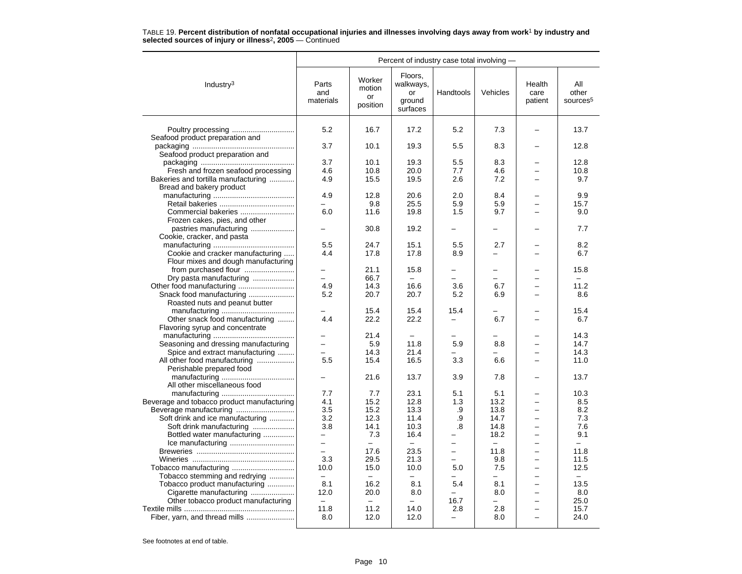TABLE 19. **Percent distribution of nonfatal occupational injuries and illnesses involving days away from work**[1] **by industry and selected sources of injury or illness**[2]**, 2005** — Continued

| Industry[3] | Percent of industry case total involving — | | | | | | |
|---|---|---|---|---|---|---|---|
| | Parts and materials | Worker motion or position | Floors, walkways, or ground surfaces | Handtools | Vehicles | Health care patient | All other sources[5] |
| Poultry processing | 5.2 | 16.7 | 17.2 | 5.2 | 7.3 | – | 13.7 |
| Seafood product preparation and packaging | 3.7 | 10.1 | 19.3 | 5.5 | 8.3 | – | 12.8 |
| Seafood product preparation and packaging | 3.7 | 10.1 | 19.3 | 5.5 | 8.3 | – | 12.8 |
| Fresh and frozen seafood processing | 4.6 | 10.8 | 20.0 | 7.7 | 4.6 | – | 10.8 |
| Bakeries and tortilla manufacturing | 4.9 | 15.5 | 19.5 | 2.6 | 7.2 | – | 9.7 |
| Bread and bakery product manufacturing | 4.9 | 12.8 | 20.6 | 2.0 | 8.4 | – | 9.9 |
| Retail bakeries | – | 9.8 | 25.5 | 5.9 | 5.9 | – | 15.7 |
| Commercial bakeries | 6.0 | 11.6 | 19.8 | 1.5 | 9.7 | – | 9.0 |
| Frozen cakes, pies, and other pastries manufacturing | – | 30.8 | 19.2 | – | – | – | 7.7 |
| Cookie, cracker, and pasta manufacturing | 5.5 | 24.7 | 15.1 | 5.5 | 2.7 | – | 8.2 |
| Cookie and cracker manufacturing | 4.4 | 17.8 | 17.8 | 8.9 | – | – | 6.7 |
| Flour mixes and dough manufacturing from purchased flour | – | 21.1 | 15.8 | – | – | – | 15.8 |
| Dry pasta manufacturing | – | 66.7 | – | – | – | – | – |
| Other food manufacturing | 4.9 | 14.3 | 16.6 | 3.6 | 6.7 | – | 11.2 |
| Snack food manufacturing | 5.2 | 20.7 | 20.7 | 5.2 | 6.9 | – | 8.6 |
| Roasted nuts and peanut butter manufacturing | – | 15.4 | 15.4 | 15.4 | – | – | 15.4 |
| Other snack food manufacturing | 4.4 | 22.2 | 22.2 | – | 6.7 | – | 6.7 |
| Flavoring syrup and concentrate manufacturing | – | 21.4 | – | – | – | – | 14.3 |
| Seasoning and dressing manufacturing | – | 5.9 | 11.8 | 5.9 | 8.8 | – | 14.7 |
| Spice and extract manufacturing | – | 14.3 | 21.4 | – | – | – | 14.3 |
| All other food manufacturing | 5.5 | 15.4 | 16.5 | 3.3 | 6.6 | – | 11.0 |
| Perishable prepared food manufacturing | – | 21.6 | 13.7 | 3.9 | 7.8 | – | 13.7 |
| All other miscellaneous food manufacturing | 7.7 | 7.7 | 23.1 | 5.1 | 5.1 | – | 10.3 |
| Beverage and tobacco product manufacturing | 4.1 | 15.2 | 12.8 | 1.3 | 13.2 | – | 8.5 |
| Beverage manufacturing | 3.5 | 15.2 | 13.3 | .9 | 13.8 | – | 8.2 |
| Soft drink and ice manufacturing | 3.2 | 12.3 | 11.4 | .9 | 14.7 | – | 7.3 |
| Soft drink manufacturing | 3.8 | 14.1 | 10.3 | .8 | 14.8 | – | 7.6 |
| Bottled water manufacturing | – | 7.3 | 16.4 | – | 18.2 | – | 9.1 |
| Ice manufacturing | – | – | – | – | – | – | – |
| Breweries | – | 17.6 | 23.5 | – | 11.8 | – | 11.8 |
| Wineries | 3.3 | 29.5 | 21.3 | – | 9.8 | – | 11.5 |
| Tobacco manufacturing | 10.0 | 15.0 | 10.0 | 5.0 | 7.5 | – | 12.5 |
| Tobacco stemming and redrying | – | – | – | – | – | – | – |
| Tobacco product manufacturing | 8.1 | 16.2 | 8.1 | 5.4 | 8.1 | – | 13.5 |
| Cigarette manufacturing | 12.0 | 20.0 | 8.0 | – | 8.0 | – | 8.0 |
| Other tobacco product manufacturing | – | – | – | 16.7 | – | – | 25.0 |
| Textile mills | 11.8 | 11.2 | 14.0 | 2.8 | 2.8 | – | 15.7 |
| Fiber, yarn, and thread mills | 8.0 | 12.0 | 12.0 | – | 8.0 | – | 24.0 |

See footnotes at end of table.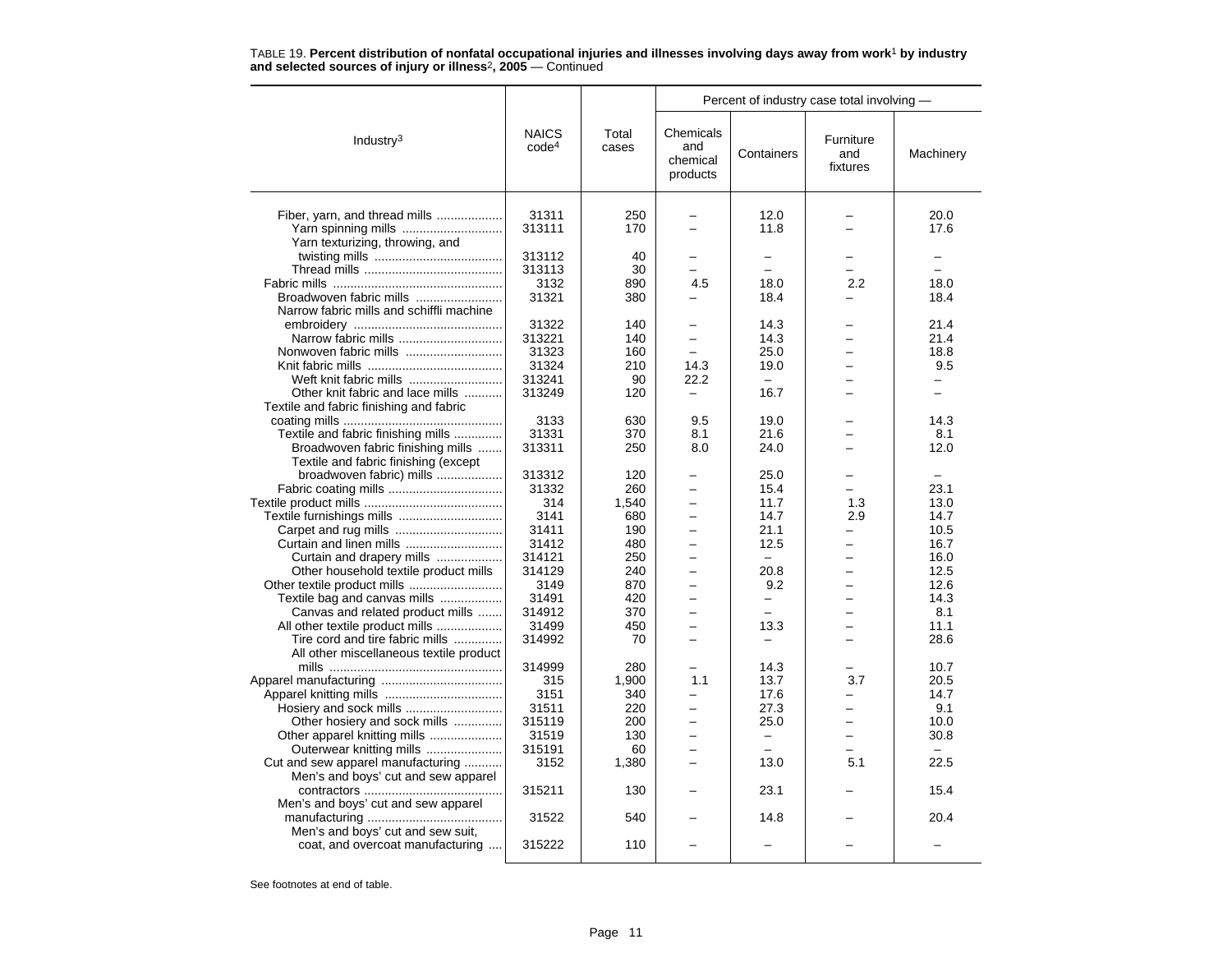TABLE 19. **Percent distribution of nonfatal occupational injuries and illnesses involving days away from work[1] by industry and selected sources of injury or illness[2], 2005** — Continued

| Industry[3] | NAICS code[4] | Total cases | Percent of industry case total involving — Chemicals and chemical products | Containers | Furniture and fixtures | Machinery |
|---|---|---|---|---|---|---|
| Fiber, yarn, and thread mills | 31311 | 250 | – | 12.0 | – | 20.0 |
| Yarn spinning mills | 313111 | 170 | – | 11.8 | – | 17.6 |
| Yarn texturizing, throwing, and twisting mills | 313112 | 40 | – | – | – | – |
| Thread mills | 313113 | 30 | – | – | – | – |
| Fabric mills | 3132 | 890 | 4.5 | 18.0 | 2.2 | 18.0 |
| Broadwoven fabric mills | 31321 | 380 | – | 18.4 | – | 18.4 |
| Narrow fabric mills and schiffli machine embroidery | 31322 | 140 | – | 14.3 | – | 21.4 |
| Narrow fabric mills | 313221 | 140 | – | 14.3 | – | 21.4 |
| Nonwoven fabric mills | 31323 | 160 | – | 25.0 | – | 18.8 |
| Knit fabric mills | 31324 | 210 | 14.3 | 19.0 | – | 9.5 |
| Weft knit fabric mills | 313241 | 90 | 22.2 | – | – | – |
| Other knit fabric and lace mills | 313249 | 120 | – | 16.7 | – | – |
| Textile and fabric finishing and fabric coating mills | 3133 | 630 | 9.5 | 19.0 | – | 14.3 |
| Textile and fabric finishing mills | 31331 | 370 | 8.1 | 21.6 | – | 8.1 |
| Broadwoven fabric finishing mills | 313311 | 250 | 8.0 | 24.0 | – | 12.0 |
| Textile and fabric finishing (except broadwoven fabric) mills | 313312 | 120 | – | 25.0 | – | – |
| Fabric coating mills | 31332 | 260 | – | 15.4 | – | 23.1 |
| Textile product mills | 314 | 1,540 | – | 11.7 | 1.3 | 13.0 |
| Textile furnishings mills | 3141 | 680 | – | 14.7 | 2.9 | 14.7 |
| Carpet and rug mills | 31411 | 190 | – | 21.1 | – | 10.5 |
| Curtain and linen mills | 31412 | 480 | – | 12.5 | – | 16.7 |
| Curtain and drapery mills | 314121 | 250 | – | – | – | 16.0 |
| Other household textile product mills | 314129 | 240 | – | 20.8 | – | 12.5 |
| Other textile product mills | 3149 | 870 | – | 9.2 | – | 12.6 |
| Textile bag and canvas mills | 31491 | 420 | – | – | – | 14.3 |
| Canvas and related product mills | 314912 | 370 | – | – | – | 8.1 |
| All other textile product mills | 31499 | 450 | – | 13.3 | – | 11.1 |
| Tire cord and tire fabric mills | 314992 | 70 | – | – | – | 28.6 |
| All other miscellaneous textile product mills | 314999 | 280 | – | 14.3 | – | 10.7 |
| Apparel manufacturing | 315 | 1,900 | 1.1 | 13.7 | 3.7 | 20.5 |
| Apparel knitting mills | 3151 | 340 | – | 17.6 | – | 14.7 |
| Hosiery and sock mills | 31511 | 220 | – | 27.3 | – | 9.1 |
| Other hosiery and sock mills | 315119 | 200 | – | 25.0 | – | 10.0 |
| Other apparel knitting mills | 31519 | 130 | – | – | – | 30.8 |
| Outerwear knitting mills | 315191 | 60 | – | – | – | – |
| Cut and sew apparel manufacturing | 3152 | 1,380 | – | 13.0 | 5.1 | 22.5 |
| Men's and boys' cut and sew apparel contractors | 315211 | 130 | – | 23.1 | – | 15.4 |
| Men's and boys' cut and sew apparel manufacturing | 31522 | 540 | – | 14.8 | – | 20.4 |
| Men's and boys' cut and sew suit, coat, and overcoat manufacturing | 315222 | 110 | – | – | – | – |

See footnotes at end of table.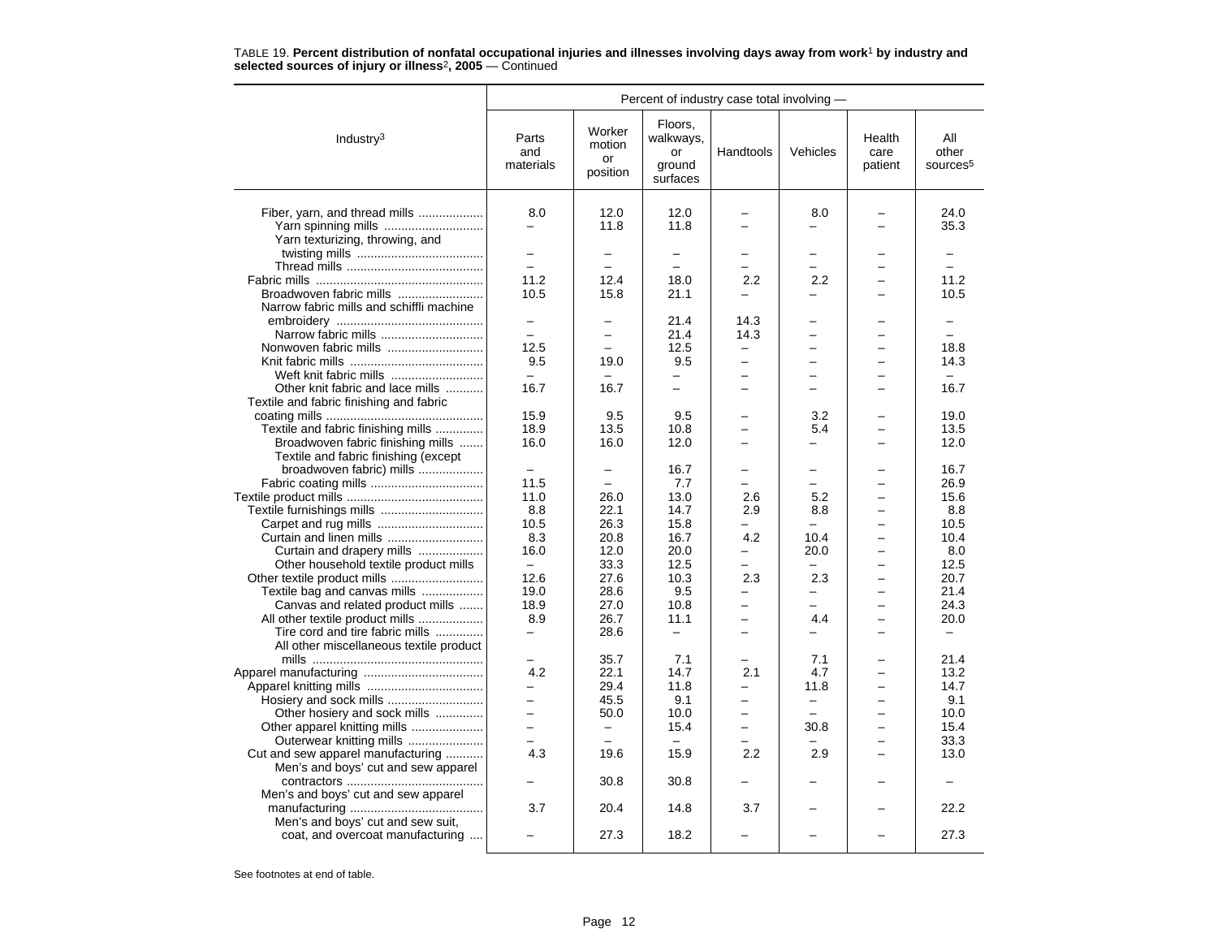TABLE 19. **Percent distribution of nonfatal occupational injuries and illnesses involving days away from work[1] by industry and selected sources of injury or illness[2], 2005** — Continued

| Industry[3] | Percent of industry case total involving — | | | | | | |
|---|---|---|---|---|---|---|---|
| | Parts and materials | Worker motion or position | Floors, walkways, or ground surfaces | Handtools | Vehicles | Health care patient | All other sources[5] |
| Fiber, yarn, and thread mills | 8.0 | 12.0 | 12.0 | – | 8.0 | – | 24.0 |
| Yarn spinning mills | – | 11.8 | 11.8 | – | – | – | 35.3 |
| Yarn texturizing, throwing, and twisting mills | – | – | – | – | – | – | – |
| Thread mills | – | – | – | – | – | – | – |
| Fabric mills | 11.2 | 12.4 | 18.0 | 2.2 | 2.2 | – | 11.2 |
| Broadwoven fabric mills | 10.5 | 15.8 | 21.1 | – | – | – | 10.5 |
| Narrow fabric mills and schiffli machine embroidery | – | – | 21.4 | 14.3 | – | – | – |
| Narrow fabric mills | – | – | 21.4 | 14.3 | – | – | – |
| Nonwoven fabric mills | 12.5 | – | 12.5 | – | – | – | 18.8 |
| Knit fabric mills | 9.5 | 19.0 | 9.5 | – | – | – | 14.3 |
| Weft knit fabric mills | – | – | – | – | – | – | – |
| Other knit fabric and lace mills | 16.7 | 16.7 | – | – | – | – | 16.7 |
| Textile and fabric finishing and fabric coating mills | 15.9 | 9.5 | 9.5 | – | 3.2 | – | 19.0 |
| Textile and fabric finishing mills | 18.9 | 13.5 | 10.8 | – | 5.4 | – | 13.5 |
| Broadwoven fabric finishing mills | 16.0 | 16.0 | 12.0 | – | – | – | 12.0 |
| Textile and fabric finishing (except broadwoven fabric) mills | – | – | 16.7 | – | – | – | 16.7 |
| Fabric coating mills | 11.5 | – | 7.7 | – | – | – | 26.9 |
| Textile product mills | 11.0 | 26.0 | 13.0 | 2.6 | 5.2 | – | 15.6 |
| Textile furnishings mills | 8.8 | 22.1 | 14.7 | 2.9 | 8.8 | – | 8.8 |
| Carpet and rug mills | 10.5 | 26.3 | 15.8 | – | – | – | 10.5 |
| Curtain and linen mills | 8.3 | 20.8 | 16.7 | 4.2 | 10.4 | – | 10.4 |
| Curtain and drapery mills | 16.0 | 12.0 | 20.0 | – | 20.0 | – | 8.0 |
| Other household textile product mills | – | 33.3 | 12.5 | – | – | – | 12.5 |
| Other textile product mills | 12.6 | 27.6 | 10.3 | 2.3 | 2.3 | – | 20.7 |
| Textile bag and canvas mills | 19.0 | 28.6 | 9.5 | – | – | – | 21.4 |
| Canvas and related product mills | 18.9 | 27.0 | 10.8 | – | – | – | 24.3 |
| All other textile product mills | 8.9 | 26.7 | 11.1 | – | 4.4 | – | 20.0 |
| Tire cord and tire fabric mills | – | 28.6 | – | – | – | – | – |
| All other miscellaneous textile product mills | – | 35.7 | 7.1 | – | 7.1 | – | 21.4 |
| Apparel manufacturing | 4.2 | 22.1 | 14.7 | 2.1 | 4.7 | – | 13.2 |
| Apparel knitting mills | – | 29.4 | 11.8 | – | 11.8 | – | 14.7 |
| Hosiery and sock mills | – | 45.5 | 9.1 | – | – | – | 9.1 |
| Other hosiery and sock mills | – | 50.0 | 10.0 | – | – | – | 10.0 |
| Other apparel knitting mills | – | – | 15.4 | – | 30.8 | – | 15.4 |
| Outerwear knitting mills | – | – | – | – | – | – | 33.3 |
| Cut and sew apparel manufacturing | 4.3 | 19.6 | 15.9 | 2.2 | 2.9 | – | 13.0 |
| Men's and boys' cut and sew apparel contractors | – | 30.8 | 30.8 | – | – | – | – |
| Men's and boys' cut and sew apparel manufacturing | 3.7 | 20.4 | 14.8 | 3.7 | – | – | 22.2 |
| Men's and boys' cut and sew suit, coat, and overcoat manufacturing | – | 27.3 | 18.2 | – | – | – | 27.3 |

See footnotes at end of table.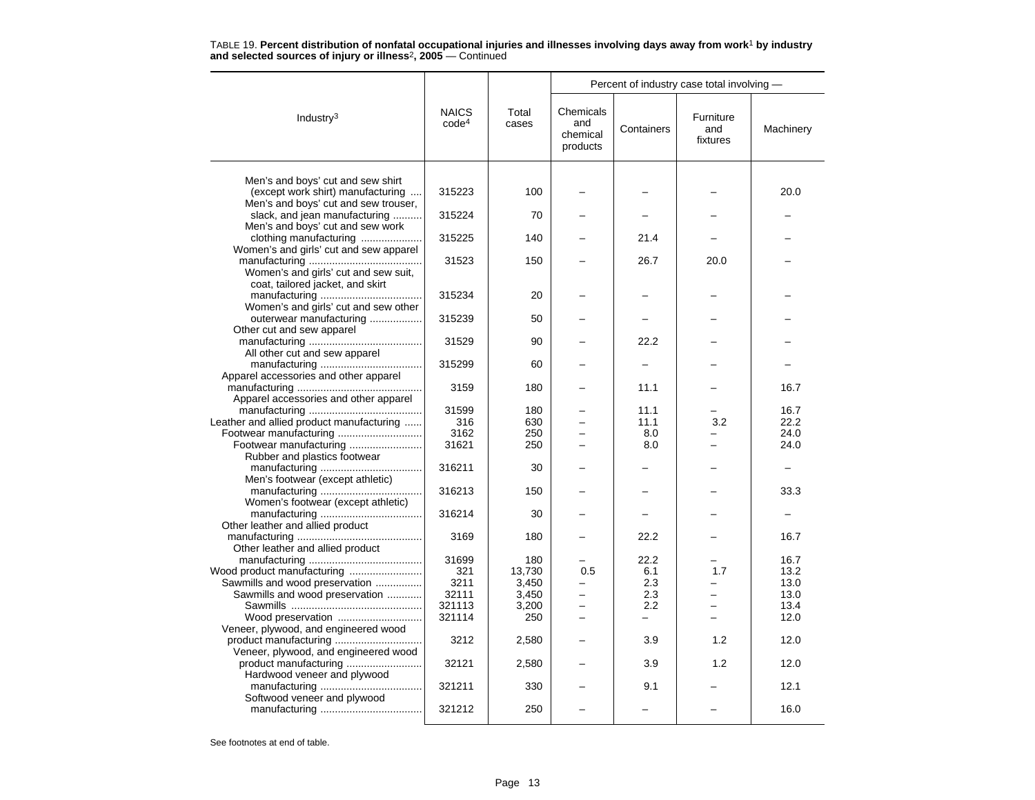TABLE 19. **Percent distribution of nonfatal occupational injuries and illnesses involving days away from work[1] by industry and selected sources of injury or illness[2], 2005** — Continued

| Industry[3] | NAICS code[4] | Total cases | Percent of industry case total involving — Chemicals and chemical products | Containers | Furniture and fixtures | Machinery |
|---|---|---|---|---|---|---|
| Men's and boys' cut and sew shirt (except work shirt) manufacturing | 315223 | 100 | – | – | – | 20.0 |
| Men's and boys' cut and sew trouser, slack, and jean manufacturing | 315224 | 70 | – | – | – | – |
| Men's and boys' cut and sew work clothing manufacturing | 315225 | 140 | – | 21.4 | – | – |
| Women's and girls' cut and sew apparel manufacturing | 31523 | 150 | – | 26.7 | 20.0 | – |
| Women's and girls' cut and sew suit, coat, tailored jacket, and skirt manufacturing | 315234 | 20 | – | – | – | – |
| Women's and girls' cut and sew other outerwear manufacturing | 315239 | 50 | – | – | – | – |
| Other cut and sew apparel manufacturing | 31529 | 90 | – | 22.2 | – | – |
| All other cut and sew apparel manufacturing | 315299 | 60 | – | – | – | – |
| Apparel accessories and other apparel manufacturing | 3159 | 180 | – | 11.1 | – | 16.7 |
| Apparel accessories and other apparel manufacturing | 31599 | 180 | – | 11.1 | – | 16.7 |
| Leather and allied product manufacturing | 316 | 630 | – | 11.1 | 3.2 | 22.2 |
| Footwear manufacturing | 3162 | 250 | – | 8.0 | – | 24.0 |
| Footwear manufacturing | 31621 | 250 | – | 8.0 | – | 24.0 |
| Rubber and plastics footwear manufacturing | 316211 | 30 | – | – | – | – |
| Men's footwear (except athletic) manufacturing | 316213 | 150 | – | – | – | 33.3 |
| Women's footwear (except athletic) manufacturing | 316214 | 30 | – | – | – | – |
| Other leather and allied product manufacturing | 3169 | 180 | – | 22.2 | – | 16.7 |
| Other leather and allied product manufacturing | 31699 | 180 | – | 22.2 | – | 16.7 |
| Wood product manufacturing | 321 | 13,730 | 0.5 | 6.1 | 1.7 | 13.2 |
| Sawmills and wood preservation | 3211 | 3,450 | – | 2.3 | – | 13.0 |
| Sawmills and wood preservation | 32111 | 3,450 | – | 2.3 | – | 13.0 |
| Sawmills | 321113 | 3,200 | – | 2.2 | – | 13.4 |
| Wood preservation | 321114 | 250 | – | – | – | 12.0 |
| Veneer, plywood, and engineered wood product manufacturing | 3212 | 2,580 | – | 3.9 | 1.2 | 12.0 |
| Veneer, plywood, and engineered wood product manufacturing | 32121 | 2,580 | – | 3.9 | 1.2 | 12.0 |
| Hardwood veneer and plywood manufacturing | 321211 | 330 | – | 9.1 | – | 12.1 |
| Softwood veneer and plywood manufacturing | 321212 | 250 | – | – | – | 16.0 |

See footnotes at end of table.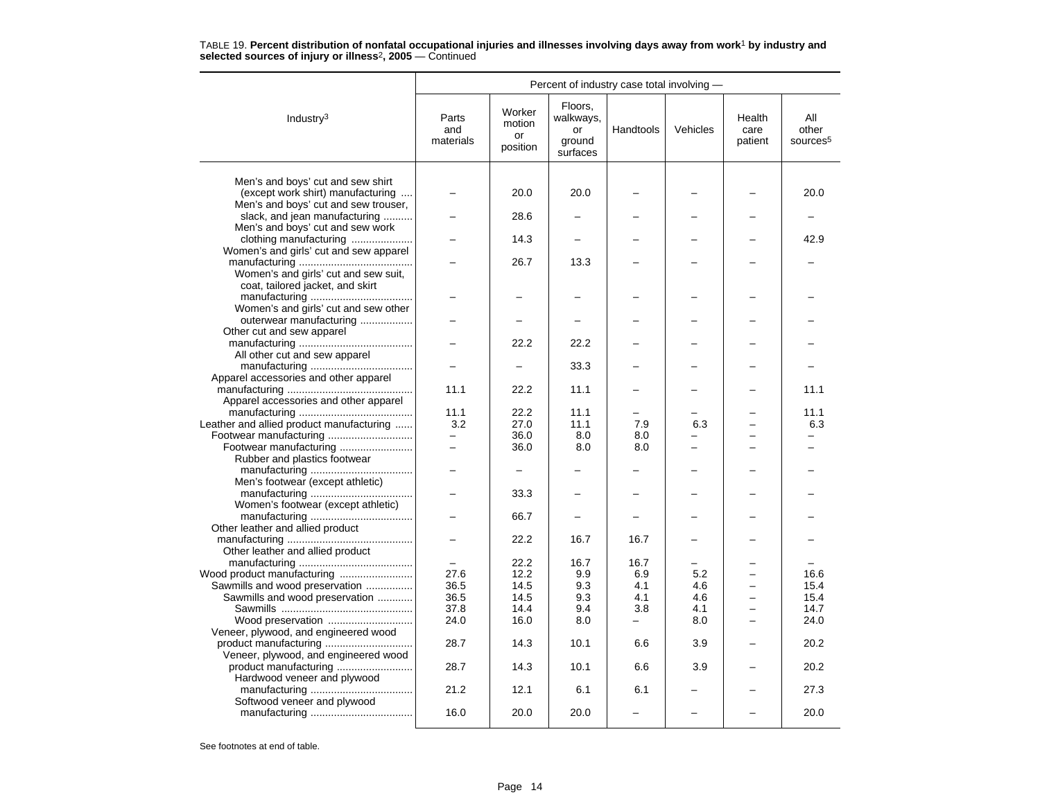TABLE 19. **Percent distribution of nonfatal occupational injuries and illnesses involving days away from work**[1] **by industry and selected sources of injury or illness**[2]**, 2005** — Continued

| Industry[3] | Percent of industry case total involving — | | | | | | |
|---|---|---|---|---|---|---|---|
| | Parts and materials | Worker motion or position | Floors, walkways, or ground surfaces | Handtools | Vehicles | Health care patient | All other sources[5] |
| Men's and boys' cut and sew shirt (except work shirt) manufacturing | – | 20.0 | 20.0 | – | – | – | 20.0 |
| Men's and boys' cut and sew trouser, slack, and jean manufacturing | – | 28.6 | – | – | – | – | – |
| Men's and boys' cut and sew work clothing manufacturing | – | 14.3 | – | – | – | – | 42.9 |
| Women's and girls' cut and sew apparel manufacturing | – | 26.7 | 13.3 | – | – | – | – |
| Women's and girls' cut and sew suit, coat, tailored jacket, and skirt manufacturing | – | – | – | – | – | – | – |
| Women's and girls' cut and sew other outerwear manufacturing | – | – | – | – | – | – | – |
| Other cut and sew apparel manufacturing | – | 22.2 | 22.2 | – | – | – | – |
| All other cut and sew apparel manufacturing | – | – | 33.3 | – | – | – | – |
| Apparel accessories and other apparel manufacturing | 11.1 | 22.2 | 11.1 | – | – | – | 11.1 |
| Apparel accessories and other apparel manufacturing | 11.1 | 22.2 | 11.1 | – | – | – | 11.1 |
| Leather and allied product manufacturing | 3.2 | 27.0 | 11.1 | 7.9 | 6.3 | – | 6.3 |
| Footwear manufacturing | – | 36.0 | 8.0 | 8.0 | – | – | – |
| Footwear manufacturing | – | 36.0 | 8.0 | 8.0 | – | – | – |
| Rubber and plastics footwear manufacturing | – | – | – | – | – | – | – |
| Men's footwear (except athletic) manufacturing | – | 33.3 | – | – | – | – | – |
| Women's footwear (except athletic) manufacturing | – | 66.7 | – | – | – | – | – |
| Other leather and allied product manufacturing | – | 22.2 | 16.7 | 16.7 | – | – | – |
| Other leather and allied product manufacturing | – | 22.2 | 16.7 | 16.7 | – | – | – |
| Wood product manufacturing | 27.6 | 12.2 | 9.9 | 6.9 | 5.2 | – | 16.6 |
| Sawmills and wood preservation | 36.5 | 14.5 | 9.3 | 4.1 | 4.6 | – | 15.4 |
| Sawmills and wood preservation | 36.5 | 14.5 | 9.3 | 4.1 | 4.6 | – | 15.4 |
| Sawmills | 37.8 | 14.4 | 9.4 | 3.8 | 4.1 | – | 14.7 |
| Wood preservation | 24.0 | 16.0 | 8.0 | – | 8.0 | – | 24.0 |
| Veneer, plywood, and engineered wood product manufacturing | 28.7 | 14.3 | 10.1 | 6.6 | 3.9 | – | 20.2 |
| Veneer, plywood, and engineered wood product manufacturing | 28.7 | 14.3 | 10.1 | 6.6 | 3.9 | – | 20.2 |
| Hardwood veneer and plywood manufacturing | 21.2 | 12.1 | 6.1 | 6.1 | – | – | 27.3 |
| Softwood veneer and plywood manufacturing | 16.0 | 20.0 | 20.0 | – | – | – | 20.0 |

See footnotes at end of table.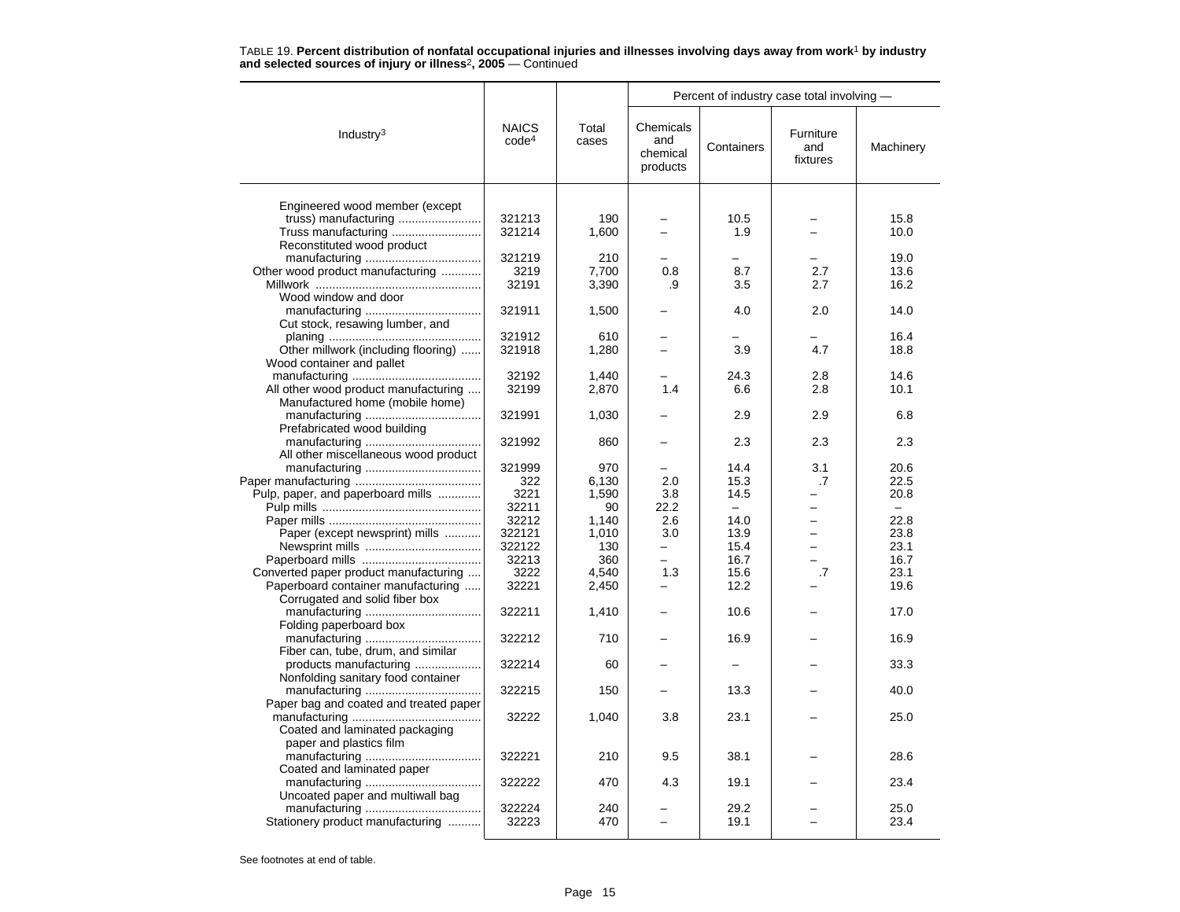TABLE 19. **Percent distribution of nonfatal occupational injuries and illnesses involving days away from work[1] by industry and selected sources of injury or illness[2], 2005** — Continued

| Industry[3] | NAICS code[4] | Total cases | Percent of industry case total involving — Chemicals and chemical products | Containers | Furniture and fixtures | Machinery |
|---|---|---|---|---|---|---|
| Engineered wood member (except truss) manufacturing | 321213 | 190 | – | 10.5 | – | 15.8 |
| Truss manufacturing | 321214 | 1,600 | – | 1.9 | – | 10.0 |
| Reconstituted wood product manufacturing | 321219 | 210 | – | – | – | 19.0 |
| Other wood product manufacturing | 3219 | 7,700 | 0.8 | 8.7 | 2.7 | 13.6 |
| Millwork | 32191 | 3,390 | .9 | 3.5 | 2.7 | 16.2 |
| Wood window and door manufacturing | 321911 | 1,500 | – | 4.0 | 2.0 | 14.0 |
| Cut stock, resawing lumber, and planing | 321912 | 610 | – | – | – | 16.4 |
| Other millwork (including flooring) | 321918 | 1,280 | – | 3.9 | 4.7 | 18.8 |
| Wood container and pallet manufacturing | 32192 | 1,440 | – | 24.3 | 2.8 | 14.6 |
| All other wood product manufacturing | 32199 | 2,870 | 1.4 | 6.6 | 2.8 | 10.1 |
| Manufactured home (mobile home) manufacturing | 321991 | 1,030 | – | 2.9 | 2.9 | 6.8 |
| Prefabricated wood building manufacturing | 321992 | 860 | – | 2.3 | 2.3 | 2.3 |
| All other miscellaneous wood product manufacturing | 321999 | 970 | – | 14.4 | 3.1 | 20.6 |
| Paper manufacturing | 322 | 6,130 | 2.0 | 15.3 | .7 | 22.5 |
| Pulp, paper, and paperboard mills | 3221 | 1,590 | 3.8 | 14.5 | – | 20.8 |
| Pulp mills | 32211 | 90 | 22.2 | – | – | – |
| Paper mills | 32212 | 1,140 | 2.6 | 14.0 | – | 22.8 |
| Paper (except newsprint) mills | 322121 | 1,010 | 3.0 | 13.9 | – | 23.8 |
| Newsprint mills | 322122 | 130 | – | 15.4 | – | 23.1 |
| Paperboard mills | 32213 | 360 | – | 16.7 | – | 16.7 |
| Converted paper product manufacturing | 3222 | 4,540 | 1.3 | 15.6 | .7 | 23.1 |
| Paperboard container manufacturing | 32221 | 2,450 | – | 12.2 | – | 19.6 |
| Corrugated and solid fiber box manufacturing | 322211 | 1,410 | – | 10.6 | – | 17.0 |
| Folding paperboard box manufacturing | 322212 | 710 | – | 16.9 | – | 16.9 |
| Fiber can, tube, drum, and similar products manufacturing | 322214 | 60 | – | – | – | 33.3 |
| Nonfolding sanitary food container manufacturing | 322215 | 150 | – | 13.3 | – | 40.0 |
| Paper bag and coated and treated paper manufacturing | 32222 | 1,040 | 3.8 | 23.1 | – | 25.0 |
| Coated and laminated packaging paper and plastics film manufacturing | 322221 | 210 | 9.5 | 38.1 | – | 28.6 |
| Coated and laminated paper manufacturing | 322222 | 470 | 4.3 | 19.1 | – | 23.4 |
| Uncoated paper and multiwall bag manufacturing | 322224 | 240 | – | 29.2 | – | 25.0 |
| Stationery product manufacturing | 32223 | 470 | – | 19.1 | – | 23.4 |

See footnotes at end of table.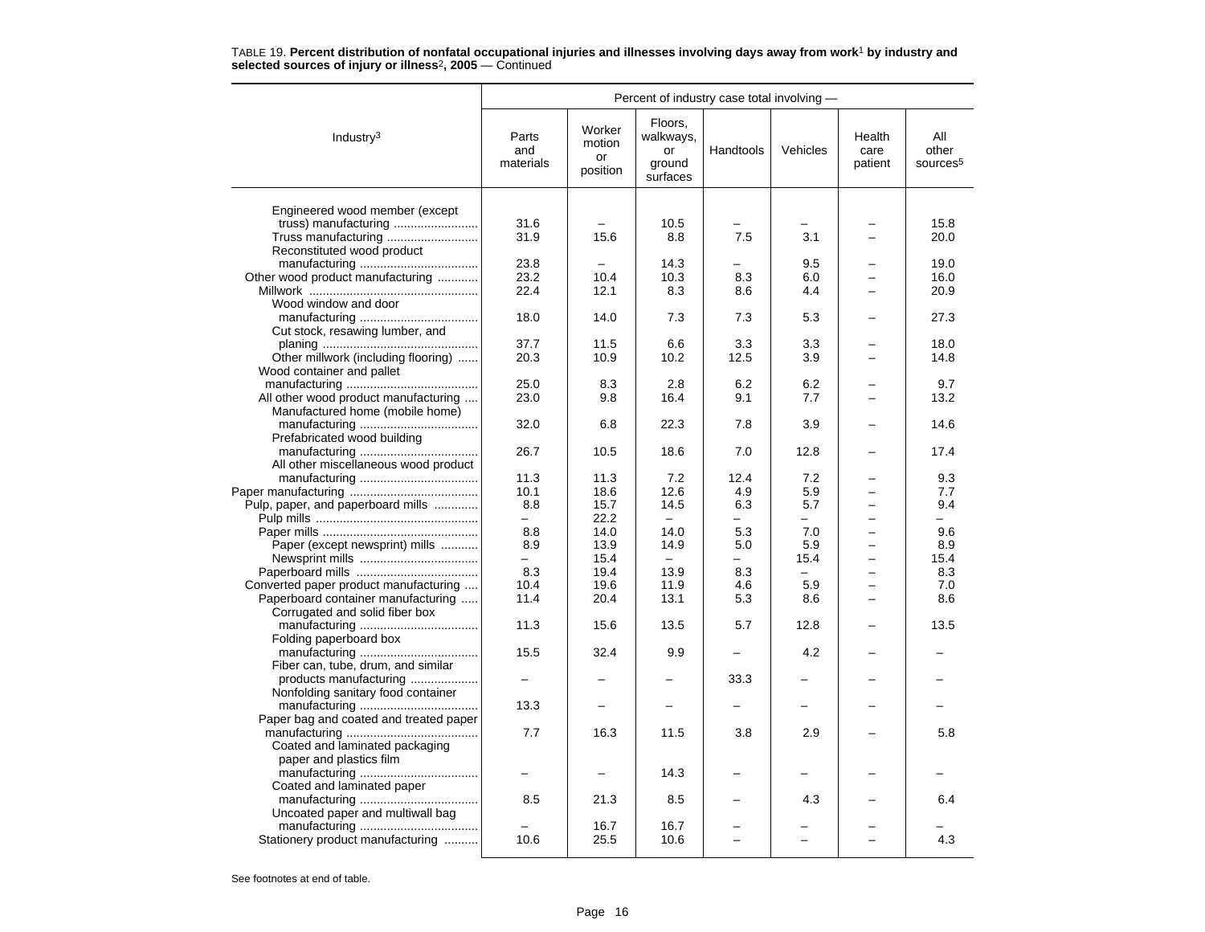TABLE 19. **Percent distribution of nonfatal occupational injuries and illnesses involving days away from work**[1] **by industry and selected sources of injury or illness**[2]**, 2005** — Continued

| Industry[3] | Percent of industry case total involving — | | | | | | |
|---|---|---|---|---|---|---|---|
| | Parts and materials | Worker motion or position | Floors, walkways, or ground surfaces | Handtools | Vehicles | Health care patient | All other sources[5] |
| Engineered wood member (except truss) manufacturing | 31.6 | – | 10.5 | – | – | – | 15.8 |
| Truss manufacturing | 31.9 | 15.6 | 8.8 | 7.5 | 3.1 | – | 20.0 |
| Reconstituted wood product manufacturing | 23.8 | – | 14.3 | – | 9.5 | – | 19.0 |
| Other wood product manufacturing | 23.2 | 10.4 | 10.3 | 8.3 | 6.0 | – | 16.0 |
| Millwork | 22.4 | 12.1 | 8.3 | 8.6 | 4.4 | – | 20.9 |
| Wood window and door manufacturing | 18.0 | 14.0 | 7.3 | 7.3 | 5.3 | – | 27.3 |
| Cut stock, resawing lumber, and planing | 37.7 | 11.5 | 6.6 | 3.3 | 3.3 | – | 18.0 |
| Other millwork (including flooring) | 20.3 | 10.9 | 10.2 | 12.5 | 3.9 | – | 14.8 |
| Wood container and pallet manufacturing | 25.0 | 8.3 | 2.8 | 6.2 | 6.2 | – | 9.7 |
| All other wood product manufacturing | 23.0 | 9.8 | 16.4 | 9.1 | 7.7 | – | 13.2 |
| Manufactured home (mobile home) manufacturing | 32.0 | 6.8 | 22.3 | 7.8 | 3.9 | – | 14.6 |
| Prefabricated wood building manufacturing | 26.7 | 10.5 | 18.6 | 7.0 | 12.8 | – | 17.4 |
| All other miscellaneous wood product manufacturing | 11.3 | 11.3 | 7.2 | 12.4 | 7.2 | – | 9.3 |
| Paper manufacturing | 10.1 | 18.6 | 12.6 | 4.9 | 5.9 | – | 7.7 |
| Pulp, paper, and paperboard mills | 8.8 | 15.7 | 14.5 | 6.3 | 5.7 | – | 9.4 |
| Pulp mills | – | 22.2 | – | – | – | – | – |
| Paper mills | 8.8 | 14.0 | 14.0 | 5.3 | 7.0 | – | 9.6 |
| Paper (except newsprint) mills | 8.9 | 13.9 | 14.9 | 5.0 | 5.9 | – | 8.9 |
| Newsprint mills | – | 15.4 | – | – | 15.4 | – | 15.4 |
| Paperboard mills | 8.3 | 19.4 | 13.9 | 8.3 | – | – | 8.3 |
| Converted paper product manufacturing | 10.4 | 19.6 | 11.9 | 4.6 | 5.9 | – | 7.0 |
| Paperboard container manufacturing | 11.4 | 20.4 | 13.1 | 5.3 | 8.6 | – | 8.6 |
| Corrugated and solid fiber box manufacturing | 11.3 | 15.6 | 13.5 | 5.7 | 12.8 | – | 13.5 |
| Folding paperboard box manufacturing | 15.5 | 32.4 | 9.9 | – | 4.2 | – | – |
| Fiber can, tube, drum, and similar products manufacturing | – | – | – | 33.3 | – | – | – |
| Nonfolding sanitary food container manufacturing | 13.3 | – | – | – | – | – | – |
| Paper bag and coated and treated paper manufacturing | 7.7 | 16.3 | 11.5 | 3.8 | 2.9 | – | 5.8 |
| Coated and laminated packaging paper and plastics film manufacturing | – | – | 14.3 | – | – | – | – |
| Coated and laminated paper manufacturing | 8.5 | 21.3 | 8.5 | – | 4.3 | – | 6.4 |
| Uncoated paper and multiwall bag manufacturing | – | 16.7 | 16.7 | – | – | – | – |
| Stationery product manufacturing | 10.6 | 25.5 | 10.6 | – | – | – | 4.3 |

See footnotes at end of table.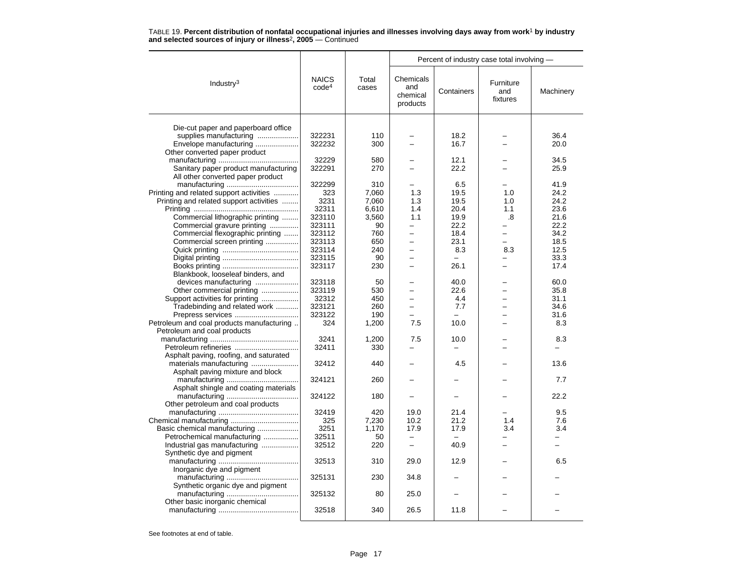TABLE 19. **Percent distribution of nonfatal occupational injuries and illnesses involving days away from work[1] by industry and selected sources of injury or illness[2], 2005** — Continued

| Industry[3] | NAICS code[4] | Total cases | Percent of industry case total involving — Chemicals and chemical products | Containers | Furniture and fixtures | Machinery |
|---|---|---|---|---|---|---|
| Die-cut paper and paperboard office supplies manufacturing | 322231 | 110 | – | 18.2 | – | 36.4 |
| Envelope manufacturing | 322232 | 300 | – | 16.7 | – | 20.0 |
| Other converted paper product manufacturing | 32229 | 580 | – | 12.1 | – | 34.5 |
| Sanitary paper product manufacturing | 322291 | 270 | – | 22.2 | – | 25.9 |
| All other converted paper product manufacturing | 322299 | 310 | – | 6.5 | – | 41.9 |
| Printing and related support activities | 323 | 7,060 | 1.3 | 19.5 | 1.0 | 24.2 |
| Printing and related support activities | 3231 | 7,060 | 1.3 | 19.5 | 1.0 | 24.2 |
| Printing | 32311 | 6,610 | 1.4 | 20.4 | 1.1 | 23.6 |
| Commercial lithographic printing | 323110 | 3,560 | 1.1 | 19.9 | .8 | 21.6 |
| Commercial gravure printing | 323111 | 90 | – | 22.2 | – | 22.2 |
| Commercial flexographic printing | 323112 | 760 | – | 18.4 | – | 34.2 |
| Commercial screen printing | 323113 | 650 | – | 23.1 | – | 18.5 |
| Quick printing | 323114 | 240 | – | 8.3 | 8.3 | 12.5 |
| Digital printing | 323115 | 90 | – | – | – | 33.3 |
| Books printing | 323117 | 230 | – | 26.1 | – | 17.4 |
| Blankbook, looseleaf binders, and devices manufacturing | 323118 | 50 | – | 40.0 | – | 60.0 |
| Other commercial printing | 323119 | 530 | – | 22.6 | – | 35.8 |
| Support activities for printing | 32312 | 450 | – | 4.4 | – | 31.1 |
| Tradebinding and related work | 323121 | 260 | – | 7.7 | – | 34.6 |
| Prepress services | 323122 | 190 | – | – | – | 31.6 |
| Petroleum and coal products manufacturing | 324 | 1,200 | 7.5 | 10.0 | – | 8.3 |
| Petroleum and coal products manufacturing | 3241 | 1,200 | 7.5 | 10.0 | – | 8.3 |
| Petroleum refineries | 32411 | 330 | – | – | – | – |
| Asphalt paving, roofing, and saturated materials manufacturing | 32412 | 440 | – | 4.5 | – | 13.6 |
| Asphalt paving mixture and block manufacturing | 324121 | 260 | – | – | – | 7.7 |
| Asphalt shingle and coating materials manufacturing | 324122 | 180 | – | – | – | 22.2 |
| Other petroleum and coal products manufacturing | 32419 | 420 | 19.0 | 21.4 | – | 9.5 |
| Chemical manufacturing | 325 | 7,230 | 10.2 | 21.2 | 1.4 | 7.6 |
| Basic chemical manufacturing | 3251 | 1,170 | 17.9 | 17.9 | 3.4 | 3.4 |
| Petrochemical manufacturing | 32511 | 50 | – | – | – | – |
| Industrial gas manufacturing | 32512 | 220 | – | 40.9 | – | – |
| Synthetic dye and pigment manufacturing | 32513 | 310 | 29.0 | 12.9 | – | 6.5 |
| Inorganic dye and pigment manufacturing | 325131 | 230 | 34.8 | – | – | – |
| Synthetic organic dye and pigment manufacturing | 325132 | 80 | 25.0 | – | – | – |
| Other basic inorganic chemical manufacturing | 32518 | 340 | 26.5 | 11.8 | – | – |

See footnotes at end of table.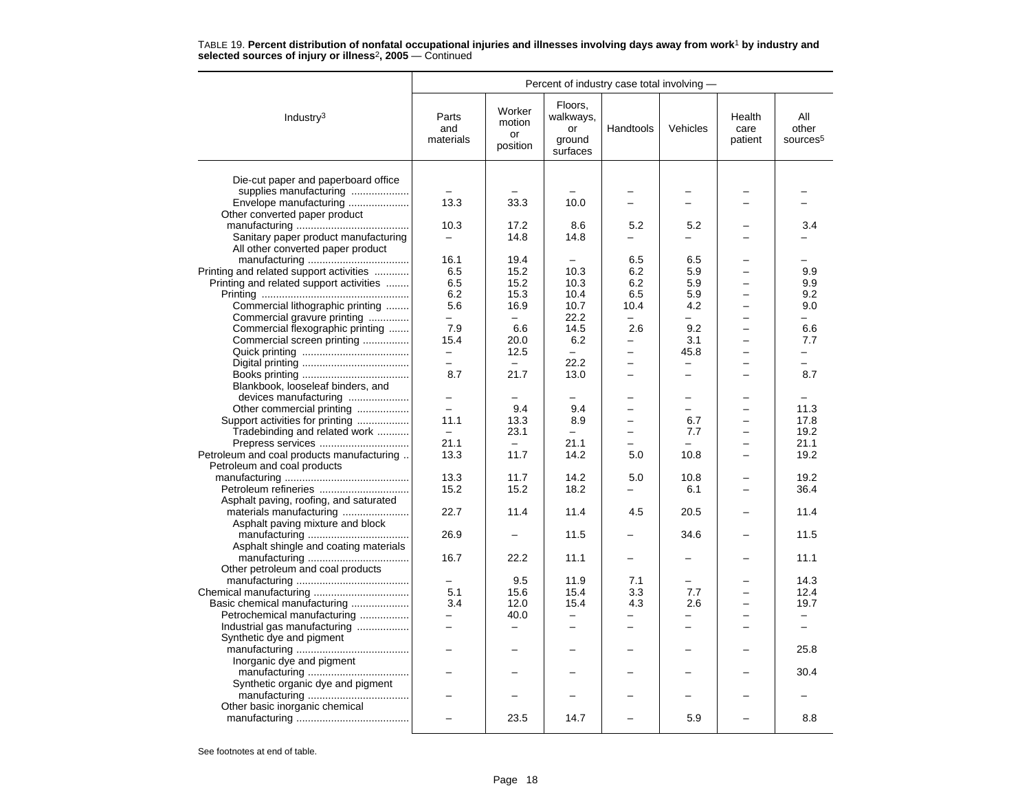TABLE 19. **Percent distribution of nonfatal occupational injuries and illnesses involving days away from work[1] by industry and selected sources of injury or illness[2], 2005** — Continued

| Industry[3] | Percent of industry case total involving — | | | | | | |
|---|---|---|---|---|---|---|---|
| | Parts and materials | Worker motion or position | Floors, walkways, or ground surfaces | Handtools | Vehicles | Health care patient | All other sources[5] |
| Die-cut paper and paperboard office supplies manufacturing | – | – | – | – | – | – | – |
| Envelope manufacturing | 13.3 | 33.3 | 10.0 | – | – | – | – |
| Other converted paper product manufacturing | 10.3 | 17.2 | 8.6 | 5.2 | 5.2 | – | 3.4 |
| Sanitary paper product manufacturing | – | 14.8 | 14.8 | – | – | – | – |
| All other converted paper product manufacturing | 16.1 | 19.4 | – | 6.5 | 6.5 | – | – |
| Printing and related support activities | 6.5 | 15.2 | 10.3 | 6.2 | 5.9 | – | 9.9 |
| Printing and related support activities | 6.5 | 15.2 | 10.3 | 6.2 | 5.9 | – | 9.9 |
| Printing | 6.2 | 15.3 | 10.4 | 6.5 | 5.9 | – | 9.2 |
| Commercial lithographic printing | 5.6 | 16.9 | 10.7 | 10.4 | 4.2 | – | 9.0 |
| Commercial gravure printing | – | – | 22.2 | – | – | – | – |
| Commercial flexographic printing | 7.9 | 6.6 | 14.5 | 2.6 | 9.2 | – | 6.6 |
| Commercial screen printing | 15.4 | 20.0 | 6.2 | – | 3.1 | – | 7.7 |
| Quick printing | – | 12.5 | – | – | 45.8 | – | – |
| Digital printing | – | – | 22.2 | – | – | – | – |
| Books printing | 8.7 | 21.7 | 13.0 | – | – | – | 8.7 |
| Blankbook, looseleaf binders, and devices manufacturing | – | – | – | – | – | – | – |
| Other commercial printing | – | 9.4 | 9.4 | – | – | – | 11.3 |
| Support activities for printing | 11.1 | 13.3 | 8.9 | – | 6.7 | – | 17.8 |
| Tradebinding and related work | – | 23.1 | – | – | 7.7 | – | 19.2 |
| Prepress services | 21.1 | – | 21.1 | – | – | – | 21.1 |
| Petroleum and coal products manufacturing | 13.3 | 11.7 | 14.2 | 5.0 | 10.8 | – | 19.2 |
| Petroleum and coal products manufacturing | 13.3 | 11.7 | 14.2 | 5.0 | 10.8 | – | 19.2 |
| Petroleum refineries | 15.2 | 15.2 | 18.2 | – | 6.1 | – | 36.4 |
| Asphalt paving, roofing, and saturated materials manufacturing | 22.7 | 11.4 | 11.4 | 4.5 | 20.5 | – | 11.4 |
| Asphalt paving mixture and block manufacturing | 26.9 | – | 11.5 | – | 34.6 | – | 11.5 |
| Asphalt shingle and coating materials manufacturing | 16.7 | 22.2 | 11.1 | – | – | – | 11.1 |
| Other petroleum and coal products manufacturing | – | 9.5 | 11.9 | 7.1 | – | – | 14.3 |
| Chemical manufacturing | 5.1 | 15.6 | 15.4 | 3.3 | 7.7 | – | 12.4 |
| Basic chemical manufacturing | 3.4 | 12.0 | 15.4 | 4.3 | 2.6 | – | 19.7 |
| Petrochemical manufacturing | – | 40.0 | – | – | – | – | – |
| Industrial gas manufacturing | – | – | – | – | – | – | – |
| Synthetic dye and pigment manufacturing | – | – | – | – | – | – | 25.8 |
| Inorganic dye and pigment manufacturing | – | – | – | – | – | – | 30.4 |
| Synthetic organic dye and pigment manufacturing | – | – | – | – | – | – | – |
| Other basic inorganic chemical manufacturing | – | 23.5 | 14.7 | – | 5.9 | – | 8.8 |

See footnotes at end of table.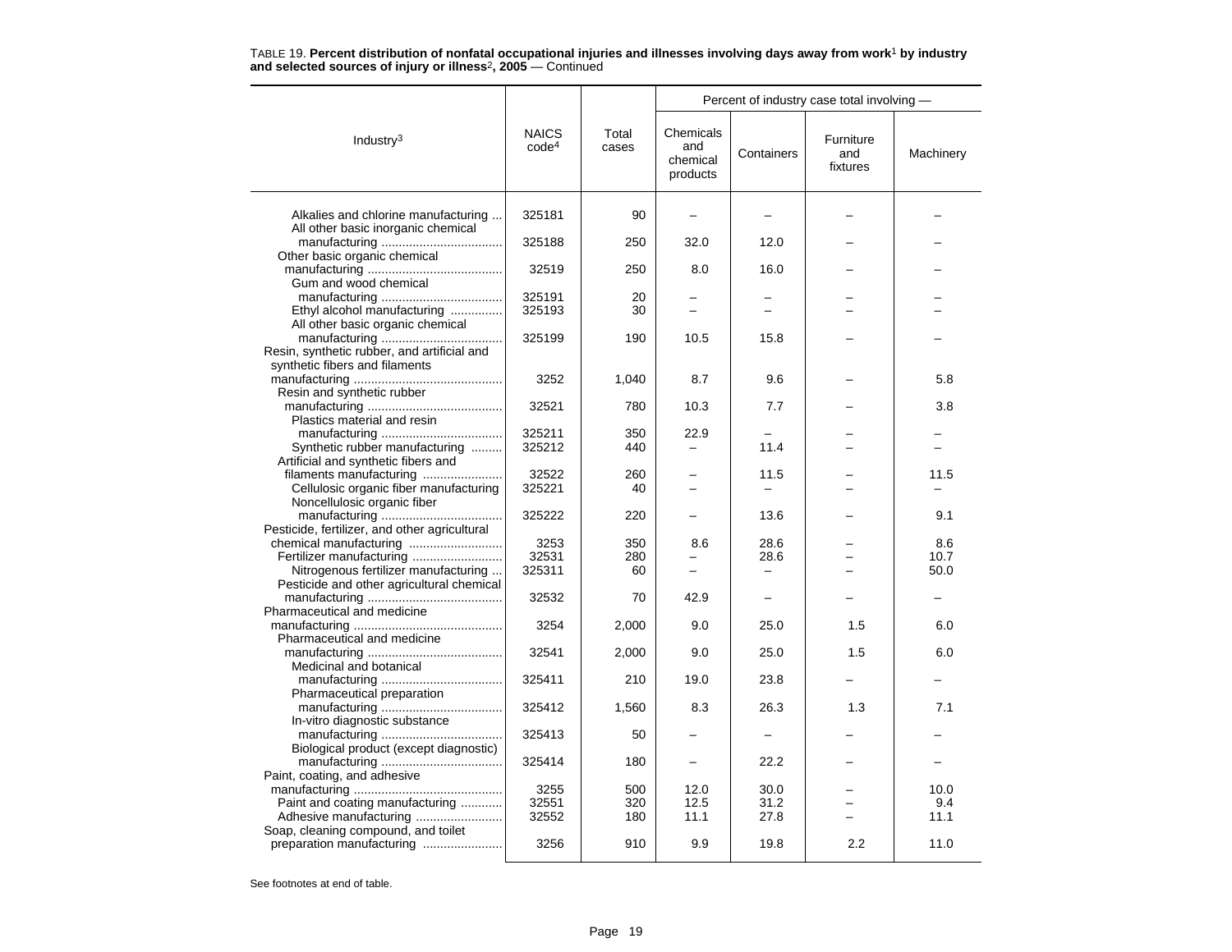TABLE 19. **Percent distribution of nonfatal occupational injuries and illnesses involving days away from work[1] by industry and selected sources of injury or illness[2], 2005** — Continued

| Industry[3] | NAICS code[4] | Total cases | Percent of industry case total involving — Chemicals and chemical products | Containers | Furniture and fixtures | Machinery |
|---|---|---|---|---|---|---|
| Alkalies and chlorine manufacturing | 325181 | 90 | – | – | – | – |
| All other basic inorganic chemical manufacturing | 325188 | 250 | 32.0 | 12.0 | – | – |
| Other basic organic chemical manufacturing | 32519 | 250 | 8.0 | 16.0 | – | – |
| Gum and wood chemical manufacturing | 325191 | 20 | – | – | – | – |
| Ethyl alcohol manufacturing | 325193 | 30 | – | – | – | – |
| All other basic organic chemical manufacturing | 325199 | 190 | 10.5 | 15.8 | – | – |
| Resin, synthetic rubber, and artificial and synthetic fibers and filaments manufacturing | 3252 | 1,040 | 8.7 | 9.6 | – | 5.8 |
| Resin and synthetic rubber manufacturing | 32521 | 780 | 10.3 | 7.7 | – | 3.8 |
| Plastics material and resin manufacturing | 325211 | 350 | 22.9 | – | – | – |
| Synthetic rubber manufacturing | 325212 | 440 | – | 11.4 | – | – |
| Artificial and synthetic fibers and filaments manufacturing | 32522 | 260 | – | 11.5 | – | 11.5 |
| Cellulosic organic fiber manufacturing | 325221 | 40 | – | – | – | – |
| Noncellulosic organic fiber manufacturing | 325222 | 220 | – | 13.6 | – | 9.1 |
| Pesticide, fertilizer, and other agricultural chemical manufacturing | 3253 | 350 | 8.6 | 28.6 | – | 8.6 |
| Fertilizer manufacturing | 32531 | 280 | – | 28.6 | – | 10.7 |
| Nitrogenous fertilizer manufacturing | 325311 | 60 | – | – | – | 50.0 |
| Pesticide and other agricultural chemical manufacturing | 32532 | 70 | 42.9 | – | – | – |
| Pharmaceutical and medicine manufacturing | 3254 | 2,000 | 9.0 | 25.0 | 1.5 | 6.0 |
| Pharmaceutical and medicine manufacturing | 32541 | 2,000 | 9.0 | 25.0 | 1.5 | 6.0 |
| Medicinal and botanical manufacturing | 325411 | 210 | 19.0 | 23.8 | – | – |
| Pharmaceutical preparation manufacturing | 325412 | 1,560 | 8.3 | 26.3 | 1.3 | 7.1 |
| In-vitro diagnostic substance manufacturing | 325413 | 50 | – | – | – | – |
| Biological product (except diagnostic) manufacturing | 325414 | 180 | – | 22.2 | – | – |
| Paint, coating, and adhesive manufacturing | 3255 | 500 | 12.0 | 30.0 | – | 10.0 |
| Paint and coating manufacturing | 32551 | 320 | 12.5 | 31.2 | – | 9.4 |
| Adhesive manufacturing | 32552 | 180 | 11.1 | 27.8 | – | 11.1 |
| Soap, cleaning compound, and toilet preparation manufacturing | 3256 | 910 | 9.9 | 19.8 | 2.2 | 11.0 |

See footnotes at end of table.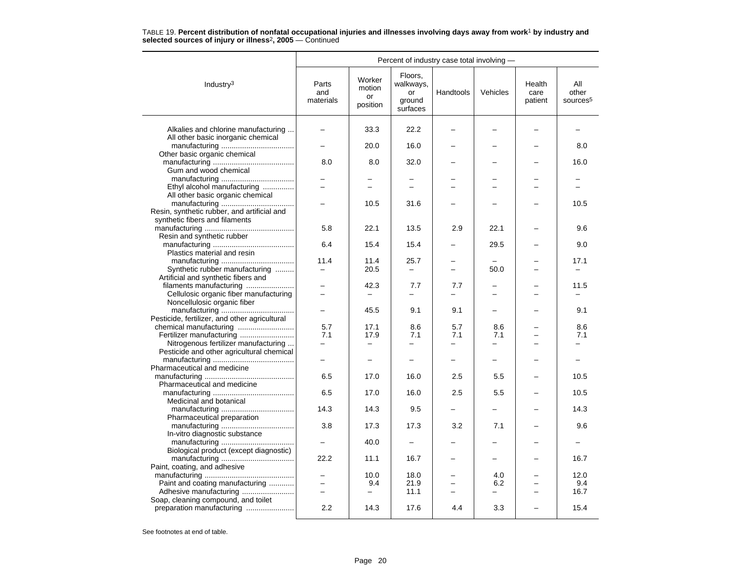TABLE 19. **Percent distribution of nonfatal occupational injuries and illnesses involving days away from work[1] by industry and selected sources of injury or illness[2], 2005** — Continued

| Industry[3] | Percent of industry case total involving — | | | | | | |
|---|---|---|---|---|---|---|---|
| | Parts and materials | Worker motion or position | Floors, walkways, or ground surfaces | Handtools | Vehicles | Health care patient | All other sources[5] |
| Alkalies and chlorine manufacturing | – | 33.3 | 22.2 | – | – | – | – |
| All other basic inorganic chemical manufacturing | – | 20.0 | 16.0 | – | – | – | 8.0 |
| Other basic organic chemical manufacturing | 8.0 | 8.0 | 32.0 | – | – | – | 16.0 |
| Gum and wood chemical manufacturing | – | – | – | – | – | – | – |
| Ethyl alcohol manufacturing | – | – | – | – | – | – | – |
| All other basic organic chemical manufacturing | – | 10.5 | 31.6 | – | – | – | 10.5 |
| Resin, synthetic rubber, and artificial and synthetic fibers and filaments manufacturing | 5.8 | 22.1 | 13.5 | 2.9 | 22.1 | – | 9.6 |
| Resin and synthetic rubber manufacturing | 6.4 | 15.4 | 15.4 | – | 29.5 | – | 9.0 |
| Plastics material and resin manufacturing | 11.4 | 11.4 | 25.7 | – | – | – | 17.1 |
| Synthetic rubber manufacturing | – | 20.5 | – | – | 50.0 | – | – |
| Artificial and synthetic fibers and filaments manufacturing | – | 42.3 | 7.7 | 7.7 | – | – | 11.5 |
| Cellulosic organic fiber manufacturing | – | – | – | – | – | – | – |
| Noncellulosic organic fiber manufacturing | – | 45.5 | 9.1 | 9.1 | – | – | 9.1 |
| Pesticide, fertilizer, and other agricultural chemical manufacturing | 5.7 | 17.1 | 8.6 | 5.7 | 8.6 | – | 8.6 |
| Fertilizer manufacturing | 7.1 | 17.9 | 7.1 | 7.1 | 7.1 | – | 7.1 |
| Nitrogenous fertilizer manufacturing | – | – | – | – | – | – | – |
| Pesticide and other agricultural chemical manufacturing | – | – | – | – | – | – | – |
| Pharmaceutical and medicine manufacturing | 6.5 | 17.0 | 16.0 | 2.5 | 5.5 | – | 10.5 |
| Pharmaceutical and medicine manufacturing | 6.5 | 17.0 | 16.0 | 2.5 | 5.5 | – | 10.5 |
| Medicinal and botanical manufacturing | 14.3 | 14.3 | 9.5 | – | – | – | 14.3 |
| Pharmaceutical preparation manufacturing | 3.8 | 17.3 | 17.3 | 3.2 | 7.1 | – | 9.6 |
| In-vitro diagnostic substance manufacturing | – | 40.0 | – | – | – | – | – |
| Biological product (except diagnostic) manufacturing | 22.2 | 11.1 | 16.7 | – | – | – | 16.7 |
| Paint, coating, and adhesive manufacturing | – | 10.0 | 18.0 | – | 4.0 | – | 12.0 |
| Paint and coating manufacturing | – | 9.4 | 21.9 | – | 6.2 | – | 9.4 |
| Adhesive manufacturing | – | – | 11.1 | – | – | – | 16.7 |
| Soap, cleaning compound, and toilet preparation manufacturing | 2.2 | 14.3 | 17.6 | 4.4 | 3.3 | – | 15.4 |

See footnotes at end of table.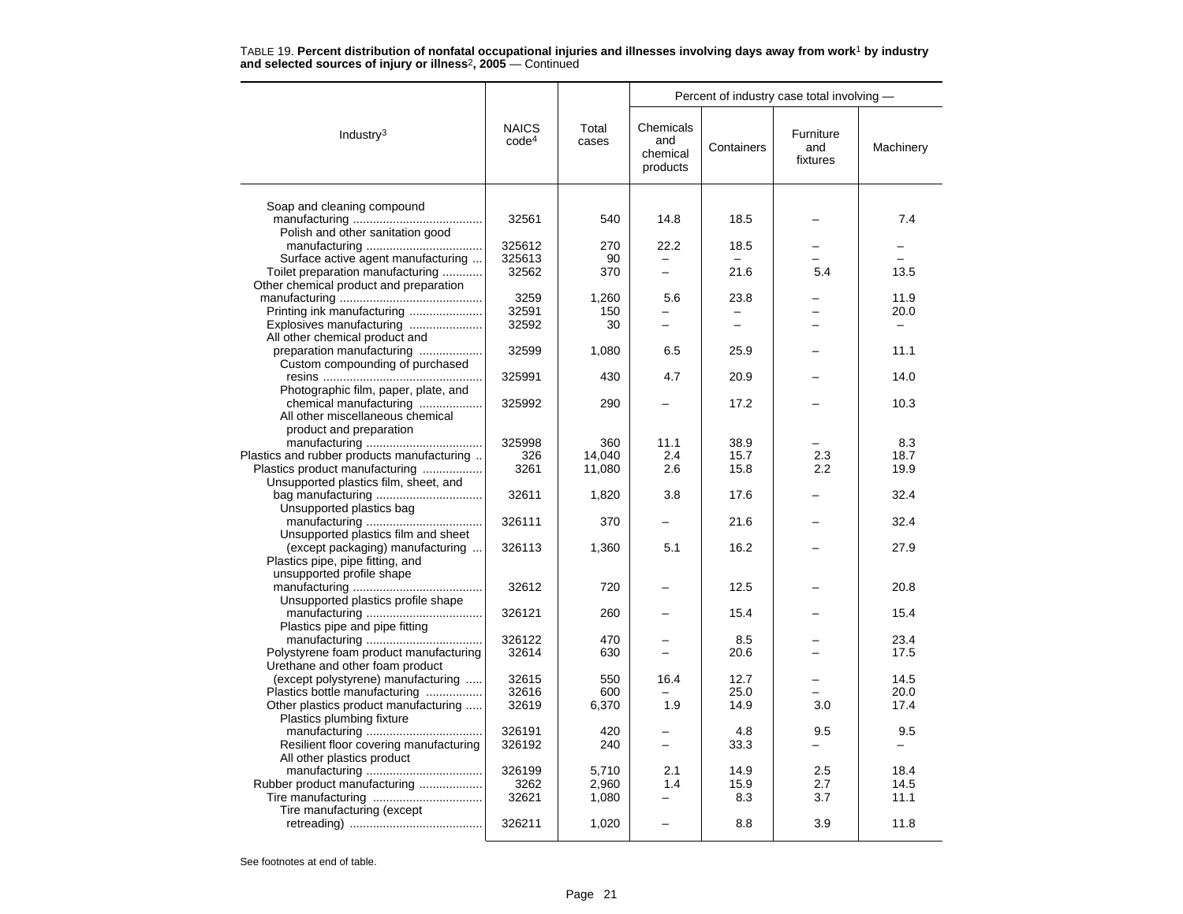TABLE 19. **Percent distribution of nonfatal occupational injuries and illnesses involving days away from work[1] by industry and selected sources of injury or illness[2], 2005** — Continued

| Industry[3] | NAICS code[4] | Total cases | Percent of industry case total involving — Chemicals and chemical products | Containers | Furniture and fixtures | Machinery |
|---|---|---|---|---|---|---|
| Soap and cleaning compound manufacturing | 32561 | 540 | 14.8 | 18.5 | – | 7.4 |
| Polish and other sanitation good manufacturing | 325612 | 270 | 22.2 | 18.5 | – | – |
| Surface active agent manufacturing | 325613 | 90 | – | – | – | – |
| Toilet preparation manufacturing | 32562 | 370 | – | 21.6 | 5.4 | 13.5 |
| Other chemical product and preparation manufacturing | 3259 | 1,260 | 5.6 | 23.8 | – | 11.9 |
| Printing ink manufacturing | 32591 | 150 | – | – | – | 20.0 |
| Explosives manufacturing | 32592 | 30 | – | – | – | – |
| All other chemical product and preparation manufacturing | 32599 | 1,080 | 6.5 | 25.9 | – | 11.1 |
| Custom compounding of purchased resins | 325991 | 430 | 4.7 | 20.9 | – | 14.0 |
| Photographic film, paper, plate, and chemical manufacturing | 325992 | 290 | – | 17.2 | – | 10.3 |
| All other miscellaneous chemical product and preparation manufacturing | 325998 | 360 | 11.1 | 38.9 | – | 8.3 |
| Plastics and rubber products manufacturing | 326 | 14,040 | 2.4 | 15.7 | 2.3 | 18.7 |
| Plastics product manufacturing | 3261 | 11,080 | 2.6 | 15.8 | 2.2 | 19.9 |
| Unsupported plastics film, sheet, and bag manufacturing | 32611 | 1,820 | 3.8 | 17.6 | – | 32.4 |
| Unsupported plastics bag manufacturing | 326111 | 370 | – | 21.6 | – | 32.4 |
| Unsupported plastics film and sheet (except packaging) manufacturing | 326113 | 1,360 | 5.1 | 16.2 | – | 27.9 |
| Plastics pipe, pipe fitting, and unsupported profile shape manufacturing | 32612 | 720 | – | 12.5 | – | 20.8 |
| Unsupported plastics profile shape manufacturing | 326121 | 260 | – | 15.4 | – | 15.4 |
| Plastics pipe and pipe fitting manufacturing | 326122 | 470 | – | 8.5 | – | 23.4 |
| Polystyrene foam product manufacturing | 32614 | 630 | – | 20.6 | – | 17.5 |
| Urethane and other foam product (except polystyrene) manufacturing | 32615 | 550 | 16.4 | 12.7 | – | 14.5 |
| Plastics bottle manufacturing | 32616 | 600 | – | 25.0 | – | 20.0 |
| Other plastics product manufacturing | 32619 | 6,370 | 1.9 | 14.9 | 3.0 | 17.4 |
| Plastics plumbing fixture manufacturing | 326191 | 420 | – | 4.8 | 9.5 | 9.5 |
| Resilient floor covering manufacturing | 326192 | 240 | – | 33.3 | – | – |
| All other plastics product manufacturing | 326199 | 5,710 | 2.1 | 14.9 | 2.5 | 18.4 |
| Rubber product manufacturing | 3262 | 2,960 | 1.4 | 15.9 | 2.7 | 14.5 |
| Tire manufacturing | 32621 | 1,080 | – | 8.3 | 3.7 | 11.1 |
| Tire manufacturing (except retreading) | 326211 | 1,020 | – | 8.8 | 3.9 | 11.8 |

See footnotes at end of table.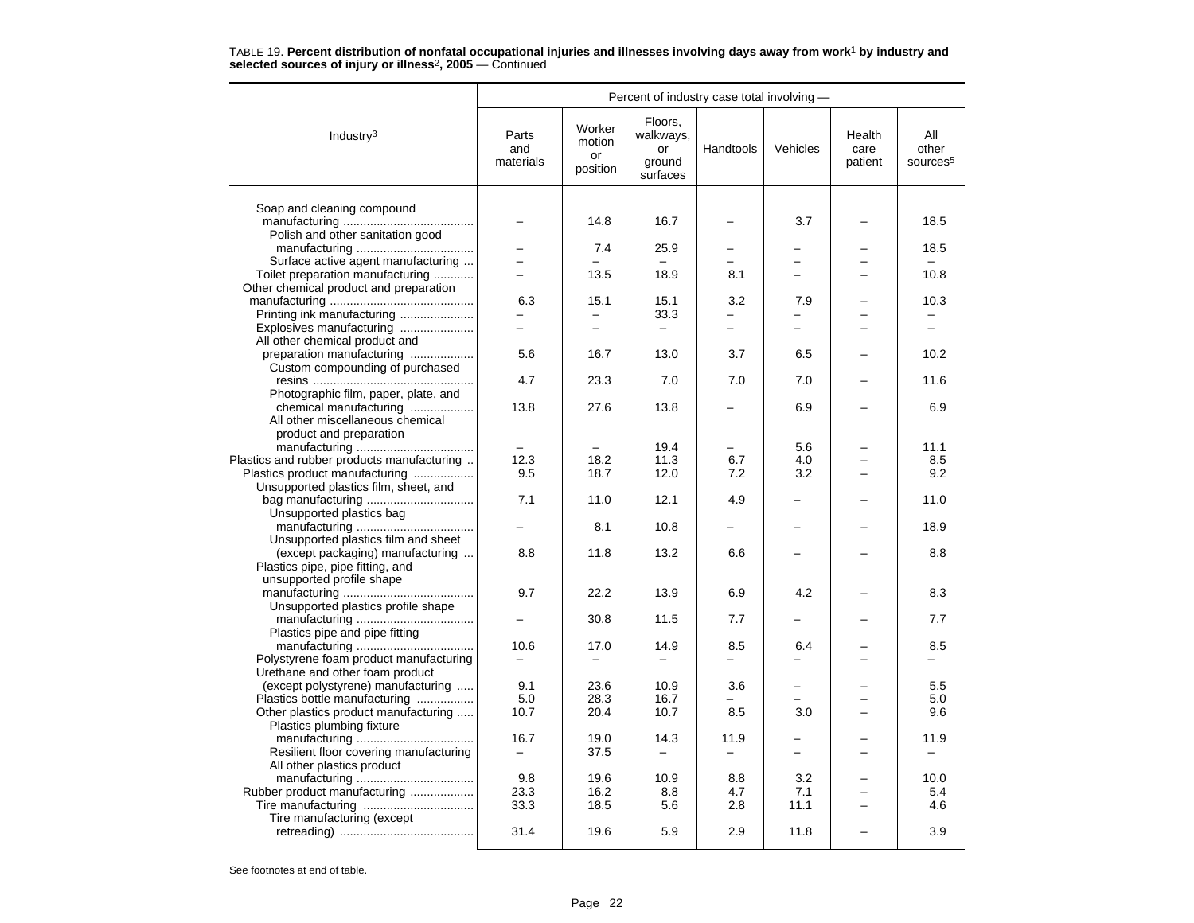TABLE 19. **Percent distribution of nonfatal occupational injuries and illnesses involving days away from work[1] by industry and selected sources of injury or illness[2], 2005** — Continued

| Industry[3] | Percent of industry case total involving — | | | | | | |
|---|---|---|---|---|---|---|---|
| | Parts and materials | Worker motion or position | Floors, walkways, or ground surfaces | Handtools | Vehicles | Health care patient | All other sources[5] |
| Soap and cleaning compound manufacturing | – | 14.8 | 16.7 | – | 3.7 | – | 18.5 |
| Polish and other sanitation good manufacturing | – | 7.4 | 25.9 | – | – | – | 18.5 |
| Surface active agent manufacturing | – | – | – | – | – | – | – |
| Toilet preparation manufacturing | – | 13.5 | 18.9 | 8.1 | – | – | 10.8 |
| Other chemical product and preparation manufacturing | 6.3 | 15.1 | 15.1 | 3.2 | 7.9 | – | 10.3 |
| Printing ink manufacturing | – | – | 33.3 | – | – | – | – |
| Explosives manufacturing | – | – | – | – | – | – | – |
| All other chemical product and preparation manufacturing | 5.6 | 16.7 | 13.0 | 3.7 | 6.5 | – | 10.2 |
| Custom compounding of purchased resins | 4.7 | 23.3 | 7.0 | 7.0 | 7.0 | – | 11.6 |
| Photographic film, paper, plate, and chemical manufacturing | 13.8 | 27.6 | 13.8 | – | 6.9 | – | 6.9 |
| All other miscellaneous chemical product and preparation manufacturing | – | – | 19.4 | – | 5.6 | – | 11.1 |
| Plastics and rubber products manufacturing | 12.3 | 18.2 | 11.3 | 6.7 | 4.0 | – | 8.5 |
| Plastics product manufacturing | 9.5 | 18.7 | 12.0 | 7.2 | 3.2 | – | 9.2 |
| Unsupported plastics film, sheet, and bag manufacturing | 7.1 | 11.0 | 12.1 | 4.9 | – | – | 11.0 |
| Unsupported plastics bag manufacturing | – | 8.1 | 10.8 | – | – | – | 18.9 |
| Unsupported plastics film and sheet (except packaging) manufacturing | 8.8 | 11.8 | 13.2 | 6.6 | – | – | 8.8 |
| Plastics pipe, pipe fitting, and unsupported profile shape manufacturing | 9.7 | 22.2 | 13.9 | 6.9 | 4.2 | – | 8.3 |
| Unsupported plastics profile shape manufacturing | – | 30.8 | 11.5 | 7.7 | – | – | 7.7 |
| Plastics pipe and pipe fitting manufacturing | 10.6 | 17.0 | 14.9 | 8.5 | 6.4 | – | 8.5 |
| Polystyrene foam product manufacturing | – | – | – | – | – | – | – |
| Urethane and other foam product (except polystyrene) manufacturing | 9.1 | 23.6 | 10.9 | 3.6 | – | – | 5.5 |
| Plastics bottle manufacturing | 5.0 | 28.3 | 16.7 | – | – | – | 5.0 |
| Other plastics product manufacturing | 10.7 | 20.4 | 10.7 | 8.5 | 3.0 | – | 9.6 |
| Plastics plumbing fixture manufacturing | 16.7 | 19.0 | 14.3 | 11.9 | – | – | 11.9 |
| Resilient floor covering manufacturing | – | 37.5 | – | – | – | – | – |
| All other plastics product manufacturing | 9.8 | 19.6 | 10.9 | 8.8 | 3.2 | – | 10.0 |
| Rubber product manufacturing | 23.3 | 16.2 | 8.8 | 4.7 | 7.1 | – | 5.4 |
| Tire manufacturing | 33.3 | 18.5 | 5.6 | 2.8 | 11.1 | – | 4.6 |
| Tire manufacturing (except retreading) | 31.4 | 19.6 | 5.9 | 2.9 | 11.8 | – | 3.9 |

See footnotes at end of table.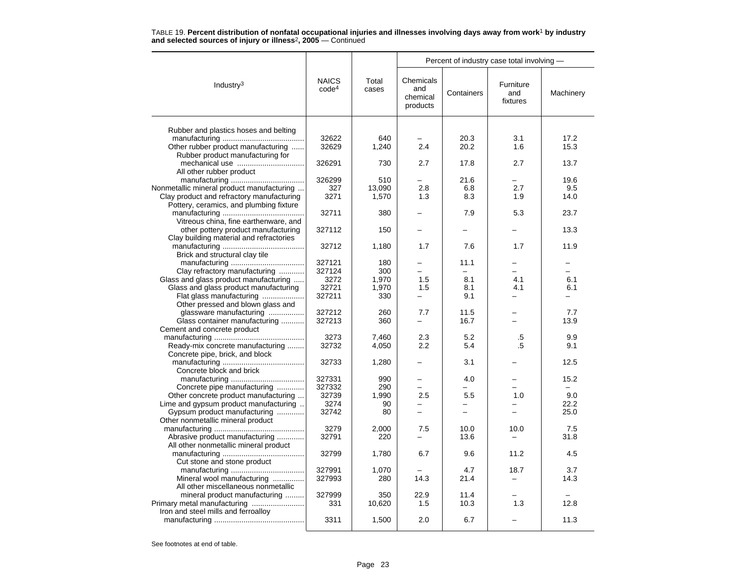TABLE 19. **Percent distribution of nonfatal occupational injuries and illnesses involving days away from work[1] by industry and selected sources of injury or illness[2], 2005** — Continued

| Industry[3] | NAICS code[4] | Total cases | Percent of industry case total involving — Chemicals and chemical products | Containers | Furniture and fixtures | Machinery |
|---|---|---|---|---|---|---|
| Rubber and plastics hoses and belting manufacturing | 32622 | 640 | – | 20.3 | 3.1 | 17.2 |
| Other rubber product manufacturing | 32629 | 1,240 | 2.4 | 20.2 | 1.6 | 15.3 |
| Rubber product manufacturing for mechanical use | 326291 | 730 | 2.7 | 17.8 | 2.7 | 13.7 |
| All other rubber product manufacturing | 326299 | 510 | – | 21.6 | – | 19.6 |
| Nonmetallic mineral product manufacturing | 327 | 13,090 | 2.8 | 6.8 | 2.7 | 9.5 |
| Clay product and refractory manufacturing | 3271 | 1,570 | 1.3 | 8.3 | 1.9 | 14.0 |
| Pottery, ceramics, and plumbing fixture manufacturing | 32711 | 380 | – | 7.9 | 5.3 | 23.7 |
| Vitreous china, fine earthenware, and other pottery product manufacturing | 327112 | 150 | – | – | – | 13.3 |
| Clay building material and refractories manufacturing | 32712 | 1,180 | 1.7 | 7.6 | 1.7 | 11.9 |
| Brick and structural clay tile manufacturing | 327121 | 180 | – | 11.1 | – | – |
| Clay refractory manufacturing | 327124 | 300 | – | – | – | – |
| Glass and glass product manufacturing | 3272 | 1,970 | 1.5 | 8.1 | 4.1 | 6.1 |
| Glass and glass product manufacturing | 32721 | 1,970 | 1.5 | 8.1 | 4.1 | 6.1 |
| Flat glass manufacturing | 327211 | 330 | – | 9.1 | – | – |
| Other pressed and blown glass and glassware manufacturing | 327212 | 260 | 7.7 | 11.5 | – | 7.7 |
| Glass container manufacturing | 327213 | 360 | – | 16.7 | – | 13.9 |
| Cement and concrete product manufacturing | 3273 | 7,460 | 2.3 | 5.2 | .5 | 9.9 |
| Ready-mix concrete manufacturing | 32732 | 4,050 | 2.2 | 5.4 | .5 | 9.1 |
| Concrete pipe, brick, and block manufacturing | 32733 | 1,280 | – | 3.1 | – | 12.5 |
| Concrete block and brick manufacturing | 327331 | 990 | – | 4.0 | – | 15.2 |
| Concrete pipe manufacturing | 327332 | 290 | – | – | – | – |
| Other concrete product manufacturing | 32739 | 1,990 | 2.5 | 5.5 | 1.0 | 9.0 |
| Lime and gypsum product manufacturing | 3274 | 90 | – | – | – | 22.2 |
| Gypsum product manufacturing | 32742 | 80 | – | – | – | 25.0 |
| Other nonmetallic mineral product manufacturing | 3279 | 2,000 | 7.5 | 10.0 | 10.0 | 7.5 |
| Abrasive product manufacturing | 32791 | 220 | – | 13.6 | – | 31.8 |
| All other nonmetallic mineral product manufacturing | 32799 | 1,780 | 6.7 | 9.6 | 11.2 | 4.5 |
| Cut stone and stone product manufacturing | 327991 | 1,070 | – | 4.7 | 18.7 | 3.7 |
| Mineral wool manufacturing | 327993 | 280 | 14.3 | 21.4 | – | 14.3 |
| All other miscellaneous nonmetallic mineral product manufacturing | 327999 | 350 | 22.9 | 11.4 | – | – |
| Primary metal manufacturing | 331 | 10,620 | 1.5 | 10.3 | 1.3 | 12.8 |
| Iron and steel mills and ferroalloy manufacturing | 3311 | 1,500 | 2.0 | 6.7 | – | 11.3 |

See footnotes at end of table.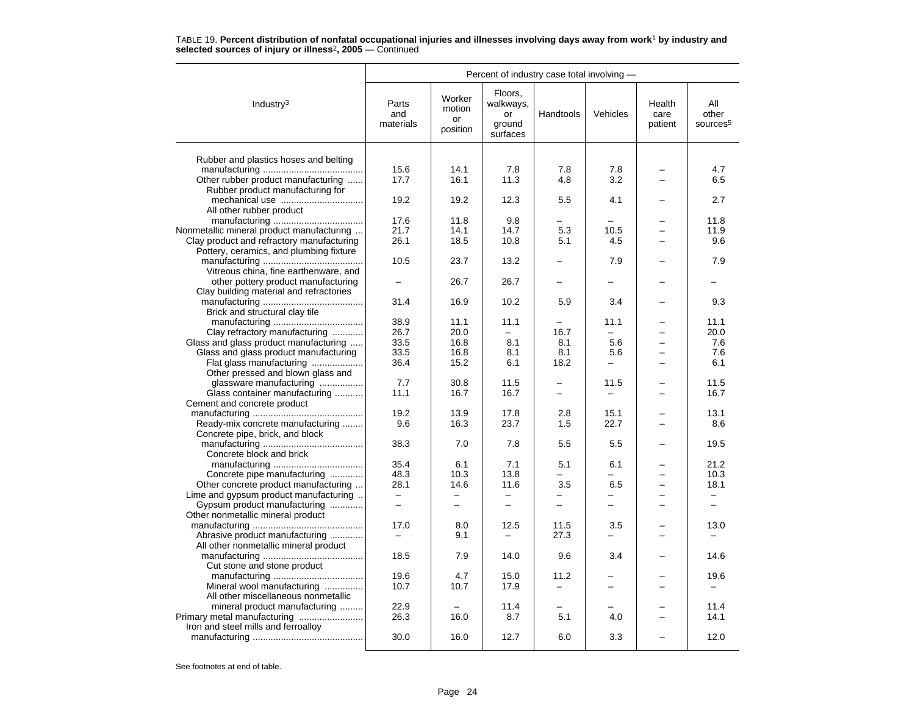TABLE 19. **Percent distribution of nonfatal occupational injuries and illnesses involving days away from work[1] by industry and selected sources of injury or illness[2], 2005** — Continued

| Industry[3] | Percent of industry case total involving — | | | | | | |
|---|---|---|---|---|---|---|---|
| | Parts and materials | Worker motion or position | Floors, walkways, or ground surfaces | Handtools | Vehicles | Health care patient | All other sources[5] |
| Rubber and plastics hoses and belting manufacturing | 15.6 | 14.1 | 7.8 | 7.8 | 7.8 | – | 4.7 |
| Other rubber product manufacturing | 17.7 | 16.1 | 11.3 | 4.8 | 3.2 | – | 6.5 |
| Rubber product manufacturing for mechanical use | 19.2 | 19.2 | 12.3 | 5.5 | 4.1 | – | 2.7 |
| All other rubber product manufacturing | 17.6 | 11.8 | 9.8 | – | – | – | 11.8 |
| Nonmetallic mineral product manufacturing | 21.7 | 14.1 | 14.7 | 5.3 | 10.5 | – | 11.9 |
| Clay product and refractory manufacturing | 26.1 | 18.5 | 10.8 | 5.1 | 4.5 | – | 9.6 |
| Pottery, ceramics, and plumbing fixture manufacturing | 10.5 | 23.7 | 13.2 | – | 7.9 | – | 7.9 |
| Vitreous china, fine earthenware, and other pottery product manufacturing | – | 26.7 | 26.7 | – | – | – | – |
| Clay building material and refractories manufacturing | 31.4 | 16.9 | 10.2 | 5.9 | 3.4 | – | 9.3 |
| Brick and structural clay tile manufacturing | 38.9 | 11.1 | 11.1 | – | 11.1 | – | 11.1 |
| Clay refractory manufacturing | 26.7 | 20.0 | – | 16.7 | – | – | 20.0 |
| Glass and glass product manufacturing | 33.5 | 16.8 | 8.1 | 8.1 | 5.6 | – | 7.6 |
| Glass and glass product manufacturing | 33.5 | 16.8 | 8.1 | 8.1 | 5.6 | – | 7.6 |
| Flat glass manufacturing | 36.4 | 15.2 | 6.1 | 18.2 | – | – | 6.1 |
| Other pressed and blown glass and glassware manufacturing | 7.7 | 30.8 | 11.5 | – | 11.5 | – | 11.5 |
| Glass container manufacturing | 11.1 | 16.7 | 16.7 | – | – | – | 16.7 |
| Cement and concrete product manufacturing | 19.2 | 13.9 | 17.8 | 2.8 | 15.1 | – | 13.1 |
| Ready-mix concrete manufacturing | 9.6 | 16.3 | 23.7 | 1.5 | 22.7 | – | 8.6 |
| Concrete pipe, brick, and block manufacturing | 38.3 | 7.0 | 7.8 | 5.5 | 5.5 | – | 19.5 |
| Concrete block and brick manufacturing | 35.4 | 6.1 | 7.1 | 5.1 | 6.1 | – | 21.2 |
| Concrete pipe manufacturing | 48.3 | 10.3 | 13.8 | – | – | – | 10.3 |
| Other concrete product manufacturing | 28.1 | 14.6 | 11.6 | 3.5 | 6.5 | – | 18.1 |
| Lime and gypsum product manufacturing | – | – | – | – | – | – | – |
| Gypsum product manufacturing | – | – | – | – | – | – | – |
| Other nonmetallic mineral product manufacturing | 17.0 | 8.0 | 12.5 | 11.5 | 3.5 | – | 13.0 |
| Abrasive product manufacturing | – | 9.1 | – | 27.3 | – | – | – |
| All other nonmetallic mineral product manufacturing | 18.5 | 7.9 | 14.0 | 9.6 | 3.4 | – | 14.6 |
| Cut stone and stone product manufacturing | 19.6 | 4.7 | 15.0 | 11.2 | – | – | 19.6 |
| Mineral wool manufacturing | 10.7 | 10.7 | 17.9 | – | – | – | – |
| All other miscellaneous nonmetallic mineral product manufacturing | 22.9 | – | 11.4 | – | – | – | 11.4 |
| Primary metal manufacturing | 26.3 | 16.0 | 8.7 | 5.1 | 4.0 | – | 14.1 |
| Iron and steel mills and ferroalloy manufacturing | 30.0 | 16.0 | 12.7 | 6.0 | 3.3 | – | 12.0 |

See footnotes at end of table.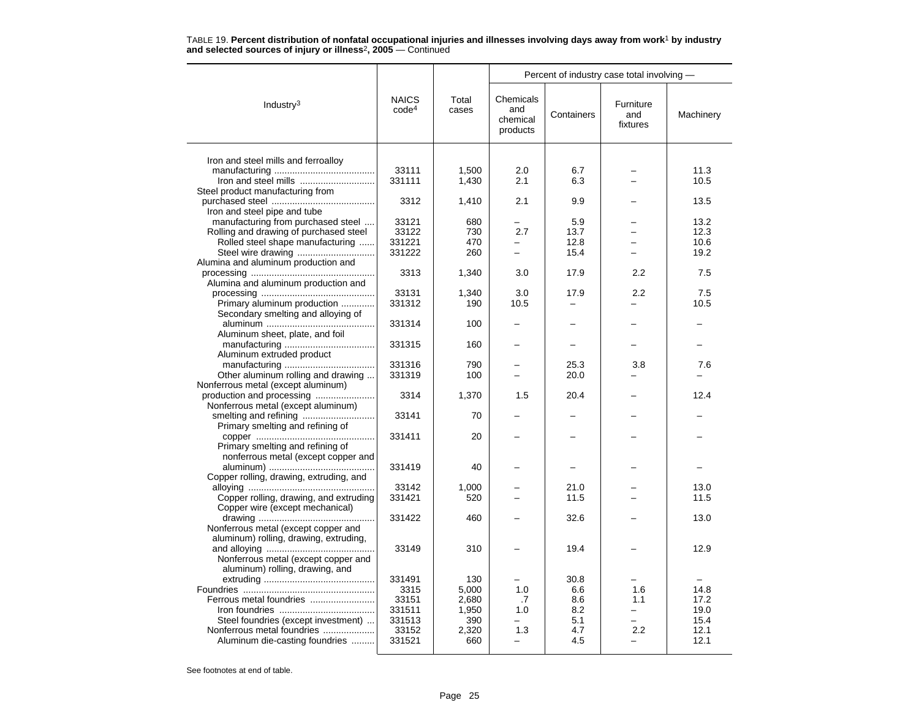TABLE 19. **Percent distribution of nonfatal occupational injuries and illnesses involving days away from work[1] by industry and selected sources of injury or illness[2], 2005** — Continued

| Industry[3] | NAICS code[4] | Total cases | Percent of industry case total involving — Chemicals and chemical products | Containers | Furniture and fixtures | Machinery |
|---|---|---|---|---|---|---|
| Iron and steel mills and ferroalloy manufacturing | 33111 | 1,500 | 2.0 | 6.7 | – | 11.3 |
| Iron and steel mills | 331111 | 1,430 | 2.1 | 6.3 | – | 10.5 |
| Steel product manufacturing from purchased steel | 3312 | 1,410 | 2.1 | 9.9 | – | 13.5 |
| Iron and steel pipe and tube manufacturing from purchased steel | 33121 | 680 | – | 5.9 | – | 13.2 |
| Rolling and drawing of purchased steel | 33122 | 730 | 2.7 | 13.7 | – | 12.3 |
| Rolled steel shape manufacturing | 331221 | 470 | – | 12.8 | – | 10.6 |
| Steel wire drawing | 331222 | 260 | – | 15.4 | – | 19.2 |
| Alumina and aluminum production and processing | 3313 | 1,340 | 3.0 | 17.9 | 2.2 | 7.5 |
| Alumina and aluminum production and processing | 33131 | 1,340 | 3.0 | 17.9 | 2.2 | 7.5 |
| Primary aluminum production | 331312 | 190 | 10.5 | – | – | 10.5 |
| Secondary smelting and alloying of aluminum | 331314 | 100 | – | – | – | – |
| Aluminum sheet, plate, and foil manufacturing | 331315 | 160 | – | – | – | – |
| Aluminum extruded product manufacturing | 331316 | 790 | – | 25.3 | 3.8 | 7.6 |
| Other aluminum rolling and drawing | 331319 | 100 | – | 20.0 | – | – |
| Nonferrous metal (except aluminum) production and processing | 3314 | 1,370 | 1.5 | 20.4 | – | 12.4 |
| Nonferrous metal (except aluminum) smelting and refining | 33141 | 70 | – | – | – | – |
| Primary smelting and refining of copper | 331411 | 20 | – | – | – | – |
| Primary smelting and refining of nonferrous metal (except copper and aluminum) | 331419 | 40 | – | – | – | – |
| Copper rolling, drawing, extruding, and alloying | 33142 | 1,000 | – | 21.0 | – | 13.0 |
| Copper rolling, drawing, and extruding | 331421 | 520 | – | 11.5 | – | 11.5 |
| Copper wire (except mechanical) drawing | 331422 | 460 | – | 32.6 | – | 13.0 |
| Nonferrous metal (except copper and aluminum) rolling, drawing, extruding, and alloying | 33149 | 310 | – | 19.4 | – | 12.9 |
| Nonferrous metal (except copper and aluminum) rolling, drawing, and extruding | 331491 | 130 | – | 30.8 | – | – |
| Foundries | 3315 | 5,000 | 1.0 | 6.6 | 1.6 | 14.8 |
| Ferrous metal foundries | 33151 | 2,680 | .7 | 8.6 | 1.1 | 17.2 |
| Iron foundries | 331511 | 1,950 | 1.0 | 8.2 | – | 19.0 |
| Steel foundries (except investment) | 331513 | 390 | – | 5.1 | – | 15.4 |
| Nonferrous metal foundries | 33152 | 2,320 | 1.3 | 4.7 | 2.2 | 12.1 |
| Aluminum die-casting foundries | 331521 | 660 | – | 4.5 | – | 12.1 |

See footnotes at end of table.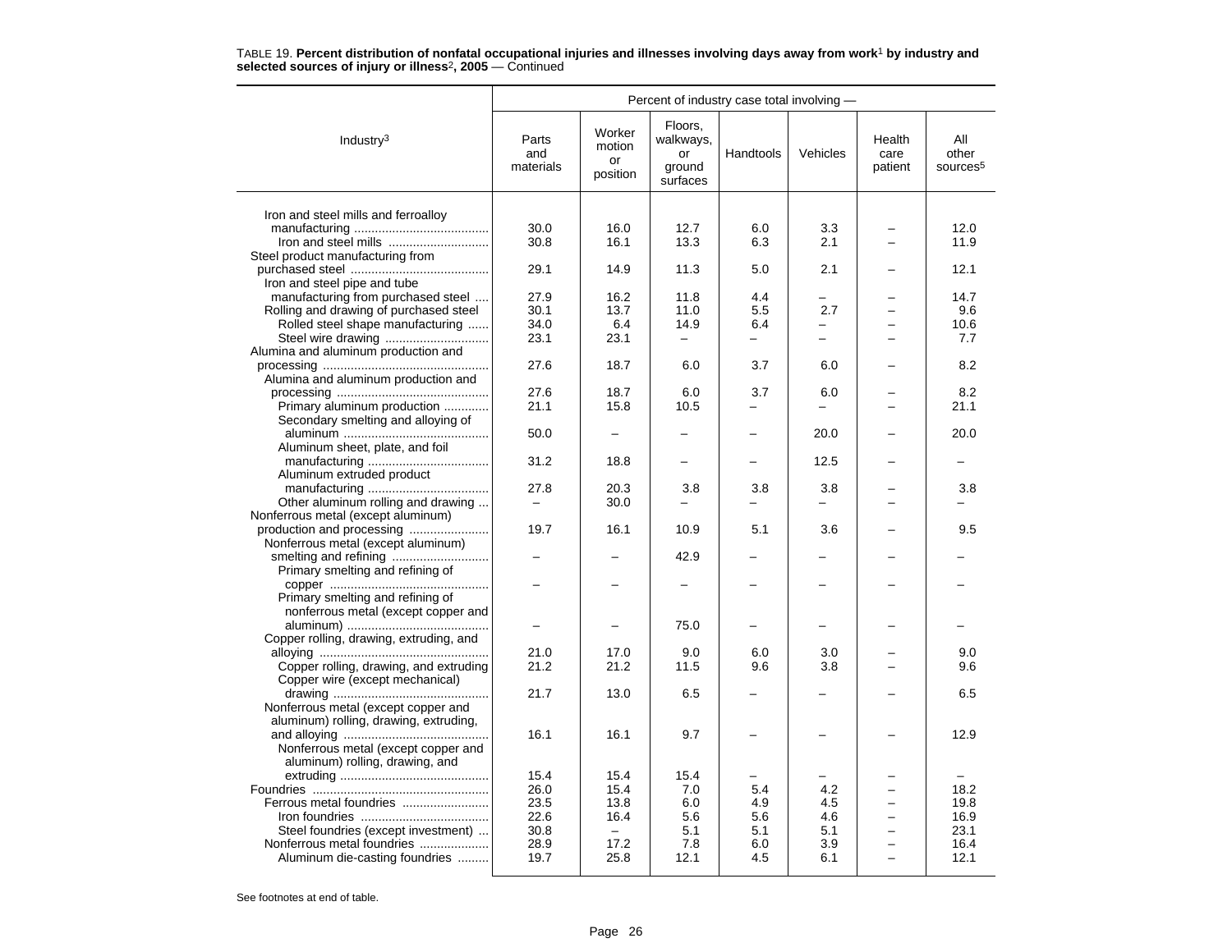TABLE 19. **Percent distribution of nonfatal occupational injuries and illnesses involving days away from work[1] by industry and selected sources of injury or illness[2], 2005** — Continued

| Industry[3] | Percent of industry case total involving — | | | | | | |
|---|---|---|---|---|---|---|---|
| | Parts and materials | Worker motion or position | Floors, walkways, or ground surfaces | Handtools | Vehicles | Health care patient | All other sources[5] |
| Iron and steel mills and ferroalloy manufacturing | 30.0 | 16.0 | 12.7 | 6.0 | 3.3 | – | 12.0 |
| Iron and steel mills | 30.8 | 16.1 | 13.3 | 6.3 | 2.1 | – | 11.9 |
| Steel product manufacturing from purchased steel | 29.1 | 14.9 | 11.3 | 5.0 | 2.1 | – | 12.1 |
| Iron and steel pipe and tube manufacturing from purchased steel | 27.9 | 16.2 | 11.8 | 4.4 | – | – | 14.7 |
| Rolling and drawing of purchased steel | 30.1 | 13.7 | 11.0 | 5.5 | 2.7 | – | 9.6 |
| Rolled steel shape manufacturing | 34.0 | 6.4 | 14.9 | 6.4 | – | – | 10.6 |
| Steel wire drawing | 23.1 | 23.1 | – | – | – | – | 7.7 |
| Alumina and aluminum production and processing | 27.6 | 18.7 | 6.0 | 3.7 | 6.0 | – | 8.2 |
| Alumina and aluminum production and processing | 27.6 | 18.7 | 6.0 | 3.7 | 6.0 | – | 8.2 |
| Primary aluminum production | 21.1 | 15.8 | 10.5 | – | – | – | 21.1 |
| Secondary smelting and alloying of aluminum | 50.0 | – | – | – | 20.0 | – | 20.0 |
| Aluminum sheet, plate, and foil manufacturing | 31.2 | 18.8 | – | – | 12.5 | – | – |
| Aluminum extruded product manufacturing | 27.8 | 20.3 | 3.8 | 3.8 | 3.8 | – | 3.8 |
| Other aluminum rolling and drawing | – | 30.0 | – | – | – | – | – |
| Nonferrous metal (except aluminum) production and processing | 19.7 | 16.1 | 10.9 | 5.1 | 3.6 | – | 9.5 |
| Nonferrous metal (except aluminum) smelting and refining | – | – | 42.9 | – | – | – | – |
| Primary smelting and refining of copper | – | – | – | – | – | – | – |
| Primary smelting and refining of nonferrous metal (except copper and aluminum) | – | – | 75.0 | – | – | – | – |
| Copper rolling, drawing, extruding, and alloying | 21.0 | 17.0 | 9.0 | 6.0 | 3.0 | – | 9.0 |
| Copper rolling, drawing, and extruding | 21.2 | 21.2 | 11.5 | 9.6 | 3.8 | – | 9.6 |
| Copper wire (except mechanical) drawing | 21.7 | 13.0 | 6.5 | – | – | – | 6.5 |
| Nonferrous metal (except copper and aluminum) rolling, drawing, extruding, and alloying | 16.1 | 16.1 | 9.7 | – | – | – | 12.9 |
| Nonferrous metal (except copper and aluminum) rolling, drawing, and extruding | 15.4 | 15.4 | 15.4 | – | – | – | – |
| Foundries | 26.0 | 15.4 | 7.0 | 5.4 | 4.2 | – | 18.2 |
| Ferrous metal foundries | 23.5 | 13.8 | 6.0 | 4.9 | 4.5 | – | 19.8 |
| Iron foundries | 22.6 | 16.4 | 5.6 | 5.6 | 4.6 | – | 16.9 |
| Steel foundries (except investment) | 30.8 | – | 5.1 | 5.1 | 5.1 | – | 23.1 |
| Nonferrous metal foundries | 28.9 | 17.2 | 7.8 | 6.0 | 3.9 | – | 16.4 |
| Aluminum die-casting foundries | 19.7 | 25.8 | 12.1 | 4.5 | 6.1 | – | 12.1 |

See footnotes at end of table.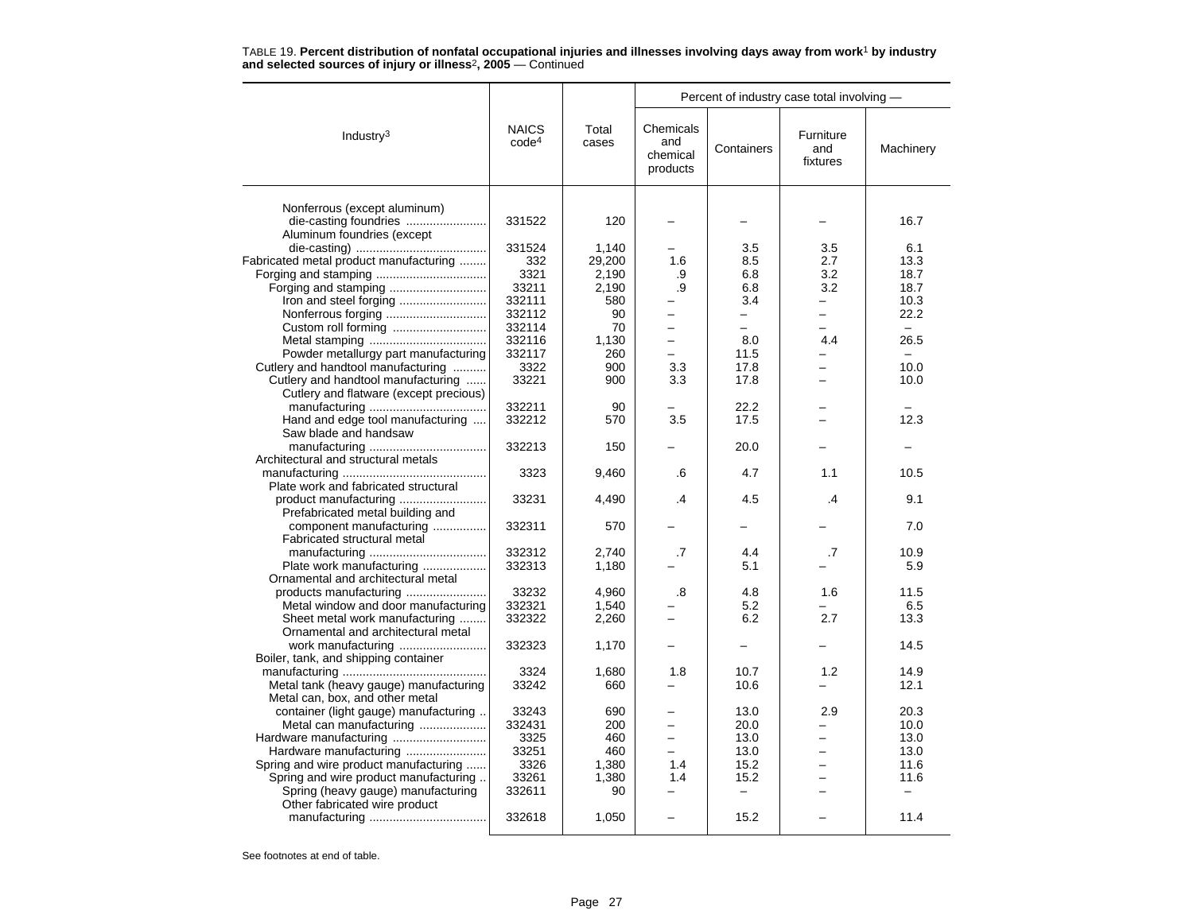TABLE 19. **Percent distribution of nonfatal occupational injuries and illnesses involving days away from work[1] by industry and selected sources of injury or illness[2], 2005** — Continued

| Industry[3] | NAICS code[4] | Total cases | Percent of industry case total involving — Chemicals and chemical products | Containers | Furniture and fixtures | Machinery |
|---|---|---|---|---|---|---|
| Nonferrous (except aluminum) die-casting foundries | 331522 | 120 | – | – | – | 16.7 |
| Aluminum foundries (except die-casting) | 331524 | 1,140 | – | 3.5 | 3.5 | 6.1 |
| Fabricated metal product manufacturing | 332 | 29,200 | 1.6 | 8.5 | 2.7 | 13.3 |
| Forging and stamping | 3321 | 2,190 | .9 | 6.8 | 3.2 | 18.7 |
| Forging and stamping | 33211 | 2,190 | .9 | 6.8 | 3.2 | 18.7 |
| Iron and steel forging | 332111 | 580 | – | 3.4 | – | 10.3 |
| Nonferrous forging | 332112 | 90 | – | – | – | 22.2 |
| Custom roll forming | 332114 | 70 | – | – | – | – |
| Metal stamping | 332116 | 1,130 | – | 8.0 | 4.4 | 26.5 |
| Powder metallurgy part manufacturing | 332117 | 260 | – | 11.5 | – | – |
| Cutlery and handtool manufacturing | 3322 | 900 | 3.3 | 17.8 | – | 10.0 |
| Cutlery and handtool manufacturing | 33221 | 900 | 3.3 | 17.8 | – | 10.0 |
| Cutlery and flatware (except precious) manufacturing | 332211 | 90 | – | 22.2 | – | – |
| Hand and edge tool manufacturing | 332212 | 570 | 3.5 | 17.5 | – | 12.3 |
| Saw blade and handsaw manufacturing | 332213 | 150 | – | 20.0 | – | – |
| Architectural and structural metals manufacturing | 3323 | 9,460 | .6 | 4.7 | 1.1 | 10.5 |
| Plate work and fabricated structural product manufacturing | 33231 | 4,490 | .4 | 4.5 | .4 | 9.1 |
| Prefabricated metal building and component manufacturing | 332311 | 570 | – | – | – | 7.0 |
| Fabricated structural metal manufacturing | 332312 | 2,740 | .7 | 4.4 | .7 | 10.9 |
| Plate work manufacturing | 332313 | 1,180 | – | 5.1 | – | 5.9 |
| Ornamental and architectural metal products manufacturing | 33232 | 4,960 | .8 | 4.8 | 1.6 | 11.5 |
| Metal window and door manufacturing | 332321 | 1,540 | – | 5.2 | – | 6.5 |
| Sheet metal work manufacturing | 332322 | 2,260 | – | 6.2 | 2.7 | 13.3 |
| Ornamental and architectural metal work manufacturing | 332323 | 1,170 | – | – | – | 14.5 |
| Boiler, tank, and shipping container manufacturing | 3324 | 1,680 | 1.8 | 10.7 | 1.2 | 14.9 |
| Metal tank (heavy gauge) manufacturing | 33242 | 660 | – | 10.6 | – | 12.1 |
| Metal can, box, and other metal container (light gauge) manufacturing | 33243 | 690 | – | 13.0 | 2.9 | 20.3 |
| Metal can manufacturing | 332431 | 200 | – | 20.0 | – | 10.0 |
| Hardware manufacturing | 3325 | 460 | – | 13.0 | – | 13.0 |
| Hardware manufacturing | 33251 | 460 | – | 13.0 | – | 13.0 |
| Spring and wire product manufacturing | 3326 | 1,380 | 1.4 | 15.2 | – | 11.6 |
| Spring and wire product manufacturing | 33261 | 1,380 | 1.4 | 15.2 | – | 11.6 |
| Spring (heavy gauge) manufacturing | 332611 | 90 | – | – | – | – |
| Other fabricated wire product manufacturing | 332618 | 1,050 | – | 15.2 | – | 11.4 |

See footnotes at end of table.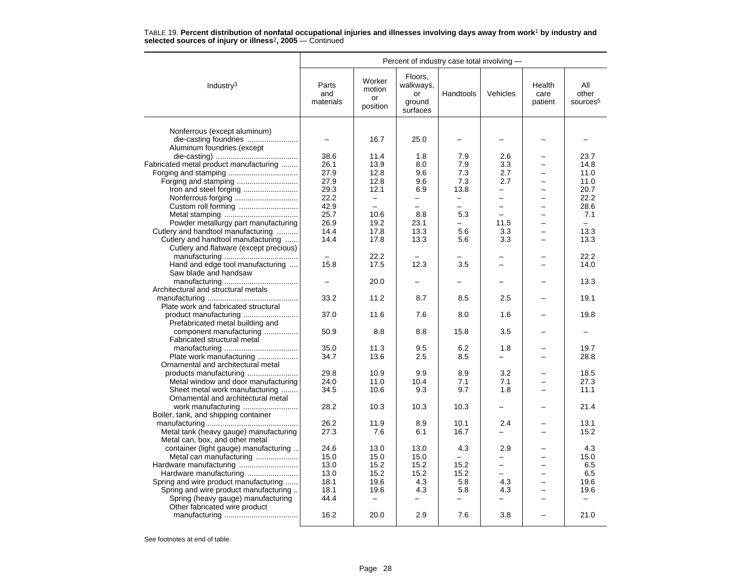TABLE 19. **Percent distribution of nonfatal occupational injuries and illnesses involving days away from work**[1] **by industry and selected sources of injury or illness**[2]**, 2005** — Continued

| Industry[3] | Parts and materials | Worker motion or position | Floors, walkways, or ground surfaces | Handtools | Vehicles | Health care patient | All other sources[5] |
|---|---|---|---|---|---|---|---|
| | Percent of industry case total involving — | | | | | | |
| Nonferrous (except aluminum) die-casting foundries | – | 16.7 | 25.0 | – | – | – | – |
| Aluminum foundries (except die-casting) | 38.6 | 11.4 | 1.8 | 7.9 | 2.6 | – | 23.7 |
| Fabricated metal product manufacturing | 26.1 | 13.9 | 8.0 | 7.9 | 3.3 | – | 14.8 |
| Forging and stamping | 27.9 | 12.8 | 9.6 | 7.3 | 2.7 | – | 11.0 |
| Forging and stamping | 27.9 | 12.8 | 9.6 | 7.3 | 2.7 | – | 11.0 |
| Iron and steel forging | 29.3 | 12.1 | 6.9 | 13.8 | – | – | 20.7 |
| Nonferrous forging | 22.2 | – | – | – | – | – | 22.2 |
| Custom roll forming | 42.9 | – | – | – | – | – | 28.6 |
| Metal stamping | 25.7 | 10.6 | 8.8 | 5.3 | – | – | 7.1 |
| Powder metallurgy part manufacturing | 26.9 | 19.2 | 23.1 | – | 11.5 | – | – |
| Cutlery and handtool manufacturing | 14.4 | 17.8 | 13.3 | 5.6 | 3.3 | – | 13.3 |
| Cutlery and handtool manufacturing | 14.4 | 17.8 | 13.3 | 5.6 | 3.3 | – | 13.3 |
| Cutlery and flatware (except precious) manufacturing | – | 22.2 | – | – | – | – | 22.2 |
| Hand and edge tool manufacturing | 15.8 | 17.5 | 12.3 | 3.5 | – | – | 14.0 |
| Saw blade and handsaw manufacturing | – | 20.0 | – | – | – | – | 13.3 |
| Architectural and structural metals manufacturing | 33.2 | 11.2 | 8.7 | 8.5 | 2.5 | – | 19.1 |
| Plate work and fabricated structural product manufacturing | 37.0 | 11.6 | 7.6 | 8.0 | 1.6 | – | 19.8 |
| Prefabricated metal building and component manufacturing | 50.9 | 8.8 | 8.8 | 15.8 | 3.5 | – | – |
| Fabricated structural metal manufacturing | 35.0 | 11.3 | 9.5 | 6.2 | 1.8 | – | 19.7 |
| Plate work manufacturing | 34.7 | 13.6 | 2.5 | 8.5 | – | – | 28.8 |
| Ornamental and architectural metal products manufacturing | 29.8 | 10.9 | 9.9 | 8.9 | 3.2 | – | 18.5 |
| Metal window and door manufacturing | 24.0 | 11.0 | 10.4 | 7.1 | 7.1 | – | 27.3 |
| Sheet metal work manufacturing | 34.5 | 10.6 | 9.3 | 9.7 | 1.8 | – | 11.1 |
| Ornamental and architectural metal work manufacturing | 28.2 | 10.3 | 10.3 | 10.3 | – | – | 21.4 |
| Boiler, tank, and shipping container manufacturing | 26.2 | 11.9 | 8.9 | 10.1 | 2.4 | – | 13.1 |
| Metal tank (heavy gauge) manufacturing | 27.3 | 7.6 | 6.1 | 16.7 | – | – | 15.2 |
| Metal can, box, and other metal container (light gauge) manufacturing | 24.6 | 13.0 | 13.0 | 4.3 | 2.9 | – | 4.3 |
| Metal can manufacturing | 15.0 | 15.0 | 15.0 | – | – | – | 15.0 |
| Hardware manufacturing | 13.0 | 15.2 | 15.2 | 15.2 | – | – | 6.5 |
| Hardware manufacturing | 13.0 | 15.2 | 15.2 | 15.2 | – | – | 6.5 |
| Spring and wire product manufacturing | 18.1 | 19.6 | 4.3 | 5.8 | 4.3 | – | 19.6 |
| Spring and wire product manufacturing | 18.1 | 19.6 | 4.3 | 5.8 | 4.3 | – | 19.6 |
| Spring (heavy gauge) manufacturing | 44.4 | – | – | – | – | – | – |
| Other fabricated wire product manufacturing | 16.2 | 20.0 | 2.9 | 7.6 | 3.8 | – | 21.0 |

See footnotes at end of table.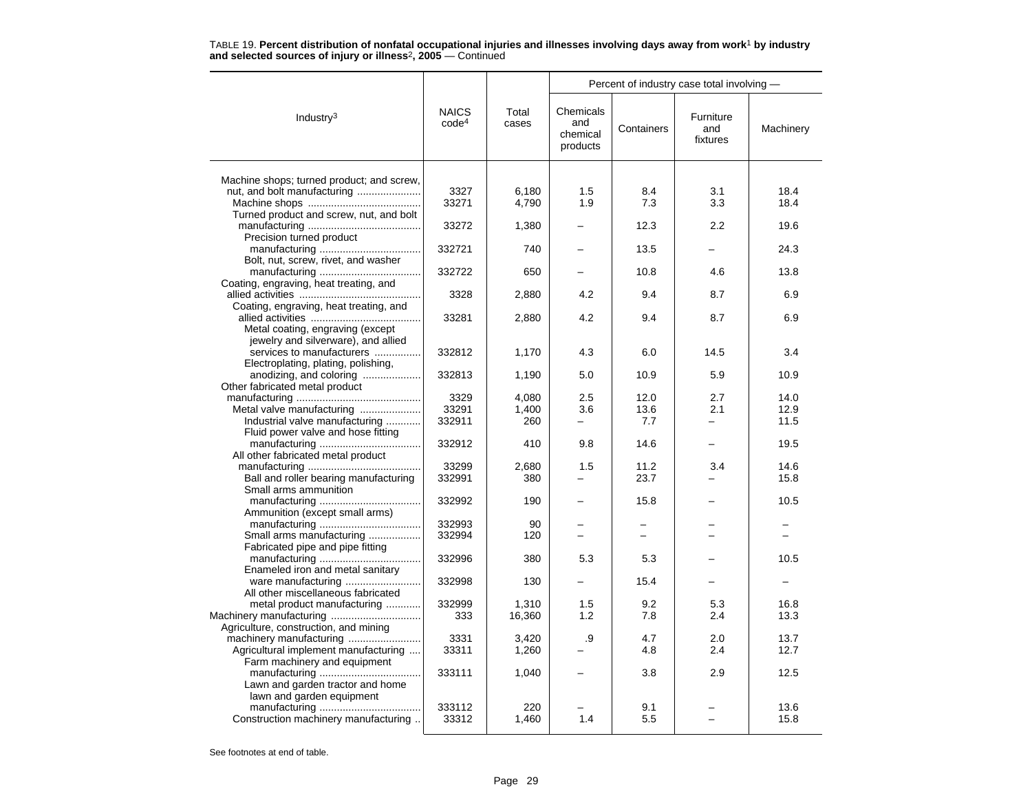TABLE 19. **Percent distribution of nonfatal occupational injuries and illnesses involving days away from work[1] by industry and selected sources of injury or illness[2], 2005** — Continued

| Industry[3] | NAICS code[4] | Total cases | Percent of industry case total involving — Chemicals and chemical products | Containers | Furniture and fixtures | Machinery |
|---|---|---|---|---|---|---|
| Machine shops; turned product; and screw, nut, and bolt manufacturing | 3327 | 6,180 | 1.5 | 8.4 | 3.1 | 18.4 |
| Machine shops | 33271 | 4,790 | 1.9 | 7.3 | 3.3 | 18.4 |
| Turned product and screw, nut, and bolt manufacturing | 33272 | 1,380 | – | 12.3 | 2.2 | 19.6 |
| Precision turned product manufacturing | 332721 | 740 | – | 13.5 | – | 24.3 |
| Bolt, nut, screw, rivet, and washer manufacturing | 332722 | 650 | – | 10.8 | 4.6 | 13.8 |
| Coating, engraving, heat treating, and allied activities | 3328 | 2,880 | 4.2 | 9.4 | 8.7 | 6.9 |
| Coating, engraving, heat treating, and allied activities | 33281 | 2,880 | 4.2 | 9.4 | 8.7 | 6.9 |
| Metal coating, engraving (except jewelry and silverware), and allied services to manufacturers | 332812 | 1,170 | 4.3 | 6.0 | 14.5 | 3.4 |
| Electroplating, plating, polishing, anodizing, and coloring | 332813 | 1,190 | 5.0 | 10.9 | 5.9 | 10.9 |
| Other fabricated metal product manufacturing | 3329 | 4,080 | 2.5 | 12.0 | 2.7 | 14.0 |
| Metal valve manufacturing | 33291 | 1,400 | 3.6 | 13.6 | 2.1 | 12.9 |
| Industrial valve manufacturing | 332911 | 260 | – | 7.7 | – | 11.5 |
| Fluid power valve and hose fitting manufacturing | 332912 | 410 | 9.8 | 14.6 | – | 19.5 |
| All other fabricated metal product manufacturing | 33299 | 2,680 | 1.5 | 11.2 | 3.4 | 14.6 |
| Ball and roller bearing manufacturing | 332991 | 380 | – | 23.7 | – | 15.8 |
| Small arms ammunition manufacturing | 332992 | 190 | – | 15.8 | – | 10.5 |
| Ammunition (except small arms) manufacturing | 332993 | 90 | – | – | – | – |
| Small arms manufacturing | 332994 | 120 | – | – | – | – |
| Fabricated pipe and pipe fitting manufacturing | 332996 | 380 | 5.3 | 5.3 | – | 10.5 |
| Enameled iron and metal sanitary ware manufacturing | 332998 | 130 | – | 15.4 | – | – |
| All other miscellaneous fabricated metal product manufacturing | 332999 | 1,310 | 1.5 | 9.2 | 5.3 | 16.8 |
| Machinery manufacturing | 333 | 16,360 | 1.2 | 7.8 | 2.4 | 13.3 |
| Agriculture, construction, and mining machinery manufacturing | 3331 | 3,420 | .9 | 4.7 | 2.0 | 13.7 |
| Agricultural implement manufacturing | 33311 | 1,260 | – | 4.8 | 2.4 | 12.7 |
| Farm machinery and equipment manufacturing | 333111 | 1,040 | – | 3.8 | 2.9 | 12.5 |
| Lawn and garden tractor and home lawn and garden equipment manufacturing | 333112 | 220 | – | 9.1 | – | 13.6 |
| Construction machinery manufacturing | 33312 | 1,460 | 1.4 | 5.5 | – | 15.8 |

See footnotes at end of table.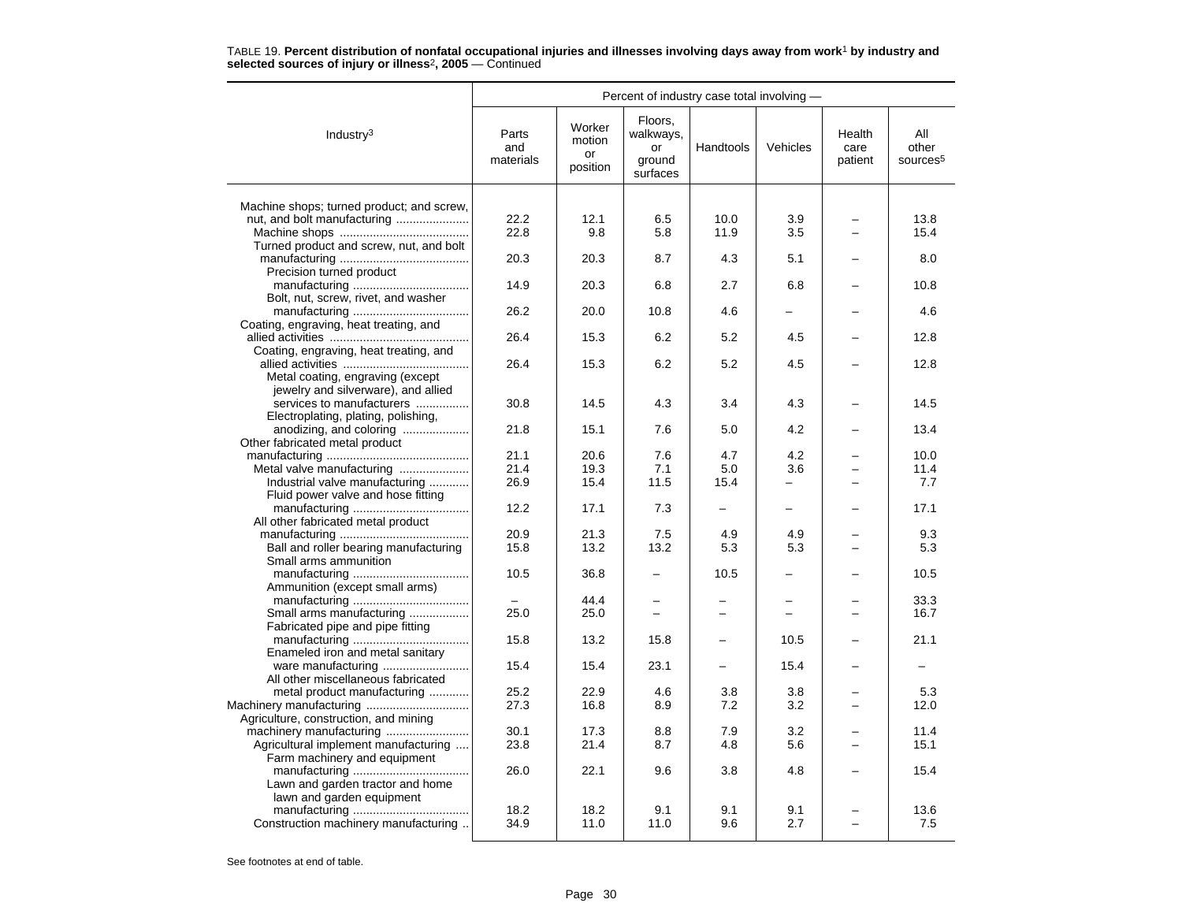TABLE 19. **Percent distribution of nonfatal occupational injuries and illnesses involving days away from work[1] by industry and selected sources of injury or illness[2], 2005** — Continued

| Industry[3] | Percent of industry case total involving — | | | | | | |
|---|---|---|---|---|---|---|---|
| | Parts and materials | Worker motion or position | Floors, walkways, or ground surfaces | Handtools | Vehicles | Health care patient | All other sources[5] |
| Machine shops; turned product; and screw, nut, and bolt manufacturing | 22.2 | 12.1 | 6.5 | 10.0 | 3.9 | – | 13.8 |
| Machine shops | 22.8 | 9.8 | 5.8 | 11.9 | 3.5 | – | 15.4 |
| Turned product and screw, nut, and bolt manufacturing | 20.3 | 20.3 | 8.7 | 4.3 | 5.1 | – | 8.0 |
| Precision turned product manufacturing | 14.9 | 20.3 | 6.8 | 2.7 | 6.8 | – | 10.8 |
| Bolt, nut, screw, rivet, and washer manufacturing | 26.2 | 20.0 | 10.8 | 4.6 | – | – | 4.6 |
| Coating, engraving, heat treating, and allied activities | 26.4 | 15.3 | 6.2 | 5.2 | 4.5 | – | 12.8 |
| Coating, engraving, heat treating, and allied activities | 26.4 | 15.3 | 6.2 | 5.2 | 4.5 | – | 12.8 |
| Metal coating, engraving (except jewelry and silverware), and allied services to manufacturers | 30.8 | 14.5 | 4.3 | 3.4 | 4.3 | – | 14.5 |
| Electroplating, plating, polishing, anodizing, and coloring | 21.8 | 15.1 | 7.6 | 5.0 | 4.2 | – | 13.4 |
| Other fabricated metal product manufacturing | 21.1 | 20.6 | 7.6 | 4.7 | 4.2 | – | 10.0 |
| Metal valve manufacturing | 21.4 | 19.3 | 7.1 | 5.0 | 3.6 | – | 11.4 |
| Industrial valve manufacturing | 26.9 | 15.4 | 11.5 | 15.4 | – | – | 7.7 |
| Fluid power valve and hose fitting manufacturing | 12.2 | 17.1 | 7.3 | – | – | – | 17.1 |
| All other fabricated metal product manufacturing | 20.9 | 21.3 | 7.5 | 4.9 | 4.9 | – | 9.3 |
| Ball and roller bearing manufacturing | 15.8 | 13.2 | 13.2 | 5.3 | 5.3 | – | 5.3 |
| Small arms ammunition manufacturing | 10.5 | 36.8 | – | 10.5 | – | – | 10.5 |
| Ammunition (except small arms) manufacturing | – | 44.4 | – | – | – | – | 33.3 |
| Small arms manufacturing | 25.0 | 25.0 | – | – | – | – | 16.7 |
| Fabricated pipe and pipe fitting manufacturing | 15.8 | 13.2 | 15.8 | – | 10.5 | – | 21.1 |
| Enameled iron and metal sanitary ware manufacturing | 15.4 | 15.4 | 23.1 | – | 15.4 | – | – |
| All other miscellaneous fabricated metal product manufacturing | 25.2 | 22.9 | 4.6 | 3.8 | 3.8 | – | 5.3 |
| Machinery manufacturing | 27.3 | 16.8 | 8.9 | 7.2 | 3.2 | – | 12.0 |
| Agriculture, construction, and mining machinery manufacturing | 30.1 | 17.3 | 8.8 | 7.9 | 3.2 | – | 11.4 |
| Agricultural implement manufacturing | 23.8 | 21.4 | 8.7 | 4.8 | 5.6 | – | 15.1 |
| Farm machinery and equipment manufacturing | 26.0 | 22.1 | 9.6 | 3.8 | 4.8 | – | 15.4 |
| Lawn and garden tractor and home lawn and garden equipment manufacturing | 18.2 | 18.2 | 9.1 | 9.1 | 9.1 | – | 13.6 |
| Construction machinery manufacturing | 34.9 | 11.0 | 11.0 | 9.6 | 2.7 | – | 7.5 |

See footnotes at end of table.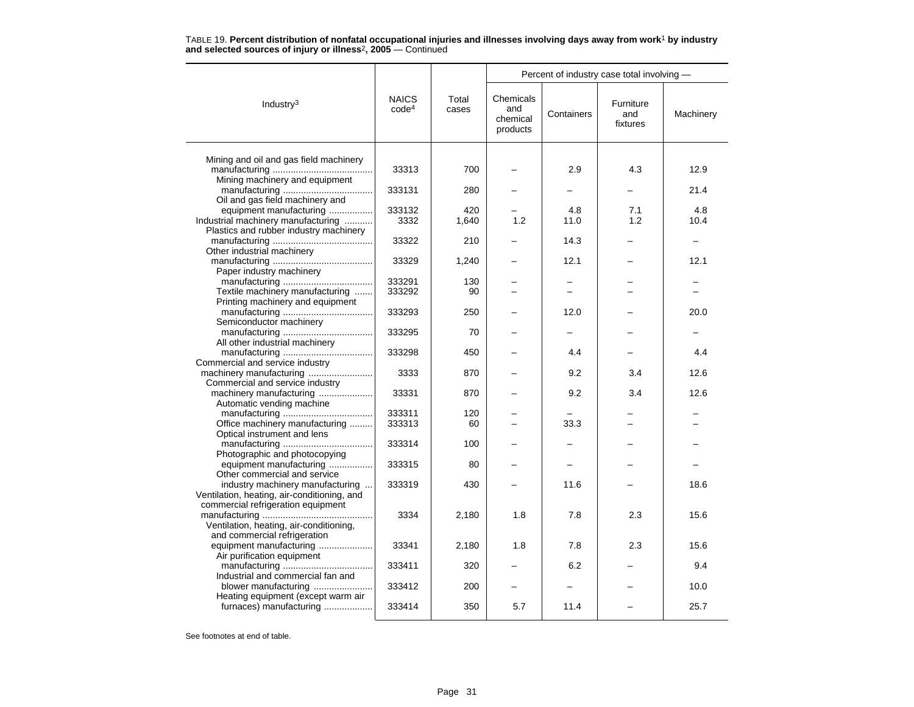TABLE 19. **Percent distribution of nonfatal occupational injuries and illnesses involving days away from work[1] by industry and selected sources of injury or illness[2], 2005** — Continued

| Industry[3] | NAICS code[4] | Total cases | Percent of industry case total involving — | | | |
|---|---|---|---|---|---|---|
| | | | Chemicals and chemical products | Containers | Furniture and fixtures | Machinery |
| Mining and oil and gas field machinery manufacturing | 33313 | 700 | – | 2.9 | 4.3 | 12.9 |
| Mining machinery and equipment manufacturing | 333131 | 280 | – | – | – | 21.4 |
| Oil and gas field machinery and equipment manufacturing | 333132 | 420 | – | 4.8 | 7.1 | 4.8 |
| Industrial machinery manufacturing | 3332 | 1,640 | 1.2 | 11.0 | 1.2 | 10.4 |
| Plastics and rubber industry machinery manufacturing | 33322 | 210 | – | 14.3 | – | – |
| Other industrial machinery manufacturing | 33329 | 1,240 | – | 12.1 | – | 12.1 |
| Paper industry machinery manufacturing | 333291 | 130 | – | – | – | – |
| Textile machinery manufacturing | 333292 | 90 | – | – | – | – |
| Printing machinery and equipment manufacturing | 333293 | 250 | – | 12.0 | – | 20.0 |
| Semiconductor machinery manufacturing | 333295 | 70 | – | – | – | – |
| All other industrial machinery manufacturing | 333298 | 450 | – | 4.4 | – | 4.4 |
| Commercial and service industry machinery manufacturing | 3333 | 870 | – | 9.2 | 3.4 | 12.6 |
| Commercial and service industry machinery manufacturing | 33331 | 870 | – | 9.2 | 3.4 | 12.6 |
| Automatic vending machine manufacturing | 333311 | 120 | – | – | – | – |
| Office machinery manufacturing | 333313 | 60 | – | 33.3 | – | – |
| Optical instrument and lens manufacturing | 333314 | 100 | – | – | – | – |
| Photographic and photocopying equipment manufacturing | 333315 | 80 | – | – | – | – |
| Other commercial and service industry machinery manufacturing | 333319 | 430 | – | 11.6 | – | 18.6 |
| Ventilation, heating, air-conditioning, and commercial refrigeration equipment manufacturing | 3334 | 2,180 | 1.8 | 7.8 | 2.3 | 15.6 |
| Ventilation, heating, air-conditioning, and commercial refrigeration equipment manufacturing | 33341 | 2,180 | 1.8 | 7.8 | 2.3 | 15.6 |
| Air purification equipment manufacturing | 333411 | 320 | – | 6.2 | – | 9.4 |
| Industrial and commercial fan and blower manufacturing | 333412 | 200 | – | – | – | 10.0 |
| Heating equipment (except warm air furnaces) manufacturing | 333414 | 350 | 5.7 | 11.4 | – | 25.7 |

See footnotes at end of table.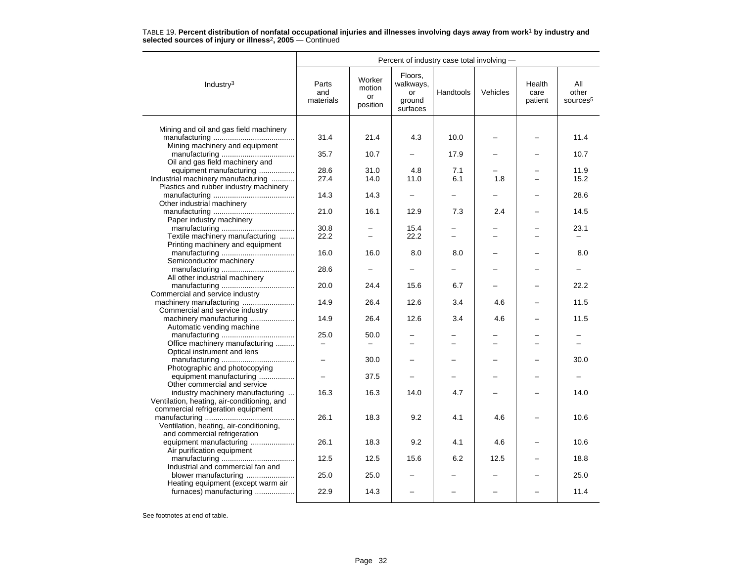TABLE 19. **Percent distribution of nonfatal occupational injuries and illnesses involving days away from work[1] by industry and selected sources of injury or illness[2], 2005** — Continued

| Industry[3] | Percent of industry case total involving — | | | | | | |
|---|---|---|---|---|---|---|---|
| | Parts and materials | Worker motion or position | Floors, walkways, or ground surfaces | Handtools | Vehicles | Health care patient | All other sources[5] |
| Mining and oil and gas field machinery manufacturing | 31.4 | 21.4 | 4.3 | 10.0 | – | – | 11.4 |
| Mining machinery and equipment manufacturing | 35.7 | 10.7 | – | 17.9 | – | – | 10.7 |
| Oil and gas field machinery and equipment manufacturing | 28.6 | 31.0 | 4.8 | 7.1 | – | – | 11.9 |
| Industrial machinery manufacturing | 27.4 | 14.0 | 11.0 | 6.1 | 1.8 | – | 15.2 |
| Plastics and rubber industry machinery manufacturing | 14.3 | 14.3 | – | – | – | – | 28.6 |
| Other industrial machinery manufacturing | 21.0 | 16.1 | 12.9 | 7.3 | 2.4 | – | 14.5 |
| Paper industry machinery manufacturing | 30.8 | – | 15.4 | – | – | – | 23.1 |
| Textile machinery manufacturing | 22.2 | – | 22.2 | – | – | – | – |
| Printing machinery and equipment manufacturing | 16.0 | 16.0 | 8.0 | 8.0 | – | – | 8.0 |
| Semiconductor machinery manufacturing | 28.6 | – | – | – | – | – | – |
| All other industrial machinery manufacturing | 20.0 | 24.4 | 15.6 | 6.7 | – | – | 22.2 |
| Commercial and service industry machinery manufacturing | 14.9 | 26.4 | 12.6 | 3.4 | 4.6 | – | 11.5 |
| Commercial and service industry machinery manufacturing | 14.9 | 26.4 | 12.6 | 3.4 | 4.6 | – | 11.5 |
| Automatic vending machine manufacturing | 25.0 | 50.0 | – | – | – | – | – |
| Office machinery manufacturing | – | – | – | – | – | – | – |
| Optical instrument and lens manufacturing | – | 30.0 | – | – | – | – | 30.0 |
| Photographic and photocopying equipment manufacturing | – | 37.5 | – | – | – | – | – |
| Other commercial and service industry machinery manufacturing | 16.3 | 16.3 | 14.0 | 4.7 | – | – | 14.0 |
| Ventilation, heating, air-conditioning, and commercial refrigeration equipment manufacturing | 26.1 | 18.3 | 9.2 | 4.1 | 4.6 | – | 10.6 |
| Ventilation, heating, air-conditioning, and commercial refrigeration equipment manufacturing | 26.1 | 18.3 | 9.2 | 4.1 | 4.6 | – | 10.6 |
| Air purification equipment manufacturing | 12.5 | 12.5 | 15.6 | 6.2 | 12.5 | – | 18.8 |
| Industrial and commercial fan and blower manufacturing | 25.0 | 25.0 | – | – | – | – | 25.0 |
| Heating equipment (except warm air furnaces) manufacturing | 22.9 | 14.3 | – | – | – | – | 11.4 |

See footnotes at end of table.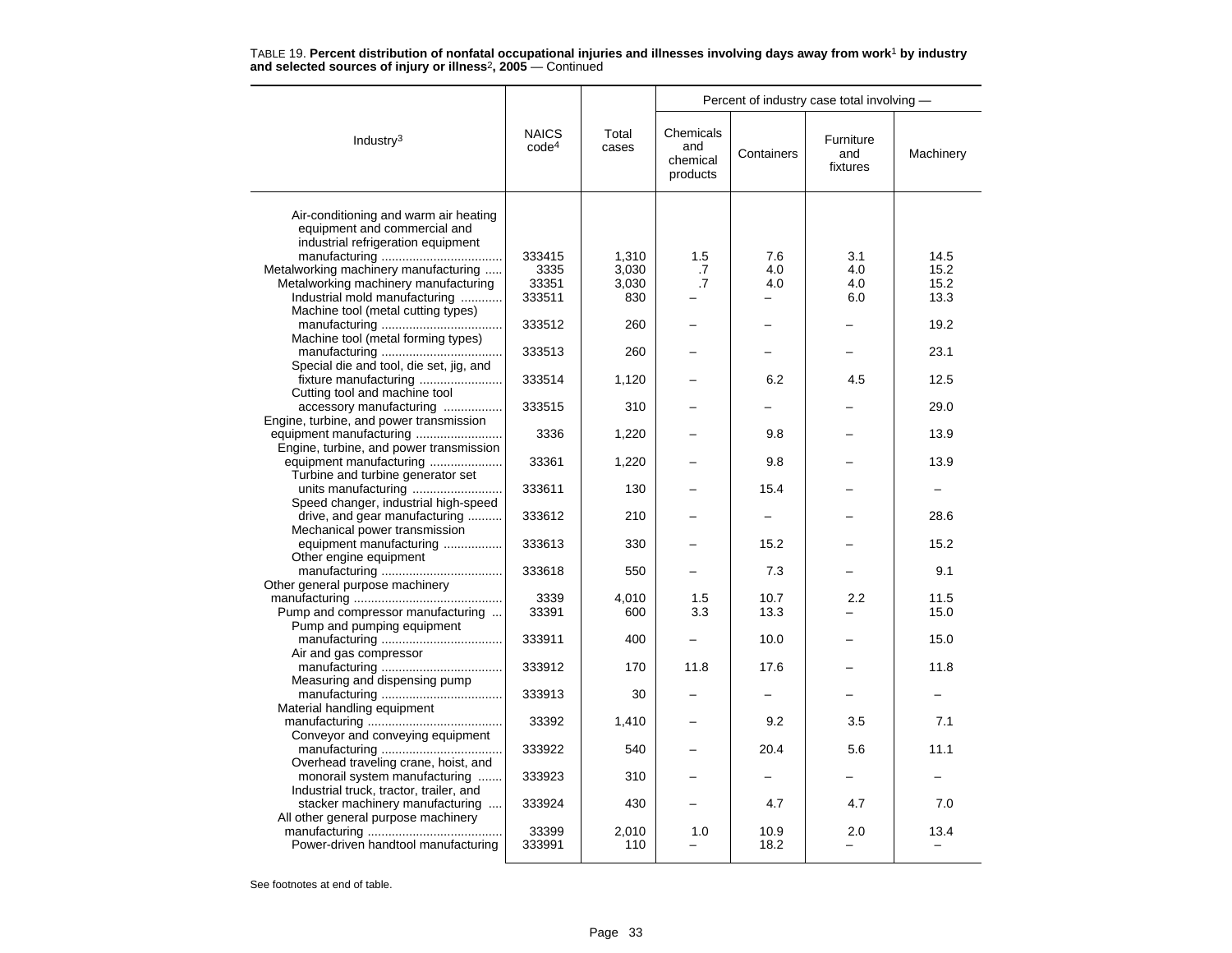TABLE 19. **Percent distribution of nonfatal occupational injuries and illnesses involving days away from work[1] by industry and selected sources of injury or illness[2], 2005** — Continued

| Industry[3] | NAICS code[4] | Total cases | Percent of industry case total involving — | | | |
|---|---|---|---|---|---|---|
| | | | Chemicals and chemical products | Containers | Furniture and fixtures | Machinery |
| Air-conditioning and warm air heating equipment and commercial and industrial refrigeration equipment manufacturing | 333415 | 1,310 | 1.5 | 7.6 | 3.1 | 14.5 |
| Metalworking machinery manufacturing | 3335 | 3,030 | .7 | 4.0 | 4.0 | 15.2 |
| Metalworking machinery manufacturing | 33351 | 3,030 | .7 | 4.0 | 4.0 | 15.2 |
| Industrial mold manufacturing | 333511 | 830 | – | – | 6.0 | 13.3 |
| Machine tool (metal cutting types) manufacturing | 333512 | 260 | – | – | – | 19.2 |
| Machine tool (metal forming types) manufacturing | 333513 | 260 | – | – | – | 23.1 |
| Special die and tool, die set, jig, and fixture manufacturing | 333514 | 1,120 | – | 6.2 | 4.5 | 12.5 |
| Cutting tool and machine tool accessory manufacturing | 333515 | 310 | – | – | – | 29.0 |
| Engine, turbine, and power transmission equipment manufacturing | 3336 | 1,220 | – | 9.8 | – | 13.9 |
| Engine, turbine, and power transmission equipment manufacturing | 33361 | 1,220 | – | 9.8 | – | 13.9 |
| Turbine and turbine generator set units manufacturing | 333611 | 130 | – | 15.4 | – | – |
| Speed changer, industrial high-speed drive, and gear manufacturing | 333612 | 210 | – | – | – | 28.6 |
| Mechanical power transmission equipment manufacturing | 333613 | 330 | – | 15.2 | – | 15.2 |
| Other engine equipment manufacturing | 333618 | 550 | – | 7.3 | – | 9.1 |
| Other general purpose machinery manufacturing | 3339 | 4,010 | 1.5 | 10.7 | 2.2 | 11.5 |
| Pump and compressor manufacturing | 33391 | 600 | 3.3 | 13.3 | – | 15.0 |
| Pump and pumping equipment manufacturing | 333911 | 400 | – | 10.0 | – | 15.0 |
| Air and gas compressor manufacturing | 333912 | 170 | 11.8 | 17.6 | – | 11.8 |
| Measuring and dispensing pump manufacturing | 333913 | 30 | – | – | – | – |
| Material handling equipment manufacturing | 33392 | 1,410 | – | 9.2 | 3.5 | 7.1 |
| Conveyor and conveying equipment manufacturing | 333922 | 540 | – | 20.4 | 5.6 | 11.1 |
| Overhead traveling crane, hoist, and monorail system manufacturing | 333923 | 310 | – | – | – | – |
| Industrial truck, tractor, trailer, and stacker machinery manufacturing | 333924 | 430 | – | 4.7 | 4.7 | 7.0 |
| All other general purpose machinery manufacturing | 33399 | 2,010 | 1.0 | 10.9 | 2.0 | 13.4 |
| Power-driven handtool manufacturing | 333991 | 110 | – | 18.2 | – | – |

See footnotes at end of table.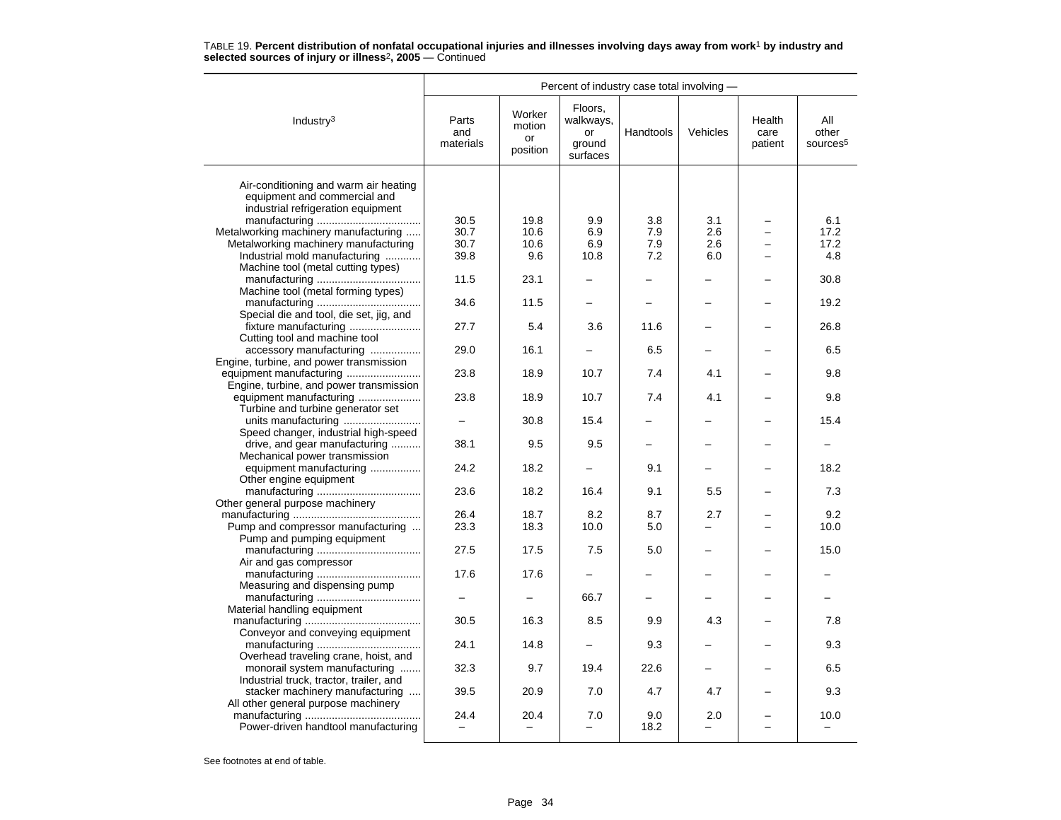TABLE 19. **Percent distribution of nonfatal occupational injuries and illnesses involving days away from work[1] by industry and selected sources of injury or illness[2], 2005** — Continued

| Industry[3] | Percent of industry case total involving — | | | | | | |
|---|---|---|---|---|---|---|---|
| | Parts and materials | Worker motion or position | Floors, walkways, or ground surfaces | Handtools | Vehicles | Health care patient | All other sources[5] |
| Air-conditioning and warm air heating equipment and commercial and industrial refrigeration equipment manufacturing | 30.5 | 19.8 | 9.9 | 3.8 | 3.1 | – | 6.1 |
| Metalworking machinery manufacturing | 30.7 | 10.6 | 6.9 | 7.9 | 2.6 | – | 17.2 |
| Metalworking machinery manufacturing | 30.7 | 10.6 | 6.9 | 7.9 | 2.6 | – | 17.2 |
| Industrial mold manufacturing | 39.8 | 9.6 | 10.8 | 7.2 | 6.0 | – | 4.8 |
| Machine tool (metal cutting types) manufacturing | 11.5 | 23.1 | – | – | – | – | 30.8 |
| Machine tool (metal forming types) manufacturing | 34.6 | 11.5 | – | – | – | – | 19.2 |
| Special die and tool, die set, jig, and fixture manufacturing | 27.7 | 5.4 | 3.6 | 11.6 | – | – | 26.8 |
| Cutting tool and machine tool accessory manufacturing | 29.0 | 16.1 | – | 6.5 | – | – | 6.5 |
| Engine, turbine, and power transmission equipment manufacturing | 23.8 | 18.9 | 10.7 | 7.4 | 4.1 | – | 9.8 |
| Engine, turbine, and power transmission equipment manufacturing | 23.8 | 18.9 | 10.7 | 7.4 | 4.1 | – | 9.8 |
| Turbine and turbine generator set units manufacturing | – | 30.8 | 15.4 | – | – | – | 15.4 |
| Speed changer, industrial high-speed drive, and gear manufacturing | 38.1 | 9.5 | 9.5 | – | – | – | – |
| Mechanical power transmission equipment manufacturing | 24.2 | 18.2 | – | 9.1 | – | – | 18.2 |
| Other engine equipment manufacturing | 23.6 | 18.2 | 16.4 | 9.1 | 5.5 | – | 7.3 |
| Other general purpose machinery manufacturing | 26.4 | 18.7 | 8.2 | 8.7 | 2.7 | – | 9.2 |
| Pump and compressor manufacturing | 23.3 | 18.3 | 10.0 | 5.0 | – | – | 10.0 |
| Pump and pumping equipment manufacturing | 27.5 | 17.5 | 7.5 | 5.0 | – | – | 15.0 |
| Air and gas compressor manufacturing | 17.6 | 17.6 | – | – | – | – | – |
| Measuring and dispensing pump manufacturing | – | – | 66.7 | – | – | – | – |
| Material handling equipment manufacturing | 30.5 | 16.3 | 8.5 | 9.9 | 4.3 | – | 7.8 |
| Conveyor and conveying equipment manufacturing | 24.1 | 14.8 | – | 9.3 | – | – | 9.3 |
| Overhead traveling crane, hoist, and monorail system manufacturing | 32.3 | 9.7 | 19.4 | 22.6 | – | – | 6.5 |
| Industrial truck, tractor, trailer, and stacker machinery manufacturing | 39.5 | 20.9 | 7.0 | 4.7 | 4.7 | – | 9.3 |
| All other general purpose machinery manufacturing | 24.4 | 20.4 | 7.0 | 9.0 | 2.0 | – | 10.0 |
| Power-driven handtool manufacturing | – | – | – | 18.2 | – | – | – |

See footnotes at end of table.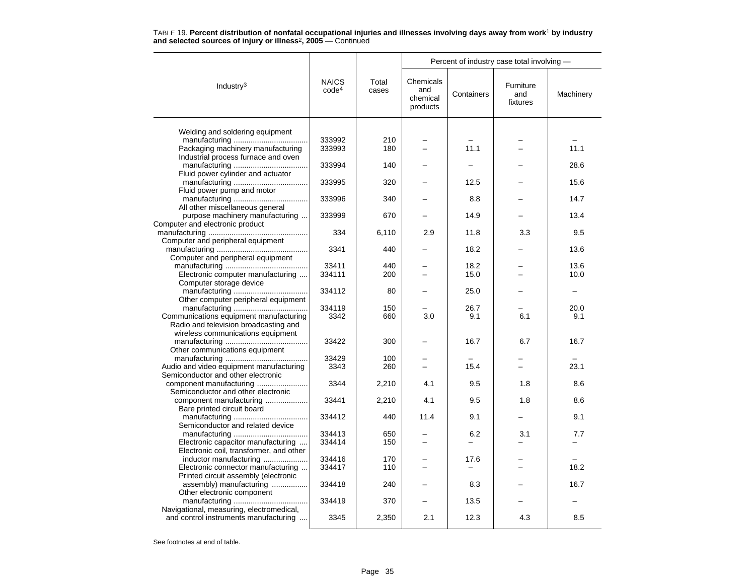TABLE 19. **Percent distribution of nonfatal occupational injuries and illnesses involving days away from work[1] by industry and selected sources of injury or illness[2], 2005** — Continued

| Industry[3] | NAICS code[4] | Total cases | Percent of industry case total involving — Chemicals and chemical products | Containers | Furniture and fixtures | Machinery |
|---|---|---|---|---|---|---|
| Welding and soldering equipment manufacturing | 333992 | 210 | – | – | – | – |
| Packaging machinery manufacturing | 333993 | 180 | – | 11.1 | – | 11.1 |
| Industrial process furnace and oven manufacturing | 333994 | 140 | – | – | – | 28.6 |
| Fluid power cylinder and actuator manufacturing | 333995 | 320 | – | 12.5 | – | 15.6 |
| Fluid power pump and motor manufacturing | 333996 | 340 | – | 8.8 | – | 14.7 |
| All other miscellaneous general purpose machinery manufacturing | 333999 | 670 | – | 14.9 | – | 13.4 |
| Computer and electronic product manufacturing | 334 | 6,110 | 2.9 | 11.8 | 3.3 | 9.5 |
| Computer and peripheral equipment manufacturing | 3341 | 440 | – | 18.2 | – | 13.6 |
| Computer and peripheral equipment manufacturing | 33411 | 440 | – | 18.2 | – | 13.6 |
| Electronic computer manufacturing | 334111 | 200 | – | 15.0 | – | 10.0 |
| Computer storage device manufacturing | 334112 | 80 | – | 25.0 | – | – |
| Other computer peripheral equipment manufacturing | 334119 | 150 | – | 26.7 | – | 20.0 |
| Communications equipment manufacturing | 3342 | 660 | 3.0 | 9.1 | 6.1 | 9.1 |
| Radio and television broadcasting and wireless communications equipment manufacturing | 33422 | 300 | – | 16.7 | 6.7 | 16.7 |
| Other communications equipment manufacturing | 33429 | 100 | – | – | – | – |
| Audio and video equipment manufacturing | 3343 | 260 | – | 15.4 | – | 23.1 |
| Semiconductor and other electronic component manufacturing | 3344 | 2,210 | 4.1 | 9.5 | 1.8 | 8.6 |
| Semiconductor and other electronic component manufacturing | 33441 | 2,210 | 4.1 | 9.5 | 1.8 | 8.6 |
| Bare printed circuit board manufacturing | 334412 | 440 | 11.4 | 9.1 | – | 9.1 |
| Semiconductor and related device manufacturing | 334413 | 650 | – | 6.2 | 3.1 | 7.7 |
| Electronic capacitor manufacturing | 334414 | 150 | – | – | – | – |
| Electronic coil, transformer, and other inductor manufacturing | 334416 | 170 | – | 17.6 | – | – |
| Electronic connector manufacturing | 334417 | 110 | – | – | – | 18.2 |
| Printed circuit assembly (electronic assembly) manufacturing | 334418 | 240 | – | 8.3 | – | 16.7 |
| Other electronic component manufacturing | 334419 | 370 | – | 13.5 | – | – |
| Navigational, measuring, electromedical, and control instruments manufacturing | 3345 | 2,350 | 2.1 | 12.3 | 4.3 | 8.5 |

See footnotes at end of table.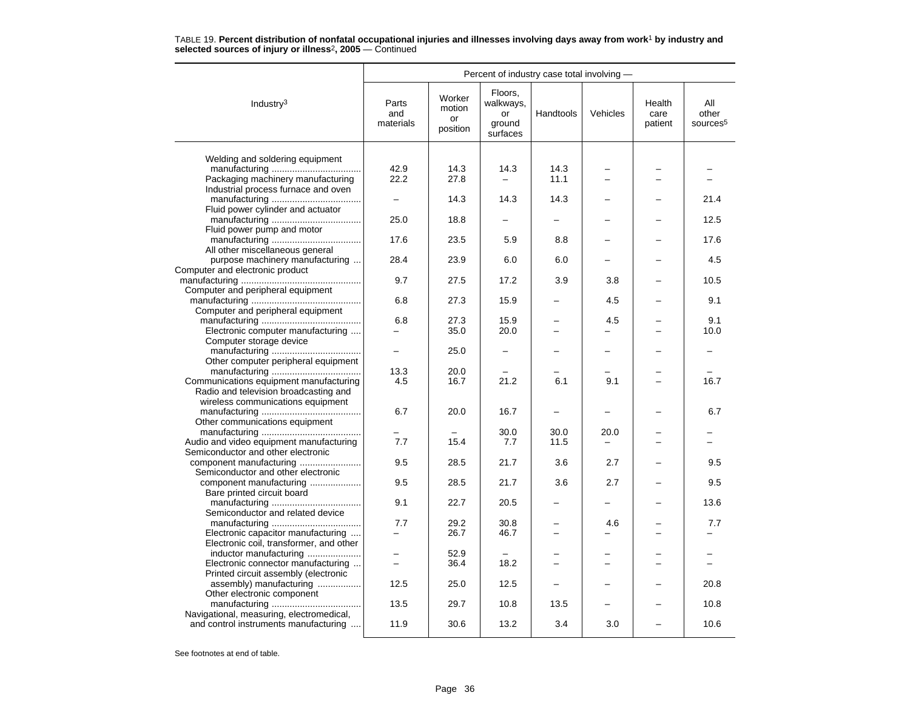TABLE 19. **Percent distribution of nonfatal occupational injuries and illnesses involving days away from work[1] by industry and selected sources of injury or illness[2], 2005** — Continued

| Industry[3] | Percent of industry case total involving — | | | | | | |
|---|---|---|---|---|---|---|---|
| | Parts and materials | Worker motion or position | Floors, walkways, or ground surfaces | Handtools | Vehicles | Health care patient | All other sources[5] |
| Welding and soldering equipment manufacturing | 42.9 | 14.3 | 14.3 | 14.3 | – | – | – |
| Packaging machinery manufacturing | 22.2 | 27.8 | – | 11.1 | – | – | – |
| Industrial process furnace and oven manufacturing | – | 14.3 | 14.3 | 14.3 | – | – | 21.4 |
| Fluid power cylinder and actuator manufacturing | 25.0 | 18.8 | – | – | – | – | 12.5 |
| Fluid power pump and motor manufacturing | 17.6 | 23.5 | 5.9 | 8.8 | – | – | 17.6 |
| All other miscellaneous general purpose machinery manufacturing | 28.4 | 23.9 | 6.0 | 6.0 | – | – | 4.5 |
| Computer and electronic product manufacturing | 9.7 | 27.5 | 17.2 | 3.9 | 3.8 | – | 10.5 |
| Computer and peripheral equipment manufacturing | 6.8 | 27.3 | 15.9 | – | 4.5 | – | 9.1 |
| Computer and peripheral equipment manufacturing | 6.8 | 27.3 | 15.9 | – | 4.5 | – | 9.1 |
| Electronic computer manufacturing | – | 35.0 | 20.0 | – | – | – | 10.0 |
| Computer storage device manufacturing | – | 25.0 | – | – | – | – | – |
| Other computer peripheral equipment manufacturing | 13.3 | 20.0 | – | – | – | – | – |
| Communications equipment manufacturing | 4.5 | 16.7 | 21.2 | 6.1 | 9.1 | – | 16.7 |
| Radio and television broadcasting and wireless communications equipment manufacturing | 6.7 | 20.0 | 16.7 | – | – | – | 6.7 |
| Other communications equipment manufacturing | – | – | 30.0 | 30.0 | 20.0 | – | – |
| Audio and video equipment manufacturing | 7.7 | 15.4 | 7.7 | 11.5 | – | – | – |
| Semiconductor and other electronic component manufacturing | 9.5 | 28.5 | 21.7 | 3.6 | 2.7 | – | 9.5 |
| Semiconductor and other electronic component manufacturing | 9.5 | 28.5 | 21.7 | 3.6 | 2.7 | – | 9.5 |
| Bare printed circuit board manufacturing | 9.1 | 22.7 | 20.5 | – | – | – | 13.6 |
| Semiconductor and related device manufacturing | 7.7 | 29.2 | 30.8 | – | 4.6 | – | 7.7 |
| Electronic capacitor manufacturing | – | 26.7 | 46.7 | – | – | – | – |
| Electronic coil, transformer, and other inductor manufacturing | – | 52.9 | – | – | – | – | – |
| Electronic connector manufacturing | – | 36.4 | 18.2 | – | – | – | – |
| Printed circuit assembly (electronic assembly) manufacturing | 12.5 | 25.0 | 12.5 | – | – | – | 20.8 |
| Other electronic component manufacturing | 13.5 | 29.7 | 10.8 | 13.5 | – | – | 10.8 |
| Navigational, measuring, electromedical, and control instruments manufacturing | 11.9 | 30.6 | 13.2 | 3.4 | 3.0 | – | 10.6 |

See footnotes at end of table.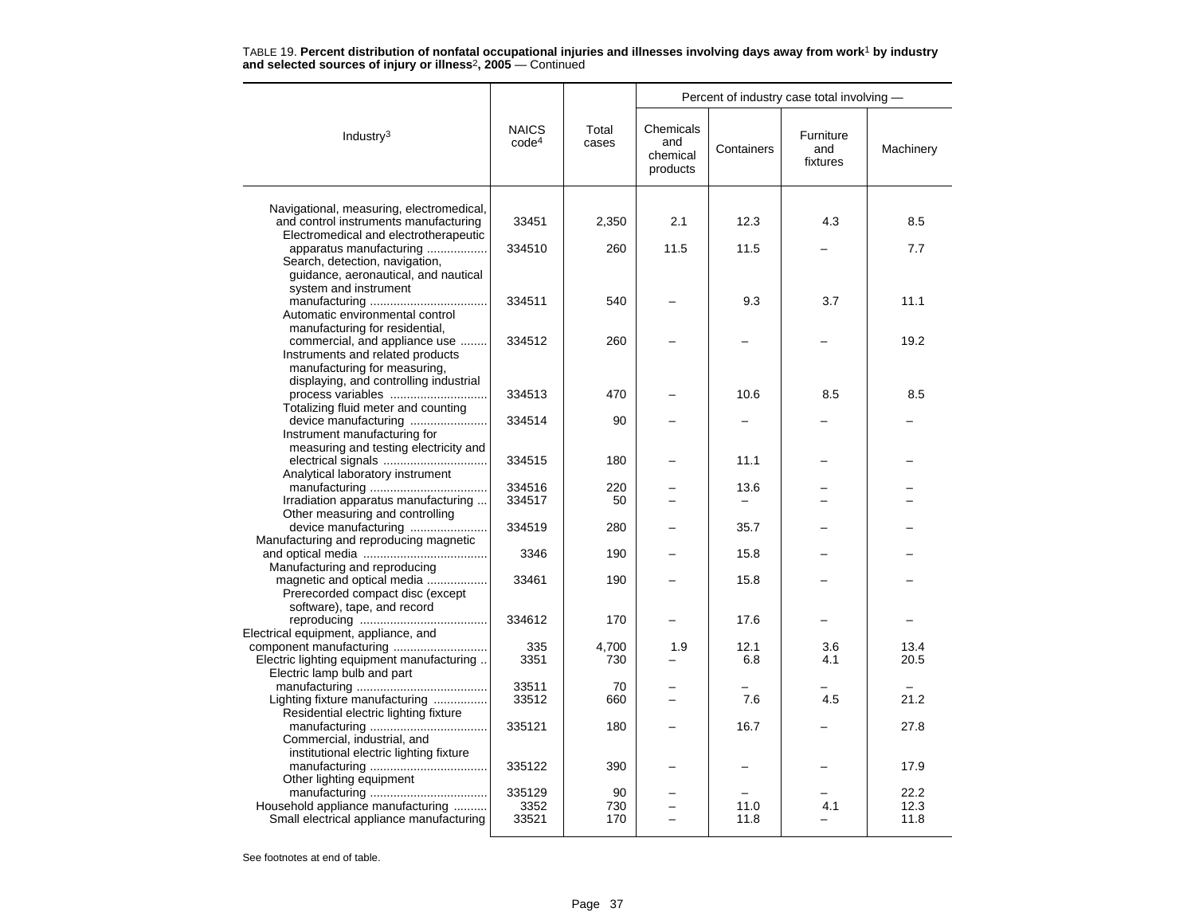TABLE 19. **Percent distribution of nonfatal occupational injuries and illnesses involving days away from work[1] by industry and selected sources of injury or illness[2], 2005** — Continued

| Industry[3] | NAICS code[4] | Total cases | Percent of industry case total involving — Chemicals and chemical products | Containers | Furniture and fixtures | Machinery |
|---|---|---|---|---|---|---|
| Navigational, measuring, electromedical, and control instruments manufacturing | 33451 | 2,350 | 2.1 | 12.3 | 4.3 | 8.5 |
| Electromedical and electrotherapeutic apparatus manufacturing | 334510 | 260 | 11.5 | 11.5 | – | 7.7 |
| Search, detection, navigation, guidance, aeronautical, and nautical system and instrument manufacturing | 334511 | 540 | – | 9.3 | 3.7 | 11.1 |
| Automatic environmental control manufacturing for residential, commercial, and appliance use | 334512 | 260 | – | – | – | 19.2 |
| Instruments and related products manufacturing for measuring, displaying, and controlling industrial process variables | 334513 | 470 | – | 10.6 | 8.5 | 8.5 |
| Totalizing fluid meter and counting device manufacturing | 334514 | 90 | – | – | – | – |
| Instrument manufacturing for measuring and testing electricity and electrical signals | 334515 | 180 | – | 11.1 | – | – |
| Analytical laboratory instrument manufacturing | 334516 | 220 | – | 13.6 | – | – |
| Irradiation apparatus manufacturing | 334517 | 50 | – | – | – | – |
| Other measuring and controlling device manufacturing | 334519 | 280 | – | 35.7 | – | – |
| Manufacturing and reproducing magnetic and optical media | 3346 | 190 | – | 15.8 | – | – |
| Manufacturing and reproducing magnetic and optical media | 33461 | 190 | – | 15.8 | – | – |
| Prerecorded compact disc (except software), tape, and record reproducing | 334612 | 170 | – | 17.6 | – | – |
| Electrical equipment, appliance, and component manufacturing | 335 | 4,700 | 1.9 | 12.1 | 3.6 | 13.4 |
| Electric lighting equipment manufacturing | 3351 | 730 | – | 6.8 | 4.1 | 20.5 |
| Electric lamp bulb and part manufacturing | 33511 | 70 | – | – | – | – |
| Lighting fixture manufacturing | 33512 | 660 | – | 7.6 | 4.5 | 21.2 |
| Residential electric lighting fixture manufacturing | 335121 | 180 | – | 16.7 | – | 27.8 |
| Commercial, industrial, and institutional electric lighting fixture manufacturing | 335122 | 390 | – | – | – | 17.9 |
| Other lighting equipment manufacturing | 335129 | 90 | – | – | – | 22.2 |
| Household appliance manufacturing | 3352 | 730 | – | 11.0 | 4.1 | 12.3 |
| Small electrical appliance manufacturing | 33521 | 170 | – | 11.8 | – | 11.8 |

See footnotes at end of table.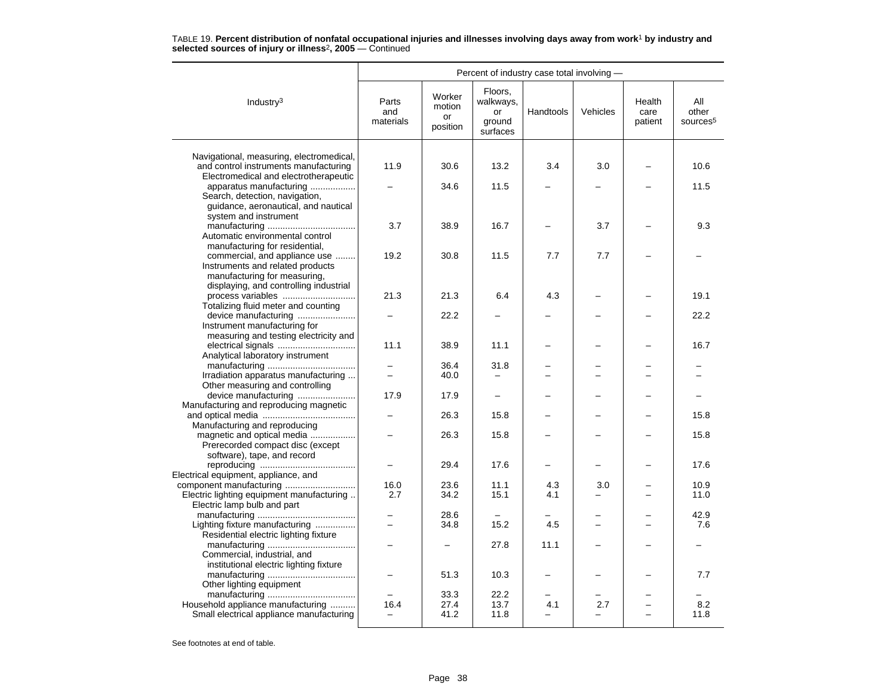TABLE 19. **Percent distribution of nonfatal occupational injuries and illnesses involving days away from work[1] by industry and selected sources of injury or illness[2], 2005** — Continued

| Industry[3] | Percent of industry case total involving — | | | | | | |
|---|---|---|---|---|---|---|---|
| | Parts and materials | Worker motion or position | Floors, walkways, or ground surfaces | Handtools | Vehicles | Health care patient | All other sources[5] |
| Navigational, measuring, electromedical, and control instruments manufacturing | 11.9 | 30.6 | 13.2 | 3.4 | 3.0 | – | 10.6 |
| Electromedical and electrotherapeutic apparatus manufacturing | – | 34.6 | 11.5 | – | – | – | 11.5 |
| Search, detection, navigation, guidance, aeronautical, and nautical system and instrument manufacturing | 3.7 | 38.9 | 16.7 | – | 3.7 | – | 9.3 |
| Automatic environmental control manufacturing for residential, commercial, and appliance use | 19.2 | 30.8 | 11.5 | 7.7 | 7.7 | – | – |
| Instruments and related products manufacturing for measuring, displaying, and controlling industrial process variables | 21.3 | 21.3 | 6.4 | 4.3 | – | – | 19.1 |
| Totalizing fluid meter and counting device manufacturing | – | 22.2 | – | – | – | – | 22.2 |
| Instrument manufacturing for measuring and testing electricity and electrical signals | 11.1 | 38.9 | 11.1 | – | – | – | 16.7 |
| Analytical laboratory instrument manufacturing | – | 36.4 | 31.8 | – | – | – | – |
| Irradiation apparatus manufacturing | – | 40.0 | – | – | – | – | – |
| Other measuring and controlling device manufacturing | 17.9 | 17.9 | – | – | – | – | – |
| Manufacturing and reproducing magnetic and optical media | – | 26.3 | 15.8 | – | – | – | 15.8 |
| Manufacturing and reproducing magnetic and optical media | – | 26.3 | 15.8 | – | – | – | 15.8 |
| Prerecorded compact disc (except software), tape, and record reproducing | – | 29.4 | 17.6 | – | – | – | 17.6 |
| Electrical equipment, appliance, and component manufacturing | 16.0 | 23.6 | 11.1 | 4.3 | 3.0 | – | 10.9 |
| Electric lighting equipment manufacturing | 2.7 | 34.2 | 15.1 | 4.1 | – | – | 11.0 |
| Electric lamp bulb and part manufacturing | – | 28.6 | – | – | – | – | 42.9 |
| Lighting fixture manufacturing | – | 34.8 | 15.2 | 4.5 | – | – | 7.6 |
| Residential electric lighting fixture manufacturing | – | – | 27.8 | 11.1 | – | – | – |
| Commercial, industrial, and institutional electric lighting fixture manufacturing | – | 51.3 | 10.3 | – | – | – | 7.7 |
| Other lighting equipment manufacturing | – | 33.3 | 22.2 | – | – | – | – |
| Household appliance manufacturing | 16.4 | 27.4 | 13.7 | 4.1 | 2.7 | – | 8.2 |
| Small electrical appliance manufacturing | – | 41.2 | 11.8 | – | – | – | 11.8 |

See footnotes at end of table.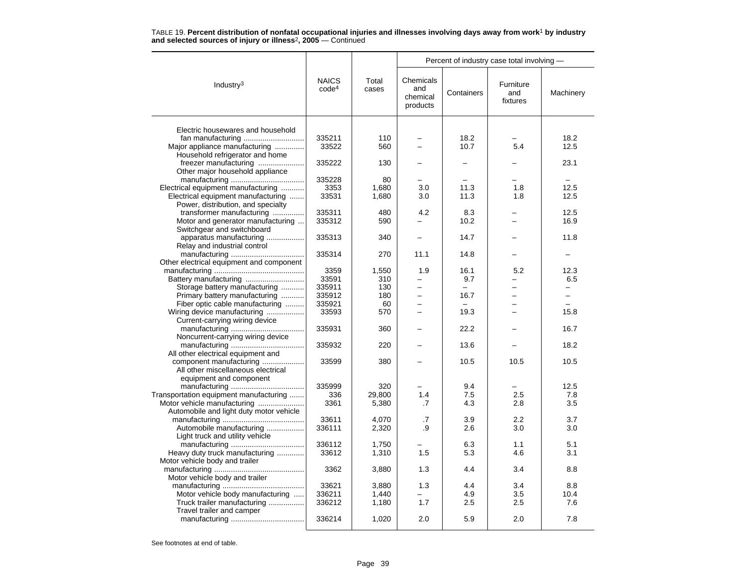TABLE 19. **Percent distribution of nonfatal occupational injuries and illnesses involving days away from work[1] by industry and selected sources of injury or illness[2], 2005** — Continued

| Industry[3] | NAICS code[4] | Total cases | Percent of industry case total involving — Chemicals and chemical products | Containers | Furniture and fixtures | Machinery |
|---|---|---|---|---|---|---|
| Electric housewares and household fan manufacturing | 335211 | 110 | – | 18.2 | – | 18.2 |
| Major appliance manufacturing | 33522 | 560 | – | 10.7 | 5.4 | 12.5 |
| Household refrigerator and home freezer manufacturing | 335222 | 130 | – | – | – | 23.1 |
| Other major household appliance manufacturing | 335228 | 80 | – | – | – | – |
| Electrical equipment manufacturing | 3353 | 1,680 | 3.0 | 11.3 | 1.8 | 12.5 |
| Electrical equipment manufacturing | 33531 | 1,680 | 3.0 | 11.3 | 1.8 | 12.5 |
| Power, distribution, and specialty transformer manufacturing | 335311 | 480 | 4.2 | 8.3 | – | 12.5 |
| Motor and generator manufacturing | 335312 | 590 | – | 10.2 | – | 16.9 |
| Switchgear and switchboard apparatus manufacturing | 335313 | 340 | – | 14.7 | – | 11.8 |
| Relay and industrial control manufacturing | 335314 | 270 | 11.1 | 14.8 | – | – |
| Other electrical equipment and component manufacturing | 3359 | 1,550 | 1.9 | 16.1 | 5.2 | 12.3 |
| Battery manufacturing | 33591 | 310 | – | 9.7 | – | 6.5 |
| Storage battery manufacturing | 335911 | 130 | – | – | – | – |
| Primary battery manufacturing | 335912 | 180 | – | 16.7 | – | – |
| Fiber optic cable manufacturing | 335921 | 60 | – | – | – | – |
| Wiring device manufacturing | 33593 | 570 | – | 19.3 | – | 15.8 |
| Current-carrying wiring device manufacturing | 335931 | 360 | – | 22.2 | – | 16.7 |
| Noncurrent-carrying wiring device manufacturing | 335932 | 220 | – | 13.6 | – | 18.2 |
| All other electrical equipment and component manufacturing | 33599 | 380 | – | 10.5 | 10.5 | 10.5 |
| All other miscellaneous electrical equipment and component manufacturing | 335999 | 320 | – | 9.4 | – | 12.5 |
| Transportation equipment manufacturing | 336 | 29,800 | 1.4 | 7.5 | 2.5 | 7.8 |
| Motor vehicle manufacturing | 3361 | 5,380 | .7 | 4.3 | 2.8 | 3.5 |
| Automobile and light duty motor vehicle manufacturing | 33611 | 4,070 | .7 | 3.9 | 2.2 | 3.7 |
| Automobile manufacturing | 336111 | 2,320 | .9 | 2.6 | 3.0 | 3.0 |
| Light truck and utility vehicle manufacturing | 336112 | 1,750 | – | 6.3 | 1.1 | 5.1 |
| Heavy duty truck manufacturing | 33612 | 1,310 | 1.5 | 5.3 | 4.6 | 3.1 |
| Motor vehicle body and trailer manufacturing | 3362 | 3,880 | 1.3 | 4.4 | 3.4 | 8.8 |
| Motor vehicle body and trailer manufacturing | 33621 | 3,880 | 1.3 | 4.4 | 3.4 | 8.8 |
| Motor vehicle body manufacturing | 336211 | 1,440 | – | 4.9 | 3.5 | 10.4 |
| Truck trailer manufacturing | 336212 | 1,180 | 1.7 | 2.5 | 2.5 | 7.6 |
| Travel trailer and camper manufacturing | 336214 | 1,020 | 2.0 | 5.9 | 2.0 | 7.8 |

See footnotes at end of table.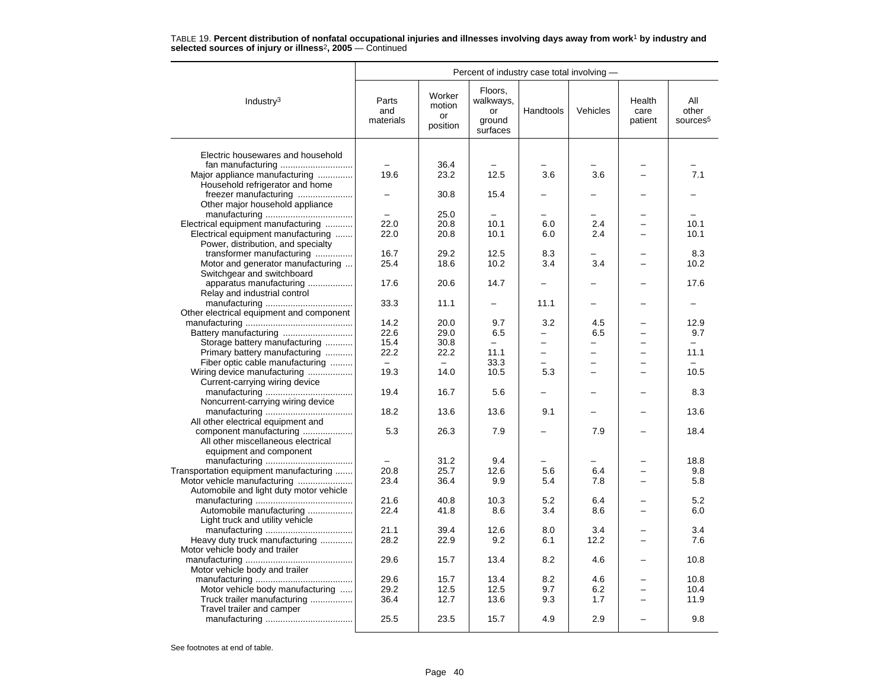TABLE 19. **Percent distribution of nonfatal occupational injuries and illnesses involving days away from work[1] by industry and selected sources of injury or illness[2], 2005** — Continued

| Industry[3] | Percent of industry case total involving — | | | | | | |
|---|---|---|---|---|---|---|---|
| | Parts and materials | Worker motion or position | Floors, walkways, or ground surfaces | Handtools | Vehicles | Health care patient | All other sources[5] |
| Electric housewares and household fan manufacturing | – | 36.4 | – | – | – | – | – |
| Major appliance manufacturing | 19.6 | 23.2 | 12.5 | 3.6 | 3.6 | – | 7.1 |
| Household refrigerator and home freezer manufacturing | – | 30.8 | 15.4 | – | – | – | – |
| Other major household appliance manufacturing | – | 25.0 | – | – | – | – | – |
| Electrical equipment manufacturing | 22.0 | 20.8 | 10.1 | 6.0 | 2.4 | – | 10.1 |
| Electrical equipment manufacturing | 22.0 | 20.8 | 10.1 | 6.0 | 2.4 | – | 10.1 |
| Power, distribution, and specialty transformer manufacturing | 16.7 | 29.2 | 12.5 | 8.3 | – | – | 8.3 |
| Motor and generator manufacturing | 25.4 | 18.6 | 10.2 | 3.4 | 3.4 | – | 10.2 |
| Switchgear and switchboard apparatus manufacturing | 17.6 | 20.6 | 14.7 | – | – | – | 17.6 |
| Relay and industrial control manufacturing | 33.3 | 11.1 | – | 11.1 | – | – | – |
| Other electrical equipment and component manufacturing | 14.2 | 20.0 | 9.7 | 3.2 | 4.5 | – | 12.9 |
| Battery manufacturing | 22.6 | 29.0 | 6.5 | – | 6.5 | – | 9.7 |
| Storage battery manufacturing | 15.4 | 30.8 | – | – | – | – | – |
| Primary battery manufacturing | 22.2 | 22.2 | 11.1 | – | – | – | 11.1 |
| Fiber optic cable manufacturing | – | – | 33.3 | – | – | – | – |
| Wiring device manufacturing | 19.3 | 14.0 | 10.5 | 5.3 | – | – | 10.5 |
| Current-carrying wiring device manufacturing | 19.4 | 16.7 | 5.6 | – | – | – | 8.3 |
| Noncurrent-carrying wiring device manufacturing | 18.2 | 13.6 | 13.6 | 9.1 | – | – | 13.6 |
| All other electrical equipment and component manufacturing | 5.3 | 26.3 | 7.9 | – | 7.9 | – | 18.4 |
| All other miscellaneous electrical equipment and component manufacturing | – | 31.2 | 9.4 | – | – | – | 18.8 |
| Transportation equipment manufacturing | 20.8 | 25.7 | 12.6 | 5.6 | 6.4 | – | 9.8 |
| Motor vehicle manufacturing | 23.4 | 36.4 | 9.9 | 5.4 | 7.8 | – | 5.8 |
| Automobile and light duty motor vehicle manufacturing | 21.6 | 40.8 | 10.3 | 5.2 | 6.4 | – | 5.2 |
| Automobile manufacturing | 22.4 | 41.8 | 8.6 | 3.4 | 8.6 | – | 6.0 |
| Light truck and utility vehicle manufacturing | 21.1 | 39.4 | 12.6 | 8.0 | 3.4 | – | 3.4 |
| Heavy duty truck manufacturing | 28.2 | 22.9 | 9.2 | 6.1 | 12.2 | – | 7.6 |
| Motor vehicle body and trailer manufacturing | 29.6 | 15.7 | 13.4 | 8.2 | 4.6 | – | 10.8 |
| Motor vehicle body and trailer manufacturing | 29.6 | 15.7 | 13.4 | 8.2 | 4.6 | – | 10.8 |
| Motor vehicle body manufacturing | 29.2 | 12.5 | 12.5 | 9.7 | 6.2 | – | 10.4 |
| Truck trailer manufacturing | 36.4 | 12.7 | 13.6 | 9.3 | 1.7 | – | 11.9 |
| Travel trailer and camper manufacturing | 25.5 | 23.5 | 15.7 | 4.9 | 2.9 | – | 9.8 |

See footnotes at end of table.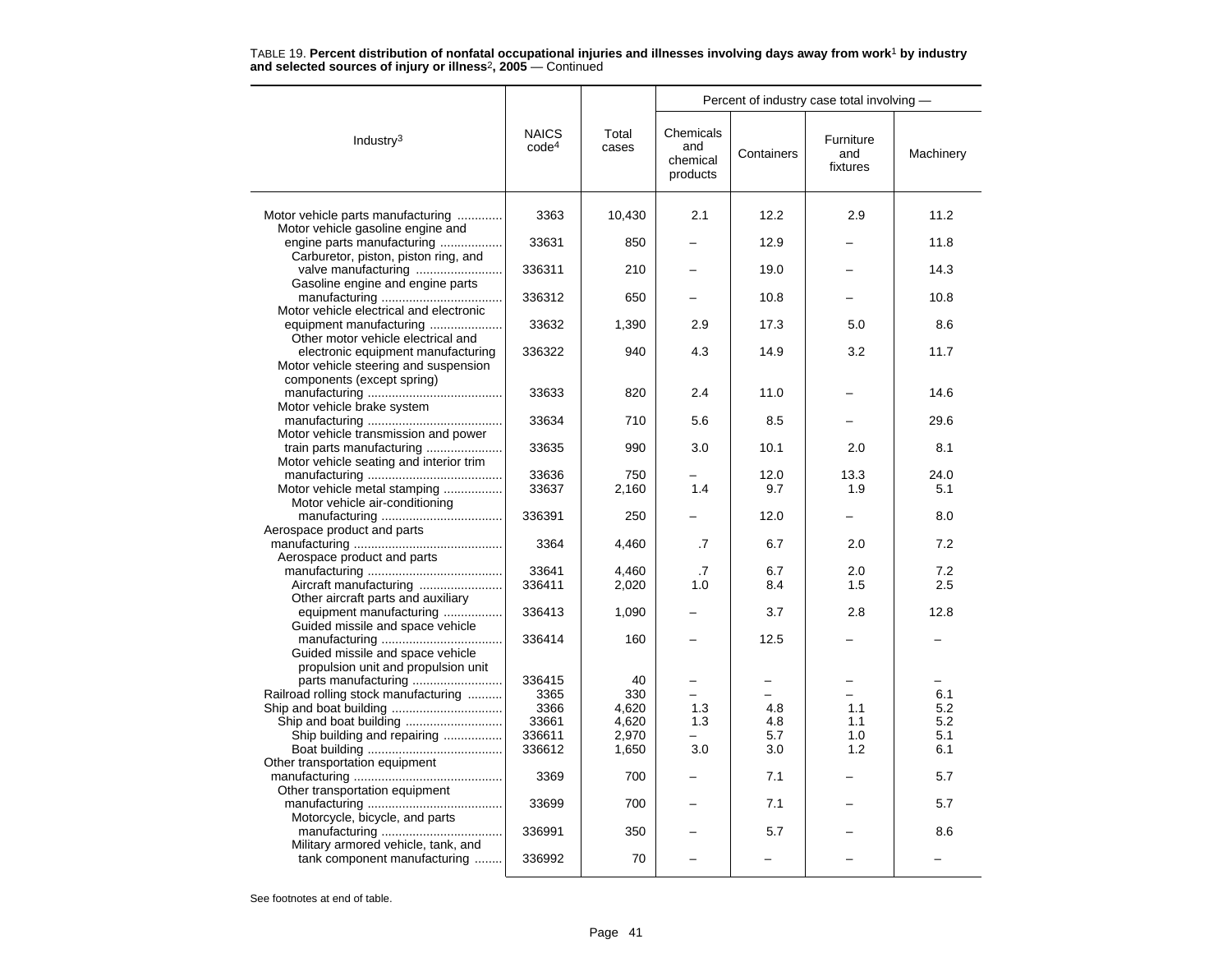TABLE 19. **Percent distribution of nonfatal occupational injuries and illnesses involving days away from work[1] by industry and selected sources of injury or illness[2], 2005** — Continued

| Industry[3] | NAICS code[4] | Total cases | Percent of industry case total involving — Chemicals and chemical products | Containers | Furniture and fixtures | Machinery |
|---|---|---|---|---|---|---|
| Motor vehicle parts manufacturing | 3363 | 10,430 | 2.1 | 12.2 | 2.9 | 11.2 |
| Motor vehicle gasoline engine and engine parts manufacturing | 33631 | 850 | – | 12.9 | – | 11.8 |
| Carburetor, piston, piston ring, and valve manufacturing | 336311 | 210 | – | 19.0 | – | 14.3 |
| Gasoline engine and engine parts manufacturing | 336312 | 650 | – | 10.8 | – | 10.8 |
| Motor vehicle electrical and electronic equipment manufacturing | 33632 | 1,390 | 2.9 | 17.3 | 5.0 | 8.6 |
| Other motor vehicle electrical and electronic equipment manufacturing | 336322 | 940 | 4.3 | 14.9 | 3.2 | 11.7 |
| Motor vehicle steering and suspension components (except spring) manufacturing | 33633 | 820 | 2.4 | 11.0 | – | 14.6 |
| Motor vehicle brake system manufacturing | 33634 | 710 | 5.6 | 8.5 | – | 29.6 |
| Motor vehicle transmission and power train parts manufacturing | 33635 | 990 | 3.0 | 10.1 | 2.0 | 8.1 |
| Motor vehicle seating and interior trim manufacturing | 33636 | 750 | – | 12.0 | 13.3 | 24.0 |
| Motor vehicle metal stamping | 33637 | 2,160 | 1.4 | 9.7 | 1.9 | 5.1 |
| Motor vehicle air-conditioning manufacturing | 336391 | 250 | – | 12.0 | – | 8.0 |
| Aerospace product and parts manufacturing | 3364 | 4,460 | .7 | 6.7 | 2.0 | 7.2 |
| Aerospace product and parts manufacturing | 33641 | 4,460 | .7 | 6.7 | 2.0 | 7.2 |
| Aircraft manufacturing | 336411 | 2,020 | 1.0 | 8.4 | 1.5 | 2.5 |
| Other aircraft parts and auxiliary equipment manufacturing | 336413 | 1,090 | – | 3.7 | 2.8 | 12.8 |
| Guided missile and space vehicle manufacturing | 336414 | 160 | – | 12.5 | – | – |
| Guided missile and space vehicle propulsion unit and propulsion unit parts manufacturing | 336415 | 40 | – | – | – | – |
| Railroad rolling stock manufacturing | 3365 | 330 | – | – | – | 6.1 |
| Ship and boat building | 3366 | 4,620 | 1.3 | 4.8 | 1.1 | 5.2 |
| Ship and boat building | 33661 | 4,620 | 1.3 | 4.8 | 1.1 | 5.2 |
| Ship building and repairing | 336611 | 2,970 | – | 5.7 | 1.0 | 5.1 |
| Boat building | 336612 | 1,650 | 3.0 | 3.0 | 1.2 | 6.1 |
| Other transportation equipment manufacturing | 3369 | 700 | – | 7.1 | – | 5.7 |
| Other transportation equipment manufacturing | 33699 | 700 | – | 7.1 | – | 5.7 |
| Motorcycle, bicycle, and parts manufacturing | 336991 | 350 | – | 5.7 | – | 8.6 |
| Military armored vehicle, tank, and tank component manufacturing | 336992 | 70 | – | – | – | – |

See footnotes at end of table.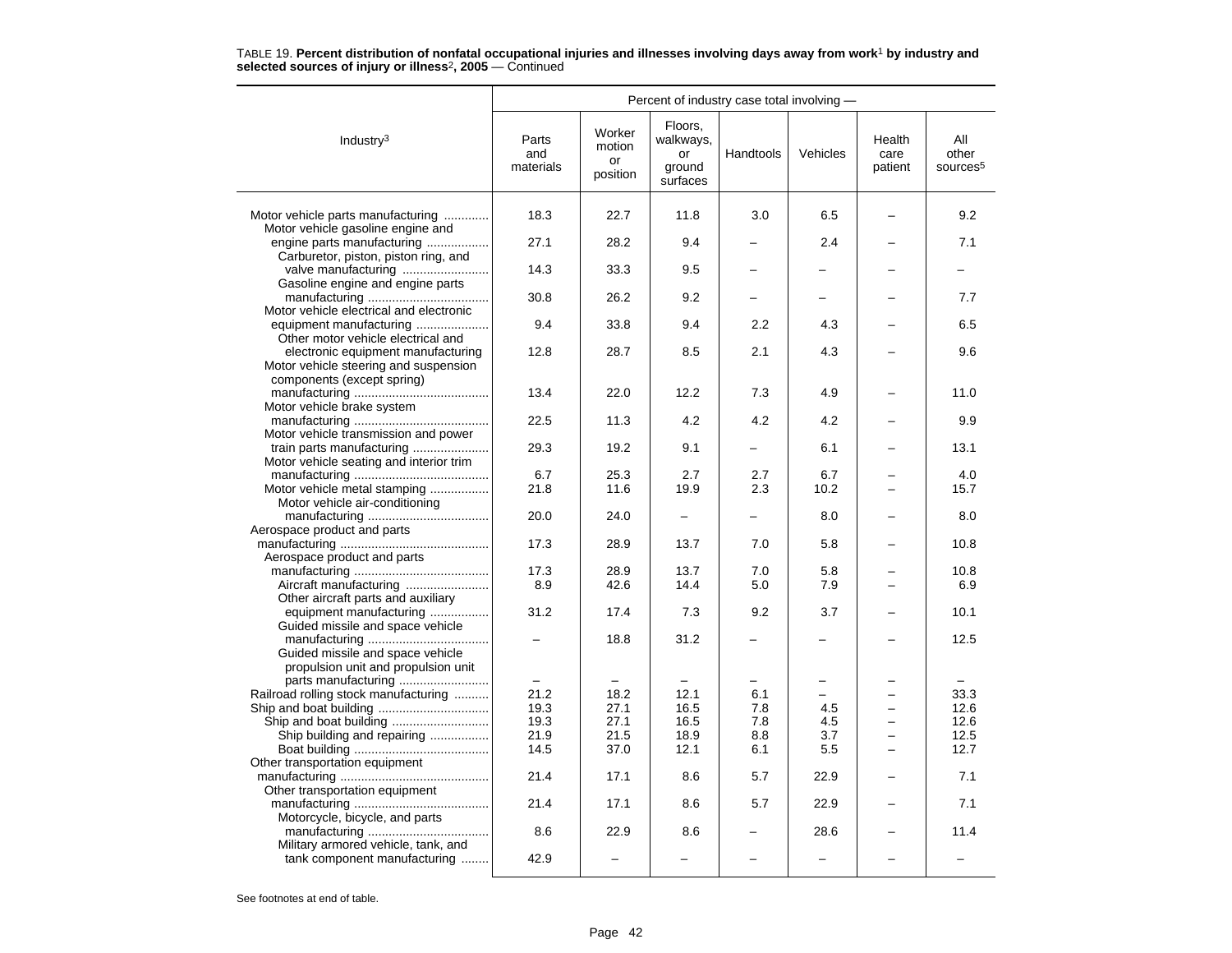TABLE 19. **Percent distribution of nonfatal occupational injuries and illnesses involving days away from work**[1] **by industry and selected sources of injury or illness**[2]**, 2005** — Continued

| Industry[3] | Percent of industry case total involving — | | | | | | |
|---|---|---|---|---|---|---|---|
| | Parts and materials | Worker motion or position | Floors, walkways, or ground surfaces | Handtools | Vehicles | Health care patient | All other sources[5] |
| Motor vehicle parts manufacturing | 18.3 | 22.7 | 11.8 | 3.0 | 6.5 | – | 9.2 |
| Motor vehicle gasoline engine and engine parts manufacturing | 27.1 | 28.2 | 9.4 | – | 2.4 | – | 7.1 |
| Carburetor, piston, piston ring, and valve manufacturing | 14.3 | 33.3 | 9.5 | – | – | – | – |
| Gasoline engine and engine parts manufacturing | 30.8 | 26.2 | 9.2 | – | – | – | 7.7 |
| Motor vehicle electrical and electronic equipment manufacturing | 9.4 | 33.8 | 9.4 | 2.2 | 4.3 | – | 6.5 |
| Other motor vehicle electrical and electronic equipment manufacturing | 12.8 | 28.7 | 8.5 | 2.1 | 4.3 | – | 9.6 |
| Motor vehicle steering and suspension components (except spring) manufacturing | 13.4 | 22.0 | 12.2 | 7.3 | 4.9 | – | 11.0 |
| Motor vehicle brake system manufacturing | 22.5 | 11.3 | 4.2 | 4.2 | 4.2 | – | 9.9 |
| Motor vehicle transmission and power train parts manufacturing | 29.3 | 19.2 | 9.1 | – | 6.1 | – | 13.1 |
| Motor vehicle seating and interior trim manufacturing | 6.7 | 25.3 | 2.7 | 2.7 | 6.7 | – | 4.0 |
| Motor vehicle metal stamping | 21.8 | 11.6 | 19.9 | 2.3 | 10.2 | – | 15.7 |
| Motor vehicle air-conditioning manufacturing | 20.0 | 24.0 | – | – | 8.0 | – | 8.0 |
| Aerospace product and parts manufacturing | 17.3 | 28.9 | 13.7 | 7.0 | 5.8 | – | 10.8 |
| Aerospace product and parts manufacturing | 17.3 | 28.9 | 13.7 | 7.0 | 5.8 | – | 10.8 |
| Aircraft manufacturing | 8.9 | 42.6 | 14.4 | 5.0 | 7.9 | – | 6.9 |
| Other aircraft parts and auxiliary equipment manufacturing | 31.2 | 17.4 | 7.3 | 9.2 | 3.7 | – | 10.1 |
| Guided missile and space vehicle manufacturing | – | 18.8 | 31.2 | – | – | – | 12.5 |
| Guided missile and space vehicle propulsion unit and propulsion unit parts manufacturing | – | – | – | – | – | – | – |
| Railroad rolling stock manufacturing | 21.2 | 18.2 | 12.1 | 6.1 | – | – | 33.3 |
| Ship and boat building | 19.3 | 27.1 | 16.5 | 7.8 | 4.5 | – | 12.6 |
| Ship and boat building | 19.3 | 27.1 | 16.5 | 7.8 | 4.5 | – | 12.6 |
| Ship building and repairing | 21.9 | 21.5 | 18.9 | 8.8 | 3.7 | – | 12.5 |
| Boat building | 14.5 | 37.0 | 12.1 | 6.1 | 5.5 | – | 12.7 |
| Other transportation equipment manufacturing | 21.4 | 17.1 | 8.6 | 5.7 | 22.9 | – | 7.1 |
| Other transportation equipment manufacturing | 21.4 | 17.1 | 8.6 | 5.7 | 22.9 | – | 7.1 |
| Motorcycle, bicycle, and parts manufacturing | 8.6 | 22.9 | 8.6 | – | 28.6 | – | 11.4 |
| Military armored vehicle, tank, and tank component manufacturing | 42.9 | – | – | – | – | – | – |

See footnotes at end of table.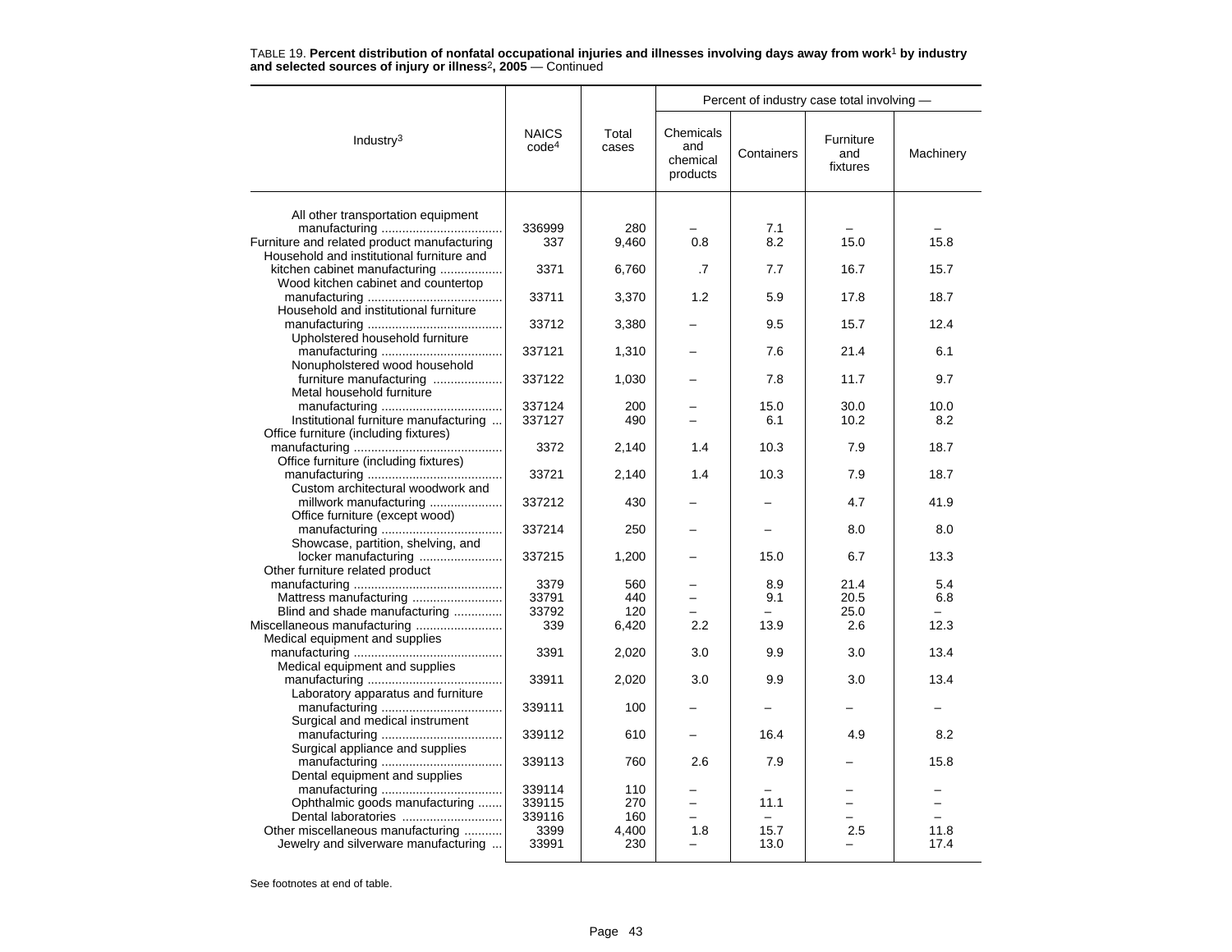TABLE 19. **Percent distribution of nonfatal occupational injuries and illnesses involving days away from work[1] by industry and selected sources of injury or illness[2], 2005** — Continued

| Industry[3] | NAICS code[4] | Total cases | Percent of industry case total involving — Chemicals and chemical products | Containers | Furniture and fixtures | Machinery |
|---|---|---|---|---|---|---|
| All other transportation equipment manufacturing | 336999 | 280 | – | 7.1 | – | – |
| Furniture and related product manufacturing | 337 | 9,460 | 0.8 | 8.2 | 15.0 | 15.8 |
| Household and institutional furniture and kitchen cabinet manufacturing | 3371 | 6,760 | .7 | 7.7 | 16.7 | 15.7 |
| Wood kitchen cabinet and countertop manufacturing | 33711 | 3,370 | 1.2 | 5.9 | 17.8 | 18.7 |
| Household and institutional furniture manufacturing | 33712 | 3,380 | – | 9.5 | 15.7 | 12.4 |
| Upholstered household furniture manufacturing | 337121 | 1,310 | – | 7.6 | 21.4 | 6.1 |
| Nonupholstered wood household furniture manufacturing | 337122 | 1,030 | – | 7.8 | 11.7 | 9.7 |
| Metal household furniture manufacturing | 337124 | 200 | – | 15.0 | 30.0 | 10.0 |
| Institutional furniture manufacturing | 337127 | 490 | – | 6.1 | 10.2 | 8.2 |
| Office furniture (including fixtures) manufacturing | 3372 | 2,140 | 1.4 | 10.3 | 7.9 | 18.7 |
| Office furniture (including fixtures) manufacturing | 33721 | 2,140 | 1.4 | 10.3 | 7.9 | 18.7 |
| Custom architectural woodwork and millwork manufacturing | 337212 | 430 | – | – | 4.7 | 41.9 |
| Office furniture (except wood) manufacturing | 337214 | 250 | – | – | 8.0 | 8.0 |
| Showcase, partition, shelving, and locker manufacturing | 337215 | 1,200 | – | 15.0 | 6.7 | 13.3 |
| Other furniture related product manufacturing | 3379 | 560 | – | 8.9 | 21.4 | 5.4 |
| Mattress manufacturing | 33791 | 440 | – | 9.1 | 20.5 | 6.8 |
| Blind and shade manufacturing | 33792 | 120 | – | – | 25.0 | – |
| Miscellaneous manufacturing | 339 | 6,420 | 2.2 | 13.9 | 2.6 | 12.3 |
| Medical equipment and supplies manufacturing | 3391 | 2,020 | 3.0 | 9.9 | 3.0 | 13.4 |
| Medical equipment and supplies manufacturing | 33911 | 2,020 | 3.0 | 9.9 | 3.0 | 13.4 |
| Laboratory apparatus and furniture manufacturing | 339111 | 100 | – | – | – | – |
| Surgical and medical instrument manufacturing | 339112 | 610 | – | 16.4 | 4.9 | 8.2 |
| Surgical appliance and supplies manufacturing | 339113 | 760 | 2.6 | 7.9 | – | 15.8 |
| Dental equipment and supplies manufacturing | 339114 | 110 | – | – | – | – |
| Ophthalmic goods manufacturing | 339115 | 270 | – | 11.1 | – | – |
| Dental laboratories | 339116 | 160 | – | – | – | – |
| Other miscellaneous manufacturing | 3399 | 4,400 | 1.8 | 15.7 | 2.5 | 11.8 |
| Jewelry and silverware manufacturing | 33991 | 230 | – | 13.0 | – | 17.4 |

See footnotes at end of table.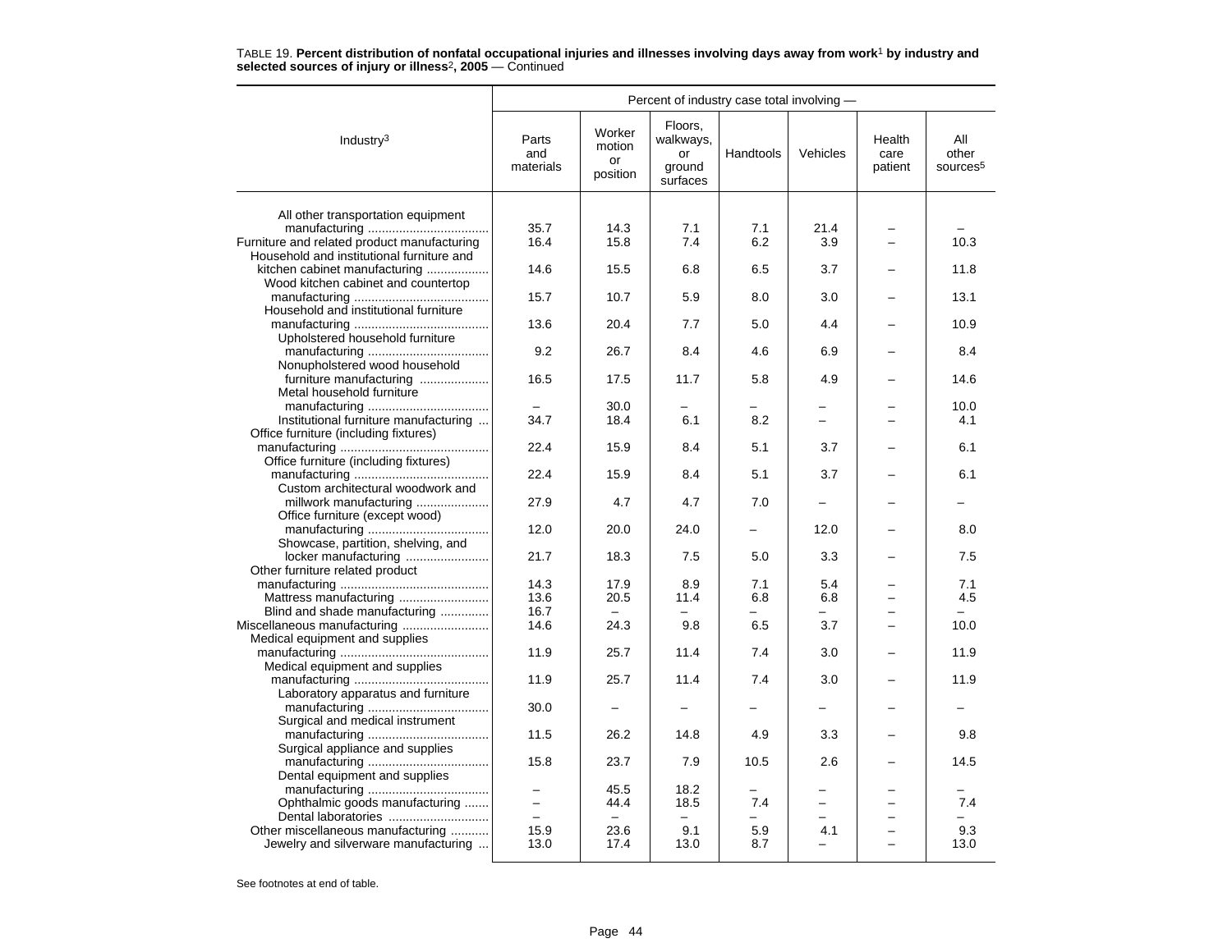TABLE 19. **Percent distribution of nonfatal occupational injuries and illnesses involving days away from work**[1] **by industry and selected sources of injury or illness**[2]**, 2005** — Continued

| Industry[3] | Percent of industry case total involving — | | | | | | |
|---|---|---|---|---|---|---|---|
| | Parts and materials | Worker motion or position | Floors, walkways, or ground surfaces | Handtools | Vehicles | Health care patient | All other sources[5] |
| All other transportation equipment manufacturing | 35.7 | 14.3 | 7.1 | 7.1 | 21.4 | – | – |
| Furniture and related product manufacturing | 16.4 | 15.8 | 7.4 | 6.2 | 3.9 | – | 10.3 |
| Household and institutional furniture and kitchen cabinet manufacturing | 14.6 | 15.5 | 6.8 | 6.5 | 3.7 | – | 11.8 |
| Wood kitchen cabinet and countertop manufacturing | 15.7 | 10.7 | 5.9 | 8.0 | 3.0 | – | 13.1 |
| Household and institutional furniture manufacturing | 13.6 | 20.4 | 7.7 | 5.0 | 4.4 | – | 10.9 |
| Upholstered household furniture manufacturing | 9.2 | 26.7 | 8.4 | 4.6 | 6.9 | – | 8.4 |
| Nonupholstered wood household furniture manufacturing | 16.5 | 17.5 | 11.7 | 5.8 | 4.9 | – | 14.6 |
| Metal household furniture manufacturing | – | 30.0 | – | – | – | – | 10.0 |
| Institutional furniture manufacturing | 34.7 | 18.4 | 6.1 | 8.2 | – | – | 4.1 |
| Office furniture (including fixtures) manufacturing | 22.4 | 15.9 | 8.4 | 5.1 | 3.7 | – | 6.1 |
| Office furniture (including fixtures) manufacturing | 22.4 | 15.9 | 8.4 | 5.1 | 3.7 | – | 6.1 |
| Custom architectural woodwork and millwork manufacturing | 27.9 | 4.7 | 4.7 | 7.0 | – | – | – |
| Office furniture (except wood) manufacturing | 12.0 | 20.0 | 24.0 | – | 12.0 | – | 8.0 |
| Showcase, partition, shelving, and locker manufacturing | 21.7 | 18.3 | 7.5 | 5.0 | 3.3 | – | 7.5 |
| Other furniture related product manufacturing | 14.3 | 17.9 | 8.9 | 7.1 | 5.4 | – | 7.1 |
| Mattress manufacturing | 13.6 | 20.5 | 11.4 | 6.8 | 6.8 | – | 4.5 |
| Blind and shade manufacturing | 16.7 | – | – | – | – | – | – |
| Miscellaneous manufacturing | 14.6 | 24.3 | 9.8 | 6.5 | 3.7 | – | 10.0 |
| Medical equipment and supplies manufacturing | 11.9 | 25.7 | 11.4 | 7.4 | 3.0 | – | 11.9 |
| Medical equipment and supplies manufacturing | 11.9 | 25.7 | 11.4 | 7.4 | 3.0 | – | 11.9 |
| Laboratory apparatus and furniture manufacturing | 30.0 | – | – | – | – | – | – |
| Surgical and medical instrument manufacturing | 11.5 | 26.2 | 14.8 | 4.9 | 3.3 | – | 9.8 |
| Surgical appliance and supplies manufacturing | 15.8 | 23.7 | 7.9 | 10.5 | 2.6 | – | 14.5 |
| Dental equipment and supplies manufacturing | – | 45.5 | 18.2 | – | – | – | – |
| Ophthalmic goods manufacturing | – | 44.4 | 18.5 | 7.4 | – | – | 7.4 |
| Dental laboratories | – | – | – | – | – | – | – |
| Other miscellaneous manufacturing | 15.9 | 23.6 | 9.1 | 5.9 | 4.1 | – | 9.3 |
| Jewelry and silverware manufacturing | 13.0 | 17.4 | 13.0 | 8.7 | – | – | 13.0 |

See footnotes at end of table.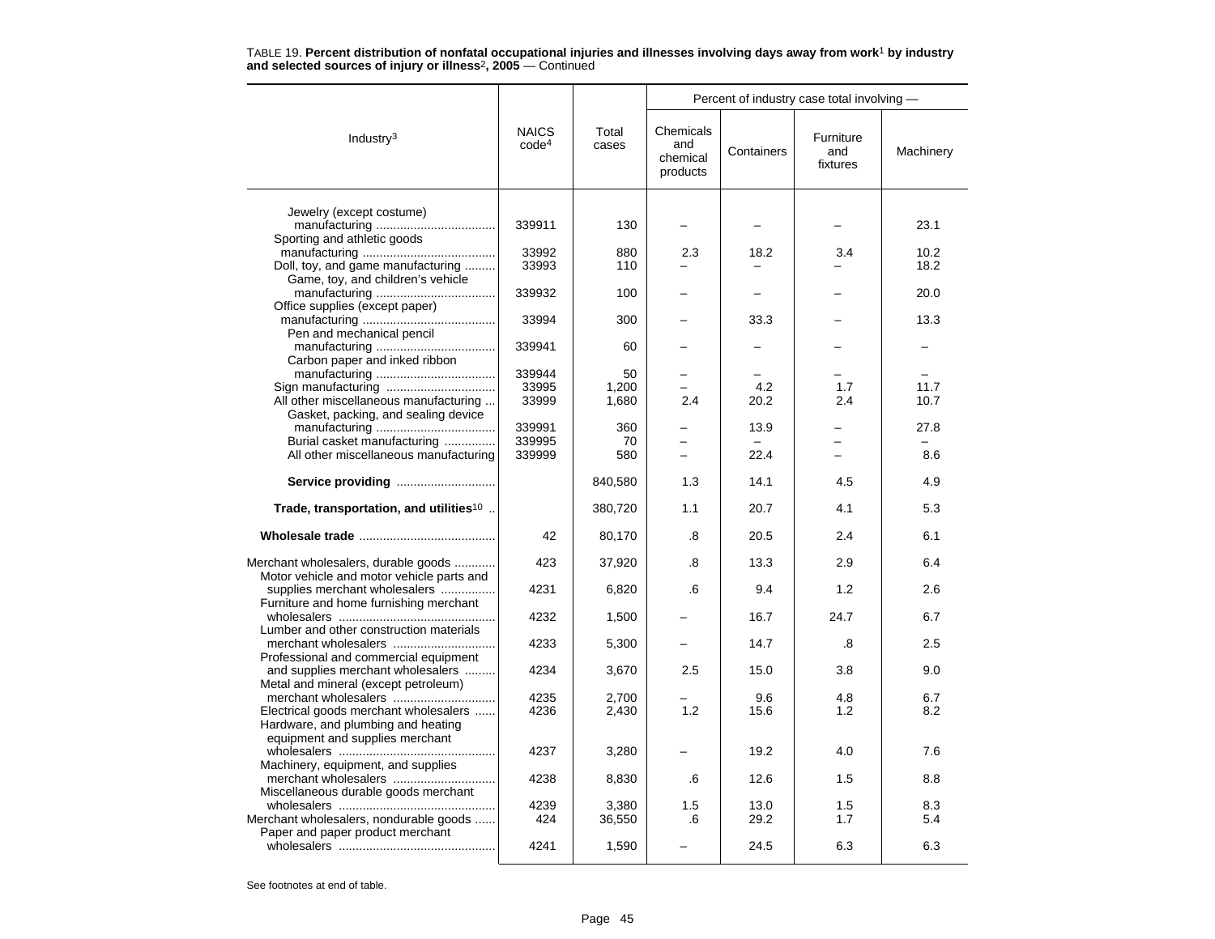TABLE 19. **Percent distribution of nonfatal occupational injuries and illnesses involving days away from work[1] by industry and selected sources of injury or illness[2], 2005** — Continued

| Industry[3] | NAICS code[4] | Total cases | Percent of industry case total involving — Chemicals and chemical products | Containers | Furniture and fixtures | Machinery |
|---|---|---|---|---|---|---|
| Jewelry (except costume) manufacturing | 339911 | 130 | – | – | – | 23.1 |
| Sporting and athletic goods manufacturing | 33992 | 880 | 2.3 | 18.2 | 3.4 | 10.2 |
| Doll, toy, and game manufacturing | 33993 | 110 | – | – | – | 18.2 |
| Game, toy, and children's vehicle manufacturing | 339932 | 100 | – | – | – | 20.0 |
| Office supplies (except paper) manufacturing | 33994 | 300 | – | 33.3 | – | 13.3 |
| Pen and mechanical pencil manufacturing | 339941 | 60 | – | – | – | – |
| Carbon paper and inked ribbon manufacturing | 339944 | 50 | – | – | – | – |
| Sign manufacturing | 33995 | 1,200 | – | 4.2 | 1.7 | 11.7 |
| All other miscellaneous manufacturing | 33999 | 1,680 | 2.4 | 20.2 | 2.4 | 10.7 |
| Gasket, packing, and sealing device manufacturing | 339991 | 360 | – | 13.9 | – | 27.8 |
| Burial casket manufacturing | 339995 | 70 | – | – | – | – |
| All other miscellaneous manufacturing | 339999 | 580 | – | 22.4 | – | 8.6 |
| **Service providing** | | 840,580 | 1.3 | 14.1 | 4.5 | 4.9 |
| **Trade, transportation, and utilities[10]** | | 380,720 | 1.1 | 20.7 | 4.1 | 5.3 |
| **Wholesale trade** | 42 | 80,170 | .8 | 20.5 | 2.4 | 6.1 |
| Merchant wholesalers, durable goods | 423 | 37,920 | .8 | 13.3 | 2.9 | 6.4 |
| Motor vehicle and motor vehicle parts and supplies merchant wholesalers | 4231 | 6,820 | .6 | 9.4 | 1.2 | 2.6 |
| Furniture and home furnishing merchant wholesalers | 4232 | 1,500 | – | 16.7 | 24.7 | 6.7 |
| Lumber and other construction materials merchant wholesalers | 4233 | 5,300 | – | 14.7 | .8 | 2.5 |
| Professional and commercial equipment and supplies merchant wholesalers | 4234 | 3,670 | 2.5 | 15.0 | 3.8 | 9.0 |
| Metal and mineral (except petroleum) merchant wholesalers | 4235 | 2,700 | – | 9.6 | 4.8 | 6.7 |
| Electrical goods merchant wholesalers | 4236 | 2,430 | 1.2 | 15.6 | 1.2 | 8.2 |
| Hardware, and plumbing and heating equipment and supplies merchant wholesalers | 4237 | 3,280 | – | 19.2 | 4.0 | 7.6 |
| Machinery, equipment, and supplies merchant wholesalers | 4238 | 8,830 | .6 | 12.6 | 1.5 | 8.8 |
| Miscellaneous durable goods merchant wholesalers | 4239 | 3,380 | 1.5 | 13.0 | 1.5 | 8.3 |
| Merchant wholesalers, nondurable goods | 424 | 36,550 | .6 | 29.2 | 1.7 | 5.4 |
| Paper and paper product merchant wholesalers | 4241 | 1,590 | – | 24.5 | 6.3 | 6.3 |

See footnotes at end of table.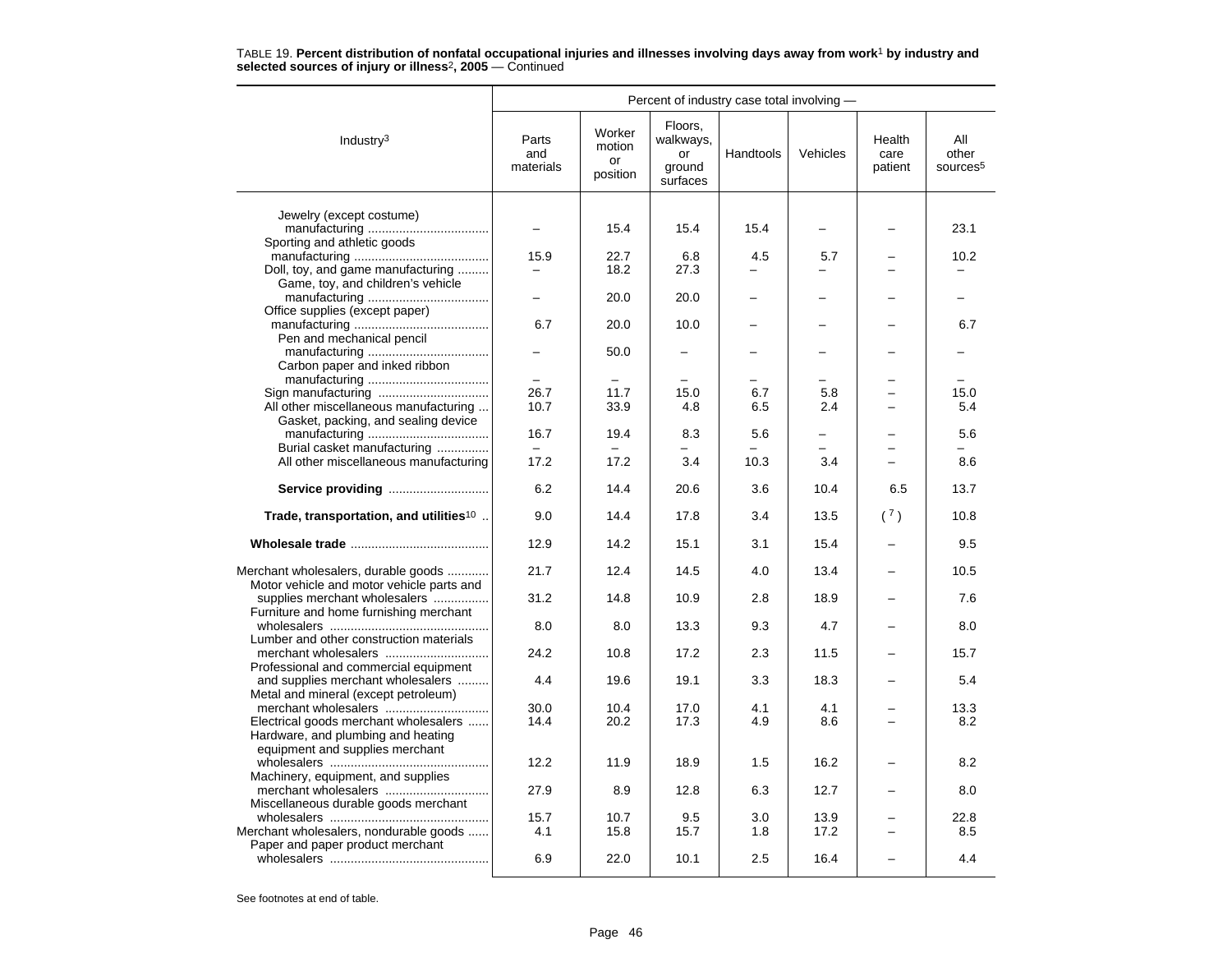TABLE 19. **Percent distribution of nonfatal occupational injuries and illnesses involving days away from work**[1] **by industry and selected sources of injury or illness**[2]**, 2005** — Continued

| Industry[3] | Percent of industry case total involving — | | | | | | |
|---|---|---|---|---|---|---|---|
| | Parts and materials | Worker motion or position | Floors, walkways, or ground surfaces | Handtools | Vehicles | Health care patient | All other sources[5] |
| Jewelry (except costume) manufacturing | – | 15.4 | 15.4 | 15.4 | – | – | 23.1 |
| Sporting and athletic goods manufacturing | 15.9 | 22.7 | 6.8 | 4.5 | 5.7 | – | 10.2 |
| Doll, toy, and game manufacturing | – | 18.2 | 27.3 | – | – | – | – |
| Game, toy, and children's vehicle manufacturing | – | 20.0 | 20.0 | – | – | – | – |
| Office supplies (except paper) manufacturing | 6.7 | 20.0 | 10.0 | – | – | – | 6.7 |
| Pen and mechanical pencil manufacturing | – | 50.0 | – | – | – | – | – |
| Carbon paper and inked ribbon manufacturing | – | – | – | – | – | – | – |
| Sign manufacturing | 26.7 | 11.7 | 15.0 | 6.7 | 5.8 | – | 15.0 |
| All other miscellaneous manufacturing | 10.7 | 33.9 | 4.8 | 6.5 | 2.4 | – | 5.4 |
| Gasket, packing, and sealing device manufacturing | 16.7 | 19.4 | 8.3 | 5.6 | – | – | 5.6 |
| Burial casket manufacturing | – | – | – | – | – | – | – |
| All other miscellaneous manufacturing | 17.2 | 17.2 | 3.4 | 10.3 | 3.4 | – | 8.6 |
| **Service providing** | 6.2 | 14.4 | 20.6 | 3.6 | 10.4 | 6.5 | 13.7 |
| **Trade, transportation, and utilities**[10] | 9.0 | 14.4 | 17.8 | 3.4 | 13.5 | ([7]) | 10.8 |
| **Wholesale trade** | 12.9 | 14.2 | 15.1 | 3.1 | 15.4 | – | 9.5 |
| Merchant wholesalers, durable goods | 21.7 | 12.4 | 14.5 | 4.0 | 13.4 | – | 10.5 |
| Motor vehicle and motor vehicle parts and supplies merchant wholesalers | 31.2 | 14.8 | 10.9 | 2.8 | 18.9 | – | 7.6 |
| Furniture and home furnishing merchant wholesalers | 8.0 | 8.0 | 13.3 | 9.3 | 4.7 | – | 8.0 |
| Lumber and other construction materials merchant wholesalers | 24.2 | 10.8 | 17.2 | 2.3 | 11.5 | – | 15.7 |
| Professional and commercial equipment and supplies merchant wholesalers | 4.4 | 19.6 | 19.1 | 3.3 | 18.3 | – | 5.4 |
| Metal and mineral (except petroleum) merchant wholesalers | 30.0 | 10.4 | 17.0 | 4.1 | 4.1 | – | 13.3 |
| Electrical goods merchant wholesalers | 14.4 | 20.2 | 17.3 | 4.9 | 8.6 | – | 8.2 |
| Hardware, and plumbing and heating equipment and supplies merchant wholesalers | 12.2 | 11.9 | 18.9 | 1.5 | 16.2 | – | 8.2 |
| Machinery, equipment, and supplies merchant wholesalers | 27.9 | 8.9 | 12.8 | 6.3 | 12.7 | – | 8.0 |
| Miscellaneous durable goods merchant wholesalers | 15.7 | 10.7 | 9.5 | 3.0 | 13.9 | – | 22.8 |
| Merchant wholesalers, nondurable goods | 4.1 | 15.8 | 15.7 | 1.8 | 17.2 | – | 8.5 |
| Paper and paper product merchant wholesalers | 6.9 | 22.0 | 10.1 | 2.5 | 16.4 | – | 4.4 |

See footnotes at end of table.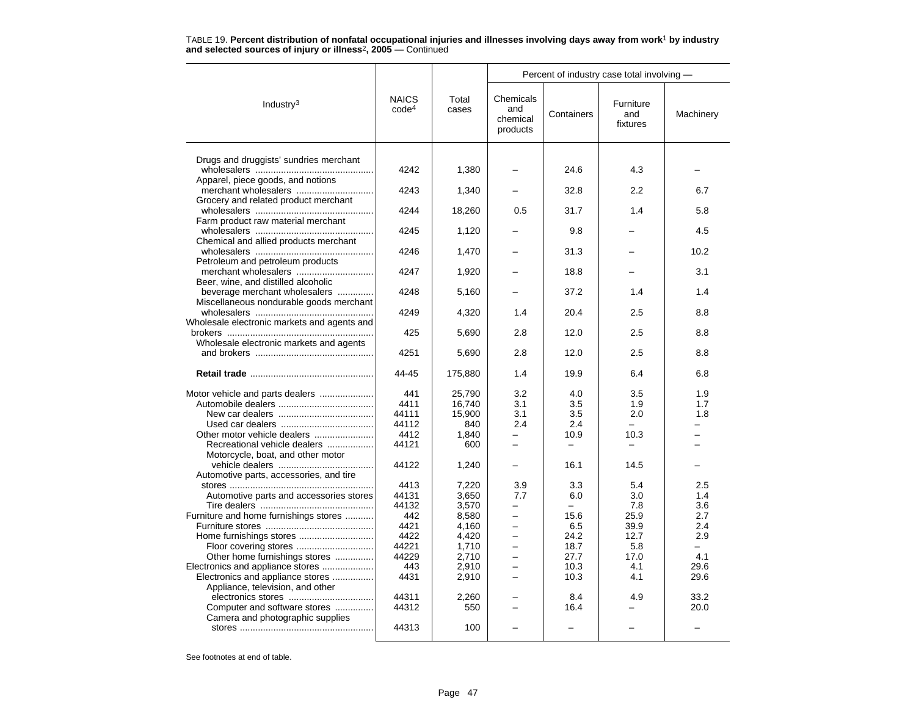TABLE 19. **Percent distribution of nonfatal occupational injuries and illnesses involving days away from work[1] by industry and selected sources of injury or illness[2], 2005** — Continued

| Industry[3] | NAICS code[4] | Total cases | Percent of industry case total involving — Chemicals and chemical products | Containers | Furniture and fixtures | Machinery |
|---|---|---|---|---|---|---|
| Drugs and druggists' sundries merchant wholesalers | 4242 | 1,380 | – | 24.6 | 4.3 | – |
| Apparel, piece goods, and notions merchant wholesalers | 4243 | 1,340 | – | 32.8 | 2.2 | 6.7 |
| Grocery and related product merchant wholesalers | 4244 | 18,260 | 0.5 | 31.7 | 1.4 | 5.8 |
| Farm product raw material merchant wholesalers | 4245 | 1,120 | – | 9.8 | – | 4.5 |
| Chemical and allied products merchant wholesalers | 4246 | 1,470 | – | 31.3 | – | 10.2 |
| Petroleum and petroleum products merchant wholesalers | 4247 | 1,920 | – | 18.8 | – | 3.1 |
| Beer, wine, and distilled alcoholic beverage merchant wholesalers | 4248 | 5,160 | – | 37.2 | 1.4 | 1.4 |
| Miscellaneous nondurable goods merchant wholesalers | 4249 | 4,320 | 1.4 | 20.4 | 2.5 | 8.8 |
| Wholesale electronic markets and agents and brokers | 425 | 5,690 | 2.8 | 12.0 | 2.5 | 8.8 |
| Wholesale electronic markets and agents and brokers | 4251 | 5,690 | 2.8 | 12.0 | 2.5 | 8.8 |
| **Retail trade** | 44-45 | 175,880 | 1.4 | 19.9 | 6.4 | 6.8 |
| Motor vehicle and parts dealers | 441 | 25,790 | 3.2 | 4.0 | 3.5 | 1.9 |
| Automobile dealers | 4411 | 16,740 | 3.1 | 3.5 | 1.9 | 1.7 |
| New car dealers | 44111 | 15,900 | 3.1 | 3.5 | 2.0 | 1.8 |
| Used car dealers | 44112 | 840 | 2.4 | 2.4 | – | – |
| Other motor vehicle dealers | 4412 | 1,840 | – | 10.9 | 10.3 | – |
| Recreational vehicle dealers | 44121 | 600 | – | – | – | – |
| Motorcycle, boat, and other motor vehicle dealers | 44122 | 1,240 | – | 16.1 | 14.5 | – |
| Automotive parts, accessories, and tire stores | 4413 | 7,220 | 3.9 | 3.3 | 5.4 | 2.5 |
| Automotive parts and accessories stores | 44131 | 3,650 | 7.7 | 6.0 | 3.0 | 1.4 |
| Tire dealers | 44132 | 3,570 | – | – | 7.8 | 3.6 |
| Furniture and home furnishings stores | 442 | 8,580 | – | 15.6 | 25.9 | 2.7 |
| Furniture stores | 4421 | 4,160 | – | 6.5 | 39.9 | 2.4 |
| Home furnishings stores | 4422 | 4,420 | – | 24.2 | 12.7 | 2.9 |
| Floor covering stores | 44221 | 1,710 | – | 18.7 | 5.8 | – |
| Other home furnishings stores | 44229 | 2,710 | – | 27.7 | 17.0 | 4.1 |
| Electronics and appliance stores | 443 | 2,910 | – | 10.3 | 4.1 | 29.6 |
| Electronics and appliance stores | 4431 | 2,910 | – | 10.3 | 4.1 | 29.6 |
| Appliance, television, and other electronics stores | 44311 | 2,260 | – | 8.4 | 4.9 | 33.2 |
| Computer and software stores | 44312 | 550 | – | 16.4 | – | 20.0 |
| Camera and photographic supplies stores | 44313 | 100 | – | – | – | – |

See footnotes at end of table.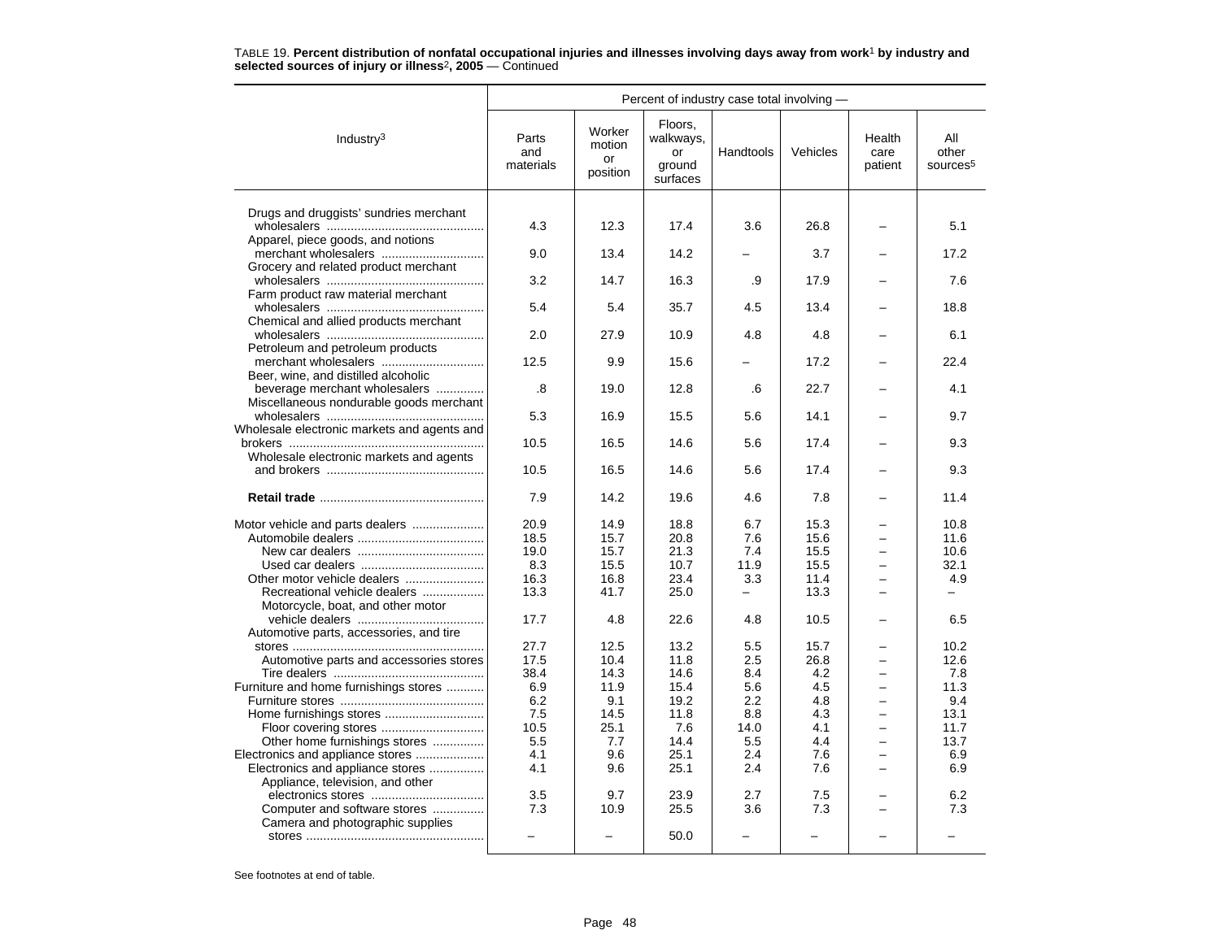TABLE 19. **Percent distribution of nonfatal occupational injuries and illnesses involving days away from work[1] by industry and selected sources of injury or illness[2], 2005** — Continued

| Industry[3] | Percent of industry case total involving — | | | | | | |
|---|---|---|---|---|---|---|---|
| | Parts and materials | Worker motion or position | Floors, walkways, or ground surfaces | Handtools | Vehicles | Health care patient | All other sources[5] |
| Drugs and druggists' sundries merchant wholesalers | 4.3 | 12.3 | 17.4 | 3.6 | 26.8 | – | 5.1 |
| Apparel, piece goods, and notions merchant wholesalers | 9.0 | 13.4 | 14.2 | – | 3.7 | – | 17.2 |
| Grocery and related product merchant wholesalers | 3.2 | 14.7 | 16.3 | .9 | 17.9 | – | 7.6 |
| Farm product raw material merchant wholesalers | 5.4 | 5.4 | 35.7 | 4.5 | 13.4 | – | 18.8 |
| Chemical and allied products merchant wholesalers | 2.0 | 27.9 | 10.9 | 4.8 | 4.8 | – | 6.1 |
| Petroleum and petroleum products merchant wholesalers | 12.5 | 9.9 | 15.6 | – | 17.2 | – | 22.4 |
| Beer, wine, and distilled alcoholic beverage merchant wholesalers | .8 | 19.0 | 12.8 | .6 | 22.7 | – | 4.1 |
| Miscellaneous nondurable goods merchant wholesalers | 5.3 | 16.9 | 15.5 | 5.6 | 14.1 | – | 9.7 |
| Wholesale electronic markets and agents and brokers | 10.5 | 16.5 | 14.6 | 5.6 | 17.4 | – | 9.3 |
| Wholesale electronic markets and agents and brokers | 10.5 | 16.5 | 14.6 | 5.6 | 17.4 | – | 9.3 |
| **Retail trade** | 7.9 | 14.2 | 19.6 | 4.6 | 7.8 | – | 11.4 |
| Motor vehicle and parts dealers | 20.9 | 14.9 | 18.8 | 6.7 | 15.3 | – | 10.8 |
| Automobile dealers | 18.5 | 15.7 | 20.8 | 7.6 | 15.6 | – | 11.6 |
| New car dealers | 19.0 | 15.7 | 21.3 | 7.4 | 15.5 | – | 10.6 |
| Used car dealers | 8.3 | 15.5 | 10.7 | 11.9 | 15.5 | – | 32.1 |
| Other motor vehicle dealers | 16.3 | 16.8 | 23.4 | 3.3 | 11.4 | – | 4.9 |
| Recreational vehicle dealers | 13.3 | 41.7 | 25.0 | – | 13.3 | – | – |
| Motorcycle, boat, and other motor vehicle dealers | 17.7 | 4.8 | 22.6 | 4.8 | 10.5 | – | 6.5 |
| Automotive parts, accessories, and tire stores | 27.7 | 12.5 | 13.2 | 5.5 | 15.7 | – | 10.2 |
| Automotive parts and accessories stores | 17.5 | 10.4 | 11.8 | 2.5 | 26.8 | – | 12.6 |
| Tire dealers | 38.4 | 14.3 | 14.6 | 8.4 | 4.2 | – | 7.8 |
| Furniture and home furnishings stores | 6.9 | 11.9 | 15.4 | 5.6 | 4.5 | – | 11.3 |
| Furniture stores | 6.2 | 9.1 | 19.2 | 2.2 | 4.8 | – | 9.4 |
| Home furnishings stores | 7.5 | 14.5 | 11.8 | 8.8 | 4.3 | – | 13.1 |
| Floor covering stores | 10.5 | 25.1 | 7.6 | 14.0 | 4.1 | – | 11.7 |
| Other home furnishings stores | 5.5 | 7.7 | 14.4 | 5.5 | 4.4 | – | 13.7 |
| Electronics and appliance stores | 4.1 | 9.6 | 25.1 | 2.4 | 7.6 | – | 6.9 |
| Electronics and appliance stores | 4.1 | 9.6 | 25.1 | 2.4 | 7.6 | – | 6.9 |
| Appliance, television, and other electronics stores | 3.5 | 9.7 | 23.9 | 2.7 | 7.5 | – | 6.2 |
| Computer and software stores | 7.3 | 10.9 | 25.5 | 3.6 | 7.3 | – | 7.3 |
| Camera and photographic supplies stores | – | – | 50.0 | – | – | – | – |

See footnotes at end of table.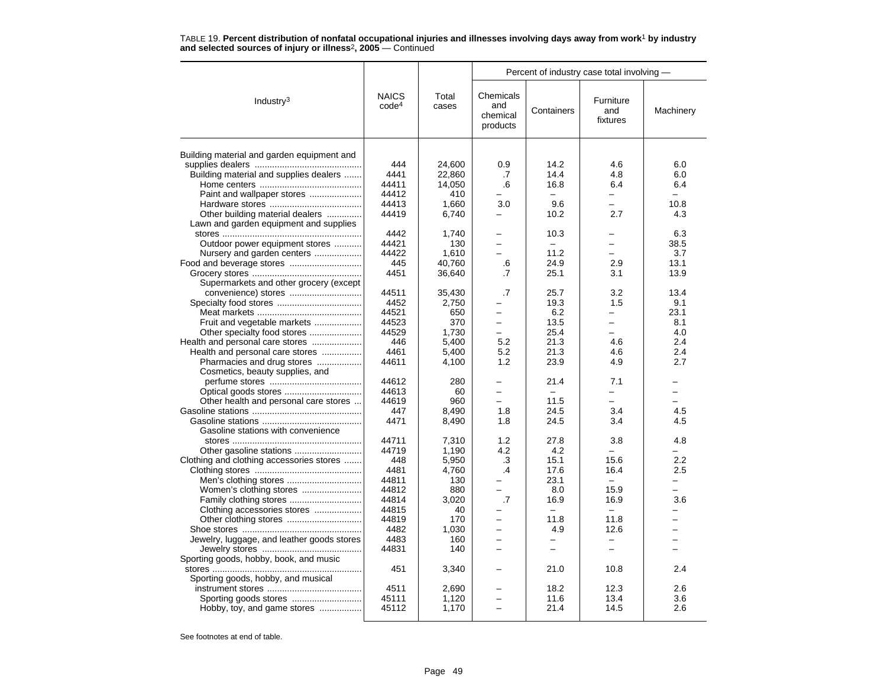TABLE 19. **Percent distribution of nonfatal occupational injuries and illnesses involving days away from work[1] by industry and selected sources of injury or illness[2], 2005** — Continued

| Industry[3] | NAICS code[4] | Total cases | Percent of industry case total involving — Chemicals and chemical products | Containers | Furniture and fixtures | Machinery |
|---|---|---|---|---|---|---|
| Building material and garden equipment and supplies dealers | 444 | 24,600 | 0.9 | 14.2 | 4.6 | 6.0 |
| Building material and supplies dealers | 4441 | 22,860 | .7 | 14.4 | 4.8 | 6.0 |
| Home centers | 44411 | 14,050 | .6 | 16.8 | 6.4 | 6.4 |
| Paint and wallpaper stores | 44412 | 410 | – | – | – | – |
| Hardware stores | 44413 | 1,660 | 3.0 | 9.6 | – | 10.8 |
| Other building material dealers | 44419 | 6,740 | – | 10.2 | 2.7 | 4.3 |
| Lawn and garden equipment and supplies stores | 4442 | 1,740 | – | 10.3 | – | 6.3 |
| Outdoor power equipment stores | 44421 | 130 | – | – | – | 38.5 |
| Nursery and garden centers | 44422 | 1,610 | – | 11.2 | – | 3.7 |
| Food and beverage stores | 445 | 40,760 | .6 | 24.9 | 2.9 | 13.1 |
| Grocery stores | 4451 | 36,640 | .7 | 25.1 | 3.1 | 13.9 |
| Supermarkets and other grocery (except convenience) stores | 44511 | 35,430 | .7 | 25.7 | 3.2 | 13.4 |
| Specialty food stores | 4452 | 2,750 | – | 19.3 | 1.5 | 9.1 |
| Meat markets | 44521 | 650 | – | 6.2 | – | 23.1 |
| Fruit and vegetable markets | 44523 | 370 | – | 13.5 | – | 8.1 |
| Other specialty food stores | 44529 | 1,730 | – | 25.4 | – | 4.0 |
| Health and personal care stores | 446 | 5,400 | 5.2 | 21.3 | 4.6 | 2.4 |
| Health and personal care stores | 4461 | 5,400 | 5.2 | 21.3 | 4.6 | 2.4 |
| Pharmacies and drug stores | 44611 | 4,100 | 1.2 | 23.9 | 4.9 | 2.7 |
| Cosmetics, beauty supplies, and perfume stores | 44612 | 280 | – | 21.4 | 7.1 | – |
| Optical goods stores | 44613 | 60 | – | – | – | – |
| Other health and personal care stores | 44619 | 960 | – | 11.5 | – | – |
| Gasoline stations | 447 | 8,490 | 1.8 | 24.5 | 3.4 | 4.5 |
| Gasoline stations | 4471 | 8,490 | 1.8 | 24.5 | 3.4 | 4.5 |
| Gasoline stations with convenience stores | 44711 | 7,310 | 1.2 | 27.8 | 3.8 | 4.8 |
| Other gasoline stations | 44719 | 1,190 | 4.2 | 4.2 | – | – |
| Clothing and clothing accessories stores | 448 | 5,950 | .3 | 15.1 | 15.6 | 2.2 |
| Clothing stores | 4481 | 4,760 | .4 | 17.6 | 16.4 | 2.5 |
| Men's clothing stores | 44811 | 130 | – | 23.1 | – | – |
| Women's clothing stores | 44812 | 880 | – | 8.0 | 15.9 | – |
| Family clothing stores | 44814 | 3,020 | .7 | 16.9 | 16.9 | 3.6 |
| Clothing accessories stores | 44815 | 40 | – | – | – | – |
| Other clothing stores | 44819 | 170 | – | 11.8 | 11.8 | – |
| Shoe stores | 4482 | 1,030 | – | 4.9 | 12.6 | – |
| Jewelry, luggage, and leather goods stores | 4483 | 160 | – | – | – | – |
| Jewelry stores | 44831 | 140 | – | – | – | – |
| Sporting goods, hobby, book, and music stores | 451 | 3,340 | – | 21.0 | 10.8 | 2.4 |
| Sporting goods, hobby, and musical instrument stores | 4511 | 2,690 | – | 18.2 | 12.3 | 2.6 |
| Sporting goods stores | 45111 | 1,120 | – | 11.6 | 13.4 | 3.6 |
| Hobby, toy, and game stores | 45112 | 1,170 | – | 21.4 | 14.5 | 2.6 |

See footnotes at end of table.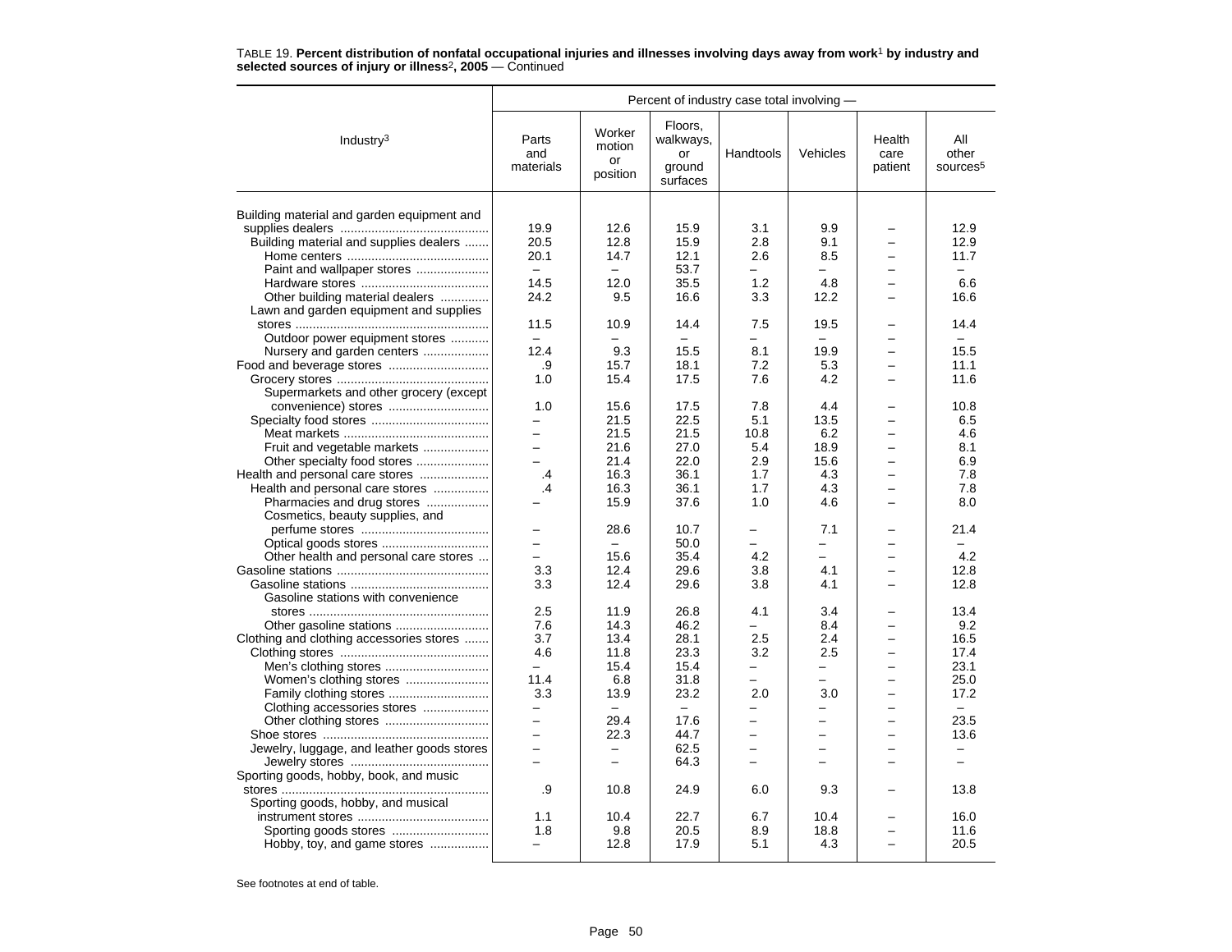TABLE 19. **Percent distribution of nonfatal occupational injuries and illnesses involving days away from work[1] by industry and selected sources of injury or illness[2], 2005** — Continued

| Industry[3] | Percent of industry case total involving — | | | | | | |
|---|---|---|---|---|---|---|---|
| | Parts and materials | Worker motion or position | Floors, walkways, or ground surfaces | Handtools | Vehicles | Health care patient | All other sources[5] |
| Building material and garden equipment and supplies dealers | 19.9 | 12.6 | 15.9 | 3.1 | 9.9 | – | 12.9 |
| Building material and supplies dealers | 20.5 | 12.8 | 15.9 | 2.8 | 9.1 | – | 12.9 |
| Home centers | 20.1 | 14.7 | 12.1 | 2.6 | 8.5 | – | 11.7 |
| Paint and wallpaper stores | – | – | 53.7 | – | – | – | – |
| Hardware stores | 14.5 | 12.0 | 35.5 | 1.2 | 4.8 | – | 6.6 |
| Other building material dealers | 24.2 | 9.5 | 16.6 | 3.3 | 12.2 | – | 16.6 |
| Lawn and garden equipment and supplies stores | 11.5 | 10.9 | 14.4 | 7.5 | 19.5 | – | 14.4 |
| Outdoor power equipment stores | – | – | – | – | – | – | – |
| Nursery and garden centers | 12.4 | 9.3 | 15.5 | 8.1 | 19.9 | – | 15.5 |
| Food and beverage stores | .9 | 15.7 | 18.1 | 7.2 | 5.3 | – | 11.1 |
| Grocery stores | 1.0 | 15.4 | 17.5 | 7.6 | 4.2 | – | 11.6 |
| Supermarkets and other grocery (except convenience) stores | 1.0 | 15.6 | 17.5 | 7.8 | 4.4 | – | 10.8 |
| Specialty food stores | – | 21.5 | 22.5 | 5.1 | 13.5 | – | 6.5 |
| Meat markets | – | 21.5 | 21.5 | 10.8 | 6.2 | – | 4.6 |
| Fruit and vegetable markets | – | 21.6 | 27.0 | 5.4 | 18.9 | – | 8.1 |
| Other specialty food stores | – | 21.4 | 22.0 | 2.9 | 15.6 | – | 6.9 |
| Health and personal care stores | .4 | 16.3 | 36.1 | 1.7 | 4.3 | – | 7.8 |
| Health and personal care stores | .4 | 16.3 | 36.1 | 1.7 | 4.3 | – | 7.8 |
| Pharmacies and drug stores | – | 15.9 | 37.6 | 1.0 | 4.6 | – | 8.0 |
| Cosmetics, beauty supplies, and perfume stores | – | 28.6 | 10.7 | – | 7.1 | – | 21.4 |
| Optical goods stores | – | – | 50.0 | – | – | – | – |
| Other health and personal care stores | – | 15.6 | 35.4 | 4.2 | – | – | 4.2 |
| Gasoline stations | 3.3 | 12.4 | 29.6 | 3.8 | 4.1 | – | 12.8 |
| Gasoline stations | 3.3 | 12.4 | 29.6 | 3.8 | 4.1 | – | 12.8 |
| Gasoline stations with convenience stores | 2.5 | 11.9 | 26.8 | 4.1 | 3.4 | – | 13.4 |
| Other gasoline stations | 7.6 | 14.3 | 46.2 | – | 8.4 | – | 9.2 |
| Clothing and clothing accessories stores | 3.7 | 13.4 | 28.1 | 2.5 | 2.4 | – | 16.5 |
| Clothing stores | 4.6 | 11.8 | 23.3 | 3.2 | 2.5 | – | 17.4 |
| Men's clothing stores | – | 15.4 | 15.4 | – | – | – | 23.1 |
| Women's clothing stores | 11.4 | 6.8 | 31.8 | – | – | – | 25.0 |
| Family clothing stores | 3.3 | 13.9 | 23.2 | 2.0 | 3.0 | – | 17.2 |
| Clothing accessories stores | – | – | – | – | – | – | – |
| Other clothing stores | – | 29.4 | 17.6 | – | – | – | 23.5 |
| Shoe stores | – | 22.3 | 44.7 | – | – | – | 13.6 |
| Jewelry, luggage, and leather goods stores | – | – | 62.5 | – | – | – | – |
| Jewelry stores | – | – | 64.3 | – | – | – | – |
| Sporting goods, hobby, book, and music stores | .9 | 10.8 | 24.9 | 6.0 | 9.3 | – | 13.8 |
| Sporting goods, hobby, and musical instrument stores | 1.1 | 10.4 | 22.7 | 6.7 | 10.4 | – | 16.0 |
| Sporting goods stores | 1.8 | 9.8 | 20.5 | 8.9 | 18.8 | – | 11.6 |
| Hobby, toy, and game stores | – | 12.8 | 17.9 | 5.1 | 4.3 | – | 20.5 |

See footnotes at end of table.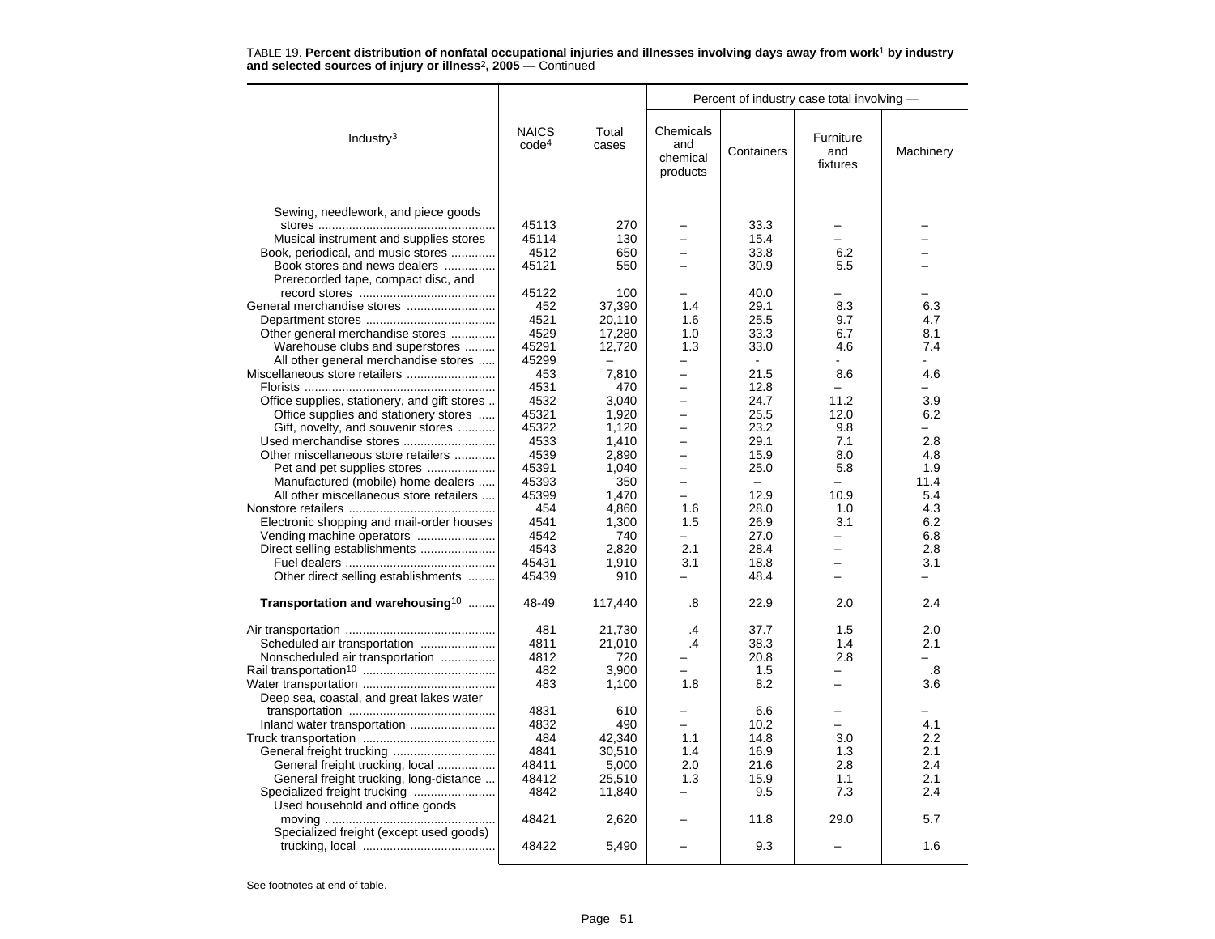TABLE 19. **Percent distribution of nonfatal occupational injuries and illnesses involving days away from work[1] by industry and selected sources of injury or illness[2], 2005** — Continued

| Industry[3] | NAICS code[4] | Total cases | Percent of industry case total involving — | | | |
|---|---|---|---|---|---|---|
| | | | Chemicals and chemical products | Containers | Furniture and fixtures | Machinery |
| Sewing, needlework, and piece goods stores | 45113 | 270 | – | 33.3 | – | – |
| Musical instrument and supplies stores | 45114 | 130 | – | 15.4 | – | – |
| Book, periodical, and music stores | 4512 | 650 | – | 33.8 | 6.2 | – |
| Book stores and news dealers | 45121 | 550 | – | 30.9 | 5.5 | – |
| Prerecorded tape, compact disc, and record stores | 45122 | 100 | – | 40.0 | – | – |
| General merchandise stores | 452 | 37,390 | 1.4 | 29.1 | 8.3 | 6.3 |
| Department stores | 4521 | 20,110 | 1.6 | 25.5 | 9.7 | 4.7 |
| Other general merchandise stores | 4529 | 17,280 | 1.0 | 33.3 | 6.7 | 8.1 |
| Warehouse clubs and superstores | 45291 | 12,720 | 1.3 | 33.0 | 4.6 | 7.4 |
| All other general merchandise stores | 45299 | – | – | - | - | - |
| Miscellaneous store retailers | 453 | 7,810 | – | 21.5 | 8.6 | 4.6 |
| Florists | 4531 | 470 | – | 12.8 | – | – |
| Office supplies, stationery, and gift stores | 4532 | 3,040 | – | 24.7 | 11.2 | 3.9 |
| Office supplies and stationery stores | 45321 | 1,920 | – | 25.5 | 12.0 | 6.2 |
| Gift, novelty, and souvenir stores | 45322 | 1,120 | – | 23.2 | 9.8 | – |
| Used merchandise stores | 4533 | 1,410 | – | 29.1 | 7.1 | 2.8 |
| Other miscellaneous store retailers | 4539 | 2,890 | – | 15.9 | 8.0 | 4.8 |
| Pet and pet supplies stores | 45391 | 1,040 | – | 25.0 | 5.8 | 1.9 |
| Manufactured (mobile) home dealers | 45393 | 350 | – | – | – | 11.4 |
| All other miscellaneous store retailers | 45399 | 1,470 | – | 12.9 | 10.9 | 5.4 |
| Nonstore retailers | 454 | 4,860 | 1.6 | 28.0 | 1.0 | 4.3 |
| Electronic shopping and mail-order houses | 4541 | 1,300 | 1.5 | 26.9 | 3.1 | 6.2 |
| Vending machine operators | 4542 | 740 | – | 27.0 | – | 6.8 |
| Direct selling establishments | 4543 | 2,820 | 2.1 | 28.4 | – | 2.8 |
| Fuel dealers | 45431 | 1,910 | 3.1 | 18.8 | – | 3.1 |
| Other direct selling establishments | 45439 | 910 | – | 48.4 | – | – |
| **Transportation and warehousing[10]** | 48-49 | 117,440 | .8 | 22.9 | 2.0 | 2.4 |
| Air transportation | 481 | 21,730 | .4 | 37.7 | 1.5 | 2.0 |
| Scheduled air transportation | 4811 | 21,010 | .4 | 38.3 | 1.4 | 2.1 |
| Nonscheduled air transportation | 4812 | 720 | – | 20.8 | 2.8 | – |
| Rail transportation[10] | 482 | 3,900 | – | 1.5 | – | .8 |
| Water transportation | 483 | 1,100 | 1.8 | 8.2 | – | 3.6 |
| Deep sea, coastal, and great lakes water transportation | 4831 | 610 | – | 6.6 | – | – |
| Inland water transportation | 4832 | 490 | – | 10.2 | – | 4.1 |
| Truck transportation | 484 | 42,340 | 1.1 | 14.8 | 3.0 | 2.2 |
| General freight trucking | 4841 | 30,510 | 1.4 | 16.9 | 1.3 | 2.1 |
| General freight trucking, local | 48411 | 5,000 | 2.0 | 21.6 | 2.8 | 2.4 |
| General freight trucking, long-distance | 48412 | 25,510 | 1.3 | 15.9 | 1.1 | 2.1 |
| Specialized freight trucking | 4842 | 11,840 | – | 9.5 | 7.3 | 2.4 |
| Used household and office goods moving | 48421 | 2,620 | – | 11.8 | 29.0 | 5.7 |
| Specialized freight (except used goods) trucking, local | 48422 | 5,490 | – | 9.3 | – | 1.6 |

See footnotes at end of table.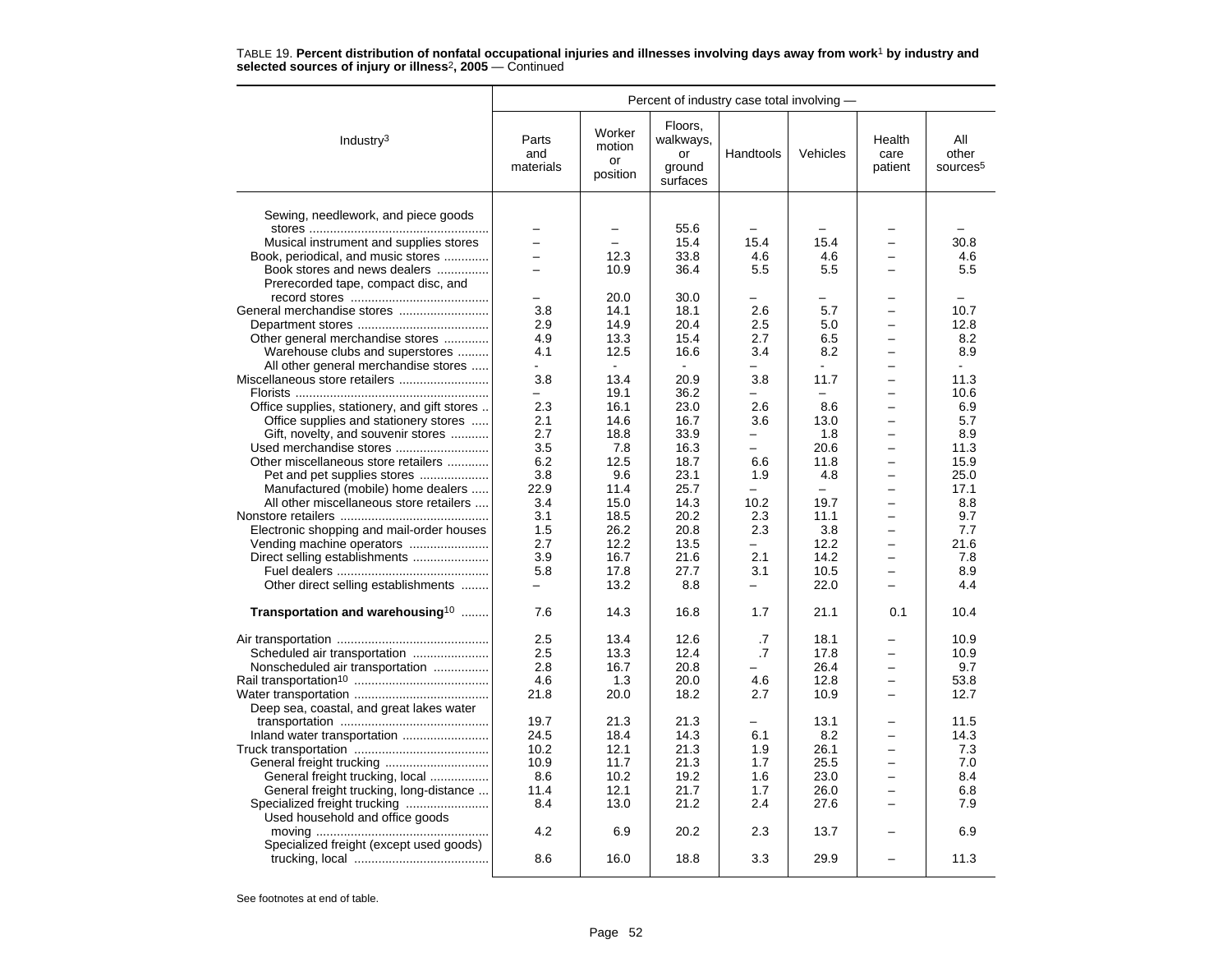TABLE 19. **Percent distribution of nonfatal occupational injuries and illnesses involving days away from work**[1] **by industry and selected sources of injury or illness**[2]**, 2005** — Continued

| Industry[3] | Parts and materials | Worker motion or position | Floors, walkways, or ground surfaces | Handtools | Vehicles | Health care patient | All other sources[5] |
|---|---|---|---|---|---|---|---|
| | Percent of industry case total involving — | | | | | | |
| Sewing, needlework, and piece goods stores | – | – | 55.6 | – | – | – | – |
| Musical instrument and supplies stores | – | – | 15.4 | 15.4 | 15.4 | – | 30.8 |
| Book, periodical, and music stores | – | 12.3 | 33.8 | 4.6 | 4.6 | – | 4.6 |
| Book stores and news dealers | – | 10.9 | 36.4 | 5.5 | 5.5 | – | 5.5 |
| Prerecorded tape, compact disc, and record stores | – | 20.0 | 30.0 | – | – | – | – |
| General merchandise stores | 3.8 | 14.1 | 18.1 | 2.6 | 5.7 | – | 10.7 |
| Department stores | 2.9 | 14.9 | 20.4 | 2.5 | 5.0 | – | 12.8 |
| Other general merchandise stores | 4.9 | 13.3 | 15.4 | 2.7 | 6.5 | – | 8.2 |
| Warehouse clubs and superstores | 4.1 | 12.5 | 16.6 | 3.4 | 8.2 | – | 8.9 |
| All other general merchandise stores | - | - | - | – | - | – | - |
| Miscellaneous store retailers | 3.8 | 13.4 | 20.9 | 3.8 | 11.7 | – | 11.3 |
| Florists | – | 19.1 | 36.2 | – | – | – | 10.6 |
| Office supplies, stationery, and gift stores | 2.3 | 16.1 | 23.0 | 2.6 | 8.6 | – | 6.9 |
| Office supplies and stationery stores | 2.1 | 14.6 | 16.7 | 3.6 | 13.0 | – | 5.7 |
| Gift, novelty, and souvenir stores | 2.7 | 18.8 | 33.9 | – | 1.8 | – | 8.9 |
| Used merchandise stores | 3.5 | 7.8 | 16.3 | – | 20.6 | – | 11.3 |
| Other miscellaneous store retailers | 6.2 | 12.5 | 18.7 | 6.6 | 11.8 | – | 15.9 |
| Pet and pet supplies stores | 3.8 | 9.6 | 23.1 | 1.9 | 4.8 | – | 25.0 |
| Manufactured (mobile) home dealers | 22.9 | 11.4 | 25.7 | – | – | – | 17.1 |
| All other miscellaneous store retailers | 3.4 | 15.0 | 14.3 | 10.2 | 19.7 | – | 8.8 |
| Nonstore retailers | 3.1 | 18.5 | 20.2 | 2.3 | 11.1 | – | 9.7 |
| Electronic shopping and mail-order houses | 1.5 | 26.2 | 20.8 | 2.3 | 3.8 | – | 7.7 |
| Vending machine operators | 2.7 | 12.2 | 13.5 | – | 12.2 | – | 21.6 |
| Direct selling establishments | 3.9 | 16.7 | 21.6 | 2.1 | 14.2 | – | 7.8 |
| Fuel dealers | 5.8 | 17.8 | 27.7 | 3.1 | 10.5 | – | 8.9 |
| Other direct selling establishments | – | 13.2 | 8.8 | – | 22.0 | – | 4.4 |
| **Transportation and warehousing**[10] | 7.6 | 14.3 | 16.8 | 1.7 | 21.1 | 0.1 | 10.4 |
| Air transportation | 2.5 | 13.4 | 12.6 | .7 | 18.1 | – | 10.9 |
| Scheduled air transportation | 2.5 | 13.3 | 12.4 | .7 | 17.8 | – | 10.9 |
| Nonscheduled air transportation | 2.8 | 16.7 | 20.8 | – | 26.4 | – | 9.7 |
| Rail transportation[10] | 4.6 | 1.3 | 20.0 | 4.6 | 12.8 | – | 53.8 |
| Water transportation | 21.8 | 20.0 | 18.2 | 2.7 | 10.9 | – | 12.7 |
| Deep sea, coastal, and great lakes water transportation | 19.7 | 21.3 | 21.3 | – | 13.1 | – | 11.5 |
| Inland water transportation | 24.5 | 18.4 | 14.3 | 6.1 | 8.2 | – | 14.3 |
| Truck transportation | 10.2 | 12.1 | 21.3 | 1.9 | 26.1 | – | 7.3 |
| General freight trucking | 10.9 | 11.7 | 21.3 | 1.7 | 25.5 | – | 7.0 |
| General freight trucking, local | 8.6 | 10.2 | 19.2 | 1.6 | 23.0 | – | 8.4 |
| General freight trucking, long-distance | 11.4 | 12.1 | 21.7 | 1.7 | 26.0 | – | 6.8 |
| Specialized freight trucking | 8.4 | 13.0 | 21.2 | 2.4 | 27.6 | – | 7.9 |
| Used household and office goods moving | 4.2 | 6.9 | 20.2 | 2.3 | 13.7 | – | 6.9 |
| Specialized freight (except used goods) trucking, local | 8.6 | 16.0 | 18.8 | 3.3 | 29.9 | – | 11.3 |

See footnotes at end of table.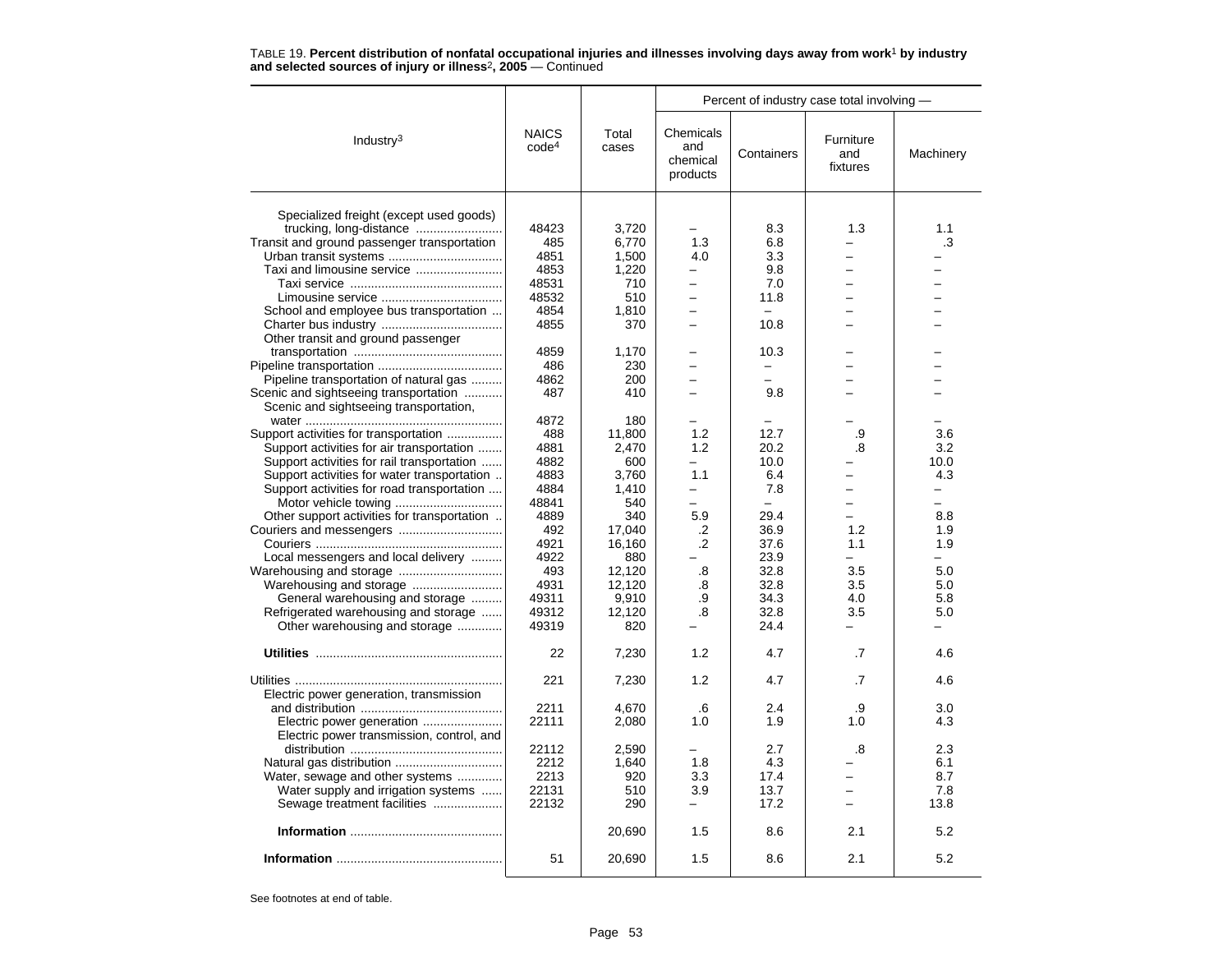TABLE 19. **Percent distribution of nonfatal occupational injuries and illnesses involving days away from work[1] by industry and selected sources of injury or illness[2], 2005** — Continued

| Industry[3] | NAICS code[4] | Total cases | Percent of industry case total involving — Chemicals and chemical products | Containers | Furniture and fixtures | Machinery |
|---|---|---|---|---|---|---|
| Specialized freight (except used goods) trucking, long-distance | 48423 | 3,720 | – | 8.3 | 1.3 | 1.1 |
| Transit and ground passenger transportation | 485 | 6,770 | 1.3 | 6.8 | – | .3 |
| Urban transit systems | 4851 | 1,500 | 4.0 | 3.3 | – | – |
| Taxi and limousine service | 4853 | 1,220 | – | 9.8 | – | – |
| Taxi service | 48531 | 710 | – | 7.0 | – | – |
| Limousine service | 48532 | 510 | – | 11.8 | – | – |
| School and employee bus transportation | 4854 | 1,810 | – | – | – | – |
| Charter bus industry | 4855 | 370 | – | 10.8 | – | – |
| Other transit and ground passenger transportation | 4859 | 1,170 | – | 10.3 | – | – |
| Pipeline transportation | 486 | 230 | – | – | – | – |
| Pipeline transportation of natural gas | 4862 | 200 | – | – | – | – |
| Scenic and sightseeing transportation | 487 | 410 | – | 9.8 | – | – |
| Scenic and sightseeing transportation, water | 4872 | 180 | – | – | – | – |
| Support activities for transportation | 488 | 11,800 | 1.2 | 12.7 | .9 | 3.6 |
| Support activities for air transportation | 4881 | 2,470 | 1.2 | 20.2 | .8 | 3.2 |
| Support activities for rail transportation | 4882 | 600 | – | 10.0 | – | 10.0 |
| Support activities for water transportation | 4883 | 3,760 | 1.1 | 6.4 | – | 4.3 |
| Support activities for road transportation | 4884 | 1,410 | – | 7.8 | – | – |
| Motor vehicle towing | 48841 | 540 | – | – | – | – |
| Other support activities for transportation | 4889 | 340 | 5.9 | 29.4 | – | 8.8 |
| Couriers and messengers | 492 | 17,040 | .2 | 36.9 | 1.2 | 1.9 |
| Couriers | 4921 | 16,160 | .2 | 37.6 | 1.1 | 1.9 |
| Local messengers and local delivery | 4922 | 880 | – | 23.9 | – | – |
| Warehousing and storage | 493 | 12,120 | .8 | 32.8 | 3.5 | 5.0 |
| Warehousing and storage | 4931 | 12,120 | .8 | 32.8 | 3.5 | 5.0 |
| General warehousing and storage | 49311 | 9,910 | .9 | 34.3 | 4.0 | 5.8 |
| Refrigerated warehousing and storage | 49312 | 12,120 | .8 | 32.8 | 3.5 | 5.0 |
| Other warehousing and storage | 49319 | 820 | – | 24.4 | – | – |
| **Utilities** | 22 | 7,230 | 1.2 | 4.7 | .7 | 4.6 |
| Utilities | 221 | 7,230 | 1.2 | 4.7 | .7 | 4.6 |
| Electric power generation, transmission and distribution | 2211 | 4,670 | .6 | 2.4 | .9 | 3.0 |
| Electric power generation | 22111 | 2,080 | 1.0 | 1.9 | 1.0 | 4.3 |
| Electric power transmission, control, and distribution | 22112 | 2,590 | – | 2.7 | .8 | 2.3 |
| Natural gas distribution | 2212 | 1,640 | 1.8 | 4.3 | – | 6.1 |
| Water, sewage and other systems | 2213 | 920 | 3.3 | 17.4 | – | 8.7 |
| Water supply and irrigation systems | 22131 | 510 | 3.9 | 13.7 | – | 7.8 |
| Sewage treatment facilities | 22132 | 290 | – | 17.2 | – | 13.8 |
| **Information** | | 20,690 | 1.5 | 8.6 | 2.1 | 5.2 |
| **Information** | 51 | 20,690 | 1.5 | 8.6 | 2.1 | 5.2 |

See footnotes at end of table.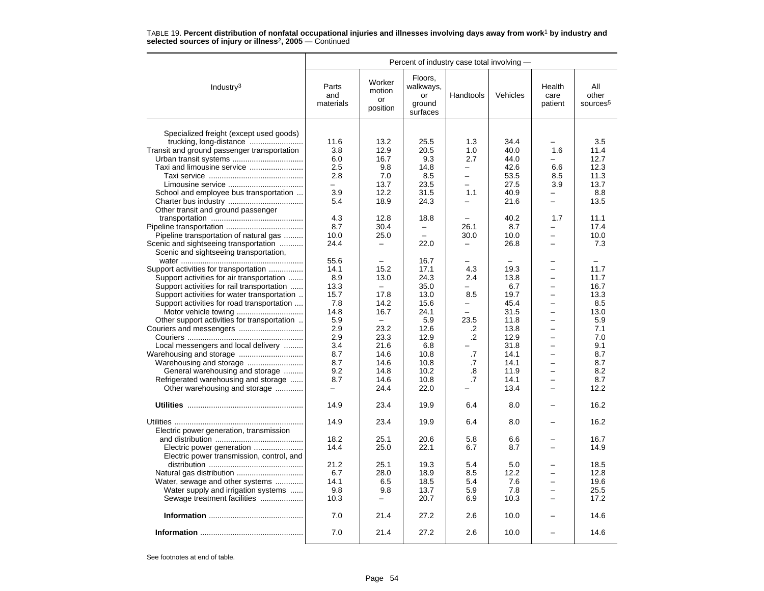TABLE 19. **Percent distribution of nonfatal occupational injuries and illnesses involving days away from work**[1] **by industry and selected sources of injury or illness**[2]**, 2005** — Continued

| Industry[3] | Parts and materials | Worker motion or position | Floors, walkways, or ground surfaces | Handtools | Vehicles | Health care patient | All other sources[5] |
|---|---|---|---|---|---|---|---|
| | Percent of industry case total involving — | | | | | | |
| Specialized freight (except used goods) trucking, long-distance | 11.6 | 13.2 | 25.5 | 1.3 | 34.4 | – | 3.5 |
| Transit and ground passenger transportation | 3.8 | 12.9 | 20.5 | 1.0 | 40.0 | 1.6 | 11.4 |
| Urban transit systems | 6.0 | 16.7 | 9.3 | 2.7 | 44.0 | – | 12.7 |
| Taxi and limousine service | 2.5 | 9.8 | 14.8 | – | 42.6 | 6.6 | 12.3 |
| Taxi service | 2.8 | 7.0 | 8.5 | – | 53.5 | 8.5 | 11.3 |
| Limousine service | – | 13.7 | 23.5 | – | 27.5 | 3.9 | 13.7 |
| School and employee bus transportation | 3.9 | 12.2 | 31.5 | 1.1 | 40.9 | – | 8.8 |
| Charter bus industry | 5.4 | 18.9 | 24.3 | – | 21.6 | – | 13.5 |
| Other transit and ground passenger transportation | 4.3 | 12.8 | 18.8 | – | 40.2 | 1.7 | 11.1 |
| Pipeline transportation | 8.7 | 30.4 | – | 26.1 | 8.7 | – | 17.4 |
| Pipeline transportation of natural gas | 10.0 | 25.0 | – | 30.0 | 10.0 | – | 10.0 |
| Scenic and sightseeing transportation | 24.4 | – | 22.0 | – | 26.8 | – | 7.3 |
| Scenic and sightseeing transportation, water | 55.6 | – | 16.7 | – | – | – | – |
| Support activities for transportation | 14.1 | 15.2 | 17.1 | 4.3 | 19.3 | – | 11.7 |
| Support activities for air transportation | 8.9 | 13.0 | 24.3 | 2.4 | 13.8 | – | 11.7 |
| Support activities for rail transportation | 13.3 | – | 35.0 | – | 6.7 | – | 16.7 |
| Support activities for water transportation | 15.7 | 17.8 | 13.0 | 8.5 | 19.7 | – | 13.3 |
| Support activities for road transportation | 7.8 | 14.2 | 15.6 | – | 45.4 | – | 8.5 |
| Motor vehicle towing | 14.8 | 16.7 | 24.1 | – | 31.5 | – | 13.0 |
| Other support activities for transportation | 5.9 | – | 5.9 | 23.5 | 11.8 | – | 5.9 |
| Couriers and messengers | 2.9 | 23.2 | 12.6 | .2 | 13.8 | – | 7.1 |
| Couriers | 2.9 | 23.3 | 12.9 | .2 | 12.9 | – | 7.0 |
| Local messengers and local delivery | 3.4 | 21.6 | 6.8 | – | 31.8 | – | 9.1 |
| Warehousing and storage | 8.7 | 14.6 | 10.8 | .7 | 14.1 | – | 8.7 |
| Warehousing and storage | 8.7 | 14.6 | 10.8 | .7 | 14.1 | – | 8.7 |
| General warehousing and storage | 9.2 | 14.8 | 10.2 | .8 | 11.9 | – | 8.2 |
| Refrigerated warehousing and storage | 8.7 | 14.6 | 10.8 | .7 | 14.1 | – | 8.7 |
| Other warehousing and storage | – | 24.4 | 22.0 | – | 13.4 | – | 12.2 |
| **Utilities** | 14.9 | 23.4 | 19.9 | 6.4 | 8.0 | – | 16.2 |
| Utilities | 14.9 | 23.4 | 19.9 | 6.4 | 8.0 | – | 16.2 |
| Electric power generation, transmission and distribution | 18.2 | 25.1 | 20.6 | 5.8 | 6.6 | – | 16.7 |
| Electric power generation | 14.4 | 25.0 | 22.1 | 6.7 | 8.7 | – | 14.9 |
| Electric power transmission, control, and distribution | 21.2 | 25.1 | 19.3 | 5.4 | 5.0 | – | 18.5 |
| Natural gas distribution | 6.7 | 28.0 | 18.9 | 8.5 | 12.2 | – | 12.8 |
| Water, sewage and other systems | 14.1 | 6.5 | 18.5 | 5.4 | 7.6 | – | 19.6 |
| Water supply and irrigation systems | 9.8 | 9.8 | 13.7 | 5.9 | 7.8 | – | 25.5 |
| Sewage treatment facilities | 10.3 | – | 20.7 | 6.9 | 10.3 | – | 17.2 |
| **Information** | 7.0 | 21.4 | 27.2 | 2.6 | 10.0 | – | 14.6 |
| **Information** | 7.0 | 21.4 | 27.2 | 2.6 | 10.0 | – | 14.6 |

See footnotes at end of table.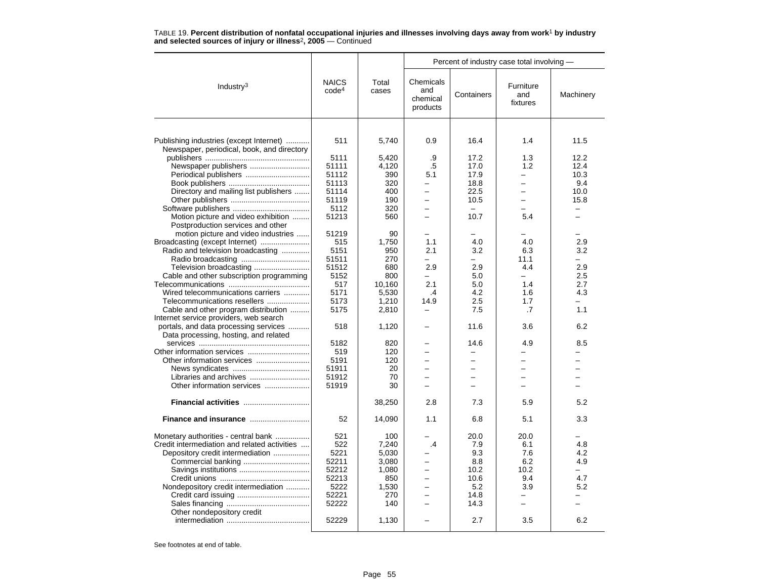TABLE 19. **Percent distribution of nonfatal occupational injuries and illnesses involving days away from work[1] by industry and selected sources of injury or illness[2], 2005** — Continued

| Industry[3] | NAICS code[4] | Total cases | Percent of industry case total involving — | | | |
|---|---|---|---|---|---|---|
| | | | Chemicals and chemical products | Containers | Furniture and fixtures | Machinery |
| Publishing industries (except Internet) | 511 | 5,740 | 0.9 | 16.4 | 1.4 | 11.5 |
| Newspaper, periodical, book, and directory publishers | 5111 | 5,420 | .9 | 17.2 | 1.3 | 12.2 |
| Newspaper publishers | 51111 | 4,120 | .5 | 17.0 | 1.2 | 12.4 |
| Periodical publishers | 51112 | 390 | 5.1 | 17.9 | – | 10.3 |
| Book publishers | 51113 | 320 | – | 18.8 | – | 9.4 |
| Directory and mailing list publishers | 51114 | 400 | – | 22.5 | – | 10.0 |
| Other publishers | 51119 | 190 | – | 10.5 | – | 15.8 |
| Software publishers | 5112 | 320 | – | – | – | – |
| Motion picture and video exhibition | 51213 | 560 | – | 10.7 | 5.4 | – |
| Postproduction services and other motion picture and video industries | 51219 | 90 | – | – | – | – |
| Broadcasting (except Internet) | 515 | 1,750 | 1.1 | 4.0 | 4.0 | 2.9 |
| Radio and television broadcasting | 5151 | 950 | 2.1 | 3.2 | 6.3 | 3.2 |
| Radio broadcasting | 51511 | 270 | – | – | 11.1 | – |
| Television broadcasting | 51512 | 680 | 2.9 | 2.9 | 4.4 | 2.9 |
| Cable and other subscription programming | 5152 | 800 | – | 5.0 | – | 2.5 |
| Telecommunications | 517 | 10,160 | 2.1 | 5.0 | 1.4 | 2.7 |
| Wired telecommunications carriers | 5171 | 5,530 | .4 | 4.2 | 1.6 | 4.3 |
| Telecommunications resellers | 5173 | 1,210 | 14.9 | 2.5 | 1.7 | – |
| Cable and other program distribution | 5175 | 2,810 | – | 7.5 | .7 | 1.1 |
| Internet service providers, web search portals, and data processing services | 518 | 1,120 | – | 11.6 | 3.6 | 6.2 |
| Data processing, hosting, and related services | 5182 | 820 | – | 14.6 | 4.9 | 8.5 |
| Other information services | 519 | 120 | – | – | – | – |
| Other information services | 5191 | 120 | – | – | – | – |
| News syndicates | 51911 | 20 | – | – | – | – |
| Libraries and archives | 51912 | 70 | – | – | – | – |
| Other information services | 51919 | 30 | – | – | – | – |
| **Financial activities** | | 38,250 | 2.8 | 7.3 | 5.9 | 5.2 |
| **Finance and insurance** | 52 | 14,090 | 1.1 | 6.8 | 5.1 | 3.3 |
| Monetary authorities - central bank | 521 | 100 | – | 20.0 | 20.0 | – |
| Credit intermediation and related activities | 522 | 7,240 | .4 | 7.9 | 6.1 | 4.8 |
| Depository credit intermediation | 5221 | 5,030 | – | 9.3 | 7.6 | 4.2 |
| Commercial banking | 52211 | 3,080 | – | 8.8 | 6.2 | 4.9 |
| Savings institutions | 52212 | 1,080 | – | 10.2 | 10.2 | – |
| Credit unions | 52213 | 850 | – | 10.6 | 9.4 | 4.7 |
| Nondepository credit intermediation | 5222 | 1,530 | – | 5.2 | 3.9 | 5.2 |
| Credit card issuing | 52221 | 270 | – | 14.8 | – | – |
| Sales financing | 52222 | 140 | – | 14.3 | – | – |
| Other nondepository credit intermediation | 52229 | 1,130 | – | 2.7 | 3.5 | 6.2 |

See footnotes at end of table.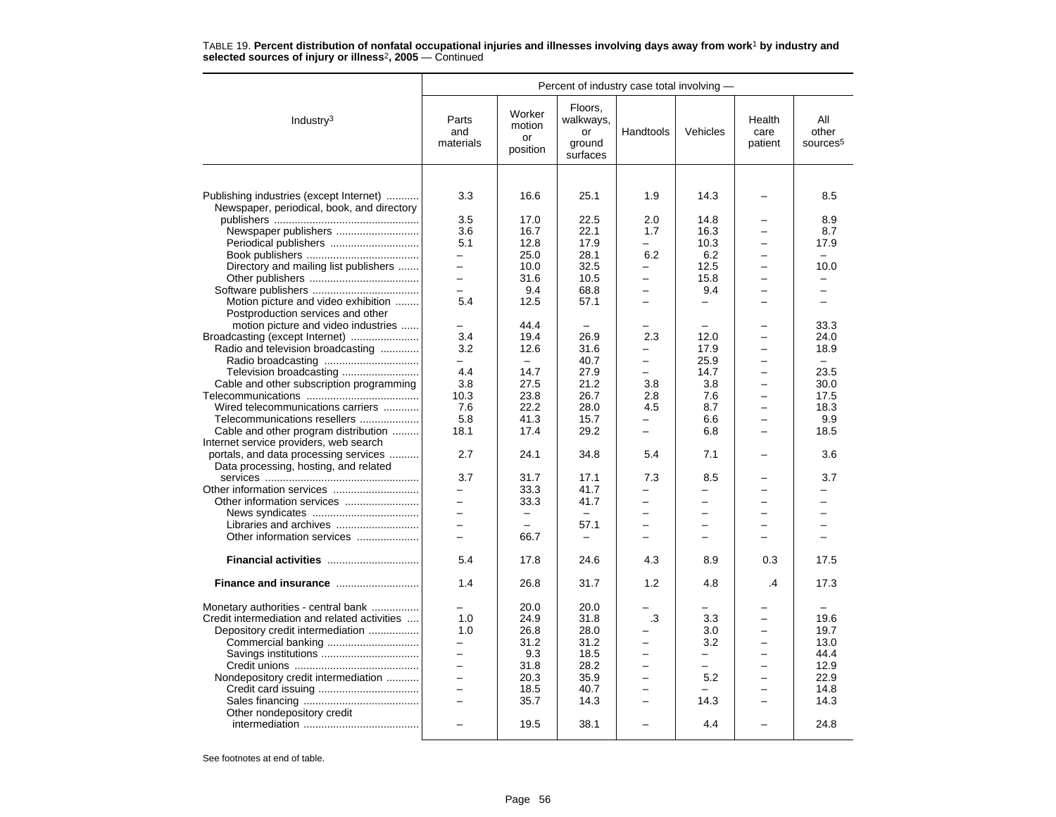TABLE 19. **Percent distribution of nonfatal occupational injuries and illnesses involving days away from work[1] by industry and selected sources of injury or illness[2], 2005** — Continued

| Industry[3] | Percent of industry case total involving — | | | | | | |
|---|---|---|---|---|---|---|---|
| | Parts and materials | Worker motion or position | Floors, walkways, or ground surfaces | Handtools | Vehicles | Health care patient | All other sources[5] |
| Publishing industries (except Internet) | 3.3 | 16.6 | 25.1 | 1.9 | 14.3 | – | 8.5 |
| Newspaper, periodical, book, and directory publishers | 3.5 | 17.0 | 22.5 | 2.0 | 14.8 | – | 8.9 |
| Newspaper publishers | 3.6 | 16.7 | 22.1 | 1.7 | 16.3 | – | 8.7 |
| Periodical publishers | 5.1 | 12.8 | 17.9 | – | 10.3 | – | 17.9 |
| Book publishers | – | 25.0 | 28.1 | 6.2 | 6.2 | – | – |
| Directory and mailing list publishers | – | 10.0 | 32.5 | – | 12.5 | – | 10.0 |
| Other publishers | – | 31.6 | 10.5 | – | 15.8 | – | – |
| Software publishers | – | 9.4 | 68.8 | – | 9.4 | – | – |
| Motion picture and video exhibition | 5.4 | 12.5 | 57.1 | – | – | – | – |
| Postproduction services and other motion picture and video industries | – | 44.4 | – | – | – | – | 33.3 |
| Broadcasting (except Internet) | 3.4 | 19.4 | 26.9 | 2.3 | 12.0 | – | 24.0 |
| Radio and television broadcasting | 3.2 | 12.6 | 31.6 | – | 17.9 | – | 18.9 |
| Radio broadcasting | – | – | 40.7 | – | 25.9 | – | – |
| Television broadcasting | 4.4 | 14.7 | 27.9 | – | 14.7 | – | 23.5 |
| Cable and other subscription programming | 3.8 | 27.5 | 21.2 | 3.8 | 3.8 | – | 30.0 |
| Telecommunications | 10.3 | 23.8 | 26.7 | 2.8 | 7.6 | – | 17.5 |
| Wired telecommunications carriers | 7.6 | 22.2 | 28.0 | 4.5 | 8.7 | – | 18.3 |
| Telecommunications resellers | 5.8 | 41.3 | 15.7 | – | 6.6 | – | 9.9 |
| Cable and other program distribution | 18.1 | 17.4 | 29.2 | – | 6.8 | – | 18.5 |
| Internet service providers, web search portals, and data processing services | 2.7 | 24.1 | 34.8 | 5.4 | 7.1 | – | 3.6 |
| Data processing, hosting, and related services | 3.7 | 31.7 | 17.1 | 7.3 | 8.5 | – | 3.7 |
| Other information services | – | 33.3 | 41.7 | – | – | – | – |
| Other information services | – | 33.3 | 41.7 | – | – | – | – |
| News syndicates | – | – | – | – | – | – | – |
| Libraries and archives | – | – | 57.1 | – | – | – | – |
| Other information services | – | 66.7 | – | – | – | – | – |
| **Financial activities** | 5.4 | 17.8 | 24.6 | 4.3 | 8.9 | 0.3 | 17.5 |
| **Finance and insurance** | 1.4 | 26.8 | 31.7 | 1.2 | 4.8 | .4 | 17.3 |
| Monetary authorities - central bank | – | 20.0 | 20.0 | – | – | – | – |
| Credit intermediation and related activities | 1.0 | 24.9 | 31.8 | .3 | 3.3 | – | 19.6 |
| Depository credit intermediation | 1.0 | 26.8 | 28.0 | – | 3.0 | – | 19.7 |
| Commercial banking | – | 31.2 | 31.2 | – | 3.2 | – | 13.0 |
| Savings institutions | – | 9.3 | 18.5 | – | – | – | 44.4 |
| Credit unions | – | 31.8 | 28.2 | – | – | – | 12.9 |
| Nondepository credit intermediation | – | 20.3 | 35.9 | – | 5.2 | – | 22.9 |
| Credit card issuing | – | 18.5 | 40.7 | – | – | – | 14.8 |
| Sales financing | – | 35.7 | 14.3 | – | 14.3 | – | 14.3 |
| Other nondepository credit intermediation | – | 19.5 | 38.1 | – | 4.4 | – | 24.8 |

See footnotes at end of table.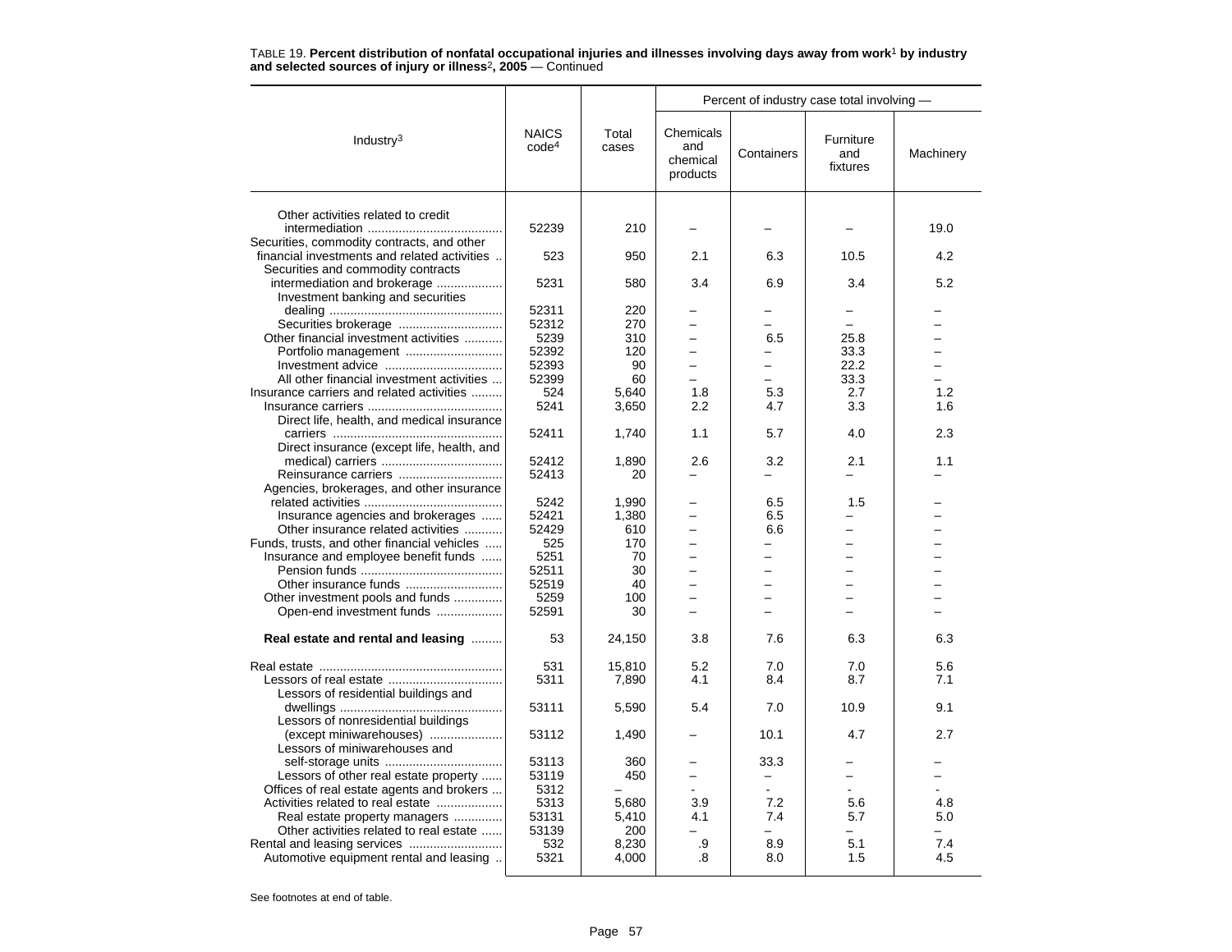TABLE 19. **Percent distribution of nonfatal occupational injuries and illnesses involving days away from work[1] by industry and selected sources of injury or illness[2], 2005** — Continued

| Industry[3] | NAICS code[4] | Total cases | Percent of industry case total involving — | | | |
|---|---|---|---|---|---|---|
| | | | Chemicals and chemical products | Containers | Furniture and fixtures | Machinery |
| Other activities related to credit intermediation | 52239 | 210 | – | – | – | 19.0 |
| Securities, commodity contracts, and other financial investments and related activities | 523 | 950 | 2.1 | 6.3 | 10.5 | 4.2 |
| Securities and commodity contracts intermediation and brokerage | 5231 | 580 | 3.4 | 6.9 | 3.4 | 5.2 |
| Investment banking and securities dealing | 52311 | 220 | – | – | – | – |
| Securities brokerage | 52312 | 270 | – | – | – | – |
| Other financial investment activities | 5239 | 310 | – | 6.5 | 25.8 | – |
| Portfolio management | 52392 | 120 | – | – | 33.3 | – |
| Investment advice | 52393 | 90 | – | – | 22.2 | – |
| All other financial investment activities | 52399 | 60 | – | – | 33.3 | – |
| Insurance carriers and related activities | 524 | 5,640 | 1.8 | 5.3 | 2.7 | 1.2 |
| Insurance carriers | 5241 | 3,650 | 2.2 | 4.7 | 3.3 | 1.6 |
| Direct life, health, and medical insurance carriers | 52411 | 1,740 | 1.1 | 5.7 | 4.0 | 2.3 |
| Direct insurance (except life, health, and medical) carriers | 52412 | 1,890 | 2.6 | 3.2 | 2.1 | 1.1 |
| Reinsurance carriers | 52413 | 20 | – | – | – | – |
| Agencies, brokerages, and other insurance related activities | 5242 | 1,990 | – | 6.5 | 1.5 | – |
| Insurance agencies and brokerages | 52421 | 1,380 | – | 6.5 | – | – |
| Other insurance related activities | 52429 | 610 | – | 6.6 | – | – |
| Funds, trusts, and other financial vehicles | 525 | 170 | – | – | – | – |
| Insurance and employee benefit funds | 5251 | 70 | – | – | – | – |
| Pension funds | 52511 | 30 | – | – | – | – |
| Other insurance funds | 52519 | 40 | – | – | – | – |
| Other investment pools and funds | 5259 | 100 | – | – | – | – |
| Open-end investment funds | 52591 | 30 | – | – | – | – |
| **Real estate and rental and leasing** | 53 | 24,150 | 3.8 | 7.6 | 6.3 | 6.3 |
| Real estate | 531 | 15,810 | 5.2 | 7.0 | 7.0 | 5.6 |
| Lessors of real estate | 5311 | 7,890 | 4.1 | 8.4 | 8.7 | 7.1 |
| Lessors of residential buildings and dwellings | 53111 | 5,590 | 5.4 | 7.0 | 10.9 | 9.1 |
| Lessors of nonresidential buildings (except miniwarehouses) | 53112 | 1,490 | – | 10.1 | 4.7 | 2.7 |
| Lessors of miniwarehouses and self-storage units | 53113 | 360 | – | 33.3 | – | – |
| Lessors of other real estate property | 53119 | 450 | – | – | – | – |
| Offices of real estate agents and brokers | 5312 | – | - | - | - | - |
| Activities related to real estate | 5313 | 5,680 | 3.9 | 7.2 | 5.6 | 4.8 |
| Real estate property managers | 53131 | 5,410 | 4.1 | 7.4 | 5.7 | 5.0 |
| Other activities related to real estate | 53139 | 200 | – | – | – | – |
| Rental and leasing services | 532 | 8,230 | .9 | 8.9 | 5.1 | 7.4 |
| Automotive equipment rental and leasing | 5321 | 4,000 | .8 | 8.0 | 1.5 | 4.5 |

See footnotes at end of table.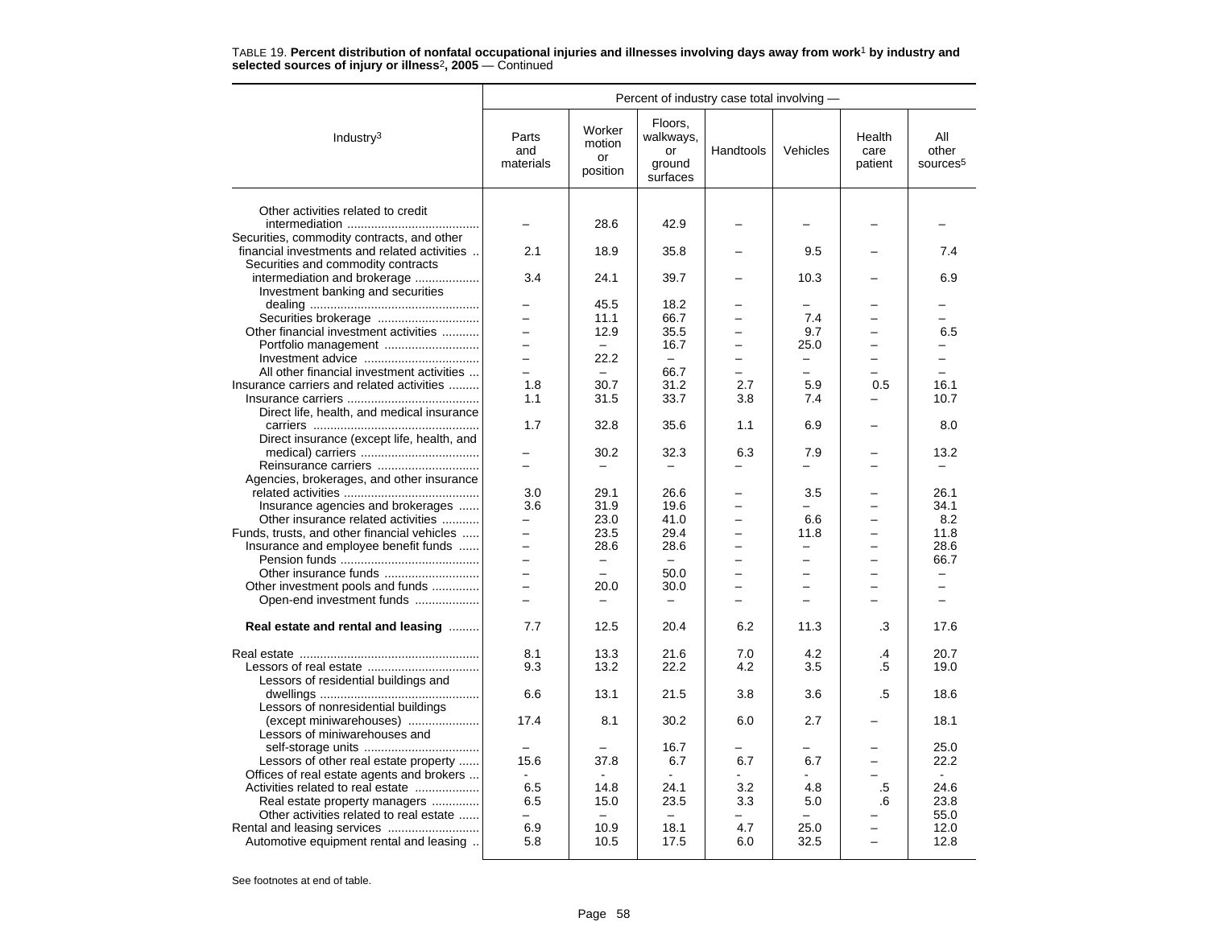TABLE 19. **Percent distribution of nonfatal occupational injuries and illnesses involving days away from work[1] by industry and selected sources of injury or illness[2], 2005** — Continued

| Industry[3] | Percent of industry case total involving — | | | | | | |
|---|---|---|---|---|---|---|---|
| | Parts and materials | Worker motion or position | Floors, walkways, or ground surfaces | Handtools | Vehicles | Health care patient | All other sources[5] |
| Other activities related to credit intermediation | – | 28.6 | 42.9 | – | – | – | – |
| Securities, commodity contracts, and other financial investments and related activities | 2.1 | 18.9 | 35.8 | – | 9.5 | – | 7.4 |
| Securities and commodity contracts intermediation and brokerage | 3.4 | 24.1 | 39.7 | – | 10.3 | – | 6.9 |
| Investment banking and securities dealing | – | 45.5 | 18.2 | – | – | – | – |
| Securities brokerage | – | 11.1 | 66.7 | – | 7.4 | – | – |
| Other financial investment activities | – | 12.9 | 35.5 | – | 9.7 | – | 6.5 |
| Portfolio management | – | – | 16.7 | – | 25.0 | – | – |
| Investment advice | – | 22.2 | – | – | – | – | – |
| All other financial investment activities | – | – | 66.7 | – | – | – | – |
| Insurance carriers and related activities | 1.8 | 30.7 | 31.2 | 2.7 | 5.9 | 0.5 | 16.1 |
| Insurance carriers | 1.1 | 31.5 | 33.7 | 3.8 | 7.4 | – | 10.7 |
| Direct life, health, and medical insurance carriers | 1.7 | 32.8 | 35.6 | 1.1 | 6.9 | – | 8.0 |
| Direct insurance (except life, health, and medical) carriers | – | 30.2 | 32.3 | 6.3 | 7.9 | – | 13.2 |
| Reinsurance carriers | – | – | – | – | – | – | – |
| Agencies, brokerages, and other insurance related activities | 3.0 | 29.1 | 26.6 | – | 3.5 | – | 26.1 |
| Insurance agencies and brokerages | 3.6 | 31.9 | 19.6 | – | – | – | 34.1 |
| Other insurance related activities | – | 23.0 | 41.0 | – | 6.6 | – | 8.2 |
| Funds, trusts, and other financial vehicles | – | 23.5 | 29.4 | – | 11.8 | – | 11.8 |
| Insurance and employee benefit funds | – | 28.6 | 28.6 | – | – | – | 28.6 |
| Pension funds | – | – | – | – | – | – | 66.7 |
| Other insurance funds | – | – | 50.0 | – | – | – | – |
| Other investment pools and funds | – | 20.0 | 30.0 | – | – | – | – |
| Open-end investment funds | – | – | – | – | – | – | – |
| **Real estate and rental and leasing** | 7.7 | 12.5 | 20.4 | 6.2 | 11.3 | .3 | 17.6 |
| Real estate | 8.1 | 13.3 | 21.6 | 7.0 | 4.2 | .4 | 20.7 |
| Lessors of real estate | 9.3 | 13.2 | 22.2 | 4.2 | 3.5 | .5 | 19.0 |
| Lessors of residential buildings and dwellings | 6.6 | 13.1 | 21.5 | 3.8 | 3.6 | .5 | 18.6 |
| Lessors of nonresidential buildings (except miniwarehouses) | 17.4 | 8.1 | 30.2 | 6.0 | 2.7 | – | 18.1 |
| Lessors of miniwarehouses and self-storage units | – | – | 16.7 | – | – | – | 25.0 |
| Lessors of other real estate property | 15.6 | 37.8 | 6.7 | 6.7 | 6.7 | – | 22.2 |
| Offices of real estate agents and brokers | - | - | - | - | - | – | - |
| Activities related to real estate | 6.5 | 14.8 | 24.1 | 3.2 | 4.8 | .5 | 24.6 |
| Real estate property managers | 6.5 | 15.0 | 23.5 | 3.3 | 5.0 | .6 | 23.8 |
| Other activities related to real estate | – | – | – | – | – | – | 55.0 |
| Rental and leasing services | 6.9 | 10.9 | 18.1 | 4.7 | 25.0 | – | 12.0 |
| Automotive equipment rental and leasing | 5.8 | 10.5 | 17.5 | 6.0 | 32.5 | – | 12.8 |

See footnotes at end of table.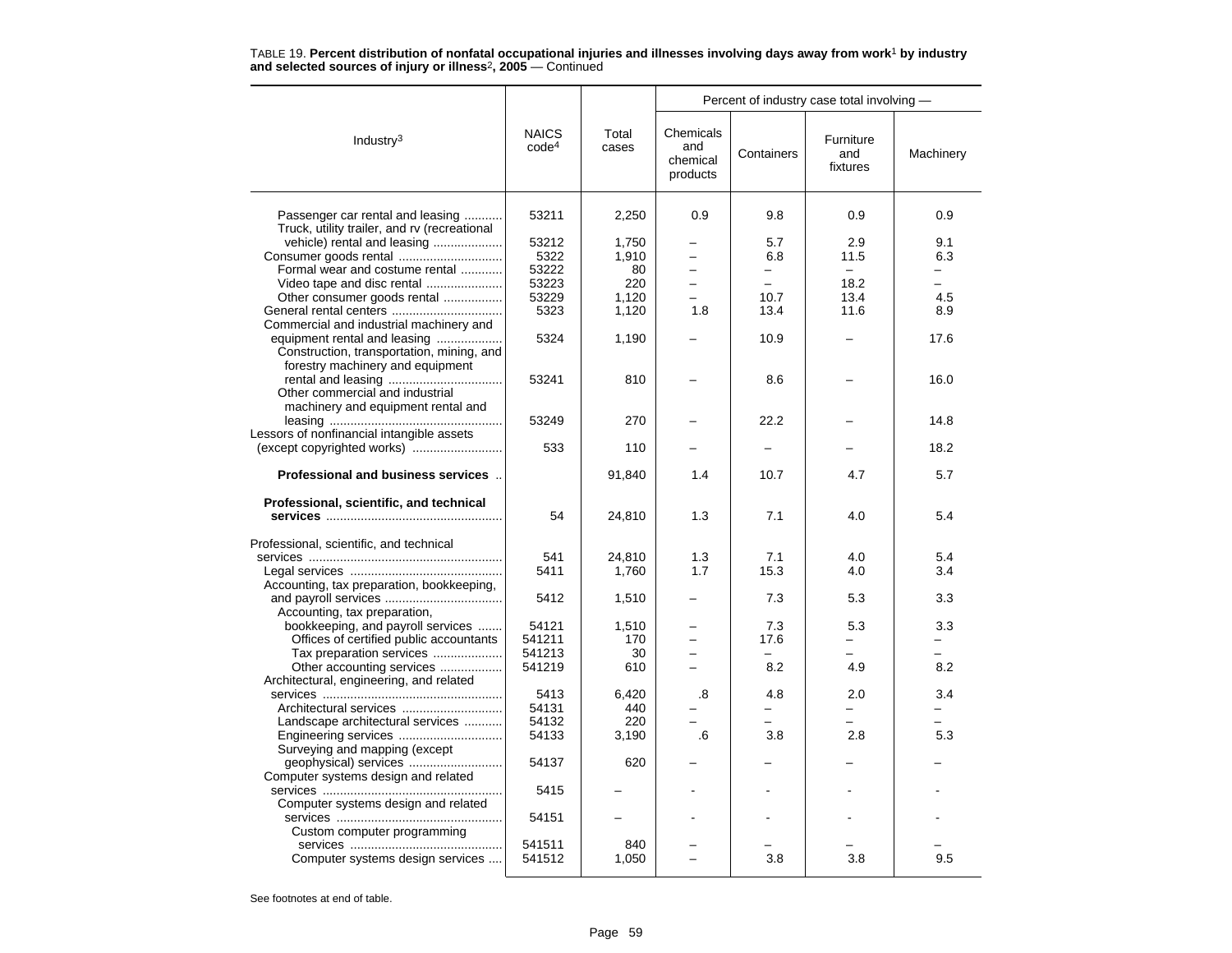TABLE 19. **Percent distribution of nonfatal occupational injuries and illnesses involving days away from work[1] by industry and selected sources of injury or illness[2], 2005** — Continued

| Industry[3] | NAICS code[4] | Total cases | Percent of industry case total involving — Chemicals and chemical products | Containers | Furniture and fixtures | Machinery |
|---|---|---|---|---|---|---|
| Passenger car rental and leasing | 53211 | 2,250 | 0.9 | 9.8 | 0.9 | 0.9 |
| Truck, utility trailer, and rv (recreational vehicle) rental and leasing | 53212 | 1,750 | – | 5.7 | 2.9 | 9.1 |
| Consumer goods rental | 5322 | 1,910 | – | 6.8 | 11.5 | 6.3 |
| Formal wear and costume rental | 53222 | 80 | – | – | – | – |
| Video tape and disc rental | 53223 | 220 | – | – | 18.2 | – |
| Other consumer goods rental | 53229 | 1,120 | – | 10.7 | 13.4 | 4.5 |
| General rental centers | 5323 | 1,120 | 1.8 | 13.4 | 11.6 | 8.9 |
| Commercial and industrial machinery and equipment rental and leasing | 5324 | 1,190 | – | 10.9 | – | 17.6 |
| Construction, transportation, mining, and forestry machinery and equipment rental and leasing | 53241 | 810 | – | 8.6 | – | 16.0 |
| Other commercial and industrial machinery and equipment rental and leasing | 53249 | 270 | – | 22.2 | – | 14.8 |
| Lessors of nonfinancial intangible assets (except copyrighted works) | 533 | 110 | – | – | – | 18.2 |
| **Professional and business services** | | 91,840 | 1.4 | 10.7 | 4.7 | 5.7 |
| **Professional, scientific, and technical services** | 54 | 24,810 | 1.3 | 7.1 | 4.0 | 5.4 |
| Professional, scientific, and technical services | 541 | 24,810 | 1.3 | 7.1 | 4.0 | 5.4 |
| Legal services | 5411 | 1,760 | 1.7 | 15.3 | 4.0 | 3.4 |
| Accounting, tax preparation, bookkeeping, and payroll services | 5412 | 1,510 | – | 7.3 | 5.3 | 3.3 |
| Accounting, tax preparation, bookkeeping, and payroll services | 54121 | 1,510 | – | 7.3 | 5.3 | 3.3 |
| Offices of certified public accountants | 541211 | 170 | – | 17.6 | – | – |
| Tax preparation services | 541213 | 30 | – | – | – | – |
| Other accounting services | 541219 | 610 | – | 8.2 | 4.9 | 8.2 |
| Architectural, engineering, and related services | 5413 | 6,420 | .8 | 4.8 | 2.0 | 3.4 |
| Architectural services | 54131 | 440 | – | – | – | – |
| Landscape architectural services | 54132 | 220 | – | – | – | – |
| Engineering services | 54133 | 3,190 | .6 | 3.8 | 2.8 | 5.3 |
| Surveying and mapping (except geophysical) services | 54137 | 620 | – | – | – | – |
| Computer systems design and related services | 5415 | – | - | - | - | - |
| Computer systems design and related services | 54151 | – | - | - | - | - |
| Custom computer programming services | 541511 | 840 | – | – | – | – |
| Computer systems design services | 541512 | 1,050 | – | 3.8 | 3.8 | 9.5 |

See footnotes at end of table.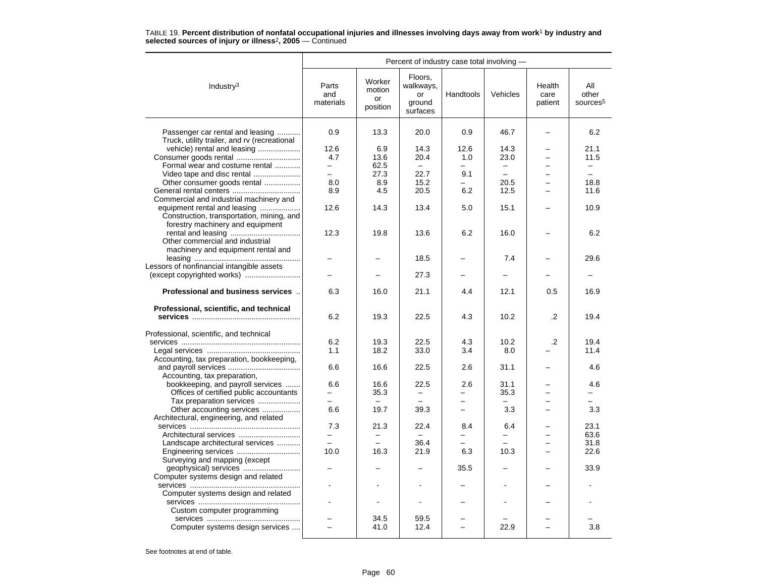TABLE 19. **Percent distribution of nonfatal occupational injuries and illnesses involving days away from work**[1] **by industry and selected sources of injury or illness**[2]**, 2005** — Continued

| Industry[3] | Percent of industry case total involving — | | | | | | |
|---|---|---|---|---|---|---|---|
| | Parts and materials | Worker motion or position | Floors, walkways, or ground surfaces | Handtools | Vehicles | Health care patient | All other sources[5] |
| Passenger car rental and leasing | 0.9 | 13.3 | 20.0 | 0.9 | 46.7 | – | 6.2 |
| Truck, utility trailer, and rv (recreational vehicle) rental and leasing | 12.6 | 6.9 | 14.3 | 12.6 | 14.3 | – | 21.1 |
| Consumer goods rental | 4.7 | 13.6 | 20.4 | 1.0 | 23.0 | – | 11.5 |
| Formal wear and costume rental | – | 62.5 | – | – | – | – | – |
| Video tape and disc rental | – | 27.3 | 22.7 | 9.1 | – | – | – |
| Other consumer goods rental | 8.0 | 8.9 | 15.2 | – | 20.5 | – | 18.8 |
| General rental centers | 8.9 | 4.5 | 20.5 | 6.2 | 12.5 | – | 11.6 |
| Commercial and industrial machinery and equipment rental and leasing | 12.6 | 14.3 | 13.4 | 5.0 | 15.1 | – | 10.9 |
| Construction, transportation, mining, and forestry machinery and equipment rental and leasing | 12.3 | 19.8 | 13.6 | 6.2 | 16.0 | – | 6.2 |
| Other commercial and industrial machinery and equipment rental and leasing | – | – | 18.5 | – | 7.4 | – | 29.6 |
| Lessors of nonfinancial intangible assets (except copyrighted works) | – | – | 27.3 | – | – | – | – |
| **Professional and business services** | 6.3 | 16.0 | 21.1 | 4.4 | 12.1 | 0.5 | 16.9 |
| **Professional, scientific, and technical services** | 6.2 | 19.3 | 22.5 | 4.3 | 10.2 | .2 | 19.4 |
| Professional, scientific, and technical services | 6.2 | 19.3 | 22.5 | 4.3 | 10.2 | .2 | 19.4 |
| Legal services | 1.1 | 18.2 | 33.0 | 3.4 | 8.0 | – | 11.4 |
| Accounting, tax preparation, bookkeeping, and payroll services | 6.6 | 16.6 | 22.5 | 2.6 | 31.1 | – | 4.6 |
| Accounting, tax preparation, bookkeeping, and payroll services | 6.6 | 16.6 | 22.5 | 2.6 | 31.1 | – | 4.6 |
| Offices of certified public accountants | – | 35.3 | – | – | 35.3 | – | – |
| Tax preparation services | – | – | – | – | – | – | – |
| Other accounting services | 6.6 | 19.7 | 39.3 | – | 3.3 | – | 3.3 |
| Architectural, engineering, and related services | 7.3 | 21.3 | 22.4 | 8.4 | 6.4 | – | 23.1 |
| Architectural services | – | – | – | – | – | – | 63.6 |
| Landscape architectural services | – | – | 36.4 | – | – | – | 31.8 |
| Engineering services | 10.0 | 16.3 | 21.9 | 6.3 | 10.3 | – | 22.6 |
| Surveying and mapping (except geophysical) services | – | – | – | 35.5 | – | – | 33.9 |
| Computer systems design and related services | - | - | - | – | - | – | - |
| Computer systems design and related services | - | - | - | – | - | – | - |
| Custom computer programming services | – | 34.5 | 59.5 | – | – | – | – |
| Computer systems design services | – | 41.0 | 12.4 | – | 22.9 | – | 3.8 |

See footnotes at end of table.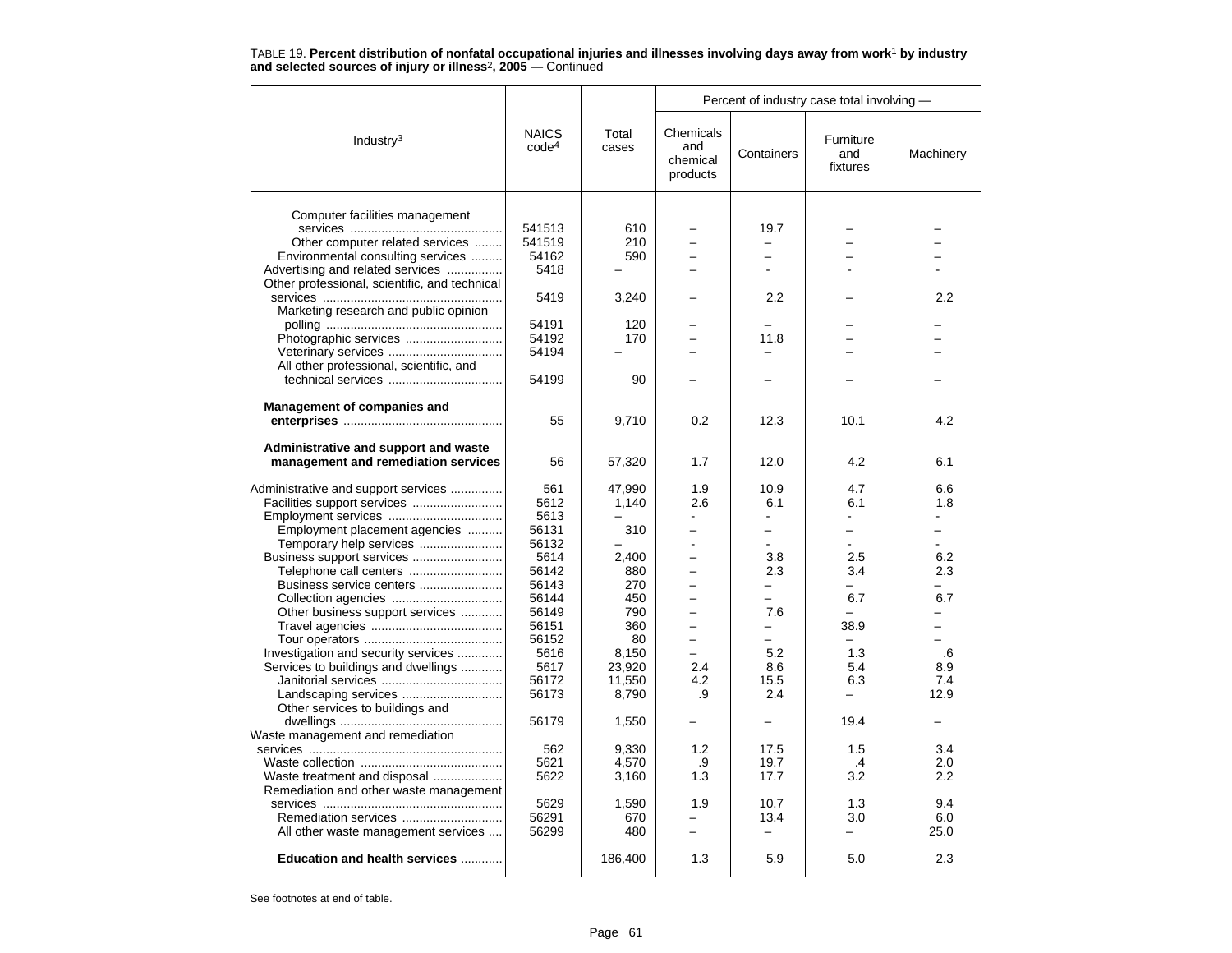TABLE 19. **Percent distribution of nonfatal occupational injuries and illnesses involving days away from work[1] by industry and selected sources of injury or illness[2], 2005** — Continued

| Industry[3] | NAICS code[4] | Total cases | Percent of industry case total involving — Chemicals and chemical products | Containers | Furniture and fixtures | Machinery |
|---|---|---|---|---|---|---|
| Computer facilities management services | 541513 | 610 | – | 19.7 | – | – |
| Other computer related services | 541519 | 210 | – | – | – | – |
| Environmental consulting services | 54162 | 590 | – | – | – | – |
| Advertising and related services | 5418 | – | – | - | - | - |
| Other professional, scientific, and technical services | 5419 | 3,240 | – | 2.2 | – | 2.2 |
| Marketing research and public opinion polling | 54191 | 120 | – | – | – | – |
| Photographic services | 54192 | 170 | – | 11.8 | – | – |
| Veterinary services | 54194 | – | – | – | – | – |
| All other professional, scientific, and technical services | 54199 | 90 | – | – | – | – |
| **Management of companies and enterprises** | 55 | 9,710 | 0.2 | 12.3 | 10.1 | 4.2 |
| **Administrative and support and waste management and remediation services** | 56 | 57,320 | 1.7 | 12.0 | 4.2 | 6.1 |
| Administrative and support services | 561 | 47,990 | 1.9 | 10.9 | 4.7 | 6.6 |
| Facilities support services | 5612 | 1,140 | 2.6 | 6.1 | 6.1 | 1.8 |
| Employment services | 5613 | – | - | - | - | - |
| Employment placement agencies | 56131 | 310 | – | – | – | – |
| Temporary help services | 56132 | – | - | - | - | - |
| Business support services | 5614 | 2,400 | – | 3.8 | 2.5 | 6.2 |
| Telephone call centers | 56142 | 880 | – | 2.3 | 3.4 | 2.3 |
| Business service centers | 56143 | 270 | – | – | – | – |
| Collection agencies | 56144 | 450 | – | – | 6.7 | 6.7 |
| Other business support services | 56149 | 790 | – | 7.6 | – | – |
| Travel agencies | 56151 | 360 | – | – | 38.9 | – |
| Tour operators | 56152 | 80 | – | – | – | – |
| Investigation and security services | 5616 | 8,150 | – | 5.2 | 1.3 | .6 |
| Services to buildings and dwellings | 5617 | 23,920 | 2.4 | 8.6 | 5.4 | 8.9 |
| Janitorial services | 56172 | 11,550 | 4.2 | 15.5 | 6.3 | 7.4 |
| Landscaping services | 56173 | 8,790 | .9 | 2.4 | – | 12.9 |
| Other services to buildings and dwellings | 56179 | 1,550 | – | – | 19.4 | – |
| Waste management and remediation services | 562 | 9,330 | 1.2 | 17.5 | 1.5 | 3.4 |
| Waste collection | 5621 | 4,570 | .9 | 19.7 | .4 | 2.0 |
| Waste treatment and disposal | 5622 | 3,160 | 1.3 | 17.7 | 3.2 | 2.2 |
| Remediation and other waste management services | 5629 | 1,590 | 1.9 | 10.7 | 1.3 | 9.4 |
| Remediation services | 56291 | 670 | – | 13.4 | 3.0 | 6.0 |
| All other waste management services | 56299 | 480 | – | – | – | 25.0 |
| **Education and health services** | | 186,400 | 1.3 | 5.9 | 5.0 | 2.3 |

See footnotes at end of table.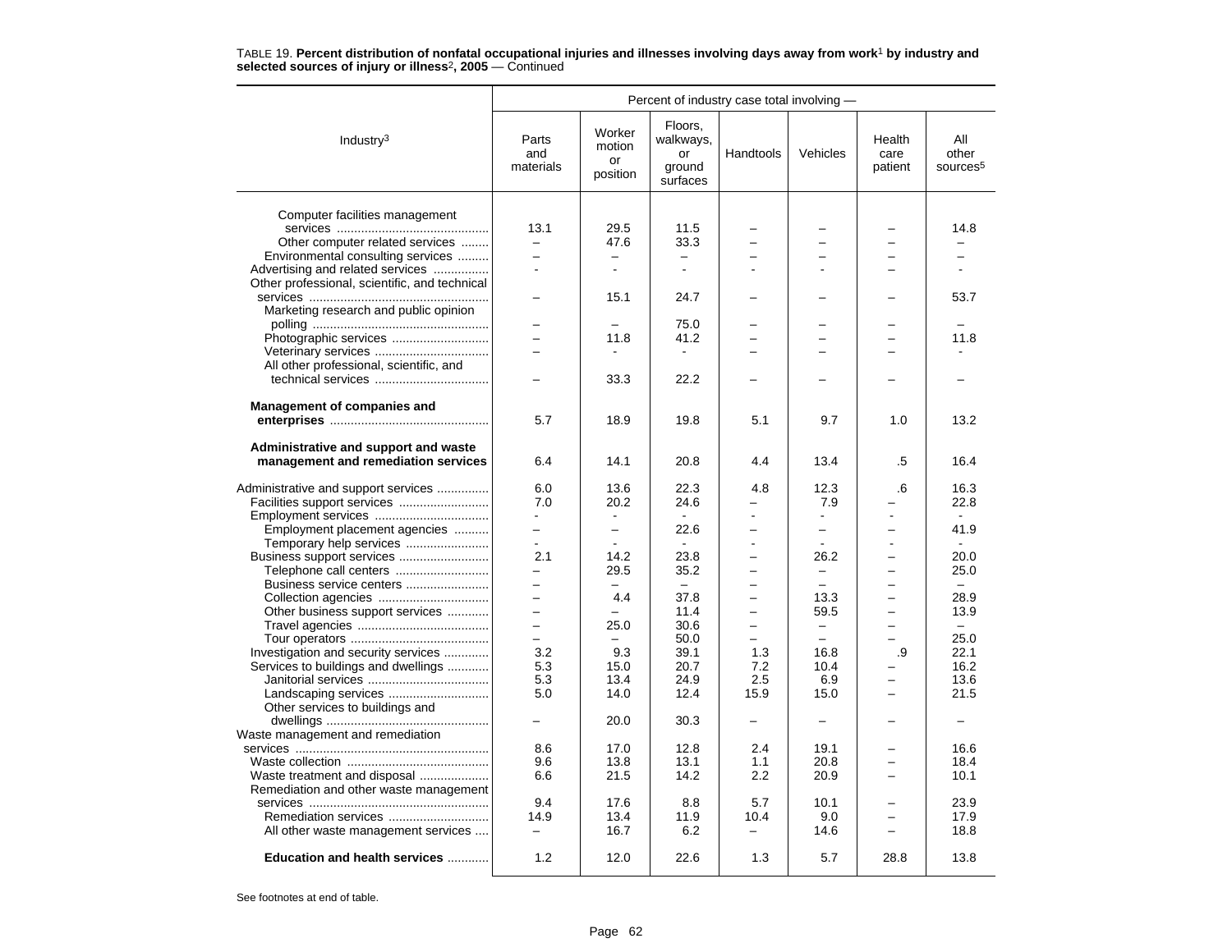TABLE 19. **Percent distribution of nonfatal occupational injuries and illnesses involving days away from work[1] by industry and selected sources of injury or illness[2], 2005** — Continued

| Industry[3] | Percent of industry case total involving — | | | | | | |
|---|---|---|---|---|---|---|---|
| | Parts and materials | Worker motion or position | Floors, walkways, or ground surfaces | Handtools | Vehicles | Health care patient | All other sources[5] |
| Computer facilities management services | 13.1 | 29.5 | 11.5 | – | – | – | 14.8 |
| Other computer related services | – | 47.6 | 33.3 | – | – | – | – |
| Environmental consulting services | – | – | – | – | – | – | – |
| Advertising and related services | - | - | - | - | - | – | - |
| Other professional, scientific, and technical services | – | 15.1 | 24.7 | – | – | – | 53.7 |
| Marketing research and public opinion polling | – | – | 75.0 | – | – | – | – |
| Photographic services | – | 11.8 | 41.2 | – | – | – | 11.8 |
| Veterinary services | – | - | - | – | – | – | - |
| All other professional, scientific, and technical services | – | 33.3 | 22.2 | – | – | – | – |
| **Management of companies and enterprises** | 5.7 | 18.9 | 19.8 | 5.1 | 9.7 | 1.0 | 13.2 |
| **Administrative and support and waste management and remediation services** | 6.4 | 14.1 | 20.8 | 4.4 | 13.4 | .5 | 16.4 |
| Administrative and support services | 6.0 | 13.6 | 22.3 | 4.8 | 12.3 | .6 | 16.3 |
| Facilities support services | 7.0 | 20.2 | 24.6 | – | 7.9 | – | 22.8 |
| Employment services | - | - | - | - | - | - | - |
| Employment placement agencies | – | – | 22.6 | – | – | – | 41.9 |
| Temporary help services | - | - | - | - | - | - | - |
| Business support services | 2.1 | 14.2 | 23.8 | – | 26.2 | – | 20.0 |
| Telephone call centers | – | 29.5 | 35.2 | – | – | – | 25.0 |
| Business service centers | – | – | – | – | – | – | – |
| Collection agencies | – | 4.4 | 37.8 | – | 13.3 | – | 28.9 |
| Other business support services | – | – | 11.4 | – | 59.5 | – | 13.9 |
| Travel agencies | – | 25.0 | 30.6 | – | – | – | – |
| Tour operators | – | – | 50.0 | – | – | – | 25.0 |
| Investigation and security services | 3.2 | 9.3 | 39.1 | 1.3 | 16.8 | .9 | 22.1 |
| Services to buildings and dwellings | 5.3 | 15.0 | 20.7 | 7.2 | 10.4 | – | 16.2 |
| Janitorial services | 5.3 | 13.4 | 24.9 | 2.5 | 6.9 | – | 13.6 |
| Landscaping services | 5.0 | 14.0 | 12.4 | 15.9 | 15.0 | – | 21.5 |
| Other services to buildings and dwellings | – | 20.0 | 30.3 | – | – | – | – |
| Waste management and remediation services | 8.6 | 17.0 | 12.8 | 2.4 | 19.1 | – | 16.6 |
| Waste collection | 9.6 | 13.8 | 13.1 | 1.1 | 20.8 | – | 18.4 |
| Waste treatment and disposal | 6.6 | 21.5 | 14.2 | 2.2 | 20.9 | – | 10.1 |
| Remediation and other waste management services | 9.4 | 17.6 | 8.8 | 5.7 | 10.1 | – | 23.9 |
| Remediation services | 14.9 | 13.4 | 11.9 | 10.4 | 9.0 | – | 17.9 |
| All other waste management services | – | 16.7 | 6.2 | – | 14.6 | – | 18.8 |
| **Education and health services** | 1.2 | 12.0 | 22.6 | 1.3 | 5.7 | 28.8 | 13.8 |

See footnotes at end of table.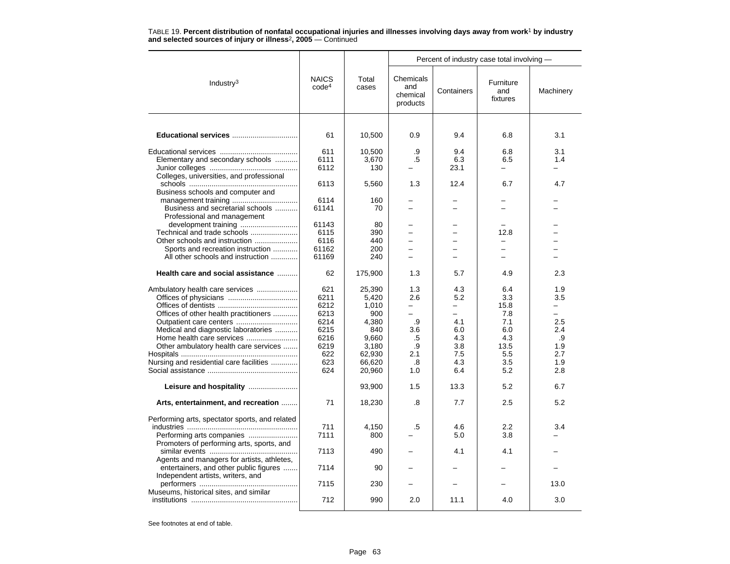TABLE 19. **Percent distribution of nonfatal occupational injuries and illnesses involving days away from work[1] by industry and selected sources of injury or illness[2], 2005** — Continued

| Industry[3] | NAICS code[4] | Total cases | Percent of industry case total involving — | | | |
|---|---|---|---|---|---|---|
| | | | Chemicals and chemical products | Containers | Furniture and fixtures | Machinery |
| **Educational services** | 61 | 10,500 | 0.9 | 9.4 | 6.8 | 3.1 |
| Educational services | 611 | 10,500 | .9 | 9.4 | 6.8 | 3.1 |
| Elementary and secondary schools | 6111 | 3,670 | .5 | 6.3 | 6.5 | 1.4 |
| Junior colleges | 6112 | 130 | – | 23.1 | – | – |
| Colleges, universities, and professional schools | 6113 | 5,560 | 1.3 | 12.4 | 6.7 | 4.7 |
| Business schools and computer and management training | 6114 | 160 | – | – | – | – |
| Business and secretarial schools | 61141 | 70 | – | – | – | – |
| Professional and management development training | 61143 | 80 | – | – | – | – |
| Technical and trade schools | 6115 | 390 | – | – | 12.8 | – |
| Other schools and instruction | 6116 | 440 | – | – | – | – |
| Sports and recreation instruction | 61162 | 200 | – | – | – | – |
| All other schools and instruction | 61169 | 240 | – | – | – | – |
| **Health care and social assistance** | 62 | 175,900 | 1.3 | 5.7 | 4.9 | 2.3 |
| Ambulatory health care services | 621 | 25,390 | 1.3 | 4.3 | 6.4 | 1.9 |
| Offices of physicians | 6211 | 5,420 | 2.6 | 5.2 | 3.3 | 3.5 |
| Offices of dentists | 6212 | 1,010 | – | – | 15.8 | – |
| Offices of other health practitioners | 6213 | 900 | – | – | 7.8 | – |
| Outpatient care centers | 6214 | 4,380 | .9 | 4.1 | 7.1 | 2.5 |
| Medical and diagnostic laboratories | 6215 | 840 | 3.6 | 6.0 | 6.0 | 2.4 |
| Home health care services | 6216 | 9,660 | .5 | 4.3 | 4.3 | .9 |
| Other ambulatory health care services | 6219 | 3,180 | .9 | 3.8 | 13.5 | 1.9 |
| Hospitals | 622 | 62,930 | 2.1 | 7.5 | 5.5 | 2.7 |
| Nursing and residential care facilities | 623 | 66,620 | .8 | 4.3 | 3.5 | 1.9 |
| Social assistance | 624 | 20,960 | 1.0 | 6.4 | 5.2 | 2.8 |
| **Leisure and hospitality** | | 93,900 | 1.5 | 13.3 | 5.2 | 6.7 |
| **Arts, entertainment, and recreation** | 71 | 18,230 | .8 | 7.7 | 2.5 | 5.2 |
| Performing arts, spectator sports, and related industries | 711 | 4,150 | .5 | 4.6 | 2.2 | 3.4 |
| Performing arts companies | 7111 | 800 | – | 5.0 | 3.8 | – |
| Promoters of performing arts, sports, and similar events | 7113 | 490 | – | 4.1 | 4.1 | – |
| Agents and managers for artists, athletes, entertainers, and other public figures | 7114 | 90 | – | – | – | – |
| Independent artists, writers, and performers | 7115 | 230 | – | – | – | 13.0 |
| Museums, historical sites, and similar institutions | 712 | 990 | 2.0 | 11.1 | 4.0 | 3.0 |

See footnotes at end of table.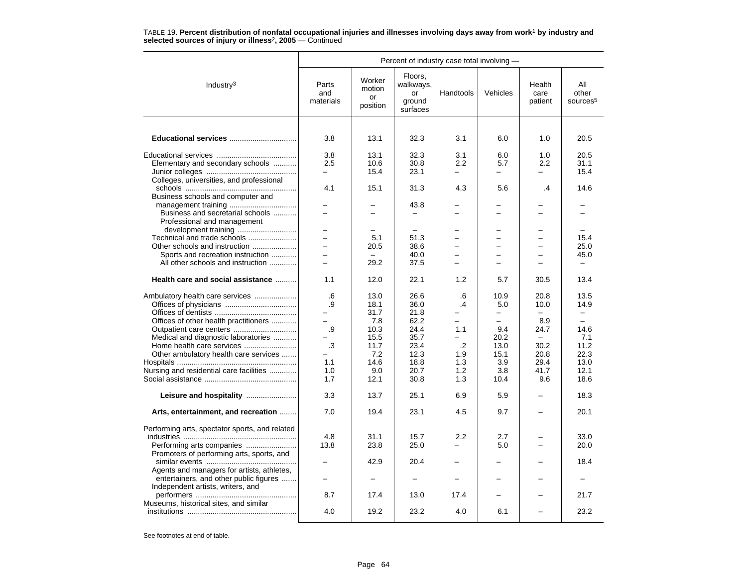TABLE 19. **Percent distribution of nonfatal occupational injuries and illnesses involving days away from work**[1] **by industry and selected sources of injury or illness**[2]**, 2005** — Continued

| Industry[3] | Percent of industry case total involving — | | | | | | |
|---|---|---|---|---|---|---|---|
| | Parts and materials | Worker motion or position | Floors, walkways, or ground surfaces | Handtools | Vehicles | Health care patient | All other sources[5] |
| **Educational services** | 3.8 | 13.1 | 32.3 | 3.1 | 6.0 | 1.0 | 20.5 |
| Educational services | 3.8 | 13.1 | 32.3 | 3.1 | 6.0 | 1.0 | 20.5 |
| Elementary and secondary schools | 2.5 | 10.6 | 30.8 | 2.2 | 5.7 | 2.2 | 31.1 |
| Junior colleges | – | 15.4 | 23.1 | – | – | – | 15.4 |
| Colleges, universities, and professional schools | 4.1 | 15.1 | 31.3 | 4.3 | 5.6 | .4 | 14.6 |
| Business schools and computer and management training | – | – | 43.8 | – | – | – | – |
| Business and secretarial schools | – | – | – | – | – | – | – |
| Professional and management development training | – | – | – | – | – | – | – |
| Technical and trade schools | – | 5.1 | 51.3 | – | – | – | 15.4 |
| Other schools and instruction | – | 20.5 | 38.6 | – | – | – | 25.0 |
| Sports and recreation instruction | – | – | 40.0 | – | – | – | 45.0 |
| All other schools and instruction | – | 29.2 | 37.5 | – | – | – | – |
| **Health care and social assistance** | 1.1 | 12.0 | 22.1 | 1.2 | 5.7 | 30.5 | 13.4 |
| Ambulatory health care services | .6 | 13.0 | 26.6 | .6 | 10.9 | 20.8 | 13.5 |
| Offices of physicians | .9 | 18.1 | 36.0 | .4 | 5.0 | 10.0 | 14.9 |
| Offices of dentists | – | 31.7 | 21.8 | – | – | – | – |
| Offices of other health practitioners | – | 7.8 | 62.2 | – | – | 8.9 | – |
| Outpatient care centers | .9 | 10.3 | 24.4 | 1.1 | 9.4 | 24.7 | 14.6 |
| Medical and diagnostic laboratories | – | 15.5 | 35.7 | – | 20.2 | – | 7.1 |
| Home health care services | .3 | 11.7 | 23.4 | .2 | 13.0 | 30.2 | 11.2 |
| Other ambulatory health care services | – | 7.2 | 12.3 | 1.9 | 15.1 | 20.8 | 22.3 |
| Hospitals | 1.1 | 14.6 | 18.8 | 1.3 | 3.9 | 29.4 | 13.0 |
| Nursing and residential care facilities | 1.0 | 9.0 | 20.7 | 1.2 | 3.8 | 41.7 | 12.1 |
| Social assistance | 1.7 | 12.1 | 30.8 | 1.3 | 10.4 | 9.6 | 18.6 |
| **Leisure and hospitality** | 3.3 | 13.7 | 25.1 | 6.9 | 5.9 | – | 18.3 |
| **Arts, entertainment, and recreation** | 7.0 | 19.4 | 23.1 | 4.5 | 9.7 | – | 20.1 |
| Performing arts, spectator sports, and related industries | 4.8 | 31.1 | 15.7 | 2.2 | 2.7 | – | 33.0 |
| Performing arts companies | 13.8 | 23.8 | 25.0 | – | 5.0 | – | 20.0 |
| Promoters of performing arts, sports, and similar events | – | 42.9 | 20.4 | – | – | – | 18.4 |
| Agents and managers for artists, athletes, entertainers, and other public figures | – | – | – | – | – | – | – |
| Independent artists, writers, and performers | 8.7 | 17.4 | 13.0 | 17.4 | – | – | 21.7 |
| Museums, historical sites, and similar institutions | 4.0 | 19.2 | 23.2 | 4.0 | 6.1 | – | 23.2 |

See footnotes at end of table.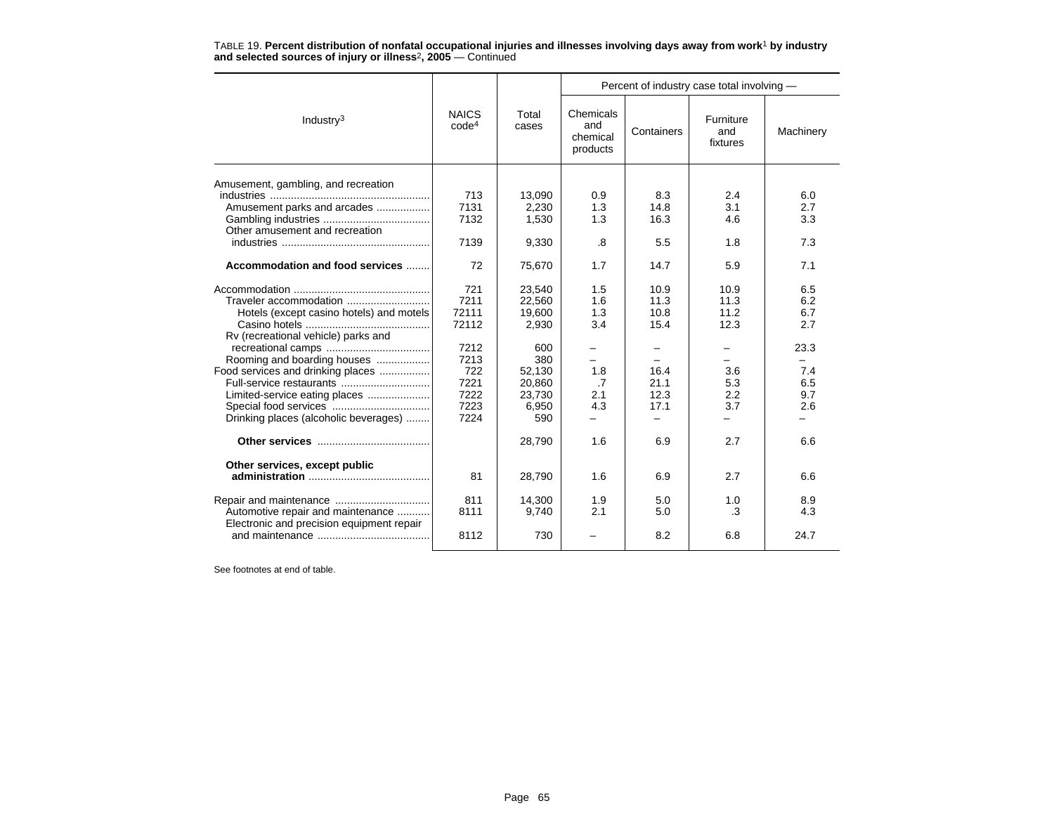TABLE 19. **Percent distribution of nonfatal occupational injuries and illnesses involving days away from work[1] by industry and selected sources of injury or illness[2], 2005** — Continued

| Industry[3] | NAICS code[4] | Total cases | Percent of industry case total involving — Chemicals and chemical products | Containers | Furniture and fixtures | Machinery |
|---|---|---|---|---|---|---|
| Amusement, gambling, and recreation industries | 713 | 13,090 | 0.9 | 8.3 | 2.4 | 6.0 |
| Amusement parks and arcades | 7131 | 2,230 | 1.3 | 14.8 | 3.1 | 2.7 |
| Gambling industries | 7132 | 1,530 | 1.3 | 16.3 | 4.6 | 3.3 |
| Other amusement and recreation industries | 7139 | 9,330 | .8 | 5.5 | 1.8 | 7.3 |
| **Accommodation and food services** | 72 | 75,670 | 1.7 | 14.7 | 5.9 | 7.1 |
| Accommodation | 721 | 23,540 | 1.5 | 10.9 | 10.9 | 6.5 |
| Traveler accommodation | 7211 | 22,560 | 1.6 | 11.3 | 11.3 | 6.2 |
| Hotels (except casino hotels) and motels | 72111 | 19,600 | 1.3 | 10.8 | 11.2 | 6.7 |
| Casino hotels | 72112 | 2,930 | 3.4 | 15.4 | 12.3 | 2.7 |
| Rv (recreational vehicle) parks and recreational camps | 7212 | 600 | – | – | – | 23.3 |
| Rooming and boarding houses | 7213 | 380 | – | – | – | – |
| Food services and drinking places | 722 | 52,130 | 1.8 | 16.4 | 3.6 | 7.4 |
| Full-service restaurants | 7221 | 20,860 | .7 | 21.1 | 5.3 | 6.5 |
| Limited-service eating places | 7222 | 23,730 | 2.1 | 12.3 | 2.2 | 9.7 |
| Special food services | 7223 | 6,950 | 4.3 | 17.1 | 3.7 | 2.6 |
| Drinking places (alcoholic beverages) | 7224 | 590 | – | – | – | – |
| **Other services** | | 28,790 | 1.6 | 6.9 | 2.7 | 6.6 |
| **Other services, except public administration** | 81 | 28,790 | 1.6 | 6.9 | 2.7 | 6.6 |
| Repair and maintenance | 811 | 14,300 | 1.9 | 5.0 | 1.0 | 8.9 |
| Automotive repair and maintenance | 8111 | 9,740 | 2.1 | 5.0 | .3 | 4.3 |
| Electronic and precision equipment repair and maintenance | 8112 | 730 | – | 8.2 | 6.8 | 24.7 |

See footnotes at end of table.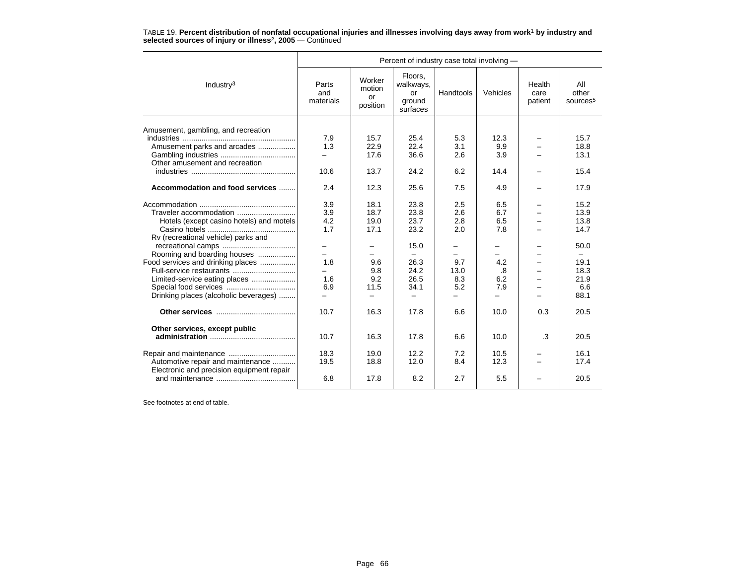TABLE 19. **Percent distribution of nonfatal occupational injuries and illnesses involving days away from work**[1] **by industry and selected sources of injury or illness**[2]**, 2005** — Continued

| Industry[3] | Percent of industry case total involving — | | | | | | |
|---|---|---|---|---|---|---|---|
| | Parts and materials | Worker motion or position | Floors, walkways, or ground surfaces | Handtools | Vehicles | Health care patient | All other sources[5] |
| Amusement, gambling, and recreation industries | 7.9 | 15.7 | 25.4 | 5.3 | 12.3 | – | 15.7 |
| Amusement parks and arcades | 1.3 | 22.9 | 22.4 | 3.1 | 9.9 | – | 18.8 |
| Gambling industries | – | 17.6 | 36.6 | 2.6 | 3.9 | – | 13.1 |
| Other amusement and recreation industries | 10.6 | 13.7 | 24.2 | 6.2 | 14.4 | – | 15.4 |
| **Accommodation and food services** | 2.4 | 12.3 | 25.6 | 7.5 | 4.9 | – | 17.9 |
| Accommodation | 3.9 | 18.1 | 23.8 | 2.5 | 6.5 | – | 15.2 |
| Traveler accommodation | 3.9 | 18.7 | 23.8 | 2.6 | 6.7 | – | 13.9 |
| Hotels (except casino hotels) and motels | 4.2 | 19.0 | 23.7 | 2.8 | 6.5 | – | 13.8 |
| Casino hotels | 1.7 | 17.1 | 23.2 | 2.0 | 7.8 | – | 14.7 |
| Rv (recreational vehicle) parks and recreational camps | – | – | 15.0 | – | – | – | 50.0 |
| Rooming and boarding houses | – | – | – | – | – | – | – |
| Food services and drinking places | 1.8 | 9.6 | 26.3 | 9.7 | 4.2 | – | 19.1 |
| Full-service restaurants | – | 9.8 | 24.2 | 13.0 | .8 | – | 18.3 |
| Limited-service eating places | 1.6 | 9.2 | 26.5 | 8.3 | 6.2 | – | 21.9 |
| Special food services | 6.9 | 11.5 | 34.1 | 5.2 | 7.9 | – | 6.6 |
| Drinking places (alcoholic beverages) | – | – | – | – | – | – | 88.1 |
| **Other services** | 10.7 | 16.3 | 17.8 | 6.6 | 10.0 | 0.3 | 20.5 |
| **Other services, except public administration** | 10.7 | 16.3 | 17.8 | 6.6 | 10.0 | .3 | 20.5 |
| Repair and maintenance | 18.3 | 19.0 | 12.2 | 7.2 | 10.5 | – | 16.1 |
| Automotive repair and maintenance | 19.5 | 18.8 | 12.0 | 8.4 | 12.3 | – | 17.4 |
| Electronic and precision equipment repair and maintenance | 6.8 | 17.8 | 8.2 | 2.7 | 5.5 | – | 20.5 |

See footnotes at end of table.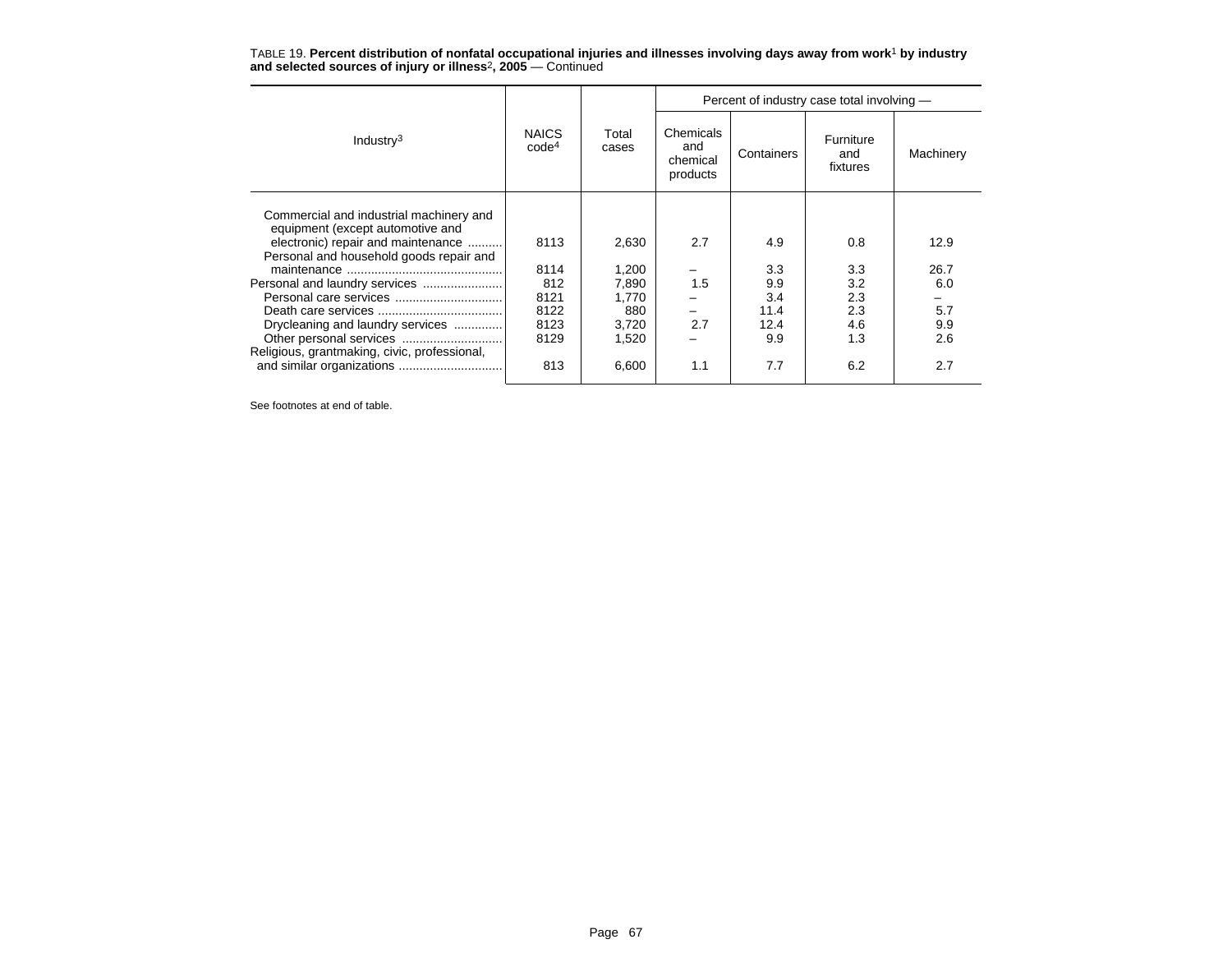TABLE 19. **Percent distribution of nonfatal occupational injuries and illnesses involving days away from work[1] by industry and selected sources of injury or illness[2], 2005** — Continued

| Industry[3] | NAICS code[4] | Total cases | Percent of industry case total involving — Chemicals and chemical products | Containers | Furniture and fixtures | Machinery |
|---|---|---|---|---|---|---|
| Commercial and industrial machinery and equipment (except automotive and electronic) repair and maintenance | 8113 | 2,630 | 2.7 | 4.9 | 0.8 | 12.9 |
| Personal and household goods repair and maintenance | 8114 | 1,200 | – | 3.3 | 3.3 | 26.7 |
| Personal and laundry services | 812 | 7,890 | 1.5 | 9.9 | 3.2 | 6.0 |
| Personal care services | 8121 | 1,770 | – | 3.4 | 2.3 | – |
| Death care services | 8122 | 880 | – | 11.4 | 2.3 | 5.7 |
| Drycleaning and laundry services | 8123 | 3,720 | 2.7 | 12.4 | 4.6 | 9.9 |
| Other personal services | 8129 | 1,520 | – | 9.9 | 1.3 | 2.6 |
| Religious, grantmaking, civic, professional, and similar organizations | 813 | 6,600 | 1.1 | 7.7 | 6.2 | 2.7 |

See footnotes at end of table.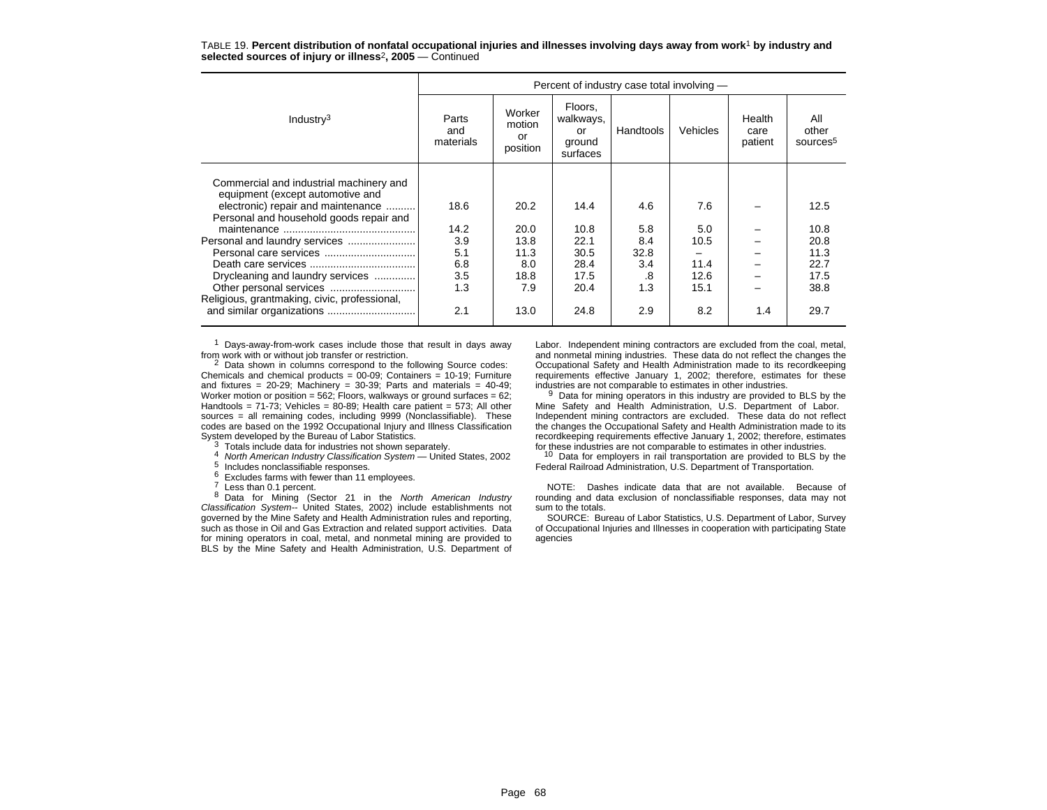TABLE 19. **Percent distribution of nonfatal occupational injuries and illnesses involving days away from work[1] by industry and selected sources of injury or illness[2], 2005** — Continued

| Industry[3] | Percent of industry case total involving — | | | | | | |
|---|---|---|---|---|---|---|---|
| | Parts and materials | Worker motion or position | Floors, walkways, or ground surfaces | Handtools | Vehicles | Health care patient | All other sources[5] |
| Commercial and industrial machinery and equipment (except automotive and electronic) repair and maintenance | 18.6 | 20.2 | 14.4 | 4.6 | 7.6 | – | 12.5 |
| Personal and household goods repair and maintenance | 14.2 | 20.0 | 10.8 | 5.8 | 5.0 | – | 10.8 |
| Personal and laundry services | 3.9 | 13.8 | 22.1 | 8.4 | 10.5 | – | 20.8 |
| Personal care services | 5.1 | 11.3 | 30.5 | 32.8 | – | – | 11.3 |
| Death care services | 6.8 | 8.0 | 28.4 | 3.4 | 11.4 | – | 22.7 |
| Drycleaning and laundry services | 3.5 | 18.8 | 17.5 | .8 | 12.6 | – | 17.5 |
| Other personal services | 1.3 | 7.9 | 20.4 | 1.3 | 15.1 | – | 38.8 |
| Religious, grantmaking, civic, professional, and similar organizations | 2.1 | 13.0 | 24.8 | 2.9 | 8.2 | 1.4 | 29.7 |

[1] Days-away-from-work cases include those that result in days away from work with or without job transfer or restriction.

[2] Data shown in columns correspond to the following Source codes: Chemicals and chemical products = 00-09; Containers = 10-19; Furniture and fixtures = 20-29; Machinery = 30-39; Parts and materials = 40-49; Worker motion or position = 562; Floors, walkways or ground surfaces = 62; Handtools = 71-73; Vehicles = 80-89; Health care patient = 573; All other sources = all remaining codes, including 9999 (Nonclassifiable). These codes are based on the 1992 Occupational Injury and Illness Classification System developed by the Bureau of Labor Statistics.

[3] Totals include data for industries not shown separately.

[4] *North American Industry Classification System* — United States, 2002

[5] Includes nonclassifiable responses.

[6] Excludes farms with fewer than 11 employees.

[7] Less than 0.1 percent.

[8] Data for Mining (Sector 21 in the *North American Industry Classification System*-- United States, 2002) include establishments not governed by the Mine Safety and Health Administration rules and reporting, such as those in Oil and Gas Extraction and related support activities. Data for mining operators in coal, metal, and nonmetal mining are provided to BLS by the Mine Safety and Health Administration, U.S. Department of Labor. Independent mining contractors are excluded from the coal, metal, and nonmetal mining industries. These data do not reflect the changes the Occupational Safety and Health Administration made to its recordkeeping requirements effective January 1, 2002; therefore, estimates for these industries are not comparable to estimates in other industries.

[9] Data for mining operators in this industry are provided to BLS by the Mine Safety and Health Administration, U.S. Department of Labor. Independent mining contractors are excluded. These data do not reflect the changes the Occupational Safety and Health Administration made to its recordkeeping requirements effective January 1, 2002; therefore, estimates for these industries are not comparable to estimates in other industries.

[10] Data for employers in rail transportation are provided to BLS by the Federal Railroad Administration, U.S. Department of Transportation.

NOTE: Dashes indicate data that are not available. Because of rounding and data exclusion of nonclassifiable responses, data may not sum to the totals.

SOURCE: Bureau of Labor Statistics, U.S. Department of Labor, Survey of Occupational Injuries and Illnesses in cooperation with participating State agencies